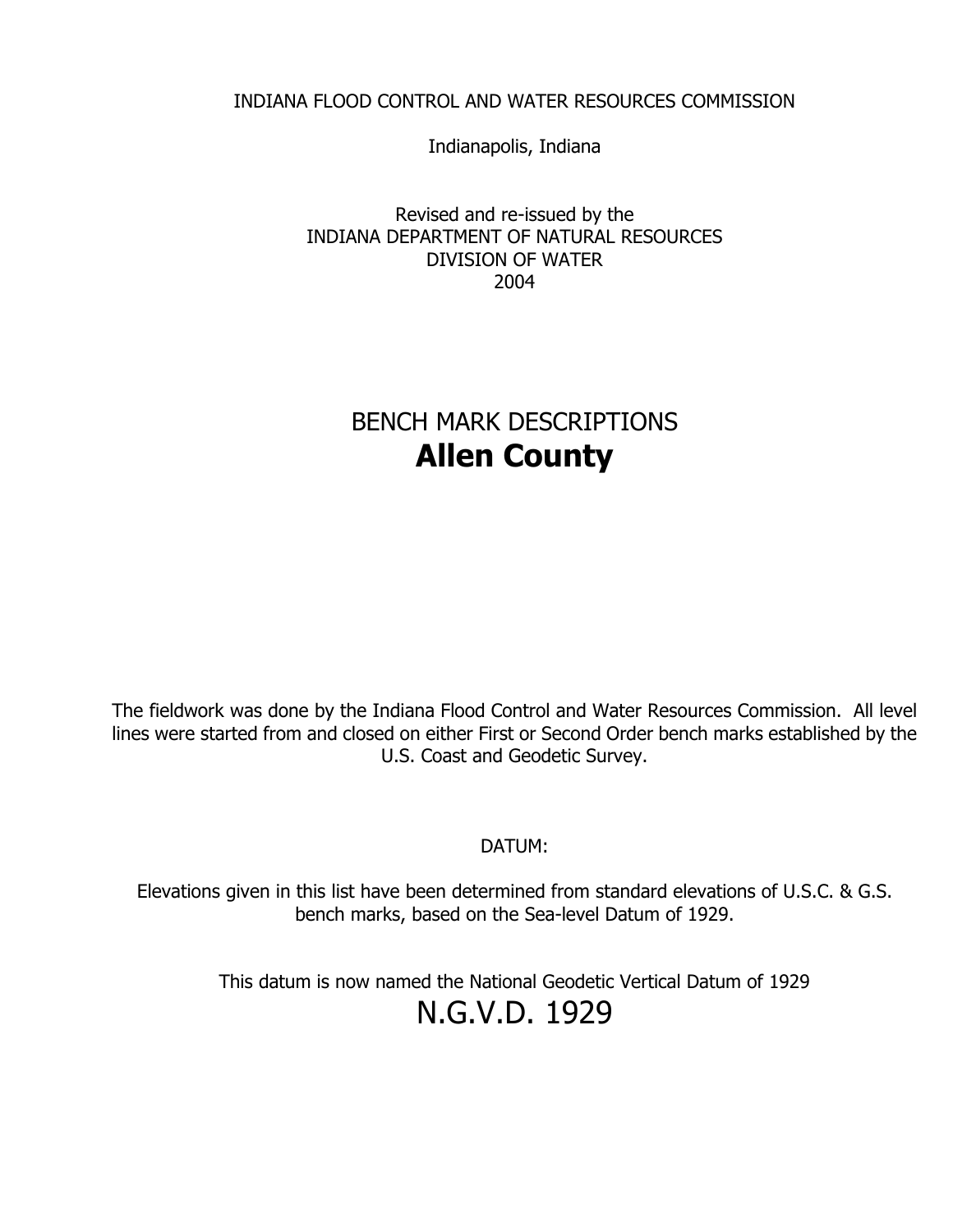INDIANA FLOOD CONTROL AND WATER RESOURCES COMMISSION

Indianapolis, Indiana

Revised and re-issued by the
INDIANA DEPARTMENT OF NATURAL RESOURCES
DIVISION OF WATER
2004

# BENCH MARK DESCRIPTIONS
# **Allen County**

The fieldwork was done by the Indiana Flood Control and Water Resources Commission. All level lines were started from and closed on either First or Second Order bench marks established by the U.S. Coast and Geodetic Survey.

DATUM:

Elevations given in this list have been determined from standard elevations of U.S.C. & G.S. bench marks, based on the Sea-level Datum of 1929.

This datum is now named the National Geodetic Vertical Datum of 1929

## N.G.V.D. 1929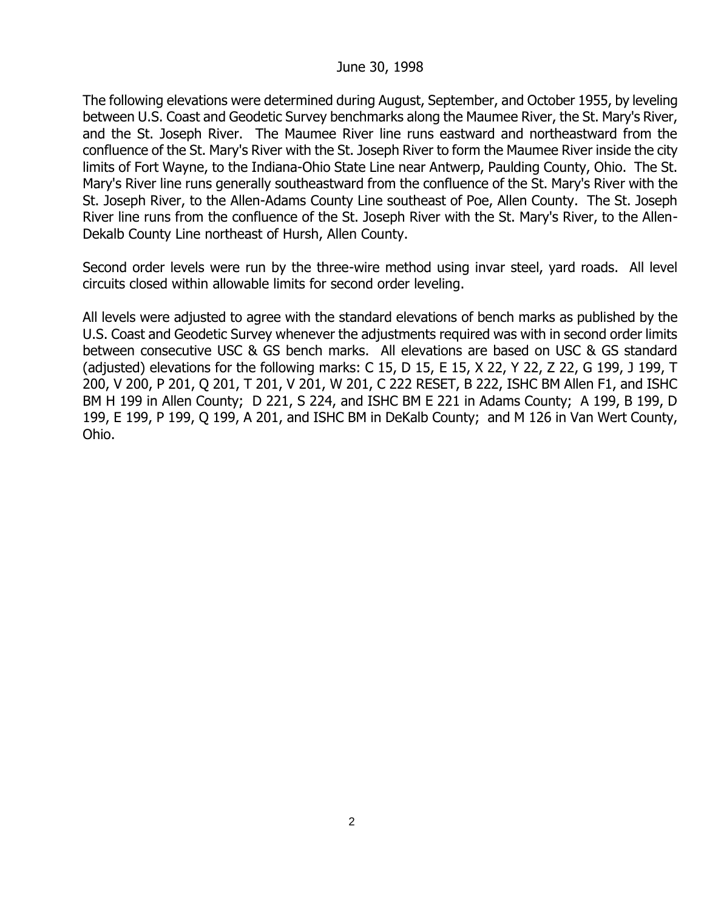June 30, 1998

The following elevations were determined during August, September, and October 1955, by leveling between U.S. Coast and Geodetic Survey benchmarks along the Maumee River, the St. Mary's River, and the St. Joseph River. The Maumee River line runs eastward and northeastward from the confluence of the St. Mary's River with the St. Joseph River to form the Maumee River inside the city limits of Fort Wayne, to the Indiana-Ohio State Line near Antwerp, Paulding County, Ohio. The St. Mary's River line runs generally southeastward from the confluence of the St. Mary's River with the St. Joseph River, to the Allen-Adams County Line southeast of Poe, Allen County. The St. Joseph River line runs from the confluence of the St. Joseph River with the St. Mary's River, to the Allen-Dekalb County Line northeast of Hursh, Allen County.

Second order levels were run by the three-wire method using invar steel, yard roads. All level circuits closed within allowable limits for second order leveling.

All levels were adjusted to agree with the standard elevations of bench marks as published by the U.S. Coast and Geodetic Survey whenever the adjustments required was with in second order limits between consecutive USC & GS bench marks. All elevations are based on USC & GS standard (adjusted) elevations for the following marks: C 15, D 15, E 15, X 22, Y 22, Z 22, G 199, J 199, T 200, V 200, P 201, Q 201, T 201, V 201, W 201, C 222 RESET, B 222, ISHC BM Allen F1, and ISHC BM H 199 in Allen County; D 221, S 224, and ISHC BM E 221 in Adams County; A 199, B 199, D 199, E 199, P 199, Q 199, A 201, and ISHC BM in DeKalb County; and M 126 in Van Wert County, Ohio.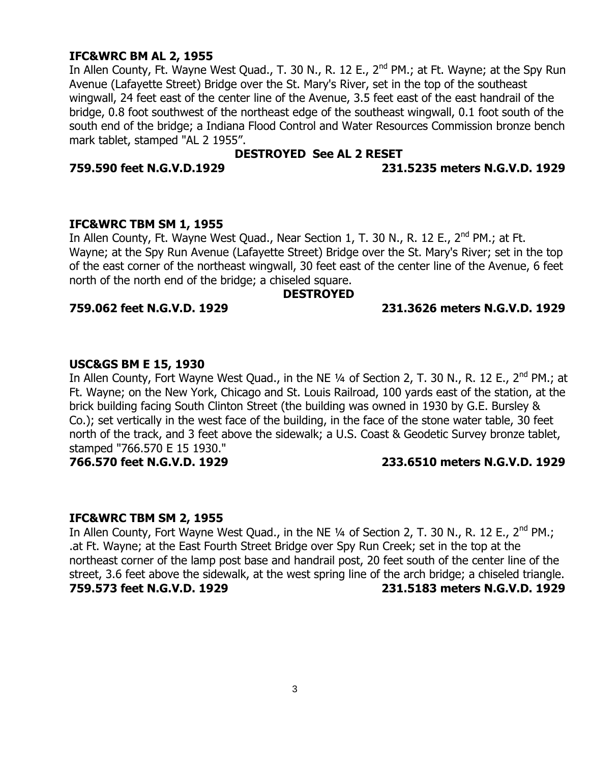**IFC&WRC BM AL 2, 1955**

In Allen County, Ft. Wayne West Quad., T. 30 N., R. 12 E., 2nd PM.; at Ft. Wayne; at the Spy Run Avenue (Lafayette Street) Bridge over the St. Mary's River, set in the top of the southeast wingwall, 24 feet east of the center line of the Avenue, 3.5 feet east of the east handrail of the bridge, 0.8 foot southwest of the northeast edge of the southeast wingwall, 0.1 foot south of the south end of the bridge; a Indiana Flood Control and Water Resources Commission bronze bench mark tablet, stamped "AL 2 1955”.

**DESTROYED See AL 2 RESET**

**759.590 feet N.G.V.D.1929** **231.5235 meters N.G.V.D. 1929**

**IFC&WRC TBM SM 1, 1955**

In Allen County, Ft. Wayne West Quad., Near Section 1, T. 30 N., R. 12 E., 2nd PM.; at Ft. Wayne; at the Spy Run Avenue (Lafayette Street) Bridge over the St. Mary's River; set in the top of the east corner of the northeast wingwall, 30 feet east of the center line of the Avenue, 6 feet north of the north end of the bridge; a chiseled square.

**DESTROYED**

**759.062 feet N.G.V.D. 1929** **231.3626 meters N.G.V.D. 1929**

**USC&GS BM E 15, 1930**

In Allen County, Fort Wayne West Quad., in the NE ¼ of Section 2, T. 30 N., R. 12 E., 2nd PM.; at Ft. Wayne; on the New York, Chicago and St. Louis Railroad, 100 yards east of the station, at the brick building facing South Clinton Street (the building was owned in 1930 by G.E. Bursley & Co.); set vertically in the west face of the building, in the face of the stone water table, 30 feet north of the track, and 3 feet above the sidewalk; a U.S. Coast & Geodetic Survey bronze tablet, stamped "766.570 E 15 1930."

**766.570 feet N.G.V.D. 1929** **233.6510 meters N.G.V.D. 1929**

**IFC&WRC TBM SM 2, 1955**

In Allen County, Fort Wayne West Quad., in the NE ¼ of Section 2, T. 30 N., R. 12 E., 2nd PM.; .at Ft. Wayne; at the East Fourth Street Bridge over Spy Run Creek; set in the top at the northeast corner of the lamp post base and handrail post, 20 feet south of the center line of the street, 3.6 feet above the sidewalk, at the west spring line of the arch bridge; a chiseled triangle.

**759.573 feet N.G.V.D. 1929** **231.5183 meters N.G.V.D. 1929**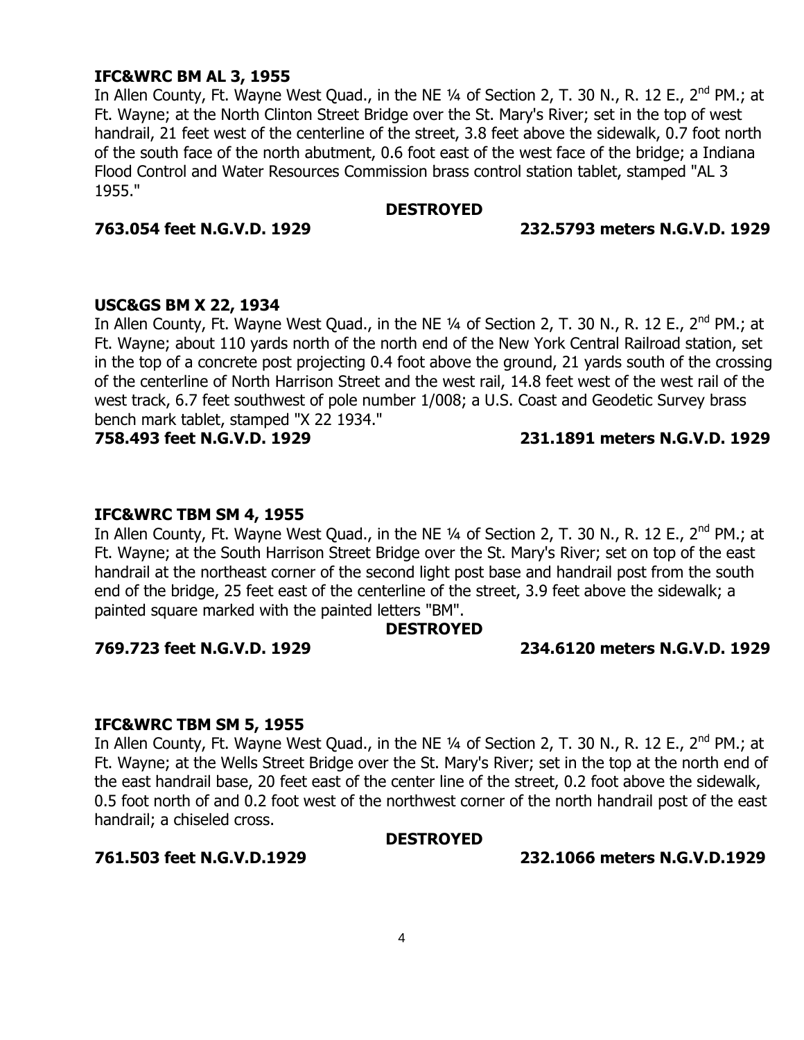**IFC&WRC BM AL 3, 1955**

In Allen County, Ft. Wayne West Quad., in the NE ¼ of Section 2, T. 30 N., R. 12 E., 2nd PM.; at Ft. Wayne; at the North Clinton Street Bridge over the St. Mary's River; set in the top of west handrail, 21 feet west of the centerline of the street, 3.8 feet above the sidewalk, 0.7 foot north of the south face of the north abutment, 0.6 foot east of the west face of the bridge; a Indiana Flood Control and Water Resources Commission brass control station tablet, stamped "AL 3 1955."

**DESTROYED**

**763.054 feet N.G.V.D. 1929** **232.5793 meters N.G.V.D. 1929**

**USC&GS BM X 22, 1934**

In Allen County, Ft. Wayne West Quad., in the NE ¼ of Section 2, T. 30 N., R. 12 E., 2nd PM.; at Ft. Wayne; about 110 yards north of the north end of the New York Central Railroad station, set in the top of a concrete post projecting 0.4 foot above the ground, 21 yards south of the crossing of the centerline of North Harrison Street and the west rail, 14.8 feet west of the west rail of the west track, 6.7 feet southwest of pole number 1/008; a U.S. Coast and Geodetic Survey brass bench mark tablet, stamped "X 22 1934."

**758.493 feet N.G.V.D. 1929** **231.1891 meters N.G.V.D. 1929**

**IFC&WRC TBM SM 4, 1955**

In Allen County, Ft. Wayne West Quad., in the NE ¼ of Section 2, T. 30 N., R. 12 E., 2nd PM.; at Ft. Wayne; at the South Harrison Street Bridge over the St. Mary's River; set on top of the east handrail at the northeast corner of the second light post base and handrail post from the south end of the bridge, 25 feet east of the centerline of the street, 3.9 feet above the sidewalk; a painted square marked with the painted letters "BM".

**DESTROYED**

**769.723 feet N.G.V.D. 1929** **234.6120 meters N.G.V.D. 1929**

**IFC&WRC TBM SM 5, 1955**

In Allen County, Ft. Wayne West Quad., in the NE ¼ of Section 2, T. 30 N., R. 12 E., 2nd PM.; at Ft. Wayne; at the Wells Street Bridge over the St. Mary's River; set in the top at the north end of the east handrail base, 20 feet east of the center line of the street, 0.2 foot above the sidewalk, 0.5 foot north of and 0.2 foot west of the northwest corner of the north handrail post of the east handrail; a chiseled cross.

**DESTROYED**

**761.503 feet N.G.V.D.1929** **232.1066 meters N.G.V.D.1929**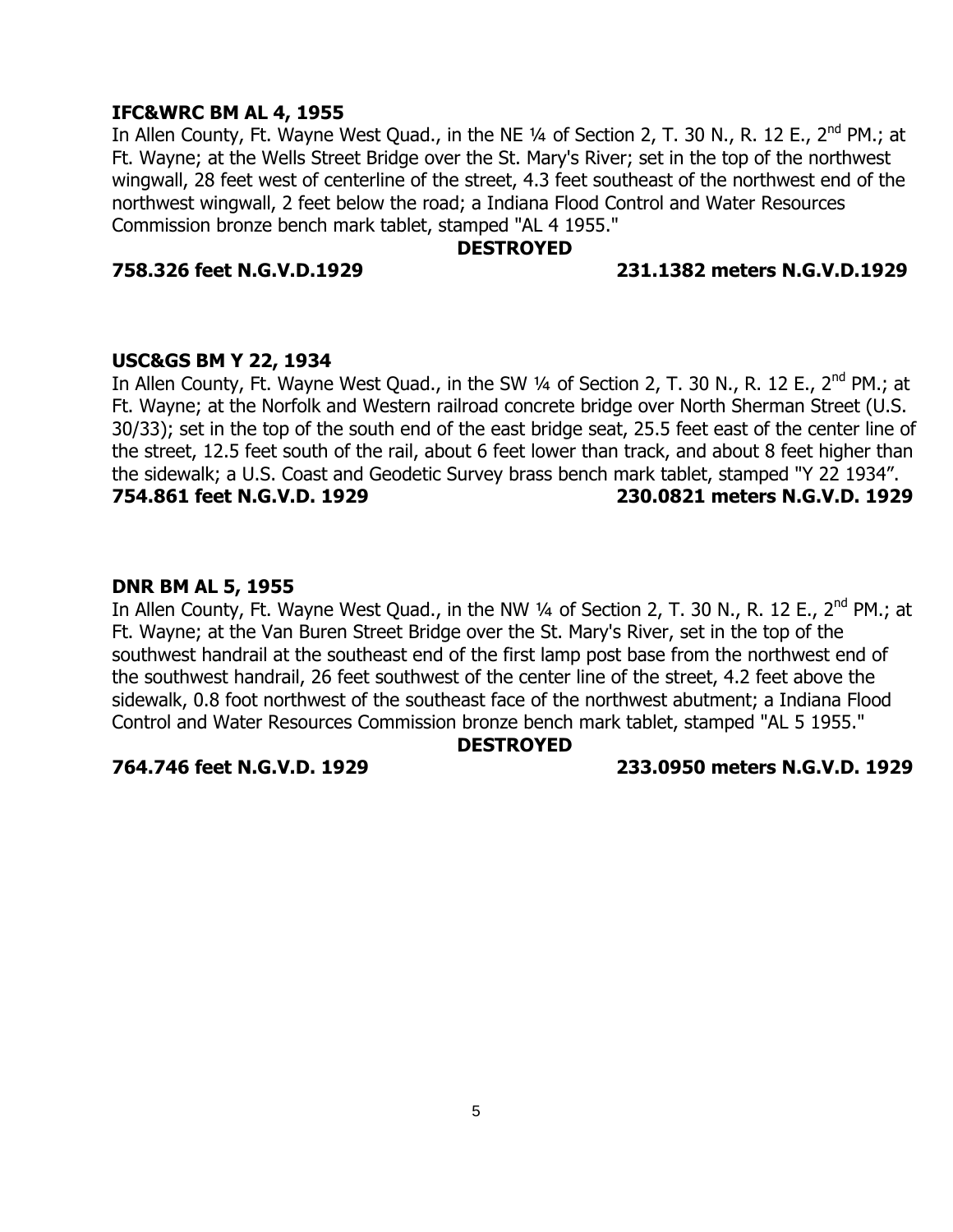**IFC&WRC BM AL 4, 1955**

In Allen County, Ft. Wayne West Quad., in the NE ¼ of Section 2, T. 30 N., R. 12 E., 2nd PM.; at Ft. Wayne; at the Wells Street Bridge over the St. Mary's River; set in the top of the northwest wingwall, 28 feet west of centerline of the street, 4.3 feet southeast of the northwest end of the northwest wingwall, 2 feet below the road; a Indiana Flood Control and Water Resources Commission bronze bench mark tablet, stamped "AL 4 1955."

**DESTROYED**

**758.326 feet N.G.V.D.1929 231.1382 meters N.G.V.D.1929**

**USC&GS BM Y 22, 1934**

In Allen County, Ft. Wayne West Quad., in the SW ¼ of Section 2, T. 30 N., R. 12 E., 2nd PM.; at Ft. Wayne; at the Norfolk and Western railroad concrete bridge over North Sherman Street (U.S. 30/33); set in the top of the south end of the east bridge seat, 25.5 feet east of the center line of the street, 12.5 feet south of the rail, about 6 feet lower than track, and about 8 feet higher than the sidewalk; a U.S. Coast and Geodetic Survey brass bench mark tablet, stamped "Y 22 1934".

**754.861 feet N.G.V.D. 1929 230.0821 meters N.G.V.D. 1929**

**DNR BM AL 5, 1955**

In Allen County, Ft. Wayne West Quad., in the NW ¼ of Section 2, T. 30 N., R. 12 E., 2nd PM.; at Ft. Wayne; at the Van Buren Street Bridge over the St. Mary's River, set in the top of the southwest handrail at the southeast end of the first lamp post base from the northwest end of the southwest handrail, 26 feet southwest of the center line of the street, 4.2 feet above the sidewalk, 0.8 foot northwest of the southeast face of the northwest abutment; a Indiana Flood Control and Water Resources Commission bronze bench mark tablet, stamped "AL 5 1955."

**DESTROYED**

**764.746 feet N.G.V.D. 1929 233.0950 meters N.G.V.D. 1929**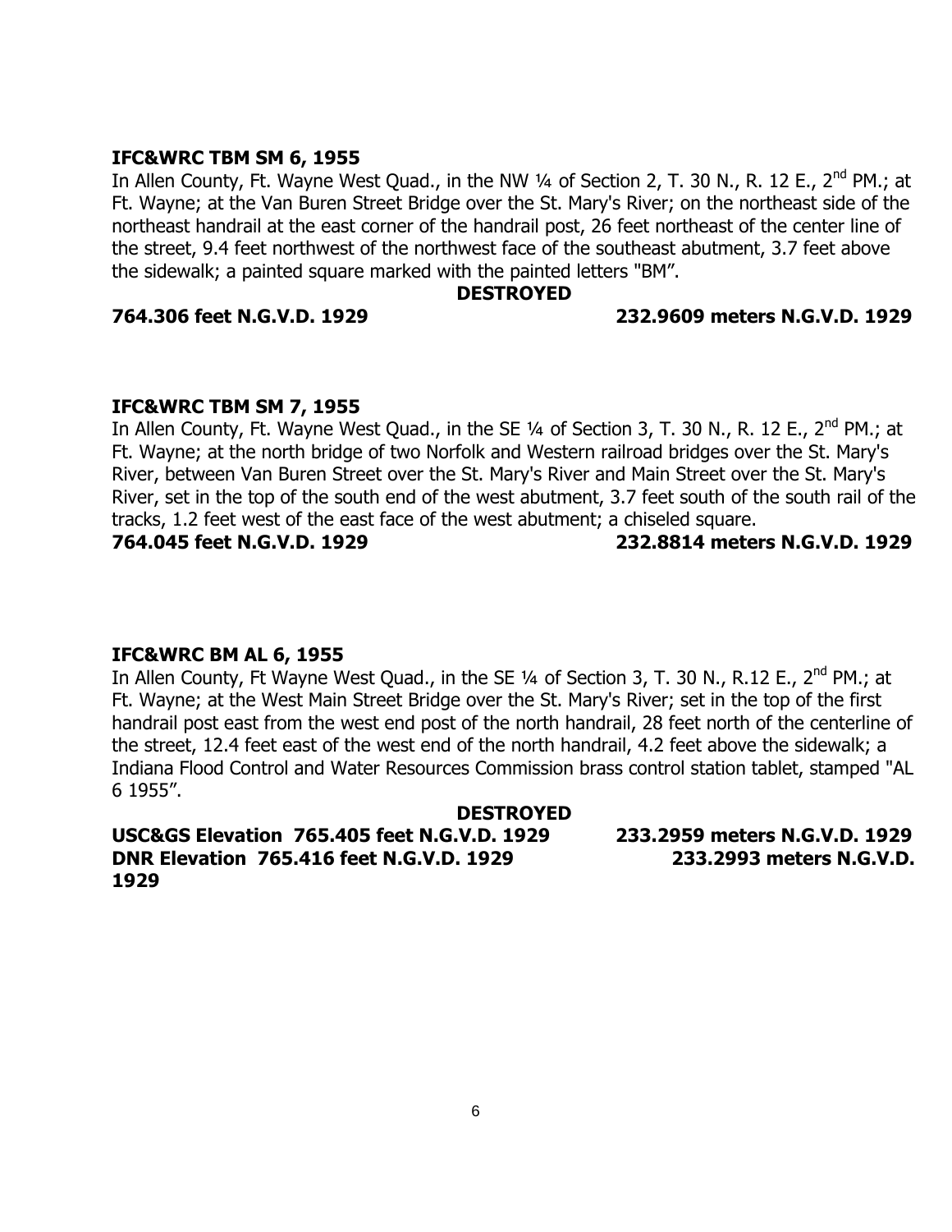**IFC&WRC TBM SM 6, 1955**

In Allen County, Ft. Wayne West Quad., in the NW ¼ of Section 2, T. 30 N., R. 12 E., 2nd PM.; at Ft. Wayne; at the Van Buren Street Bridge over the St. Mary's River; on the northeast side of the northeast handrail at the east corner of the handrail post, 26 feet northeast of the center line of the street, 9.4 feet northwest of the northwest face of the southeast abutment, 3.7 feet above the sidewalk; a painted square marked with the painted letters "BM".

**DESTROYED**

**764.306 feet N.G.V.D. 1929** **232.9609 meters N.G.V.D. 1929**

**IFC&WRC TBM SM 7, 1955**

In Allen County, Ft. Wayne West Quad., in the SE ¼ of Section 3, T. 30 N., R. 12 E., 2nd PM.; at Ft. Wayne; at the north bridge of two Norfolk and Western railroad bridges over the St. Mary's River, between Van Buren Street over the St. Mary's River and Main Street over the St. Mary's River, set in the top of the south end of the west abutment, 3.7 feet south of the south rail of the tracks, 1.2 feet west of the east face of the west abutment; a chiseled square.

**764.045 feet N.G.V.D. 1929** **232.8814 meters N.G.V.D. 1929**

**IFC&WRC BM AL 6, 1955**

In Allen County, Ft Wayne West Quad., in the SE ¼ of Section 3, T. 30 N., R.12 E., 2nd PM.; at Ft. Wayne; at the West Main Street Bridge over the St. Mary's River; set in the top of the first handrail post east from the west end post of the north handrail, 28 feet north of the centerline of the street, 12.4 feet east of the west end of the north handrail, 4.2 feet above the sidewalk; a Indiana Flood Control and Water Resources Commission brass control station tablet, stamped "AL 6 1955".

**DESTROYED**

**USC&GS Elevation 765.405 feet N.G.V.D. 1929** **233.2959 meters N.G.V.D. 1929**
**DNR Elevation 765.416 feet N.G.V.D. 1929** **233.2993 meters N.G.V.D. 1929**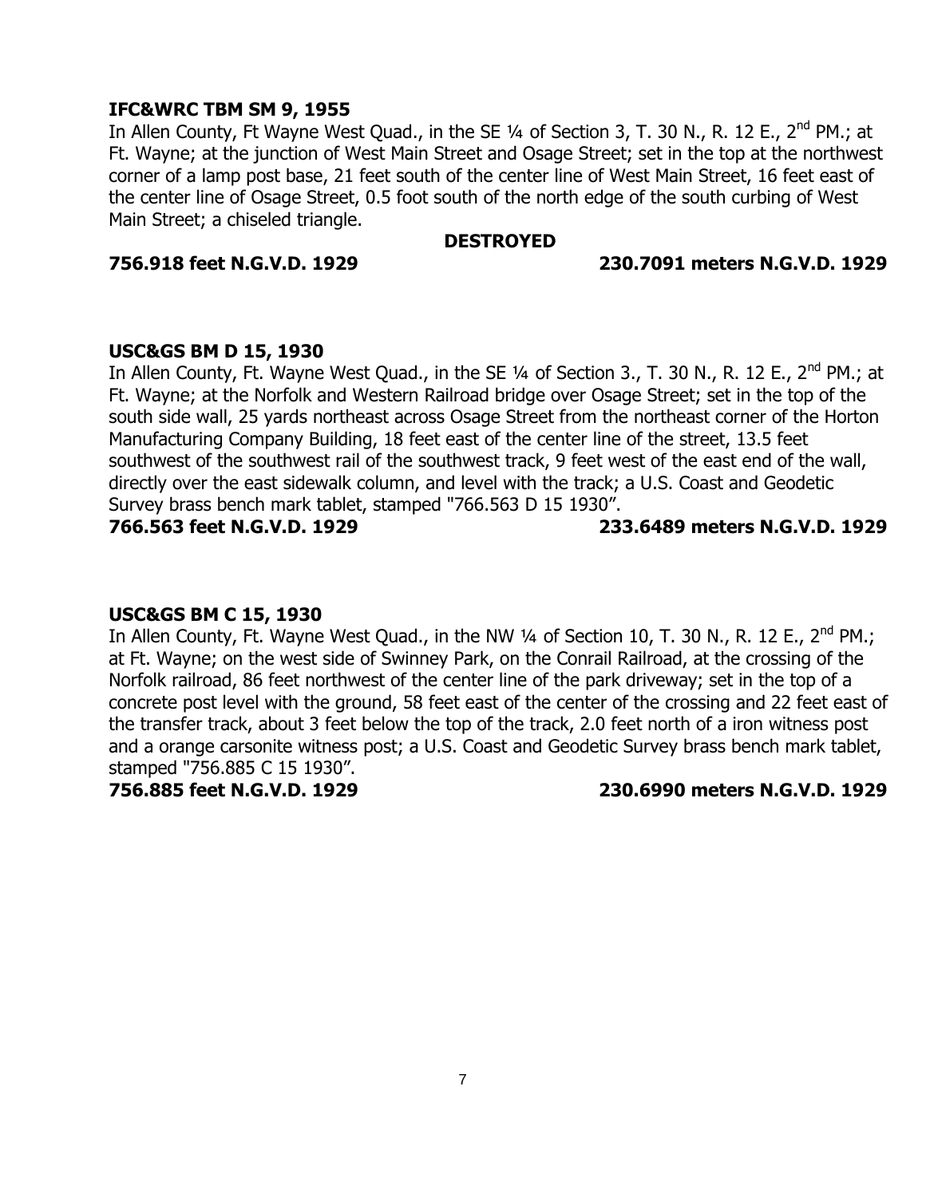**IFC&WRC TBM SM 9, 1955**

In Allen County, Ft Wayne West Quad., in the SE ¼ of Section 3, T. 30 N., R. 12 E., 2nd PM.; at Ft. Wayne; at the junction of West Main Street and Osage Street; set in the top at the northwest corner of a lamp post base, 21 feet south of the center line of West Main Street, 16 feet east of the center line of Osage Street, 0.5 foot south of the north edge of the south curbing of West Main Street; a chiseled triangle.

**DESTROYED**

**756.918 feet N.G.V.D. 1929** **230.7091 meters N.G.V.D. 1929**

**USC&GS BM D 15, 1930**

In Allen County, Ft. Wayne West Quad., in the SE ¼ of Section 3., T. 30 N., R. 12 E., 2nd PM.; at Ft. Wayne; at the Norfolk and Western Railroad bridge over Osage Street; set in the top of the south side wall, 25 yards northeast across Osage Street from the northeast corner of the Horton Manufacturing Company Building, 18 feet east of the center line of the street, 13.5 feet southwest of the southwest rail of the southwest track, 9 feet west of the east end of the wall, directly over the east sidewalk column, and level with the track; a U.S. Coast and Geodetic Survey brass bench mark tablet, stamped "766.563 D 15 1930".

**766.563 feet N.G.V.D. 1929** **233.6489 meters N.G.V.D. 1929**

**USC&GS BM C 15, 1930**

In Allen County, Ft. Wayne West Quad., in the NW ¼ of Section 10, T. 30 N., R. 12 E., 2nd PM.; at Ft. Wayne; on the west side of Swinney Park, on the Conrail Railroad, at the crossing of the Norfolk railroad, 86 feet northwest of the center line of the park driveway; set in the top of a concrete post level with the ground, 58 feet east of the center of the crossing and 22 feet east of the transfer track, about 3 feet below the top of the track, 2.0 feet north of a iron witness post and a orange carsonite witness post; a U.S. Coast and Geodetic Survey brass bench mark tablet, stamped "756.885 C 15 1930".

**756.885 feet N.G.V.D. 1929** **230.6990 meters N.G.V.D. 1929**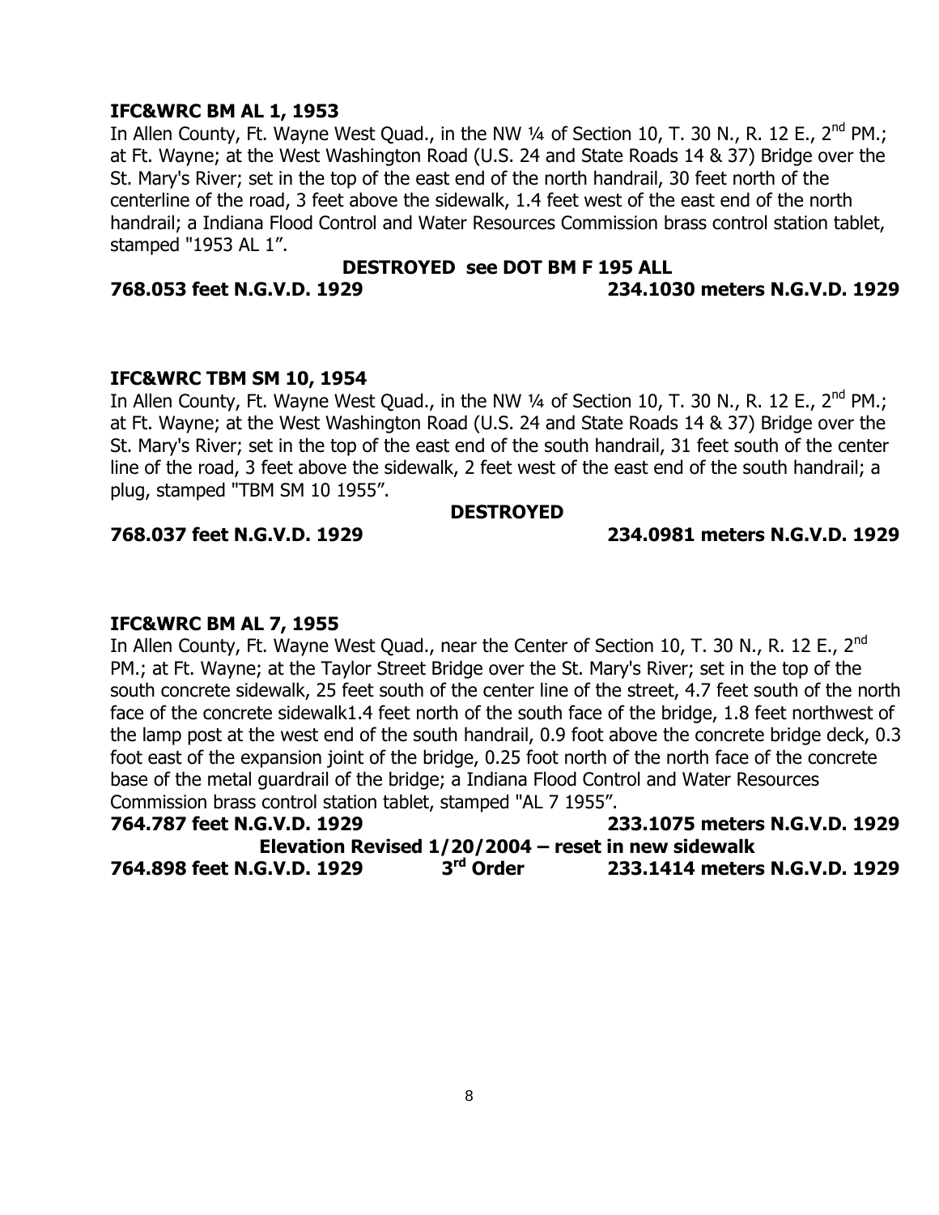**IFC&WRC BM AL 1, 1953**

In Allen County, Ft. Wayne West Quad., in the NW ¼ of Section 10, T. 30 N., R. 12 E., 2nd PM.; at Ft. Wayne; at the West Washington Road (U.S. 24 and State Roads 14 & 37) Bridge over the St. Mary's River; set in the top of the east end of the north handrail, 30 feet north of the centerline of the road, 3 feet above the sidewalk, 1.4 feet west of the east end of the north handrail; a Indiana Flood Control and Water Resources Commission brass control station tablet, stamped "1953 AL 1".

**DESTROYED see DOT BM F 195 ALL**

**768.053 feet N.G.V.D. 1929** **234.1030 meters N.G.V.D. 1929**

**IFC&WRC TBM SM 10, 1954**

In Allen County, Ft. Wayne West Quad., in the NW ¼ of Section 10, T. 30 N., R. 12 E., 2nd PM.; at Ft. Wayne; at the West Washington Road (U.S. 24 and State Roads 14 & 37) Bridge over the St. Mary's River; set in the top of the east end of the south handrail, 31 feet south of the center line of the road, 3 feet above the sidewalk, 2 feet west of the east end of the south handrail; a plug, stamped "TBM SM 10 1955".

**DESTROYED**

**768.037 feet N.G.V.D. 1929** **234.0981 meters N.G.V.D. 1929**

**IFC&WRC BM AL 7, 1955**

In Allen County, Ft. Wayne West Quad., near the Center of Section 10, T. 30 N., R. 12 E., 2nd PM.; at Ft. Wayne; at the Taylor Street Bridge over the St. Mary's River; set in the top of the south concrete sidewalk, 25 feet south of the center line of the street, 4.7 feet south of the north face of the concrete sidewalk1.4 feet north of the south face of the bridge, 1.8 feet northwest of the lamp post at the west end of the south handrail, 0.9 foot above the concrete bridge deck, 0.3 foot east of the expansion joint of the bridge, 0.25 foot north of the north face of the concrete base of the metal guardrail of the bridge; a Indiana Flood Control and Water Resources Commission brass control station tablet, stamped "AL 7 1955".

**764.787 feet N.G.V.D. 1929** **233.1075 meters N.G.V.D. 1929**

**Elevation Revised 1/20/2004 – reset in new sidewalk**

**764.898 feet N.G.V.D. 1929** **3rd Order** **233.1414 meters N.G.V.D. 1929**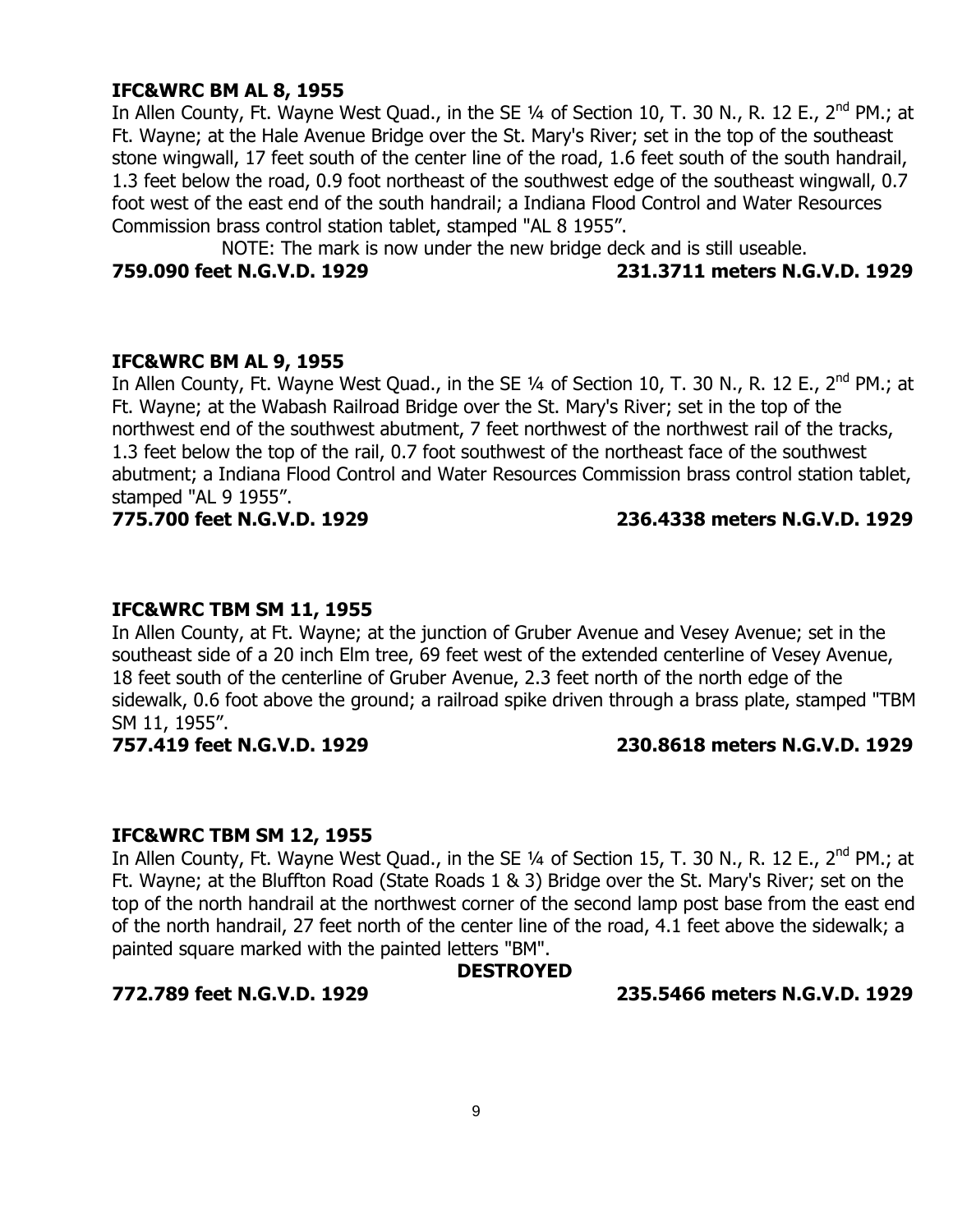**IFC&WRC BM AL 8, 1955**

In Allen County, Ft. Wayne West Quad., in the SE ¼ of Section 10, T. 30 N., R. 12 E., 2nd PM.; at Ft. Wayne; at the Hale Avenue Bridge over the St. Mary's River; set in the top of the southeast stone wingwall, 17 feet south of the center line of the road, 1.6 feet south of the south handrail, 1.3 feet below the road, 0.9 foot northeast of the southwest edge of the southeast wingwall, 0.7 foot west of the east end of the south handrail; a Indiana Flood Control and Water Resources Commission brass control station tablet, stamped "AL 8 1955".

NOTE: The mark is now under the new bridge deck and is still useable.

**759.090 feet N.G.V.D. 1929 231.3711 meters N.G.V.D. 1929**

**IFC&WRC BM AL 9, 1955**

In Allen County, Ft. Wayne West Quad., in the SE ¼ of Section 10, T. 30 N., R. 12 E., 2nd PM.; at Ft. Wayne; at the Wabash Railroad Bridge over the St. Mary's River; set in the top of the northwest end of the southwest abutment, 7 feet northwest of the northwest rail of the tracks, 1.3 feet below the top of the rail, 0.7 foot southwest of the northeast face of the southwest abutment; a Indiana Flood Control and Water Resources Commission brass control station tablet, stamped "AL 9 1955".

**775.700 feet N.G.V.D. 1929 236.4338 meters N.G.V.D. 1929**

**IFC&WRC TBM SM 11, 1955**

In Allen County, at Ft. Wayne; at the junction of Gruber Avenue and Vesey Avenue; set in the southeast side of a 20 inch Elm tree, 69 feet west of the extended centerline of Vesey Avenue, 18 feet south of the centerline of Gruber Avenue, 2.3 feet north of the north edge of the sidewalk, 0.6 foot above the ground; a railroad spike driven through a brass plate, stamped "TBM SM 11, 1955".

**757.419 feet N.G.V.D. 1929 230.8618 meters N.G.V.D. 1929**

**IFC&WRC TBM SM 12, 1955**

In Allen County, Ft. Wayne West Quad., in the SE ¼ of Section 15, T. 30 N., R. 12 E., 2nd PM.; at Ft. Wayne; at the Bluffton Road (State Roads 1 & 3) Bridge over the St. Mary's River; set on the top of the north handrail at the northwest corner of the second lamp post base from the east end of the north handrail, 27 feet north of the center line of the road, 4.1 feet above the sidewalk; a painted square marked with the painted letters "BM".

**DESTROYED**

**772.789 feet N.G.V.D. 1929 235.5466 meters N.G.V.D. 1929**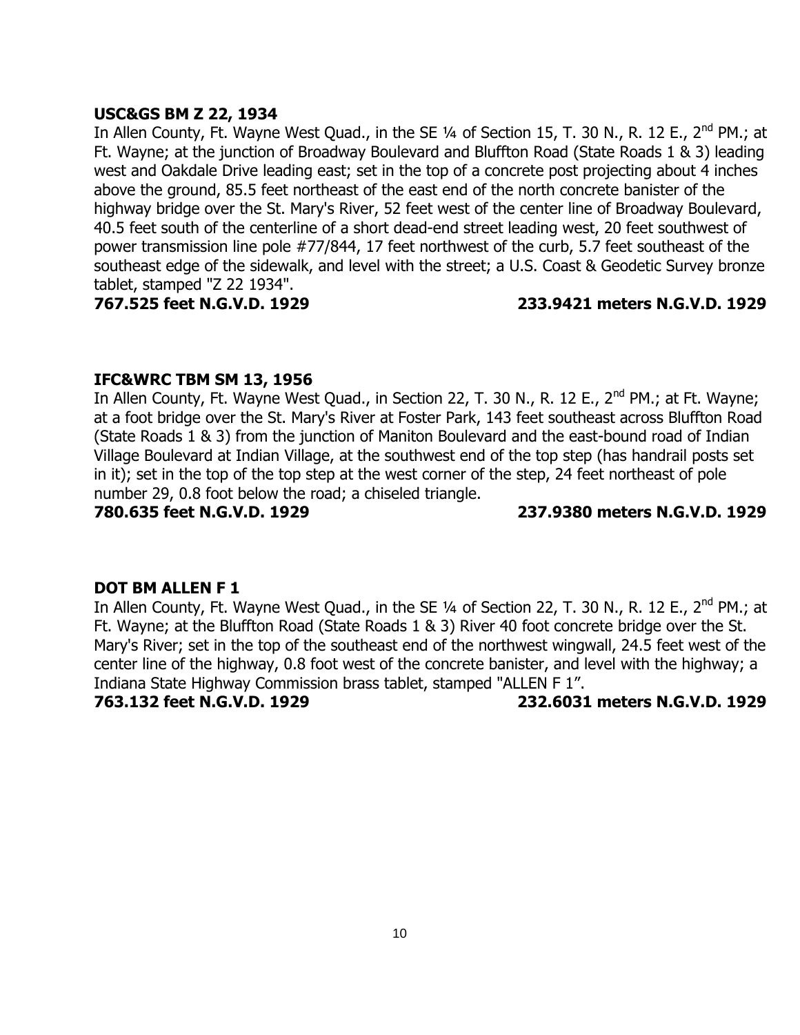**USC&GS BM Z 22, 1934**

In Allen County, Ft. Wayne West Quad., in the SE ¼ of Section 15, T. 30 N., R. 12 E., 2nd PM.; at Ft. Wayne; at the junction of Broadway Boulevard and Bluffton Road (State Roads 1 & 3) leading west and Oakdale Drive leading east; set in the top of a concrete post projecting about 4 inches above the ground, 85.5 feet northeast of the east end of the north concrete banister of the highway bridge over the St. Mary's River, 52 feet west of the center line of Broadway Boulevard, 40.5 feet south of the centerline of a short dead-end street leading west, 20 feet southwest of power transmission line pole #77/844, 17 feet northwest of the curb, 5.7 feet southeast of the southeast edge of the sidewalk, and level with the street; a U.S. Coast & Geodetic Survey bronze tablet, stamped "Z 22 1934".

**767.525 feet N.G.V.D. 1929** **233.9421 meters N.G.V.D. 1929**

**IFC&WRC TBM SM 13, 1956**

In Allen County, Ft. Wayne West Quad., in Section 22, T. 30 N., R. 12 E., 2nd PM.; at Ft. Wayne; at a foot bridge over the St. Mary's River at Foster Park, 143 feet southeast across Bluffton Road (State Roads 1 & 3) from the junction of Maniton Boulevard and the east-bound road of Indian Village Boulevard at Indian Village, at the southwest end of the top step (has handrail posts set in it); set in the top of the top step at the west corner of the step, 24 feet northeast of pole number 29, 0.8 foot below the road; a chiseled triangle.

**780.635 feet N.G.V.D. 1929** **237.9380 meters N.G.V.D. 1929**

**DOT BM ALLEN F 1**

In Allen County, Ft. Wayne West Quad., in the SE ¼ of Section 22, T. 30 N., R. 12 E., 2nd PM.; at Ft. Wayne; at the Bluffton Road (State Roads 1 & 3) River 40 foot concrete bridge over the St. Mary's River; set in the top of the southeast end of the northwest wingwall, 24.5 feet west of the center line of the highway, 0.8 foot west of the concrete banister, and level with the highway; a Indiana State Highway Commission brass tablet, stamped "ALLEN F 1".

**763.132 feet N.G.V.D. 1929** **232.6031 meters N.G.V.D. 1929**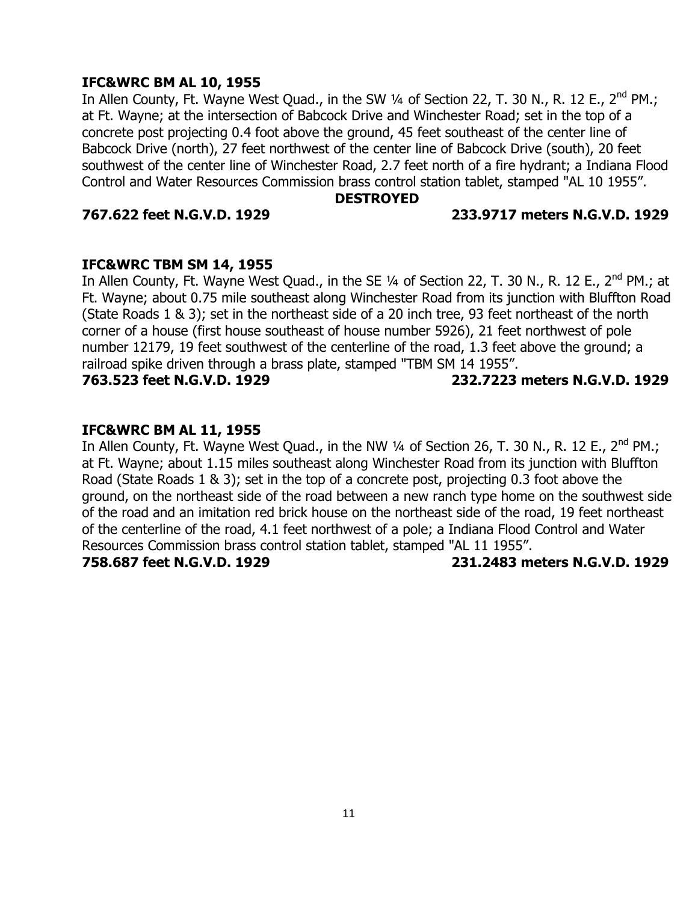**IFC&WRC BM AL 10, 1955**

In Allen County, Ft. Wayne West Quad., in the SW ¼ of Section 22, T. 30 N., R. 12 E., 2nd PM.; at Ft. Wayne; at the intersection of Babcock Drive and Winchester Road; set in the top of a concrete post projecting 0.4 foot above the ground, 45 feet southeast of the center line of Babcock Drive (north), 27 feet northwest of the center line of Babcock Drive (south), 20 feet southwest of the center line of Winchester Road, 2.7 feet north of a fire hydrant; a Indiana Flood Control and Water Resources Commission brass control station tablet, stamped "AL 10 1955".

**DESTROYED**

**767.622 feet N.G.V.D. 1929 233.9717 meters N.G.V.D. 1929**

**IFC&WRC TBM SM 14, 1955**

In Allen County, Ft. Wayne West Quad., in the SE ¼ of Section 22, T. 30 N., R. 12 E., 2nd PM.; at Ft. Wayne; about 0.75 mile southeast along Winchester Road from its junction with Bluffton Road (State Roads 1 & 3); set in the northeast side of a 20 inch tree, 93 feet northeast of the north corner of a house (first house southeast of house number 5926), 21 feet northwest of pole number 12179, 19 feet southwest of the centerline of the road, 1.3 feet above the ground; a railroad spike driven through a brass plate, stamped "TBM SM 14 1955".

**763.523 feet N.G.V.D. 1929 232.7223 meters N.G.V.D. 1929**

**IFC&WRC BM AL 11, 1955**

In Allen County, Ft. Wayne West Quad., in the NW ¼ of Section 26, T. 30 N., R. 12 E., 2nd PM.; at Ft. Wayne; about 1.15 miles southeast along Winchester Road from its junction with Bluffton Road (State Roads 1 & 3); set in the top of a concrete post, projecting 0.3 foot above the ground, on the northeast side of the road between a new ranch type home on the southwest side of the road and an imitation red brick house on the northeast side of the road, 19 feet northeast of the centerline of the road, 4.1 feet northwest of a pole; a Indiana Flood Control and Water Resources Commission brass control station tablet, stamped "AL 11 1955".

**758.687 feet N.G.V.D. 1929 231.2483 meters N.G.V.D. 1929**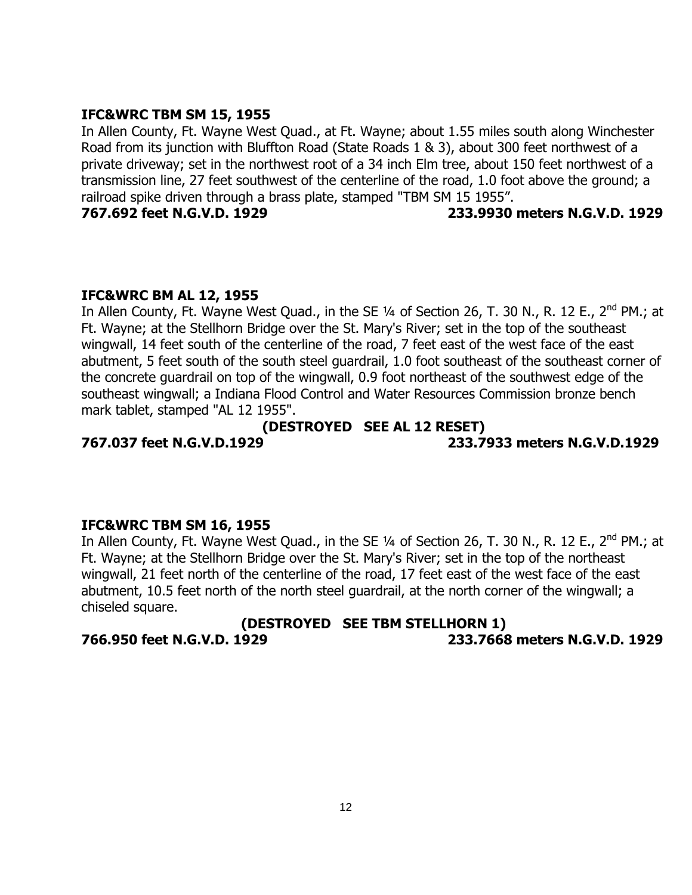**IFC&WRC TBM SM 15, 1955**

In Allen County, Ft. Wayne West Quad., at Ft. Wayne; about 1.55 miles south along Winchester Road from its junction with Bluffton Road (State Roads 1 & 3), about 300 feet northwest of a private driveway; set in the northwest root of a 34 inch Elm tree, about 150 feet northwest of a transmission line, 27 feet southwest of the centerline of the road, 1.0 foot above the ground; a railroad spike driven through a brass plate, stamped "TBM SM 15 1955".

**767.692 feet N.G.V.D. 1929 233.9930 meters N.G.V.D. 1929**

**IFC&WRC BM AL 12, 1955**

In Allen County, Ft. Wayne West Quad., in the SE ¼ of Section 26, T. 30 N., R. 12 E., 2nd PM.; at Ft. Wayne; at the Stellhorn Bridge over the St. Mary's River; set in the top of the southeast wingwall, 14 feet south of the centerline of the road, 7 feet east of the west face of the east abutment, 5 feet south of the south steel guardrail, 1.0 foot southeast of the southeast corner of the concrete guardrail on top of the wingwall, 0.9 foot northeast of the southwest edge of the southeast wingwall; a Indiana Flood Control and Water Resources Commission bronze bench mark tablet, stamped "AL 12 1955".

**(DESTROYED SEE AL 12 RESET)**

**767.037 feet N.G.V.D.1929 233.7933 meters N.G.V.D.1929**

**IFC&WRC TBM SM 16, 1955**

In Allen County, Ft. Wayne West Quad., in the SE ¼ of Section 26, T. 30 N., R. 12 E., 2nd PM.; at Ft. Wayne; at the Stellhorn Bridge over the St. Mary's River; set in the top of the northeast wingwall, 21 feet north of the centerline of the road, 17 feet east of the west face of the east abutment, 10.5 feet north of the north steel guardrail, at the north corner of the wingwall; a chiseled square.

**(DESTROYED SEE TBM STELLHORN 1)**

**766.950 feet N.G.V.D. 1929 233.7668 meters N.G.V.D. 1929**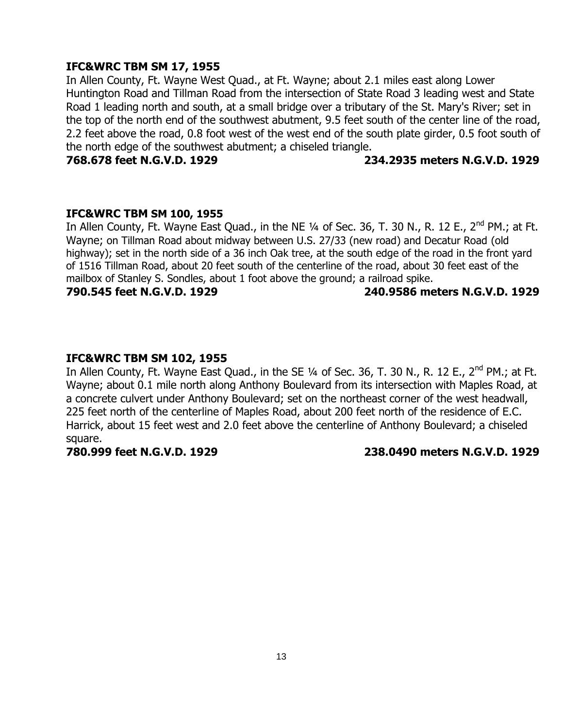**IFC&WRC TBM SM 17, 1955**

In Allen County, Ft. Wayne West Quad., at Ft. Wayne; about 2.1 miles east along Lower Huntington Road and Tillman Road from the intersection of State Road 3 leading west and State Road 1 leading north and south, at a small bridge over a tributary of the St. Mary's River; set in the top of the north end of the southwest abutment, 9.5 feet south of the center line of the road, 2.2 feet above the road, 0.8 foot west of the west end of the south plate girder, 0.5 foot south of the north edge of the southwest abutment; a chiseled triangle.

**768.678 feet N.G.V.D. 1929** **234.2935 meters N.G.V.D. 1929**

**IFC&WRC TBM SM 100, 1955**

In Allen County, Ft. Wayne East Quad., in the NE ¼ of Sec. 36, T. 30 N., R. 12 E., 2nd PM.; at Ft. Wayne; on Tillman Road about midway between U.S. 27/33 (new road) and Decatur Road (old highway); set in the north side of a 36 inch Oak tree, at the south edge of the road in the front yard of 1516 Tillman Road, about 20 feet south of the centerline of the road, about 30 feet east of the mailbox of Stanley S. Sondles, about 1 foot above the ground; a railroad spike.

**790.545 feet N.G.V.D. 1929** **240.9586 meters N.G.V.D. 1929**

**IFC&WRC TBM SM 102, 1955**

In Allen County, Ft. Wayne East Quad., in the SE ¼ of Sec. 36, T. 30 N., R. 12 E., 2nd PM.; at Ft. Wayne; about 0.1 mile north along Anthony Boulevard from its intersection with Maples Road, at a concrete culvert under Anthony Boulevard; set on the northeast corner of the west headwall, 225 feet north of the centerline of Maples Road, about 200 feet north of the residence of E.C. Harrick, about 15 feet west and 2.0 feet above the centerline of Anthony Boulevard; a chiseled square.

**780.999 feet N.G.V.D. 1929** **238.0490 meters N.G.V.D. 1929**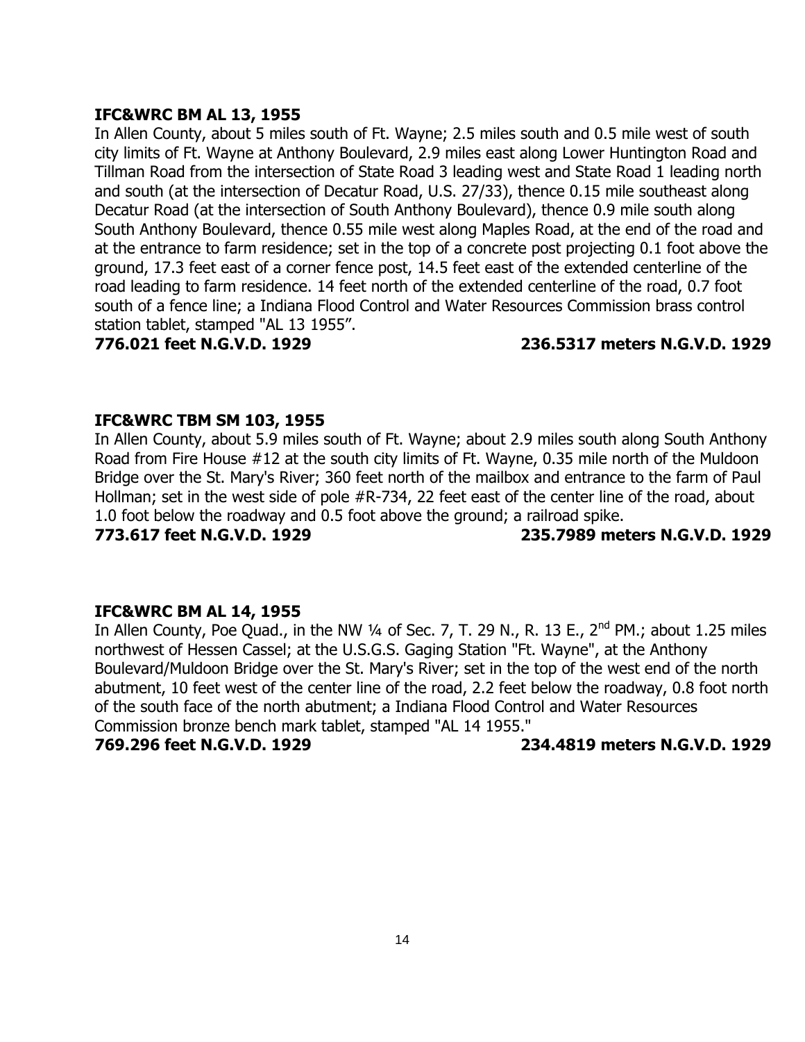**IFC&WRC BM AL 13, 1955**

In Allen County, about 5 miles south of Ft. Wayne; 2.5 miles south and 0.5 mile west of south city limits of Ft. Wayne at Anthony Boulevard, 2.9 miles east along Lower Huntington Road and Tillman Road from the intersection of State Road 3 leading west and State Road 1 leading north and south (at the intersection of Decatur Road, U.S. 27/33), thence 0.15 mile southeast along Decatur Road (at the intersection of South Anthony Boulevard), thence 0.9 mile south along South Anthony Boulevard, thence 0.55 mile west along Maples Road, at the end of the road and at the entrance to farm residence; set in the top of a concrete post projecting 0.1 foot above the ground, 17.3 feet east of a corner fence post, 14.5 feet east of the extended centerline of the road leading to farm residence. 14 feet north of the extended centerline of the road, 0.7 foot south of a fence line; a Indiana Flood Control and Water Resources Commission brass control station tablet, stamped "AL 13 1955".

**776.021 feet N.G.V.D. 1929** **236.5317 meters N.G.V.D. 1929**

**IFC&WRC TBM SM 103, 1955**

In Allen County, about 5.9 miles south of Ft. Wayne; about 2.9 miles south along South Anthony Road from Fire House #12 at the south city limits of Ft. Wayne, 0.35 mile north of the Muldoon Bridge over the St. Mary's River; 360 feet north of the mailbox and entrance to the farm of Paul Hollman; set in the west side of pole #R-734, 22 feet east of the center line of the road, about 1.0 foot below the roadway and 0.5 foot above the ground; a railroad spike.

**773.617 feet N.G.V.D. 1929** **235.7989 meters N.G.V.D. 1929**

**IFC&WRC BM AL 14, 1955**

In Allen County, Poe Quad., in the NW ¼ of Sec. 7, T. 29 N., R. 13 E., 2nd PM.; about 1.25 miles northwest of Hessen Cassel; at the U.S.G.S. Gaging Station "Ft. Wayne", at the Anthony Boulevard/Muldoon Bridge over the St. Mary's River; set in the top of the west end of the north abutment, 10 feet west of the center line of the road, 2.2 feet below the roadway, 0.8 foot north of the south face of the north abutment; a Indiana Flood Control and Water Resources Commission bronze bench mark tablet, stamped "AL 14 1955."

**769.296 feet N.G.V.D. 1929** **234.4819 meters N.G.V.D. 1929**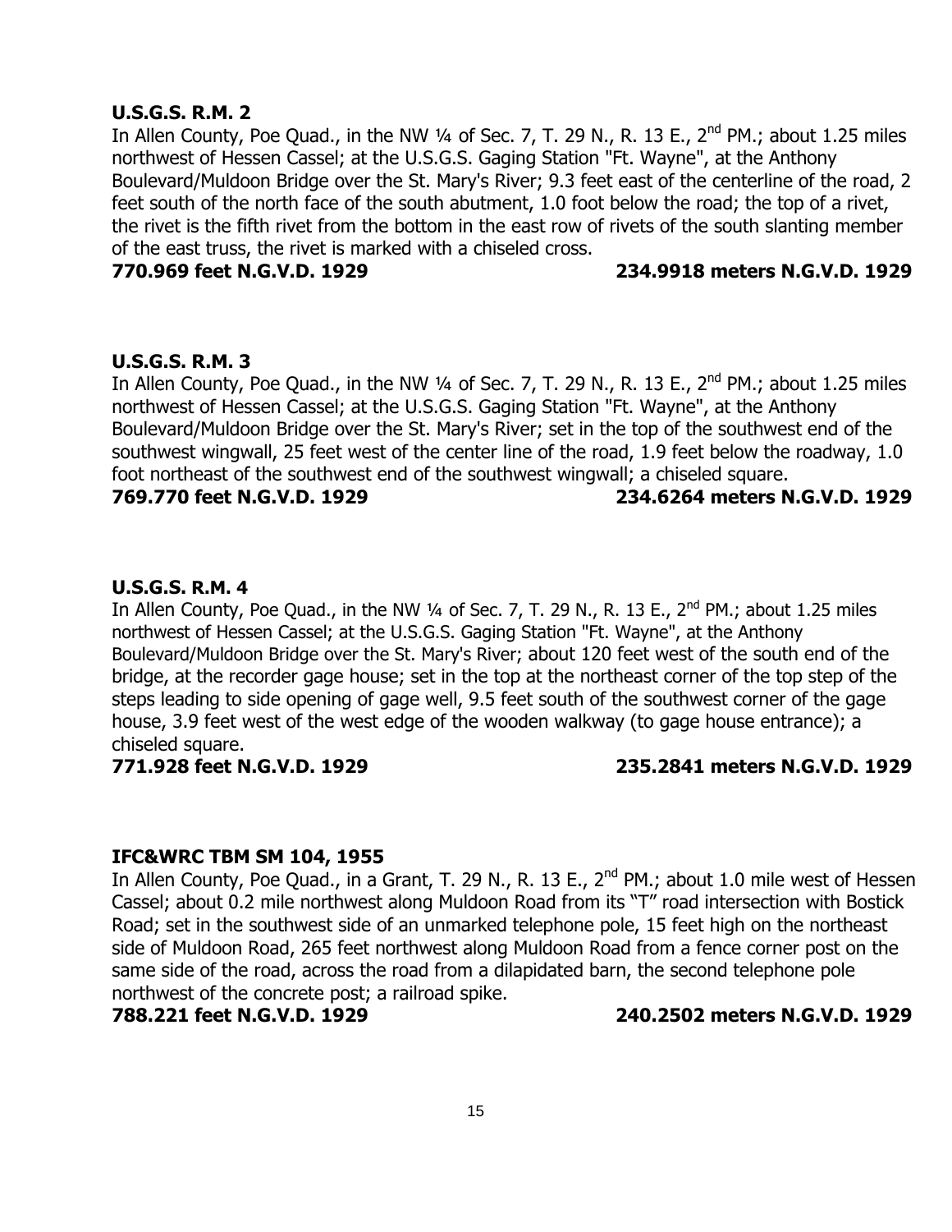**U.S.G.S. R.M. 2**

In Allen County, Poe Quad., in the NW ¼ of Sec. 7, T. 29 N., R. 13 E., 2nd PM.; about 1.25 miles northwest of Hessen Cassel; at the U.S.G.S. Gaging Station "Ft. Wayne", at the Anthony Boulevard/Muldoon Bridge over the St. Mary's River; 9.3 feet east of the centerline of the road, 2 feet south of the north face of the south abutment, 1.0 foot below the road; the top of a rivet, the rivet is the fifth rivet from the bottom in the east row of rivets of the south slanting member of the east truss, the rivet is marked with a chiseled cross.

**770.969 feet N.G.V.D. 1929** **234.9918 meters N.G.V.D. 1929**

**U.S.G.S. R.M. 3**

In Allen County, Poe Quad., in the NW ¼ of Sec. 7, T. 29 N., R. 13 E., 2nd PM.; about 1.25 miles northwest of Hessen Cassel; at the U.S.G.S. Gaging Station "Ft. Wayne", at the Anthony Boulevard/Muldoon Bridge over the St. Mary's River; set in the top of the southwest end of the southwest wingwall, 25 feet west of the center line of the road, 1.9 feet below the roadway, 1.0 foot northeast of the southwest end of the southwest wingwall; a chiseled square.

**769.770 feet N.G.V.D. 1929** **234.6264 meters N.G.V.D. 1929**

**U.S.G.S. R.M. 4**

In Allen County, Poe Quad., in the NW ¼ of Sec. 7, T. 29 N., R. 13 E., 2nd PM.; about 1.25 miles northwest of Hessen Cassel; at the U.S.G.S. Gaging Station "Ft. Wayne", at the Anthony Boulevard/Muldoon Bridge over the St. Mary's River; about 120 feet west of the south end of the bridge, at the recorder gage house; set in the top at the northeast corner of the top step of the steps leading to side opening of gage well, 9.5 feet south of the southwest corner of the gage house, 3.9 feet west of the west edge of the wooden walkway (to gage house entrance); a chiseled square.

**771.928 feet N.G.V.D. 1929** **235.2841 meters N.G.V.D. 1929**

**IFC&WRC TBM SM 104, 1955**

In Allen County, Poe Quad., in a Grant, T. 29 N., R. 13 E., 2nd PM.; about 1.0 mile west of Hessen Cassel; about 0.2 mile northwest along Muldoon Road from its "T" road intersection with Bostick Road; set in the southwest side of an unmarked telephone pole, 15 feet high on the northeast side of Muldoon Road, 265 feet northwest along Muldoon Road from a fence corner post on the same side of the road, across the road from a dilapidated barn, the second telephone pole northwest of the concrete post; a railroad spike.

**788.221 feet N.G.V.D. 1929** **240.2502 meters N.G.V.D. 1929**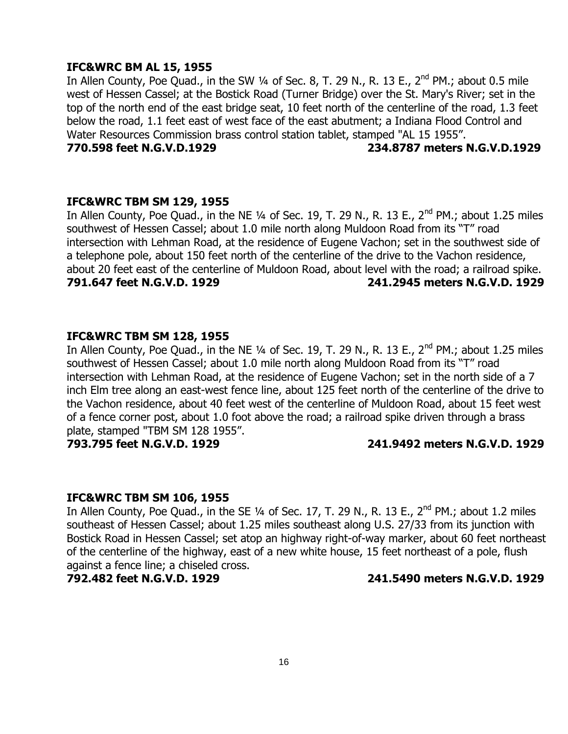**IFC&WRC BM AL 15, 1955**

In Allen County, Poe Quad., in the SW ¼ of Sec. 8, T. 29 N., R. 13 E., 2nd PM.; about 0.5 mile west of Hessen Cassel; at the Bostick Road (Turner Bridge) over the St. Mary's River; set in the top of the north end of the east bridge seat, 10 feet north of the centerline of the road, 1.3 feet below the road, 1.1 feet east of west face of the east abutment; a Indiana Flood Control and Water Resources Commission brass control station tablet, stamped "AL 15 1955".

**770.598 feet N.G.V.D.1929 234.8787 meters N.G.V.D.1929**

**IFC&WRC TBM SM 129, 1955**

In Allen County, Poe Quad., in the NE ¼ of Sec. 19, T. 29 N., R. 13 E., 2nd PM.; about 1.25 miles southwest of Hessen Cassel; about 1.0 mile north along Muldoon Road from its "T" road intersection with Lehman Road, at the residence of Eugene Vachon; set in the southwest side of a telephone pole, about 150 feet north of the centerline of the drive to the Vachon residence, about 20 feet east of the centerline of Muldoon Road, about level with the road; a railroad spike.

**791.647 feet N.G.V.D. 1929 241.2945 meters N.G.V.D. 1929**

**IFC&WRC TBM SM 128, 1955**

In Allen County, Poe Quad., in the NE ¼ of Sec. 19, T. 29 N., R. 13 E., 2nd PM.; about 1.25 miles southwest of Hessen Cassel; about 1.0 mile north along Muldoon Road from its "T" road intersection with Lehman Road, at the residence of Eugene Vachon; set in the north side of a 7 inch Elm tree along an east-west fence line, about 125 feet north of the centerline of the drive to the Vachon residence, about 40 feet west of the centerline of Muldoon Road, about 15 feet west of a fence corner post, about 1.0 foot above the road; a railroad spike driven through a brass plate, stamped "TBM SM 128 1955".

**793.795 feet N.G.V.D. 1929 241.9492 meters N.G.V.D. 1929**

**IFC&WRC TBM SM 106, 1955**

In Allen County, Poe Quad., in the SE ¼ of Sec. 17, T. 29 N., R. 13 E., 2nd PM.; about 1.2 miles southeast of Hessen Cassel; about 1.25 miles southeast along U.S. 27/33 from its junction with Bostick Road in Hessen Cassel; set atop an highway right-of-way marker, about 60 feet northeast of the centerline of the highway, east of a new white house, 15 feet northeast of a pole, flush against a fence line; a chiseled cross.

**792.482 feet N.G.V.D. 1929 241.5490 meters N.G.V.D. 1929**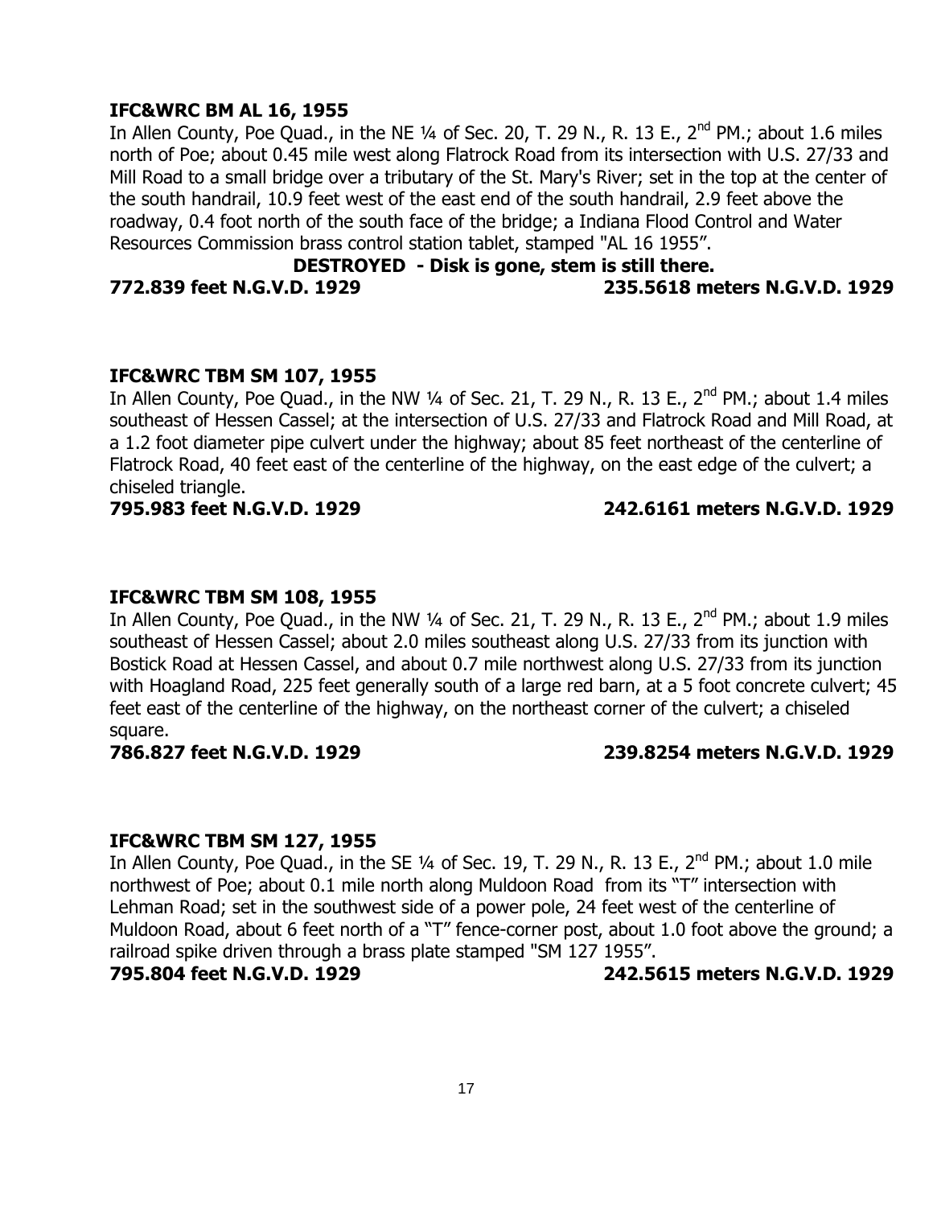**IFC&WRC BM AL 16, 1955**

In Allen County, Poe Quad., in the NE ¼ of Sec. 20, T. 29 N., R. 13 E., 2nd PM.; about 1.6 miles north of Poe; about 0.45 mile west along Flatrock Road from its intersection with U.S. 27/33 and Mill Road to a small bridge over a tributary of the St. Mary's River; set in the top at the center of the south handrail, 10.9 feet west of the east end of the south handrail, 2.9 feet above the roadway, 0.4 foot north of the south face of the bridge; a Indiana Flood Control and Water Resources Commission brass control station tablet, stamped "AL 16 1955".

**DESTROYED - Disk is gone, stem is still there.**

**772.839 feet N.G.V.D. 1929 — 235.5618 meters N.G.V.D. 1929**

**IFC&WRC TBM SM 107, 1955**

In Allen County, Poe Quad., in the NW ¼ of Sec. 21, T. 29 N., R. 13 E., 2nd PM.; about 1.4 miles southeast of Hessen Cassel; at the intersection of U.S. 27/33 and Flatrock Road and Mill Road, at a 1.2 foot diameter pipe culvert under the highway; about 85 feet northeast of the centerline of Flatrock Road, 40 feet east of the centerline of the highway, on the east edge of the culvert; a chiseled triangle.

**795.983 feet N.G.V.D. 1929 — 242.6161 meters N.G.V.D. 1929**

**IFC&WRC TBM SM 108, 1955**

In Allen County, Poe Quad., in the NW ¼ of Sec. 21, T. 29 N., R. 13 E., 2nd PM.; about 1.9 miles southeast of Hessen Cassel; about 2.0 miles southeast along U.S. 27/33 from its junction with Bostick Road at Hessen Cassel, and about 0.7 mile northwest along U.S. 27/33 from its junction with Hoagland Road, 225 feet generally south of a large red barn, at a 5 foot concrete culvert; 45 feet east of the centerline of the highway, on the northeast corner of the culvert; a chiseled square.

**786.827 feet N.G.V.D. 1929 — 239.8254 meters N.G.V.D. 1929**

**IFC&WRC TBM SM 127, 1955**

In Allen County, Poe Quad., in the SE ¼ of Sec. 19, T. 29 N., R. 13 E., 2nd PM.; about 1.0 mile northwest of Poe; about 0.1 mile north along Muldoon Road from its "T" intersection with Lehman Road; set in the southwest side of a power pole, 24 feet west of the centerline of Muldoon Road, about 6 feet north of a "T" fence-corner post, about 1.0 foot above the ground; a railroad spike driven through a brass plate stamped "SM 127 1955".

**795.804 feet N.G.V.D. 1929 — 242.5615 meters N.G.V.D. 1929**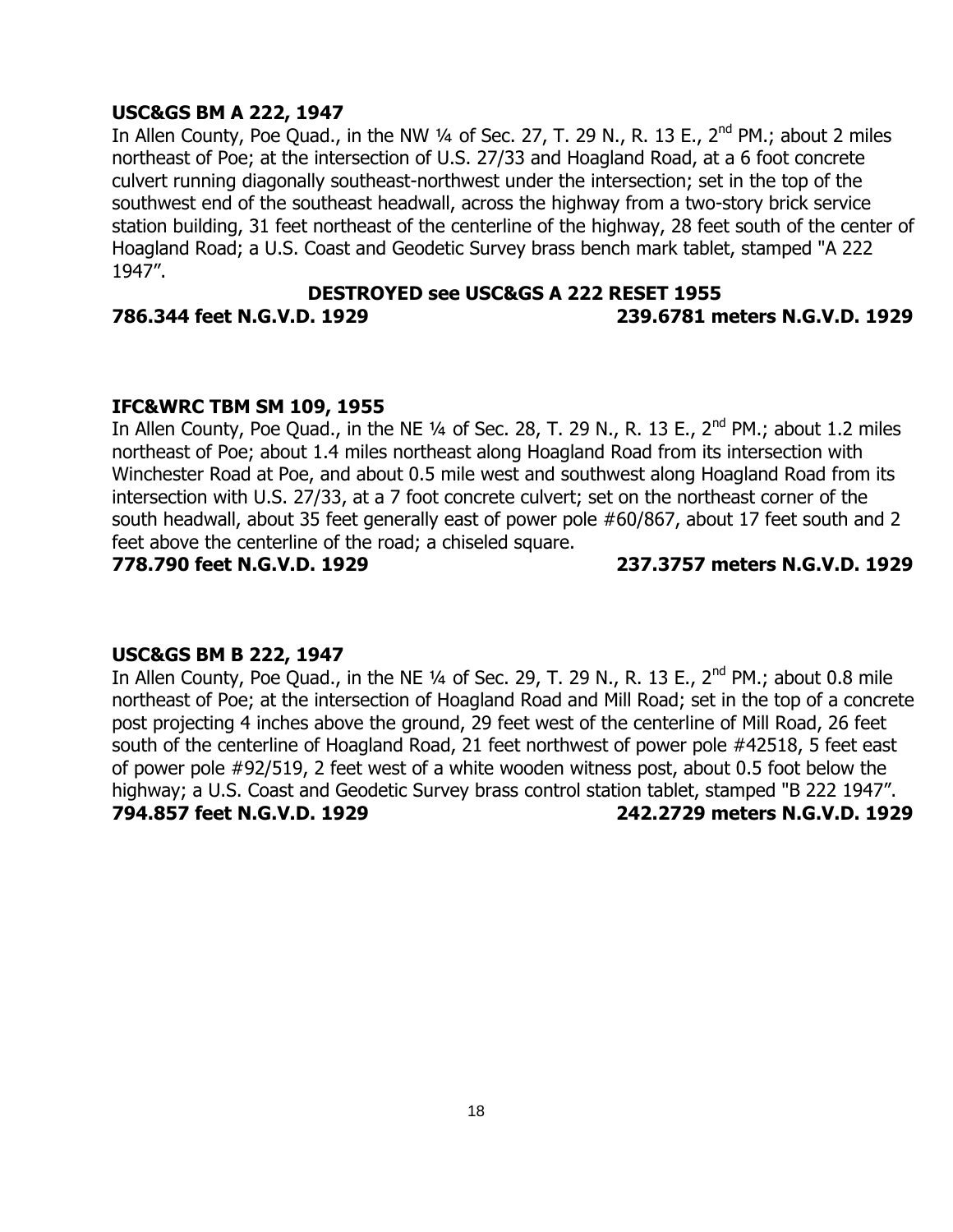**USC&GS BM A 222, 1947**

In Allen County, Poe Quad., in the NW ¼ of Sec. 27, T. 29 N., R. 13 E., 2nd PM.; about 2 miles northeast of Poe; at the intersection of U.S. 27/33 and Hoagland Road, at a 6 foot concrete culvert running diagonally southeast-northwest under the intersection; set in the top of the southwest end of the southeast headwall, across the highway from a two-story brick service station building, 31 feet northeast of the centerline of the highway, 28 feet south of the center of Hoagland Road; a U.S. Coast and Geodetic Survey brass bench mark tablet, stamped "A 222 1947".

**DESTROYED see USC&GS A 222 RESET 1955**

**786.344 feet N.G.V.D. 1929** **239.6781 meters N.G.V.D. 1929**

**IFC&WRC TBM SM 109, 1955**

In Allen County, Poe Quad., in the NE ¼ of Sec. 28, T. 29 N., R. 13 E., 2nd PM.; about 1.2 miles northeast of Poe; about 1.4 miles northeast along Hoagland Road from its intersection with Winchester Road at Poe, and about 0.5 mile west and southwest along Hoagland Road from its intersection with U.S. 27/33, at a 7 foot concrete culvert; set on the northeast corner of the south headwall, about 35 feet generally east of power pole #60/867, about 17 feet south and 2 feet above the centerline of the road; a chiseled square.

**778.790 feet N.G.V.D. 1929** **237.3757 meters N.G.V.D. 1929**

**USC&GS BM B 222, 1947**

In Allen County, Poe Quad., in the NE ¼ of Sec. 29, T. 29 N., R. 13 E., 2nd PM.; about 0.8 mile northeast of Poe; at the intersection of Hoagland Road and Mill Road; set in the top of a concrete post projecting 4 inches above the ground, 29 feet west of the centerline of Mill Road, 26 feet south of the centerline of Hoagland Road, 21 feet northwest of power pole #42518, 5 feet east of power pole #92/519, 2 feet west of a white wooden witness post, about 0.5 foot below the highway; a U.S. Coast and Geodetic Survey brass control station tablet, stamped "B 222 1947".

**794.857 feet N.G.V.D. 1929** **242.2729 meters N.G.V.D. 1929**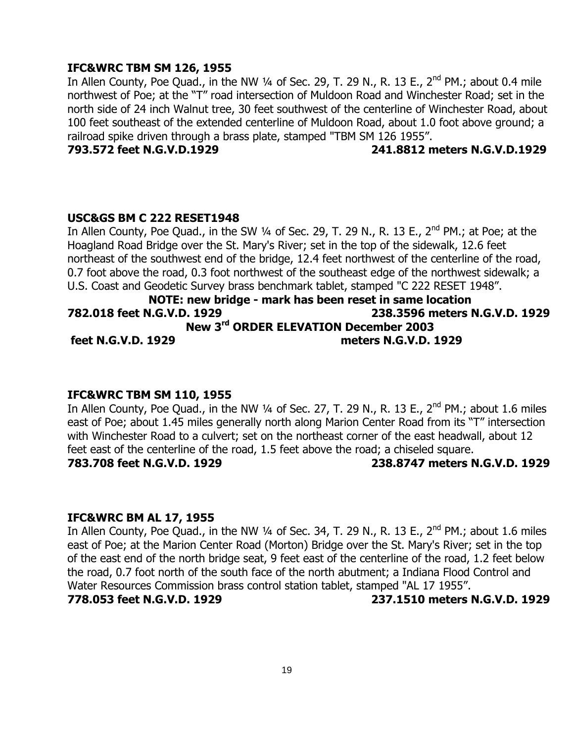**IFC&WRC TBM SM 126, 1955**

In Allen County, Poe Quad., in the NW ¼ of Sec. 29, T. 29 N., R. 13 E., 2nd PM.; about 0.4 mile northwest of Poe; at the "T" road intersection of Muldoon Road and Winchester Road; set in the north side of 24 inch Walnut tree, 30 feet southwest of the centerline of Winchester Road, about 100 feet southeast of the extended centerline of Muldoon Road, about 1.0 foot above ground; a railroad spike driven through a brass plate, stamped "TBM SM 126 1955".

**793.572 feet N.G.V.D.1929** **241.8812 meters N.G.V.D.1929**

**USC&GS BM C 222 RESET1948**

In Allen County, Poe Quad., in the SW ¼ of Sec. 29, T. 29 N., R. 13 E., 2nd PM.; at Poe; at the Hoagland Road Bridge over the St. Mary's River; set in the top of the sidewalk, 12.6 feet northeast of the southwest end of the bridge, 12.4 feet northwest of the centerline of the road, 0.7 foot above the road, 0.3 foot northwest of the southeast edge of the northwest sidewalk; a U.S. Coast and Geodetic Survey brass benchmark tablet, stamped "C 222 RESET 1948".

**NOTE: new bridge - mark has been reset in same location**

**782.018 feet N.G.V.D. 1929** **238.3596 meters N.G.V.D. 1929**

**New 3rd ORDER ELEVATION December 2003**

**feet N.G.V.D. 1929** **meters N.G.V.D. 1929**

**IFC&WRC TBM SM 110, 1955**

In Allen County, Poe Quad., in the NW ¼ of Sec. 27, T. 29 N., R. 13 E., 2nd PM.; about 1.6 miles east of Poe; about 1.45 miles generally north along Marion Center Road from its "T" intersection with Winchester Road to a culvert; set on the northeast corner of the east headwall, about 12 feet east of the centerline of the road, 1.5 feet above the road; a chiseled square.

**783.708 feet N.G.V.D. 1929** **238.8747 meters N.G.V.D. 1929**

**IFC&WRC BM AL 17, 1955**

In Allen County, Poe Quad., in the NW ¼ of Sec. 34, T. 29 N., R. 13 E., 2nd PM.; about 1.6 miles east of Poe; at the Marion Center Road (Morton) Bridge over the St. Mary's River; set in the top of the east end of the north bridge seat, 9 feet east of the centerline of the road, 1.2 feet below the road, 0.7 foot north of the south face of the north abutment; a Indiana Flood Control and Water Resources Commission brass control station tablet, stamped "AL 17 1955".

**778.053 feet N.G.V.D. 1929** **237.1510 meters N.G.V.D. 1929**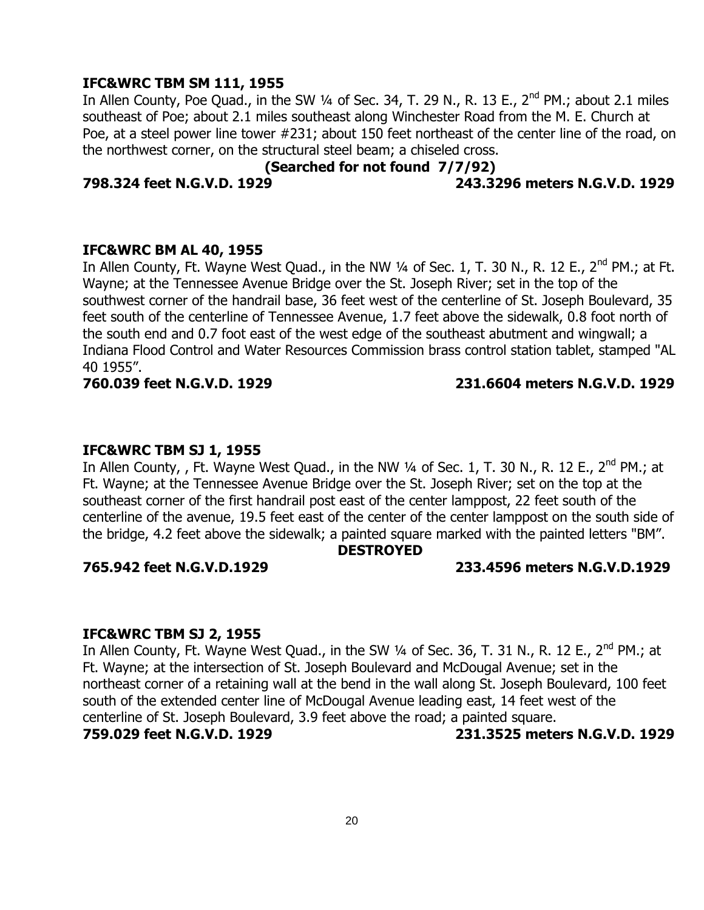**IFC&WRC TBM SM 111, 1955**

In Allen County, Poe Quad., in the SW ¼ of Sec. 34, T. 29 N., R. 13 E., 2nd PM.; about 2.1 miles southeast of Poe; about 2.1 miles southeast along Winchester Road from the M. E. Church at Poe, at a steel power line tower #231; about 150 feet northeast of the center line of the road, on the northwest corner, on the structural steel beam; a chiseled cross.

**(Searched for not found 7/7/92)**

**798.324 feet N.G.V.D. 1929 243.3296 meters N.G.V.D. 1929**

**IFC&WRC BM AL 40, 1955**

In Allen County, Ft. Wayne West Quad., in the NW ¼ of Sec. 1, T. 30 N., R. 12 E., 2nd PM.; at Ft. Wayne; at the Tennessee Avenue Bridge over the St. Joseph River; set in the top of the southwest corner of the handrail base, 36 feet west of the centerline of St. Joseph Boulevard, 35 feet south of the centerline of Tennessee Avenue, 1.7 feet above the sidewalk, 0.8 foot north of the south end and 0.7 foot east of the west edge of the southeast abutment and wingwall; a Indiana Flood Control and Water Resources Commission brass control station tablet, stamped "AL 40 1955".

**760.039 feet N.G.V.D. 1929 231.6604 meters N.G.V.D. 1929**

**IFC&WRC TBM SJ 1, 1955**

In Allen County, , Ft. Wayne West Quad., in the NW ¼ of Sec. 1, T. 30 N., R. 12 E., 2nd PM.; at Ft. Wayne; at the Tennessee Avenue Bridge over the St. Joseph River; set on the top at the southeast corner of the first handrail post east of the center lamppost, 22 feet south of the centerline of the avenue, 19.5 feet east of the center of the center lamppost on the south side of the bridge, 4.2 feet above the sidewalk; a painted square marked with the painted letters "BM".

**DESTROYED**

**765.942 feet N.G.V.D.1929 233.4596 meters N.G.V.D.1929**

**IFC&WRC TBM SJ 2, 1955**

In Allen County, Ft. Wayne West Quad., in the SW ¼ of Sec. 36, T. 31 N., R. 12 E., 2nd PM.; at Ft. Wayne; at the intersection of St. Joseph Boulevard and McDougal Avenue; set in the northeast corner of a retaining wall at the bend in the wall along St. Joseph Boulevard, 100 feet south of the extended center line of McDougal Avenue leading east, 14 feet west of the centerline of St. Joseph Boulevard, 3.9 feet above the road; a painted square.

**759.029 feet N.G.V.D. 1929 231.3525 meters N.G.V.D. 1929**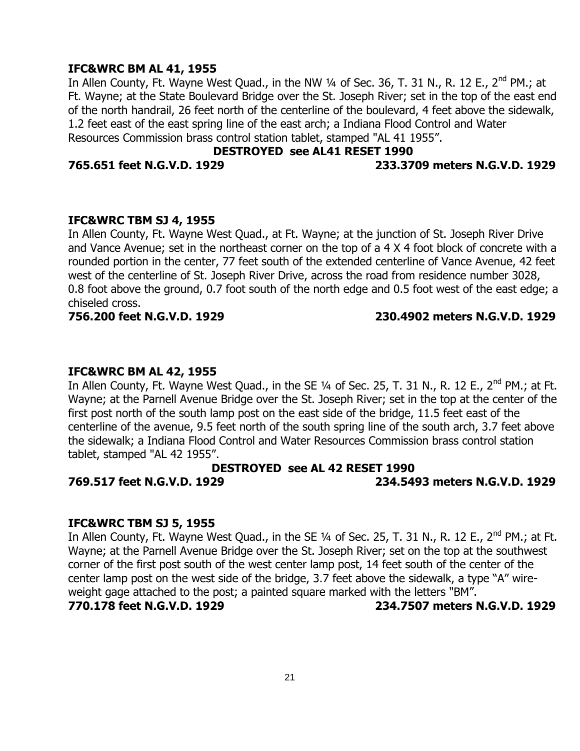**IFC&WRC BM AL 41, 1955**

In Allen County, Ft. Wayne West Quad., in the NW ¼ of Sec. 36, T. 31 N., R. 12 E., 2nd PM.; at Ft. Wayne; at the State Boulevard Bridge over the St. Joseph River; set in the top of the east end of the north handrail, 26 feet north of the centerline of the boulevard, 4 feet above the sidewalk, 1.2 feet east of the east spring line of the east arch; a Indiana Flood Control and Water Resources Commission brass control station tablet, stamped "AL 41 1955".

**DESTROYED see AL41 RESET 1990**

**765.651 feet N.G.V.D. 1929** **233.3709 meters N.G.V.D. 1929**

**IFC&WRC TBM SJ 4, 1955**

In Allen County, Ft. Wayne West Quad., at Ft. Wayne; at the junction of St. Joseph River Drive and Vance Avenue; set in the northeast corner on the top of a 4 X 4 foot block of concrete with a rounded portion in the center, 77 feet south of the extended centerline of Vance Avenue, 42 feet west of the centerline of St. Joseph River Drive, across the road from residence number 3028, 0.8 foot above the ground, 0.7 foot south of the north edge and 0.5 foot west of the east edge; a chiseled cross.

**756.200 feet N.G.V.D. 1929** **230.4902 meters N.G.V.D. 1929**

**IFC&WRC BM AL 42, 1955**

In Allen County, Ft. Wayne West Quad., in the SE ¼ of Sec. 25, T. 31 N., R. 12 E., 2nd PM.; at Ft. Wayne; at the Parnell Avenue Bridge over the St. Joseph River; set in the top at the center of the first post north of the south lamp post on the east side of the bridge, 11.5 feet east of the centerline of the avenue, 9.5 feet north of the south spring line of the south arch, 3.7 feet above the sidewalk; a Indiana Flood Control and Water Resources Commission brass control station tablet, stamped "AL 42 1955".

**DESTROYED see AL 42 RESET 1990**

**769.517 feet N.G.V.D. 1929** **234.5493 meters N.G.V.D. 1929**

**IFC&WRC TBM SJ 5, 1955**

In Allen County, Ft. Wayne West Quad., in the SE ¼ of Sec. 25, T. 31 N., R. 12 E., 2nd PM.; at Ft. Wayne; at the Parnell Avenue Bridge over the St. Joseph River; set on the top at the southwest corner of the first post south of the west center lamp post, 14 feet south of the center of the center lamp post on the west side of the bridge, 3.7 feet above the sidewalk, a type "A" wire-weight gage attached to the post; a painted square marked with the letters "BM".

**770.178 feet N.G.V.D. 1929** **234.7507 meters N.G.V.D. 1929**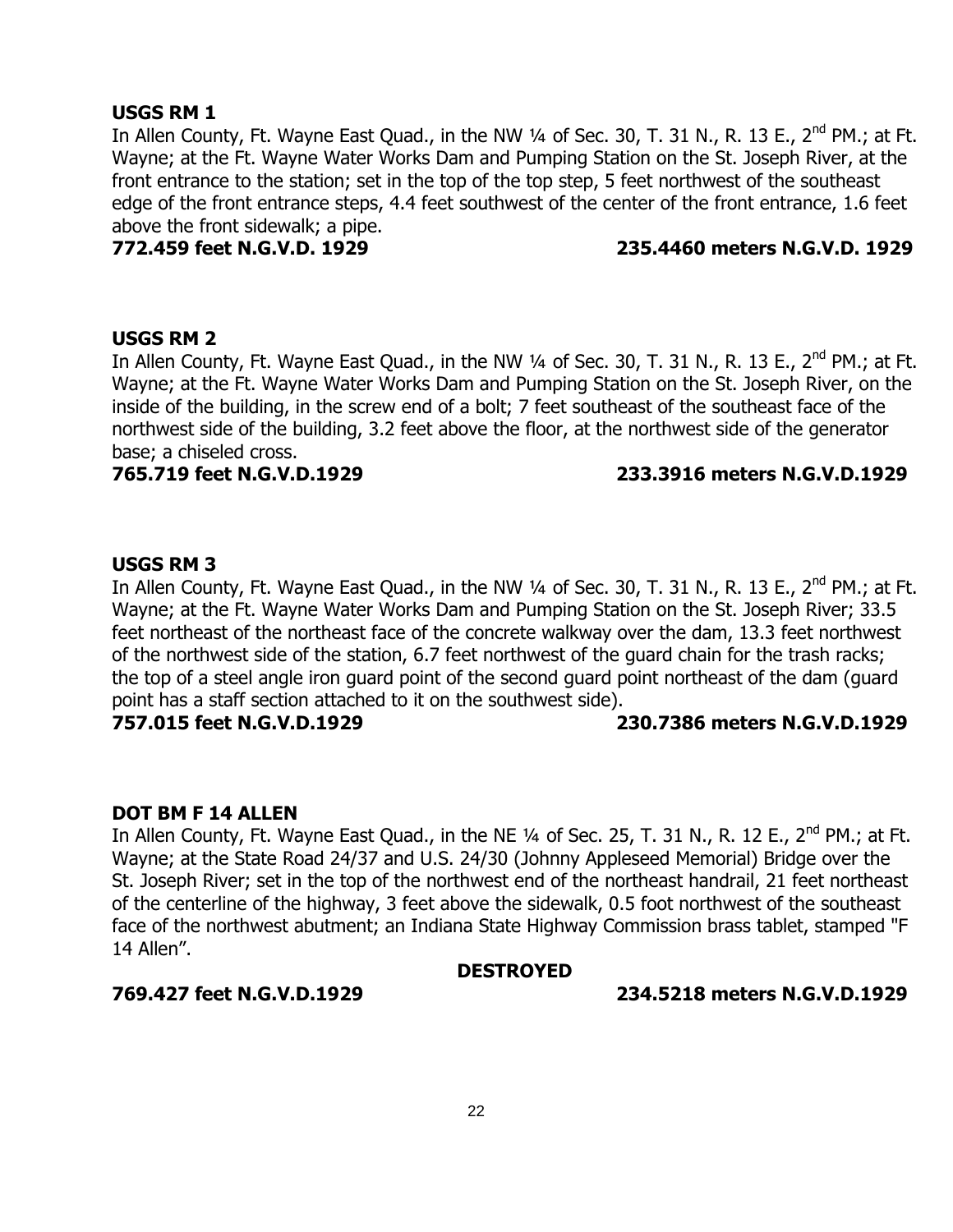**USGS RM 1**

In Allen County, Ft. Wayne East Quad., in the NW ¼ of Sec. 30, T. 31 N., R. 13 E., 2nd PM.; at Ft. Wayne; at the Ft. Wayne Water Works Dam and Pumping Station on the St. Joseph River, at the front entrance to the station; set in the top of the top step, 5 feet northwest of the southeast edge of the front entrance steps, 4.4 feet southwest of the center of the front entrance, 1.6 feet above the front sidewalk; a pipe.

**772.459 feet N.G.V.D. 1929** **235.4460 meters N.G.V.D. 1929**

**USGS RM 2**

In Allen County, Ft. Wayne East Quad., in the NW ¼ of Sec. 30, T. 31 N., R. 13 E., 2nd PM.; at Ft. Wayne; at the Ft. Wayne Water Works Dam and Pumping Station on the St. Joseph River, on the inside of the building, in the screw end of a bolt; 7 feet southeast of the southeast face of the northwest side of the building, 3.2 feet above the floor, at the northwest side of the generator base; a chiseled cross.

**765.719 feet N.G.V.D.1929** **233.3916 meters N.G.V.D.1929**

**USGS RM 3**

In Allen County, Ft. Wayne East Quad., in the NW ¼ of Sec. 30, T. 31 N., R. 13 E., 2nd PM.; at Ft. Wayne; at the Ft. Wayne Water Works Dam and Pumping Station on the St. Joseph River; 33.5 feet northeast of the northeast face of the concrete walkway over the dam, 13.3 feet northwest of the northwest side of the station, 6.7 feet northwest of the guard chain for the trash racks; the top of a steel angle iron guard point of the second guard point northeast of the dam (guard point has a staff section attached to it on the southwest side).

**757.015 feet N.G.V.D.1929** **230.7386 meters N.G.V.D.1929**

**DOT BM F 14 ALLEN**

In Allen County, Ft. Wayne East Quad., in the NE ¼ of Sec. 25, T. 31 N., R. 12 E., 2nd PM.; at Ft. Wayne; at the State Road 24/37 and U.S. 24/30 (Johnny Appleseed Memorial) Bridge over the St. Joseph River; set in the top of the northwest end of the northeast handrail, 21 feet northeast of the centerline of the highway, 3 feet above the sidewalk, 0.5 foot northwest of the southeast face of the northwest abutment; an Indiana State Highway Commission brass tablet, stamped "F 14 Allen".

**DESTROYED**

**769.427 feet N.G.V.D.1929** **234.5218 meters N.G.V.D.1929**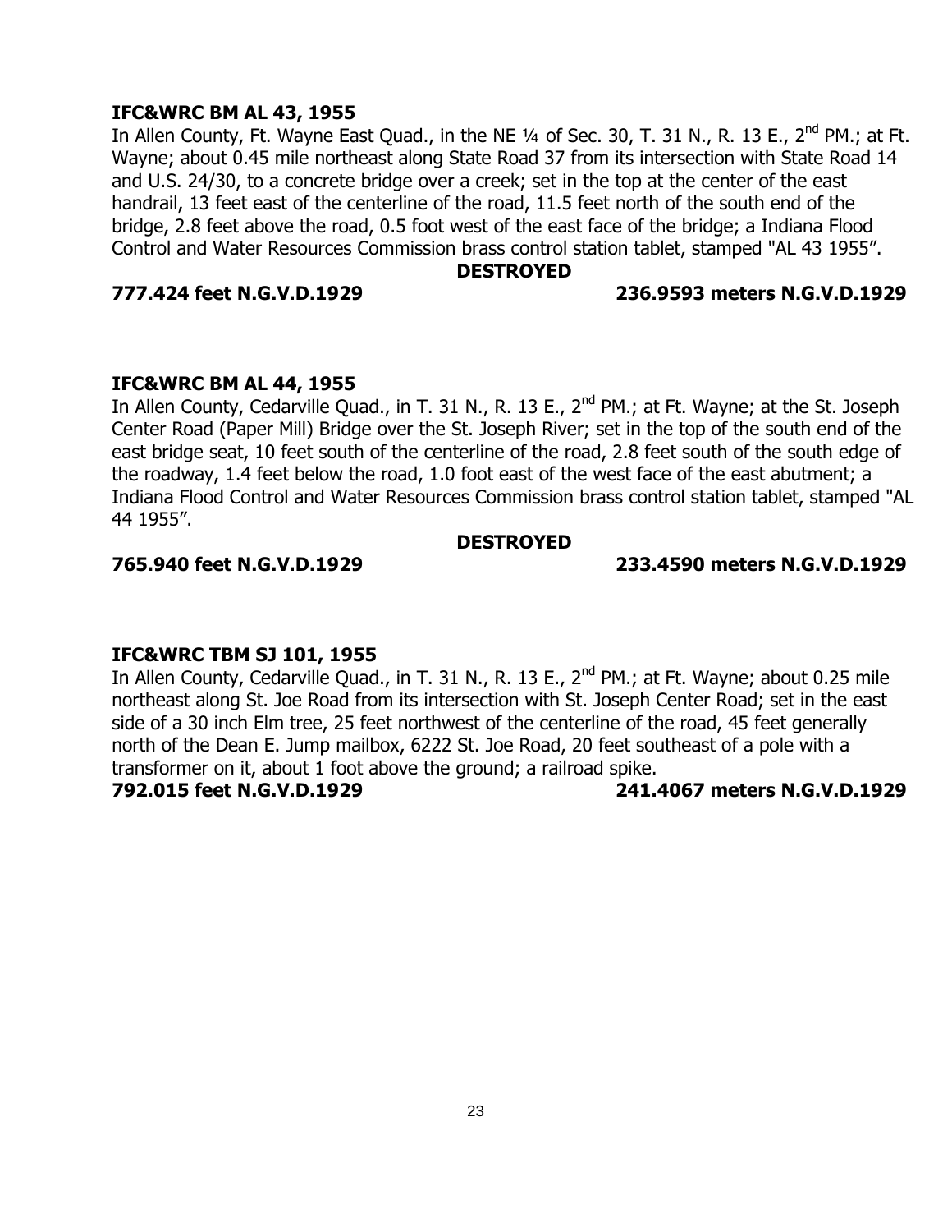**IFC&WRC BM AL 43, 1955**

In Allen County, Ft. Wayne East Quad., in the NE ¼ of Sec. 30, T. 31 N., R. 13 E., 2nd PM.; at Ft. Wayne; about 0.45 mile northeast along State Road 37 from its intersection with State Road 14 and U.S. 24/30, to a concrete bridge over a creek; set in the top at the center of the east handrail, 13 feet east of the centerline of the road, 11.5 feet north of the south end of the bridge, 2.8 feet above the road, 0.5 foot west of the east face of the bridge; a Indiana Flood Control and Water Resources Commission brass control station tablet, stamped "AL 43 1955".

**DESTROYED**

**777.424 feet N.G.V.D.1929 236.9593 meters N.G.V.D.1929**

**IFC&WRC BM AL 44, 1955**

In Allen County, Cedarville Quad., in T. 31 N., R. 13 E., 2nd PM.; at Ft. Wayne; at the St. Joseph Center Road (Paper Mill) Bridge over the St. Joseph River; set in the top of the south end of the east bridge seat, 10 feet south of the centerline of the road, 2.8 feet south of the south edge of the roadway, 1.4 feet below the road, 1.0 foot east of the west face of the east abutment; a Indiana Flood Control and Water Resources Commission brass control station tablet, stamped "AL 44 1955".

**DESTROYED**

**765.940 feet N.G.V.D.1929 233.4590 meters N.G.V.D.1929**

**IFC&WRC TBM SJ 101, 1955**

In Allen County, Cedarville Quad., in T. 31 N., R. 13 E., 2nd PM.; at Ft. Wayne; about 0.25 mile northeast along St. Joe Road from its intersection with St. Joseph Center Road; set in the east side of a 30 inch Elm tree, 25 feet northwest of the centerline of the road, 45 feet generally north of the Dean E. Jump mailbox, 6222 St. Joe Road, 20 feet southeast of a pole with a transformer on it, about 1 foot above the ground; a railroad spike.

**792.015 feet N.G.V.D.1929 241.4067 meters N.G.V.D.1929**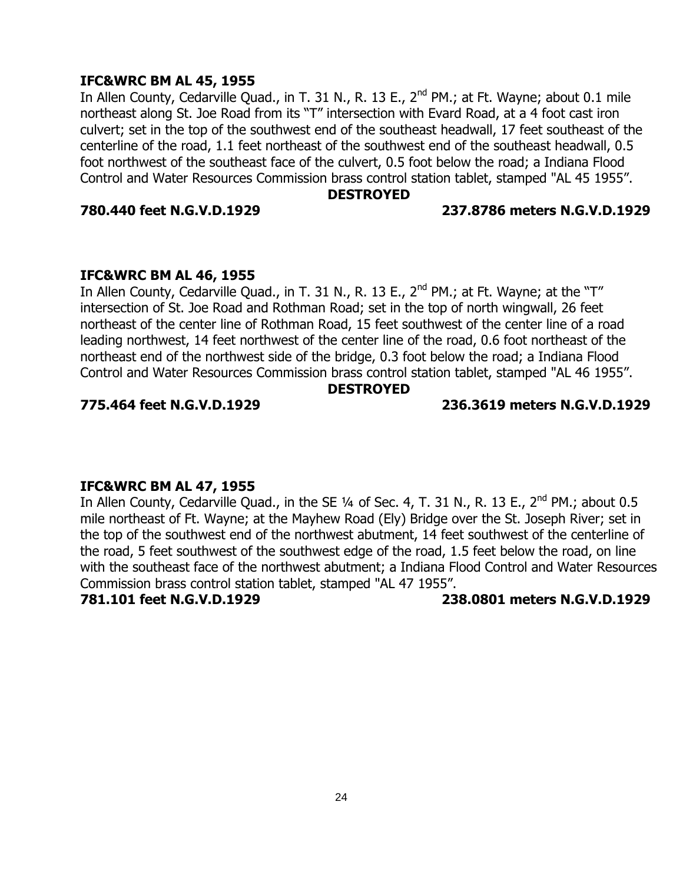**IFC&WRC BM AL 45, 1955**

In Allen County, Cedarville Quad., in T. 31 N., R. 13 E., 2nd PM.; at Ft. Wayne; about 0.1 mile northeast along St. Joe Road from its "T" intersection with Evard Road, at a 4 foot cast iron culvert; set in the top of the southwest end of the southeast headwall, 17 feet southeast of the centerline of the road, 1.1 feet northeast of the southwest end of the southeast headwall, 0.5 foot northwest of the southeast face of the culvert, 0.5 foot below the road; a Indiana Flood Control and Water Resources Commission brass control station tablet, stamped "AL 45 1955".

**DESTROYED**

**780.440 feet N.G.V.D.1929 237.8786 meters N.G.V.D.1929**

**IFC&WRC BM AL 46, 1955**

In Allen County, Cedarville Quad., in T. 31 N., R. 13 E., 2nd PM.; at Ft. Wayne; at the "T" intersection of St. Joe Road and Rothman Road; set in the top of north wingwall, 26 feet northeast of the center line of Rothman Road, 15 feet southwest of the center line of a road leading northwest, 14 feet northwest of the center line of the road, 0.6 foot northeast of the northeast end of the northwest side of the bridge, 0.3 foot below the road; a Indiana Flood Control and Water Resources Commission brass control station tablet, stamped "AL 46 1955".

**DESTROYED**

**775.464 feet N.G.V.D.1929 236.3619 meters N.G.V.D.1929**

**IFC&WRC BM AL 47, 1955**

In Allen County, Cedarville Quad., in the SE ¼ of Sec. 4, T. 31 N., R. 13 E., 2nd PM.; about 0.5 mile northeast of Ft. Wayne; at the Mayhew Road (Ely) Bridge over the St. Joseph River; set in the top of the southwest end of the northwest abutment, 14 feet southwest of the centerline of the road, 5 feet southwest of the southwest edge of the road, 1.5 feet below the road, on line with the southeast face of the northwest abutment; a Indiana Flood Control and Water Resources Commission brass control station tablet, stamped "AL 47 1955".

**781.101 feet N.G.V.D.1929 238.0801 meters N.G.V.D.1929**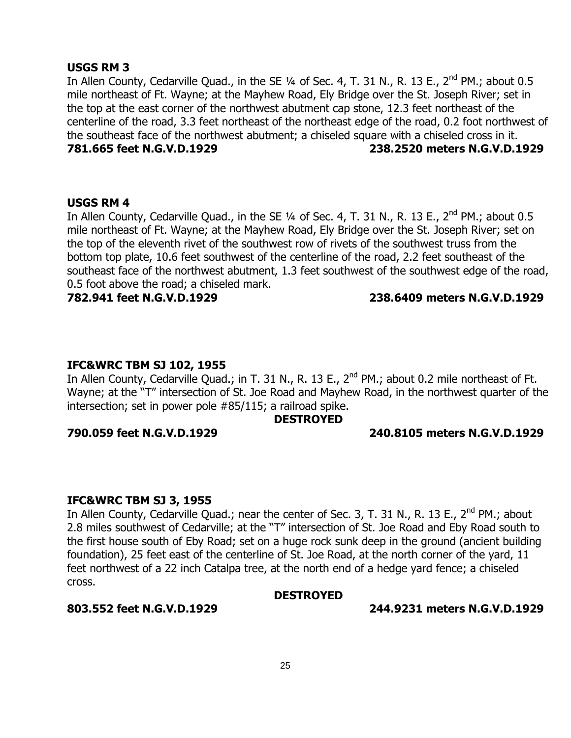**USGS RM 3**

In Allen County, Cedarville Quad., in the SE ¼ of Sec. 4, T. 31 N., R. 13 E., 2nd PM.; about 0.5 mile northeast of Ft. Wayne; at the Mayhew Road, Ely Bridge over the St. Joseph River; set in the top at the east corner of the northwest abutment cap stone, 12.3 feet northeast of the centerline of the road, 3.3 feet northeast of the northeast edge of the road, 0.2 foot northwest of the southeast face of the northwest abutment; a chiseled square with a chiseled cross in it.

**781.665 feet N.G.V.D.1929** **238.2520 meters N.G.V.D.1929**

**USGS RM 4**

In Allen County, Cedarville Quad., in the SE ¼ of Sec. 4, T. 31 N., R. 13 E., 2nd PM.; about 0.5 mile northeast of Ft. Wayne; at the Mayhew Road, Ely Bridge over the St. Joseph River; set on the top of the eleventh rivet of the southwest row of rivets of the southwest truss from the bottom top plate, 10.6 feet southwest of the centerline of the road, 2.2 feet southeast of the southeast face of the northwest abutment, 1.3 feet southwest of the southwest edge of the road, 0.5 foot above the road; a chiseled mark.

**782.941 feet N.G.V.D.1929** **238.6409 meters N.G.V.D.1929**

**IFC&WRC TBM SJ 102, 1955**

In Allen County, Cedarville Quad.; in T. 31 N., R. 13 E., 2nd PM.; about 0.2 mile northeast of Ft. Wayne; at the "T" intersection of St. Joe Road and Mayhew Road, in the northwest quarter of the intersection; set in power pole #85/115; a railroad spike.

**DESTROYED**

**790.059 feet N.G.V.D.1929** **240.8105 meters N.G.V.D.1929**

**IFC&WRC TBM SJ 3, 1955**

In Allen County, Cedarville Quad.; near the center of Sec. 3, T. 31 N., R. 13 E., 2nd PM.; about 2.8 miles southwest of Cedarville; at the "T" intersection of St. Joe Road and Eby Road south to the first house south of Eby Road; set on a huge rock sunk deep in the ground (ancient building foundation), 25 feet east of the centerline of St. Joe Road, at the north corner of the yard, 11 feet northwest of a 22 inch Catalpa tree, at the north end of a hedge yard fence; a chiseled cross.

**DESTROYED**

**803.552 feet N.G.V.D.1929** **244.9231 meters N.G.V.D.1929**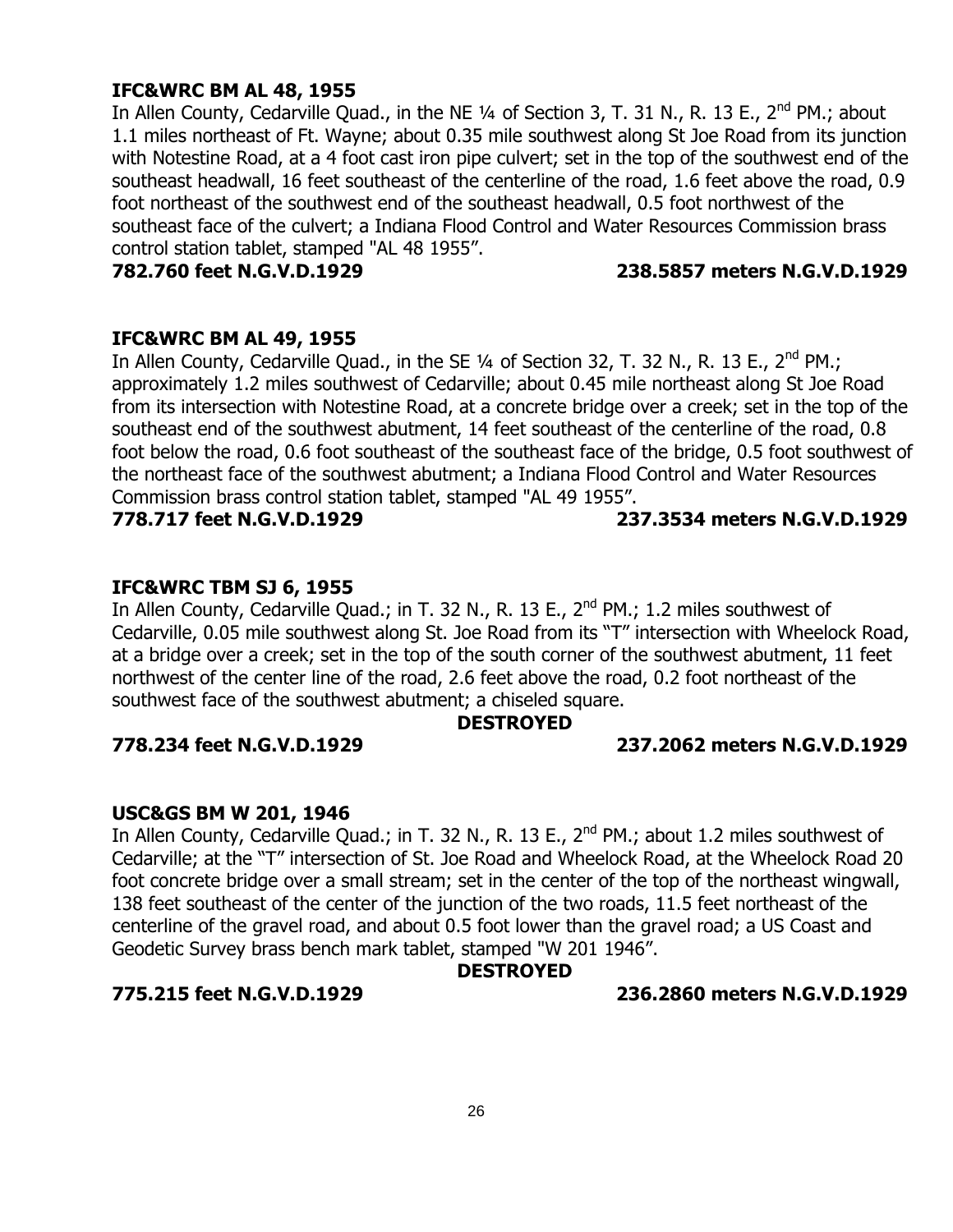**IFC&WRC BM AL 48, 1955**
In Allen County, Cedarville Quad., in the NE ¼ of Section 3, T. 31 N., R. 13 E., 2nd PM.; about 1.1 miles northeast of Ft. Wayne; about 0.35 mile southwest along St Joe Road from its junction with Notestine Road, at a 4 foot cast iron pipe culvert; set in the top of the southwest end of the southeast headwall, 16 feet southeast of the centerline of the road, 1.6 feet above the road, 0.9 foot northeast of the southwest end of the southeast headwall, 0.5 foot northwest of the southeast face of the culvert; a Indiana Flood Control and Water Resources Commission brass control station tablet, stamped "AL 48 1955".
**782.760 feet N.G.V.D.1929 238.5857 meters N.G.V.D.1929**

**IFC&WRC BM AL 49, 1955**
In Allen County, Cedarville Quad., in the SE ¼ of Section 32, T. 32 N., R. 13 E., 2nd PM.; approximately 1.2 miles southwest of Cedarville; about 0.45 mile northeast along St Joe Road from its intersection with Notestine Road, at a concrete bridge over a creek; set in the top of the southeast end of the southwest abutment, 14 feet southeast of the centerline of the road, 0.8 foot below the road, 0.6 foot southeast of the southeast face of the bridge, 0.5 foot southwest of the northeast face of the southwest abutment; a Indiana Flood Control and Water Resources Commission brass control station tablet, stamped "AL 49 1955".
**778.717 feet N.G.V.D.1929 237.3534 meters N.G.V.D.1929**

**IFC&WRC TBM SJ 6, 1955**
In Allen County, Cedarville Quad.; in T. 32 N., R. 13 E., 2nd PM.; 1.2 miles southwest of Cedarville, 0.05 mile southwest along St. Joe Road from its "T" intersection with Wheelock Road, at a bridge over a creek; set in the top of the south corner of the southwest abutment, 11 feet northwest of the center line of the road, 2.6 feet above the road, 0.2 foot northeast of the southwest face of the southwest abutment; a chiseled square.
**DESTROYED**
**778.234 feet N.G.V.D.1929 237.2062 meters N.G.V.D.1929**

**USC&GS BM W 201, 1946**
In Allen County, Cedarville Quad.; in T. 32 N., R. 13 E., 2nd PM.; about 1.2 miles southwest of Cedarville; at the "T" intersection of St. Joe Road and Wheelock Road, at the Wheelock Road 20 foot concrete bridge over a small stream; set in the center of the top of the northeast wingwall, 138 feet southeast of the center of the junction of the two roads, 11.5 feet northeast of the centerline of the gravel road, and about 0.5 foot lower than the gravel road; a US Coast and Geodetic Survey brass bench mark tablet, stamped "W 201 1946".
**DESTROYED**
**775.215 feet N.G.V.D.1929 236.2860 meters N.G.V.D.1929**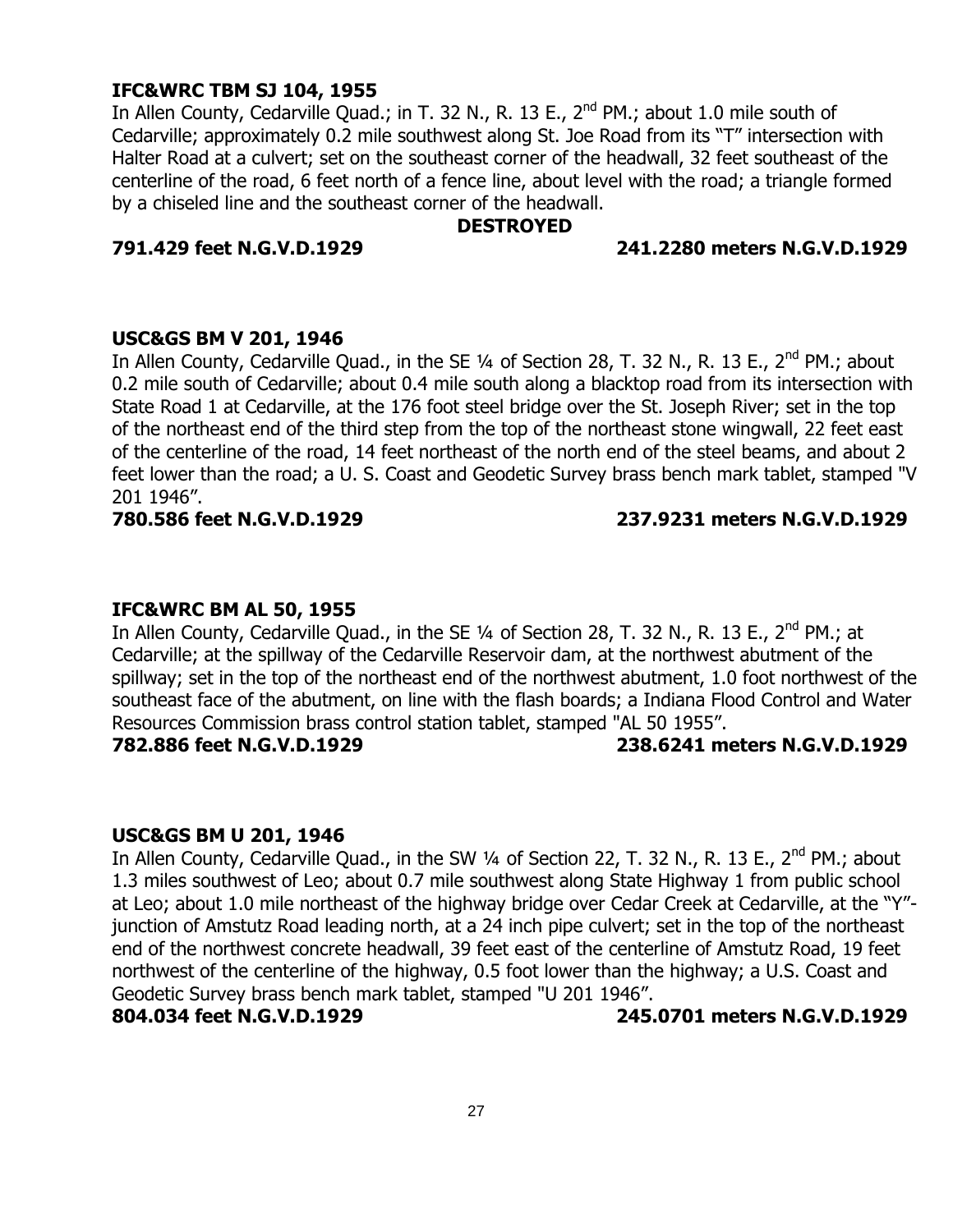**IFC&WRC TBM SJ 104, 1955**

In Allen County, Cedarville Quad.; in T. 32 N., R. 13 E., 2nd PM.; about 1.0 mile south of Cedarville; approximately 0.2 mile southwest along St. Joe Road from its "T" intersection with Halter Road at a culvert; set on the southeast corner of the headwall, 32 feet southeast of the centerline of the road, 6 feet north of a fence line, about level with the road; a triangle formed by a chiseled line and the southeast corner of the headwall.

**DESTROYED**

**791.429 feet N.G.V.D.1929** **241.2280 meters N.G.V.D.1929**

**USC&GS BM V 201, 1946**

In Allen County, Cedarville Quad., in the SE ¼ of Section 28, T. 32 N., R. 13 E., 2nd PM.; about 0.2 mile south of Cedarville; about 0.4 mile south along a blacktop road from its intersection with State Road 1 at Cedarville, at the 176 foot steel bridge over the St. Joseph River; set in the top of the northeast end of the third step from the top of the northeast stone wingwall, 22 feet east of the centerline of the road, 14 feet northeast of the north end of the steel beams, and about 2 feet lower than the road; a U. S. Coast and Geodetic Survey brass bench mark tablet, stamped "V 201 1946".

**780.586 feet N.G.V.D.1929** **237.9231 meters N.G.V.D.1929**

**IFC&WRC BM AL 50, 1955**

In Allen County, Cedarville Quad., in the SE ¼ of Section 28, T. 32 N., R. 13 E., 2nd PM.; at Cedarville; at the spillway of the Cedarville Reservoir dam, at the northwest abutment of the spillway; set in the top of the northeast end of the northwest abutment, 1.0 foot northwest of the southeast face of the abutment, on line with the flash boards; a Indiana Flood Control and Water Resources Commission brass control station tablet, stamped "AL 50 1955".

**782.886 feet N.G.V.D.1929** **238.6241 meters N.G.V.D.1929**

**USC&GS BM U 201, 1946**

In Allen County, Cedarville Quad., in the SW ¼ of Section 22, T. 32 N., R. 13 E., 2nd PM.; about 1.3 miles southwest of Leo; about 0.7 mile southwest along State Highway 1 from public school at Leo; about 1.0 mile northeast of the highway bridge over Cedar Creek at Cedarville, at the "Y"-junction of Amstutz Road leading north, at a 24 inch pipe culvert; set in the top of the northeast end of the northwest concrete headwall, 39 feet east of the centerline of Amstutz Road, 19 feet northwest of the centerline of the highway, 0.5 foot lower than the highway; a U.S. Coast and Geodetic Survey brass bench mark tablet, stamped "U 201 1946".

**804.034 feet N.G.V.D.1929** **245.0701 meters N.G.V.D.1929**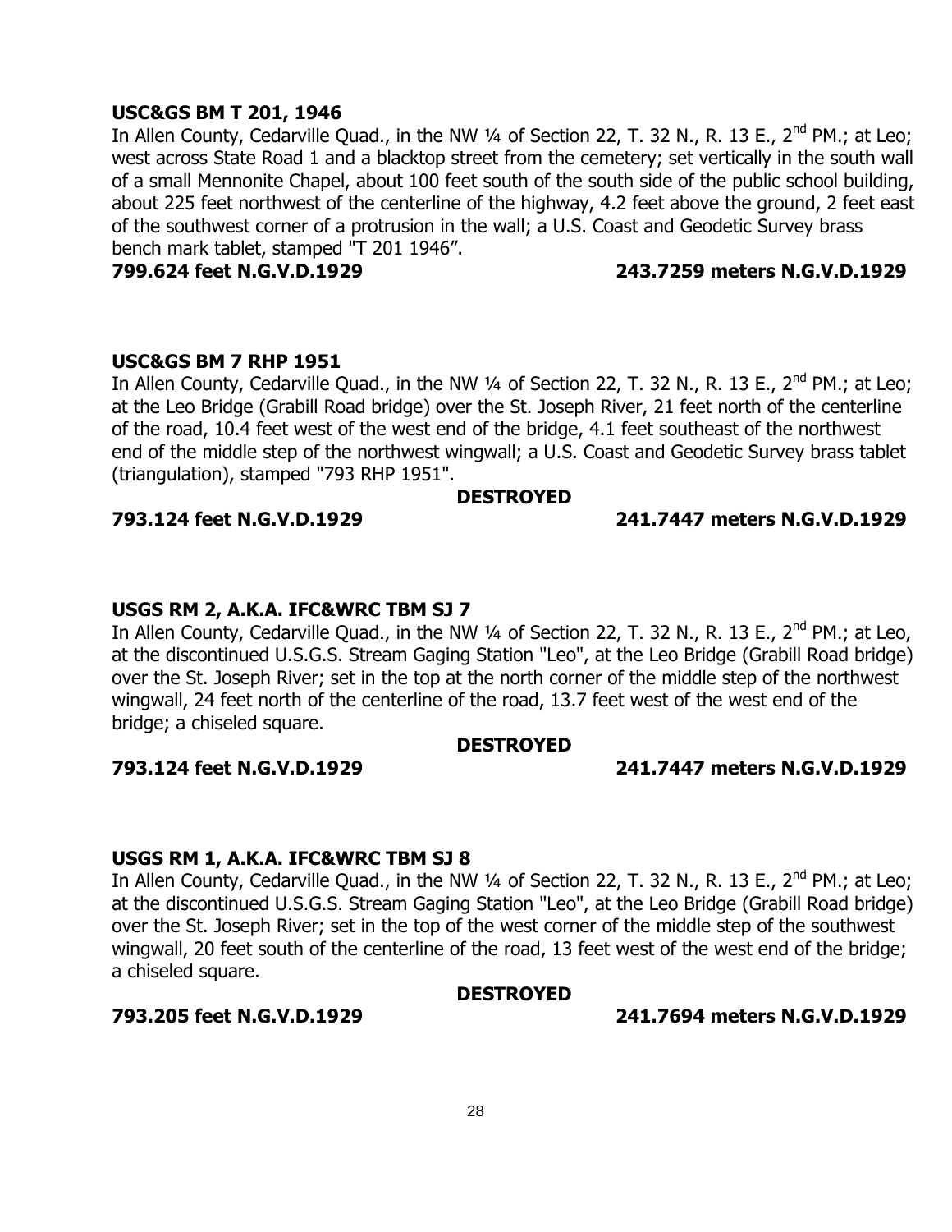**USC&GS BM T 201, 1946**

In Allen County, Cedarville Quad., in the NW ¼ of Section 22, T. 32 N., R. 13 E., 2nd PM.; at Leo; west across State Road 1 and a blacktop street from the cemetery; set vertically in the south wall of a small Mennonite Chapel, about 100 feet south of the south side of the public school building, about 225 feet northwest of the centerline of the highway, 4.2 feet above the ground, 2 feet east of the southwest corner of a protrusion in the wall; a U.S. Coast and Geodetic Survey brass bench mark tablet, stamped "T 201 1946".

**799.624 feet N.G.V.D.1929 243.7259 meters N.G.V.D.1929**

**USC&GS BM 7 RHP 1951**

In Allen County, Cedarville Quad., in the NW ¼ of Section 22, T. 32 N., R. 13 E., 2nd PM.; at Leo; at the Leo Bridge (Grabill Road bridge) over the St. Joseph River, 21 feet north of the centerline of the road, 10.4 feet west of the west end of the bridge, 4.1 feet southeast of the northwest end of the middle step of the northwest wingwall; a U.S. Coast and Geodetic Survey brass tablet (triangulation), stamped "793 RHP 1951".

**DESTROYED**

**793.124 feet N.G.V.D.1929 241.7447 meters N.G.V.D.1929**

**USGS RM 2, A.K.A. IFC&WRC TBM SJ 7**

In Allen County, Cedarville Quad., in the NW ¼ of Section 22, T. 32 N., R. 13 E., 2nd PM.; at Leo, at the discontinued U.S.G.S. Stream Gaging Station "Leo", at the Leo Bridge (Grabill Road bridge) over the St. Joseph River; set in the top at the north corner of the middle step of the northwest wingwall, 24 feet north of the centerline of the road, 13.7 feet west of the west end of the bridge; a chiseled square.

**DESTROYED**

**793.124 feet N.G.V.D.1929 241.7447 meters N.G.V.D.1929**

**USGS RM 1, A.K.A. IFC&WRC TBM SJ 8**

In Allen County, Cedarville Quad., in the NW ¼ of Section 22, T. 32 N., R. 13 E., 2nd PM.; at Leo; at the discontinued U.S.G.S. Stream Gaging Station "Leo", at the Leo Bridge (Grabill Road bridge) over the St. Joseph River; set in the top of the west corner of the middle step of the southwest wingwall, 20 feet south of the centerline of the road, 13 feet west of the west end of the bridge; a chiseled square.

**DESTROYED**

**793.205 feet N.G.V.D.1929 241.7694 meters N.G.V.D.1929**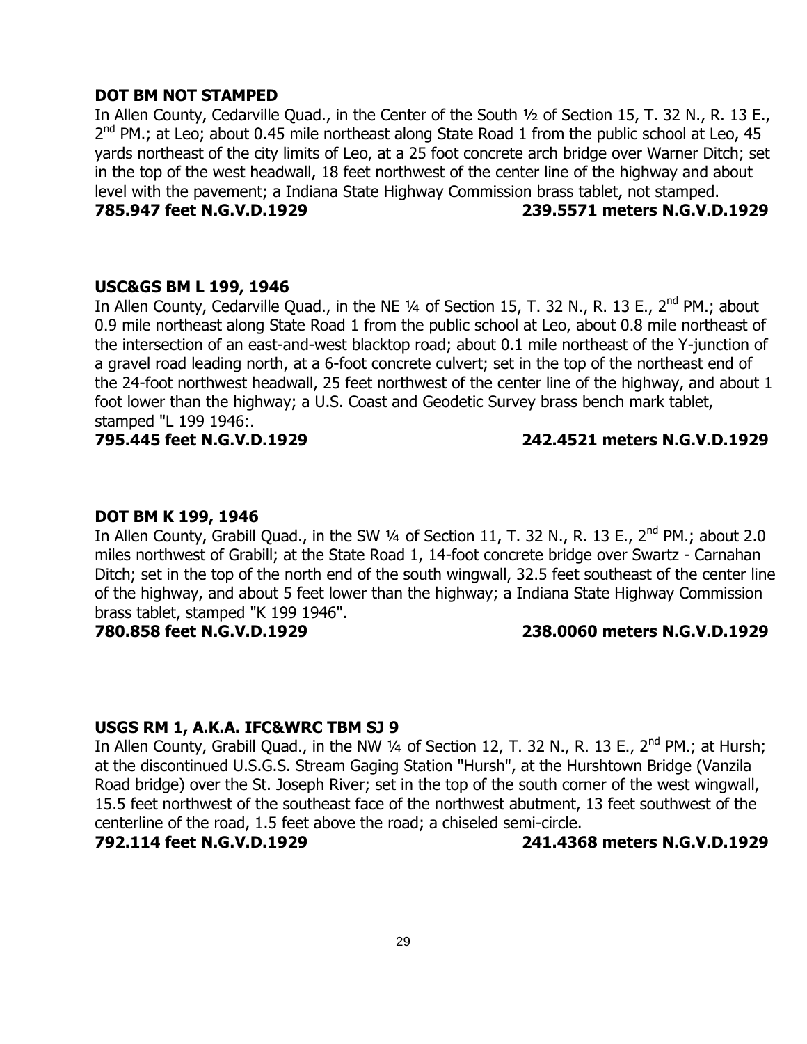**DOT BM NOT STAMPED**

In Allen County, Cedarville Quad., in the Center of the South ½ of Section 15, T. 32 N., R. 13 E., 2nd PM.; at Leo; about 0.45 mile northeast along State Road 1 from the public school at Leo, 45 yards northeast of the city limits of Leo, at a 25 foot concrete arch bridge over Warner Ditch; set in the top of the west headwall, 18 feet northwest of the center line of the highway and about level with the pavement; a Indiana State Highway Commission brass tablet, not stamped.

**785.947 feet N.G.V.D.1929 239.5571 meters N.G.V.D.1929**

**USC&GS BM L 199, 1946**

In Allen County, Cedarville Quad., in the NE ¼ of Section 15, T. 32 N., R. 13 E., 2nd PM.; about 0.9 mile northeast along State Road 1 from the public school at Leo, about 0.8 mile northeast of the intersection of an east-and-west blacktop road; about 0.1 mile northeast of the Y-junction of a gravel road leading north, at a 6-foot concrete culvert; set in the top of the northeast end of the 24-foot northwest headwall, 25 feet northwest of the center line of the highway, and about 1 foot lower than the highway; a U.S. Coast and Geodetic Survey brass bench mark tablet, stamped "L 199 1946:.

**795.445 feet N.G.V.D.1929 242.4521 meters N.G.V.D.1929**

**DOT BM K 199, 1946**

In Allen County, Grabill Quad., in the SW ¼ of Section 11, T. 32 N., R. 13 E., 2nd PM.; about 2.0 miles northwest of Grabill; at the State Road 1, 14-foot concrete bridge over Swartz - Carnahan Ditch; set in the top of the north end of the south wingwall, 32.5 feet southeast of the center line of the highway, and about 5 feet lower than the highway; a Indiana State Highway Commission brass tablet, stamped "K 199 1946".

**780.858 feet N.G.V.D.1929 238.0060 meters N.G.V.D.1929**

**USGS RM 1, A.K.A. IFC&WRC TBM SJ 9**

In Allen County, Grabill Quad., in the NW ¼ of Section 12, T. 32 N., R. 13 E., 2nd PM.; at Hursh; at the discontinued U.S.G.S. Stream Gaging Station "Hursh", at the Hurshtown Bridge (Vanzila Road bridge) over the St. Joseph River; set in the top of the south corner of the west wingwall, 15.5 feet northwest of the southeast face of the northwest abutment, 13 feet southwest of the centerline of the road, 1.5 feet above the road; a chiseled semi-circle.

**792.114 feet N.G.V.D.1929 241.4368 meters N.G.V.D.1929**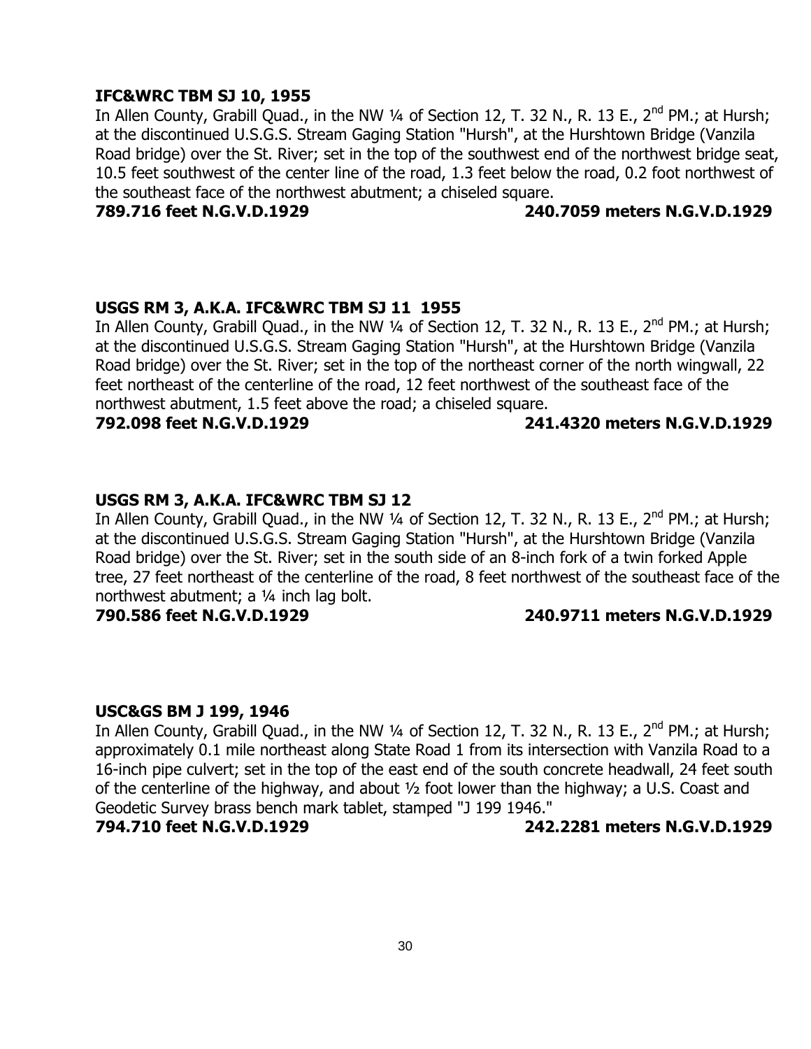**IFC&WRC TBM SJ 10, 1955**

In Allen County, Grabill Quad., in the NW ¼ of Section 12, T. 32 N., R. 13 E., 2nd PM.; at Hursh; at the discontinued U.S.G.S. Stream Gaging Station "Hursh", at the Hurshtown Bridge (Vanzila Road bridge) over the St. River; set in the top of the southwest end of the northwest bridge seat, 10.5 feet southwest of the center line of the road, 1.3 feet below the road, 0.2 foot northwest of the southeast face of the northwest abutment; a chiseled square.

**789.716 feet N.G.V.D.1929** **240.7059 meters N.G.V.D.1929**

**USGS RM 3, A.K.A. IFC&WRC TBM SJ 11 1955**

In Allen County, Grabill Quad., in the NW ¼ of Section 12, T. 32 N., R. 13 E., 2nd PM.; at Hursh; at the discontinued U.S.G.S. Stream Gaging Station "Hursh", at the Hurshtown Bridge (Vanzila Road bridge) over the St. River; set in the top of the northeast corner of the north wingwall, 22 feet northeast of the centerline of the road, 12 feet northwest of the southeast face of the northwest abutment, 1.5 feet above the road; a chiseled square.

**792.098 feet N.G.V.D.1929** **241.4320 meters N.G.V.D.1929**

**USGS RM 3, A.K.A. IFC&WRC TBM SJ 12**

In Allen County, Grabill Quad., in the NW ¼ of Section 12, T. 32 N., R. 13 E., 2nd PM.; at Hursh; at the discontinued U.S.G.S. Stream Gaging Station "Hursh", at the Hurshtown Bridge (Vanzila Road bridge) over the St. River; set in the south side of an 8-inch fork of a twin forked Apple tree, 27 feet northeast of the centerline of the road, 8 feet northwest of the southeast face of the northwest abutment; a ¼ inch lag bolt.

**790.586 feet N.G.V.D.1929** **240.9711 meters N.G.V.D.1929**

**USC&GS BM J 199, 1946**

In Allen County, Grabill Quad., in the NW ¼ of Section 12, T. 32 N., R. 13 E., 2nd PM.; at Hursh; approximately 0.1 mile northeast along State Road 1 from its intersection with Vanzila Road to a 16-inch pipe culvert; set in the top of the east end of the south concrete headwall, 24 feet south of the centerline of the highway, and about ½ foot lower than the highway; a U.S. Coast and Geodetic Survey brass bench mark tablet, stamped "J 199 1946."

**794.710 feet N.G.V.D.1929** **242.2281 meters N.G.V.D.1929**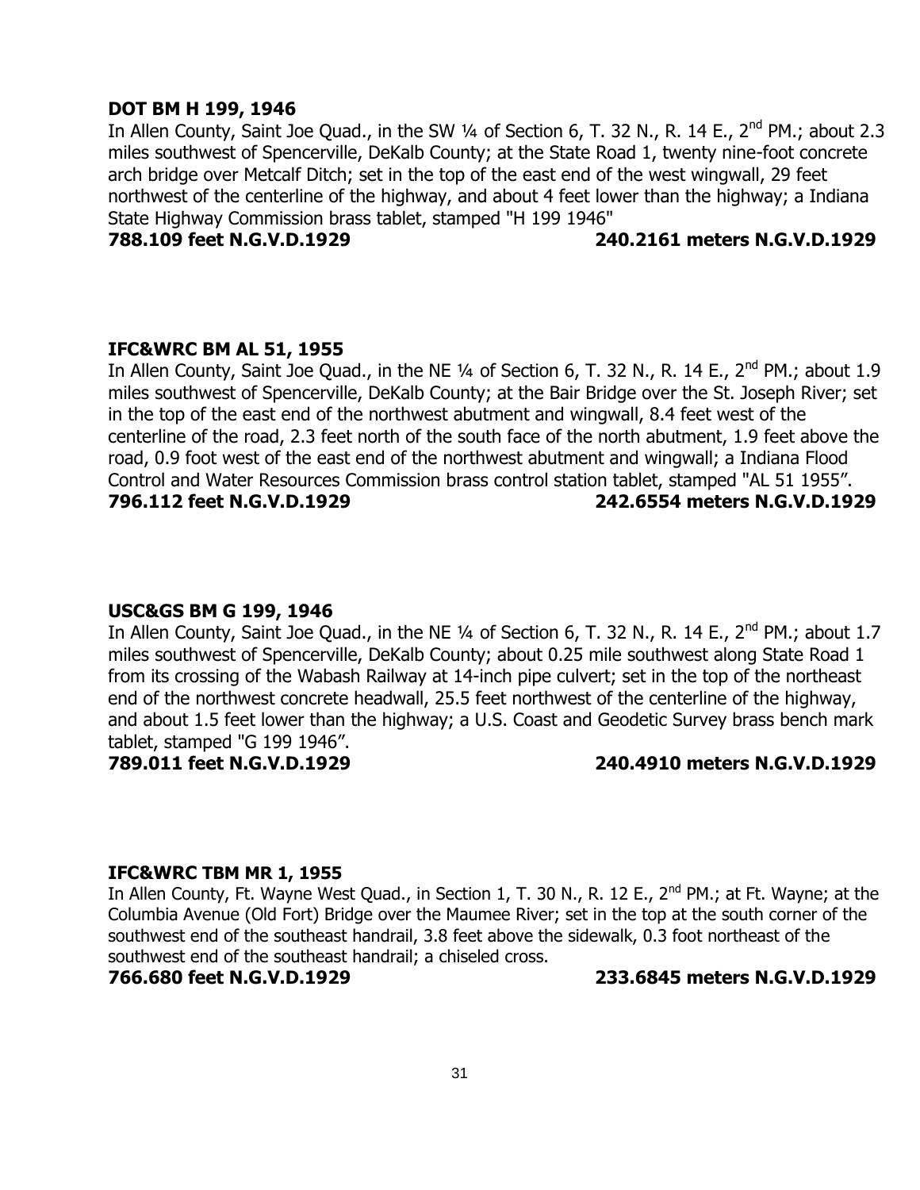**DOT BM H 199, 1946**

In Allen County, Saint Joe Quad., in the SW ¼ of Section 6, T. 32 N., R. 14 E., 2nd PM.; about 2.3 miles southwest of Spencerville, DeKalb County; at the State Road 1, twenty nine-foot concrete arch bridge over Metcalf Ditch; set in the top of the east end of the west wingwall, 29 feet northwest of the centerline of the highway, and about 4 feet lower than the highway; a Indiana State Highway Commission brass tablet, stamped "H 199 1946"

**788.109 feet N.G.V.D.1929 240.2161 meters N.G.V.D.1929**

**IFC&WRC BM AL 51, 1955**

In Allen County, Saint Joe Quad., in the NE ¼ of Section 6, T. 32 N., R. 14 E., 2nd PM.; about 1.9 miles southwest of Spencerville, DeKalb County; at the Bair Bridge over the St. Joseph River; set in the top of the east end of the northwest abutment and wingwall, 8.4 feet west of the centerline of the road, 2.3 feet north of the south face of the north abutment, 1.9 feet above the road, 0.9 foot west of the east end of the northwest abutment and wingwall; a Indiana Flood Control and Water Resources Commission brass control station tablet, stamped "AL 51 1955".

**796.112 feet N.G.V.D.1929 242.6554 meters N.G.V.D.1929**

**USC&GS BM G 199, 1946**

In Allen County, Saint Joe Quad., in the NE ¼ of Section 6, T. 32 N., R. 14 E., 2nd PM.; about 1.7 miles southwest of Spencerville, DeKalb County; about 0.25 mile southwest along State Road 1 from its crossing of the Wabash Railway at 14-inch pipe culvert; set in the top of the northeast end of the northwest concrete headwall, 25.5 feet northwest of the centerline of the highway, and about 1.5 feet lower than the highway; a U.S. Coast and Geodetic Survey brass bench mark tablet, stamped "G 199 1946".

**789.011 feet N.G.V.D.1929 240.4910 meters N.G.V.D.1929**

**IFC&WRC TBM MR 1, 1955**

In Allen County, Ft. Wayne West Quad., in Section 1, T. 30 N., R. 12 E., 2nd PM.; at Ft. Wayne; at the Columbia Avenue (Old Fort) Bridge over the Maumee River; set in the top at the south corner of the southwest end of the southeast handrail, 3.8 feet above the sidewalk, 0.3 foot northeast of the southwest end of the southeast handrail; a chiseled cross.

**766.680 feet N.G.V.D.1929 233.6845 meters N.G.V.D.1929**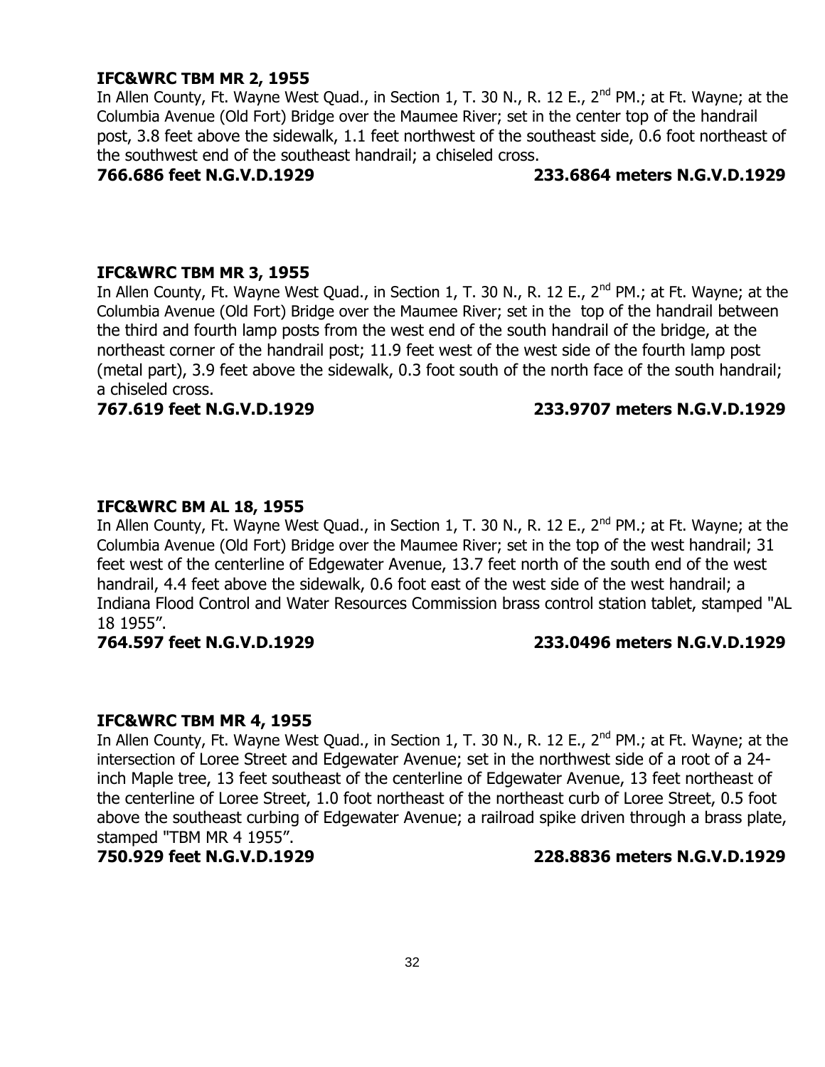**IFC&WRC TBM MR 2, 1955**

In Allen County, Ft. Wayne West Quad., in Section 1, T. 30 N., R. 12 E., 2nd PM.; at Ft. Wayne; at the Columbia Avenue (Old Fort) Bridge over the Maumee River; set in the center top of the handrail post, 3.8 feet above the sidewalk, 1.1 feet northwest of the southeast side, 0.6 foot northeast of the southwest end of the southeast handrail; a chiseled cross.

**766.686 feet N.G.V.D.1929 233.6864 meters N.G.V.D.1929**

**IFC&WRC TBM MR 3, 1955**

In Allen County, Ft. Wayne West Quad., in Section 1, T. 30 N., R. 12 E., 2nd PM.; at Ft. Wayne; at the Columbia Avenue (Old Fort) Bridge over the Maumee River; set in the top of the handrail between the third and fourth lamp posts from the west end of the south handrail of the bridge, at the northeast corner of the handrail post; 11.9 feet west of the west side of the fourth lamp post (metal part), 3.9 feet above the sidewalk, 0.3 foot south of the north face of the south handrail; a chiseled cross.

**767.619 feet N.G.V.D.1929 233.9707 meters N.G.V.D.1929**

**IFC&WRC BM AL 18, 1955**

In Allen County, Ft. Wayne West Quad., in Section 1, T. 30 N., R. 12 E., 2nd PM.; at Ft. Wayne; at the Columbia Avenue (Old Fort) Bridge over the Maumee River; set in the top of the west handrail; 31 feet west of the centerline of Edgewater Avenue, 13.7 feet north of the south end of the west handrail, 4.4 feet above the sidewalk, 0.6 foot east of the west side of the west handrail; a Indiana Flood Control and Water Resources Commission brass control station tablet, stamped "AL 18 1955".

**764.597 feet N.G.V.D.1929 233.0496 meters N.G.V.D.1929**

**IFC&WRC TBM MR 4, 1955**

In Allen County, Ft. Wayne West Quad., in Section 1, T. 30 N., R. 12 E., 2nd PM.; at Ft. Wayne; at the intersection of Loree Street and Edgewater Avenue; set in the northwest side of a root of a 24-inch Maple tree, 13 feet southeast of the centerline of Edgewater Avenue, 13 feet northeast of the centerline of Loree Street, 1.0 foot northeast of the northeast curb of Loree Street, 0.5 foot above the southeast curbing of Edgewater Avenue; a railroad spike driven through a brass plate, stamped "TBM MR 4 1955".

**750.929 feet N.G.V.D.1929 228.8836 meters N.G.V.D.1929**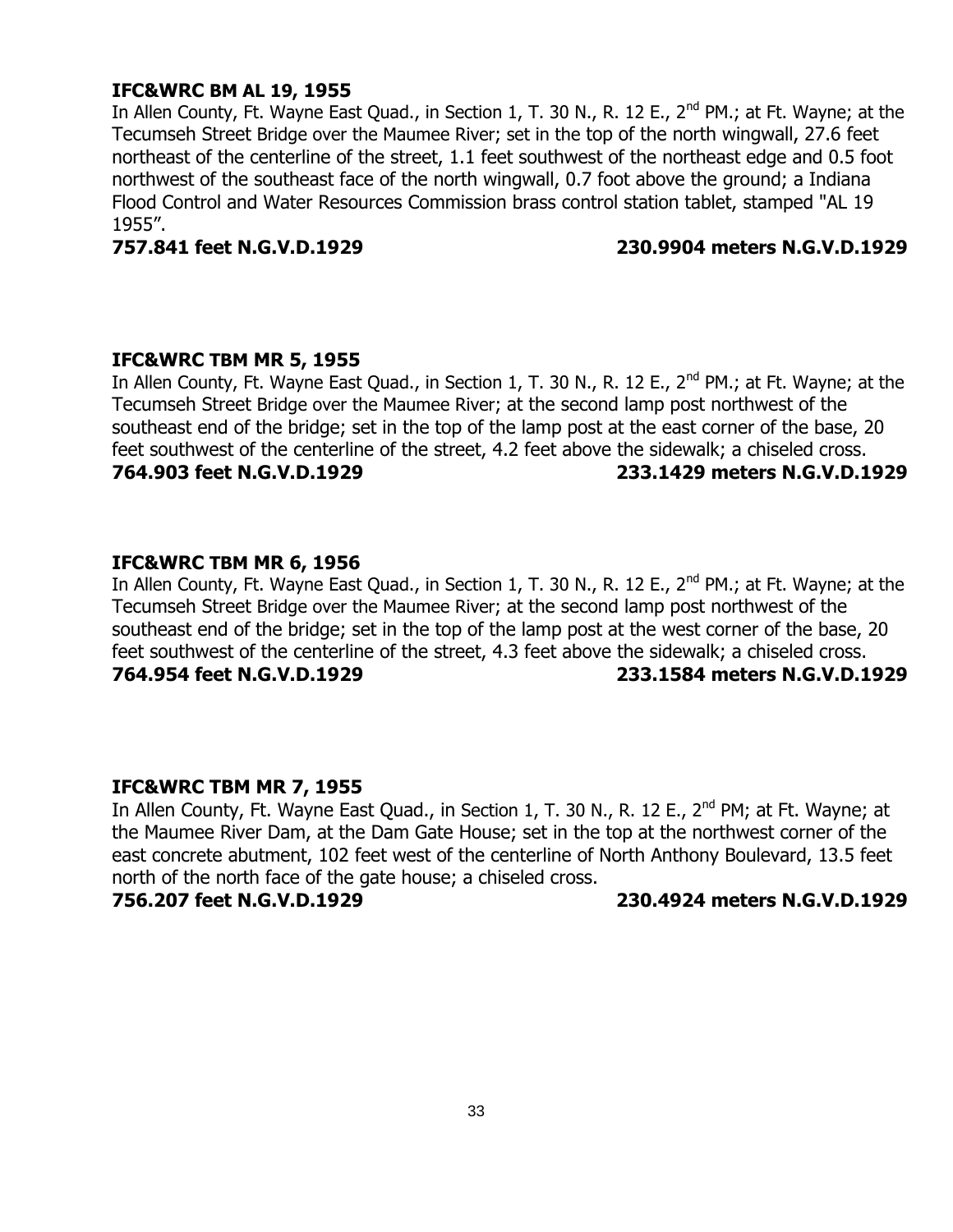**IFC&WRC BM AL 19, 1955**

In Allen County, Ft. Wayne East Quad., in Section 1, T. 30 N., R. 12 E., 2nd PM.; at Ft. Wayne; at the Tecumseh Street Bridge over the Maumee River; set in the top of the north wingwall, 27.6 feet northeast of the centerline of the street, 1.1 feet southwest of the northeast edge and 0.5 foot northwest of the southeast face of the north wingwall, 0.7 foot above the ground; a Indiana Flood Control and Water Resources Commission brass control station tablet, stamped "AL 19 1955".

**757.841 feet N.G.V.D.1929 230.9904 meters N.G.V.D.1929**

**IFC&WRC TBM MR 5, 1955**

In Allen County, Ft. Wayne East Quad., in Section 1, T. 30 N., R. 12 E., 2nd PM.; at Ft. Wayne; at the Tecumseh Street Bridge over the Maumee River; at the second lamp post northwest of the southeast end of the bridge; set in the top of the lamp post at the east corner of the base, 20 feet southwest of the centerline of the street, 4.2 feet above the sidewalk; a chiseled cross.

**764.903 feet N.G.V.D.1929 233.1429 meters N.G.V.D.1929**

**IFC&WRC TBM MR 6, 1956**

In Allen County, Ft. Wayne East Quad., in Section 1, T. 30 N., R. 12 E., 2nd PM.; at Ft. Wayne; at the Tecumseh Street Bridge over the Maumee River; at the second lamp post northwest of the southeast end of the bridge; set in the top of the lamp post at the west corner of the base, 20 feet southwest of the centerline of the street, 4.3 feet above the sidewalk; a chiseled cross.

**764.954 feet N.G.V.D.1929 233.1584 meters N.G.V.D.1929**

**IFC&WRC TBM MR 7, 1955**

In Allen County, Ft. Wayne East Quad., in Section 1, T. 30 N., R. 12 E., 2nd PM; at Ft. Wayne; at the Maumee River Dam, at the Dam Gate House; set in the top at the northwest corner of the east concrete abutment, 102 feet west of the centerline of North Anthony Boulevard, 13.5 feet north of the north face of the gate house; a chiseled cross.

**756.207 feet N.G.V.D.1929 230.4924 meters N.G.V.D.1929**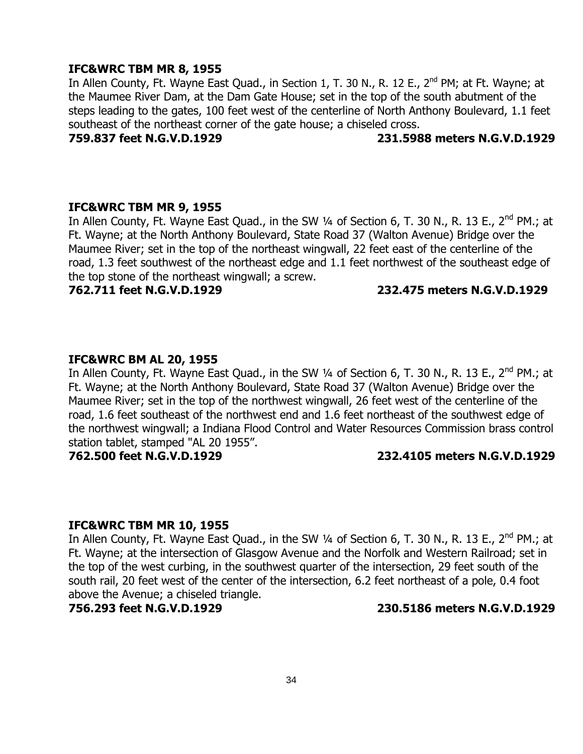**IFC&WRC TBM MR 8, 1955**

In Allen County, Ft. Wayne East Quad., in Section 1, T. 30 N., R. 12 E., 2nd PM; at Ft. Wayne; at the Maumee River Dam, at the Dam Gate House; set in the top of the south abutment of the steps leading to the gates, 100 feet west of the centerline of North Anthony Boulevard, 1.1 feet southeast of the northeast corner of the gate house; a chiseled cross.

**759.837 feet N.G.V.D.1929 231.5988 meters N.G.V.D.1929**

**IFC&WRC TBM MR 9, 1955**

In Allen County, Ft. Wayne East Quad., in the SW ¼ of Section 6, T. 30 N., R. 13 E., 2nd PM.; at Ft. Wayne; at the North Anthony Boulevard, State Road 37 (Walton Avenue) Bridge over the Maumee River; set in the top of the northeast wingwall, 22 feet east of the centerline of the road, 1.3 feet southwest of the northeast edge and 1.1 feet northwest of the southeast edge of the top stone of the northeast wingwall; a screw.

**762.711 feet N.G.V.D.1929 232.475 meters N.G.V.D.1929**

**IFC&WRC BM AL 20, 1955**

In Allen County, Ft. Wayne East Quad., in the SW ¼ of Section 6, T. 30 N., R. 13 E., 2nd PM.; at Ft. Wayne; at the North Anthony Boulevard, State Road 37 (Walton Avenue) Bridge over the Maumee River; set in the top of the northwest wingwall, 26 feet west of the centerline of the road, 1.6 feet southeast of the northwest end and 1.6 feet northeast of the southwest edge of the northwest wingwall; a Indiana Flood Control and Water Resources Commission brass control station tablet, stamped "AL 20 1955".

**762.500 feet N.G.V.D.1929 232.4105 meters N.G.V.D.1929**

**IFC&WRC TBM MR 10, 1955**

In Allen County, Ft. Wayne East Quad., in the SW ¼ of Section 6, T. 30 N., R. 13 E., 2nd PM.; at Ft. Wayne; at the intersection of Glasgow Avenue and the Norfolk and Western Railroad; set in the top of the west curbing, in the southwest quarter of the intersection, 29 feet south of the south rail, 20 feet west of the center of the intersection, 6.2 feet northeast of a pole, 0.4 foot above the Avenue; a chiseled triangle.

**756.293 feet N.G.V.D.1929 230.5186 meters N.G.V.D.1929**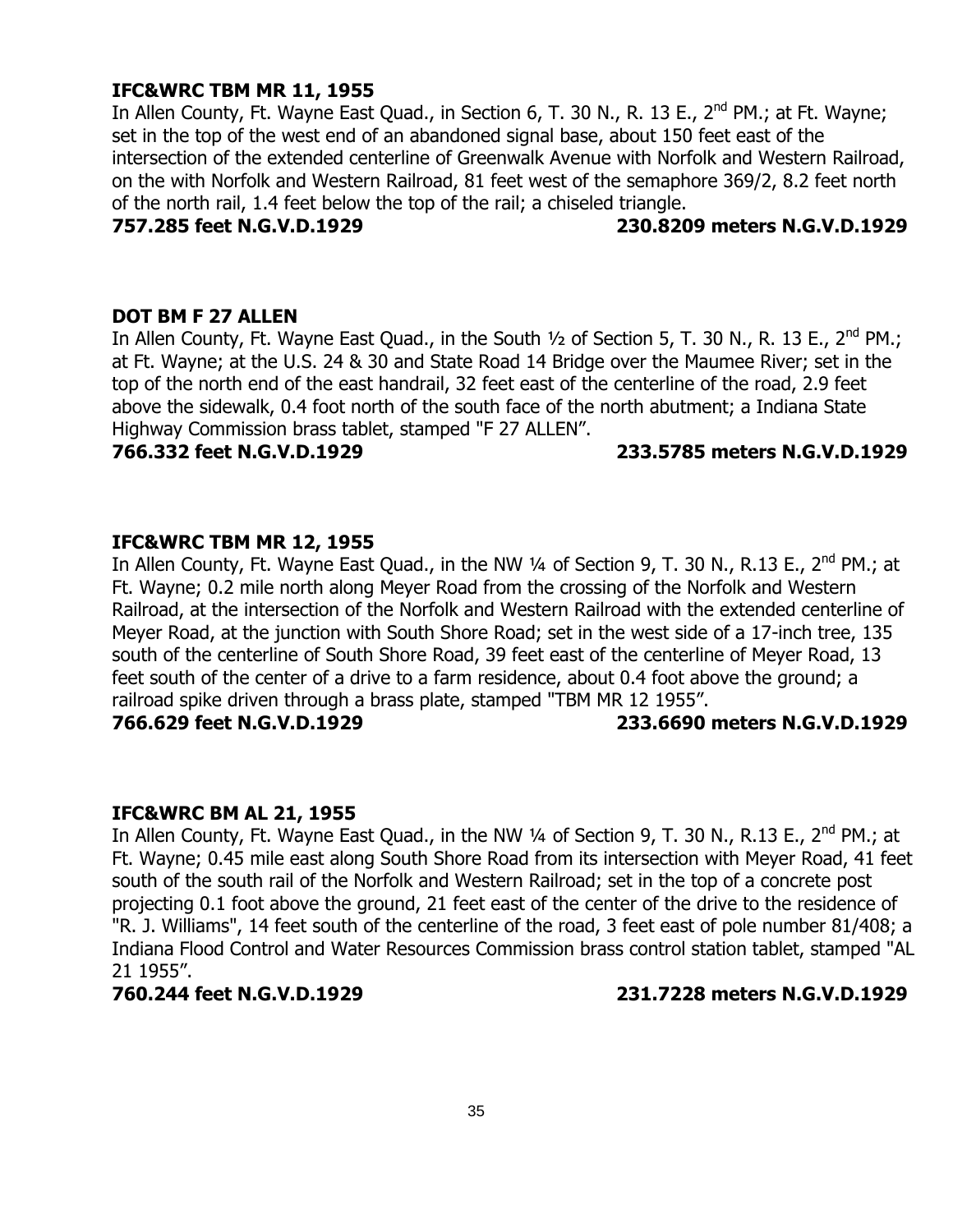**IFC&WRC TBM MR 11, 1955**

In Allen County, Ft. Wayne East Quad., in Section 6, T. 30 N., R. 13 E., 2nd PM.; at Ft. Wayne; set in the top of the west end of an abandoned signal base, about 150 feet east of the intersection of the extended centerline of Greenwalk Avenue with Norfolk and Western Railroad, on the with Norfolk and Western Railroad, 81 feet west of the semaphore 369/2, 8.2 feet north of the north rail, 1.4 feet below the top of the rail; a chiseled triangle.

**757.285 feet N.G.V.D.1929 230.8209 meters N.G.V.D.1929**

**DOT BM F 27 ALLEN**

In Allen County, Ft. Wayne East Quad., in the South ½ of Section 5, T. 30 N., R. 13 E., 2nd PM.; at Ft. Wayne; at the U.S. 24 & 30 and State Road 14 Bridge over the Maumee River; set in the top of the north end of the east handrail, 32 feet east of the centerline of the road, 2.9 feet above the sidewalk, 0.4 foot north of the south face of the north abutment; a Indiana State Highway Commission brass tablet, stamped "F 27 ALLEN".

**766.332 feet N.G.V.D.1929 233.5785 meters N.G.V.D.1929**

**IFC&WRC TBM MR 12, 1955**

In Allen County, Ft. Wayne East Quad., in the NW ¼ of Section 9, T. 30 N., R.13 E., 2nd PM.; at Ft. Wayne; 0.2 mile north along Meyer Road from the crossing of the Norfolk and Western Railroad, at the intersection of the Norfolk and Western Railroad with the extended centerline of Meyer Road, at the junction with South Shore Road; set in the west side of a 17-inch tree, 135 south of the centerline of South Shore Road, 39 feet east of the centerline of Meyer Road, 13 feet south of the center of a drive to a farm residence, about 0.4 foot above the ground; a railroad spike driven through a brass plate, stamped "TBM MR 12 1955".

**766.629 feet N.G.V.D.1929 233.6690 meters N.G.V.D.1929**

**IFC&WRC BM AL 21, 1955**

In Allen County, Ft. Wayne East Quad., in the NW ¼ of Section 9, T. 30 N., R.13 E., 2nd PM.; at Ft. Wayne; 0.45 mile east along South Shore Road from its intersection with Meyer Road, 41 feet south of the south rail of the Norfolk and Western Railroad; set in the top of a concrete post projecting 0.1 foot above the ground, 21 feet east of the center of the drive to the residence of "R. J. Williams", 14 feet south of the centerline of the road, 3 feet east of pole number 81/408; a Indiana Flood Control and Water Resources Commission brass control station tablet, stamped "AL 21 1955".

**760.244 feet N.G.V.D.1929 231.7228 meters N.G.V.D.1929**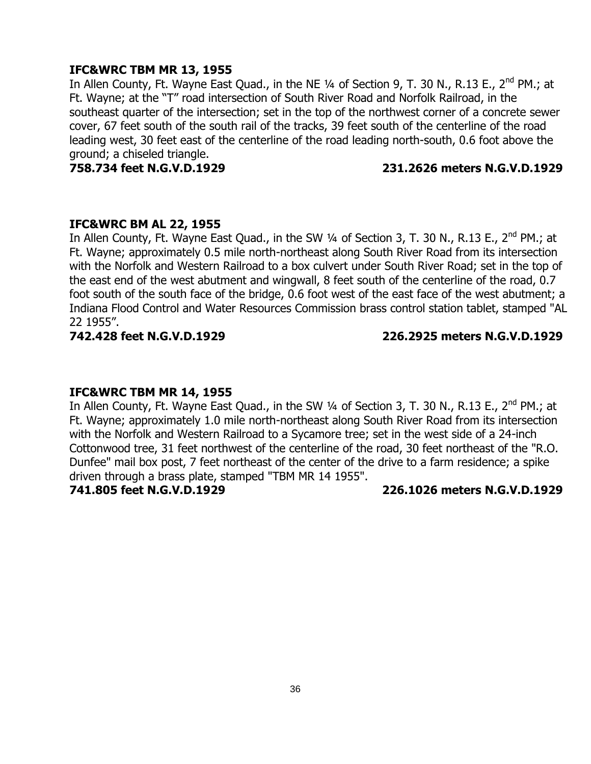**IFC&WRC TBM MR 13, 1955**

In Allen County, Ft. Wayne East Quad., in the NE ¼ of Section 9, T. 30 N., R.13 E., 2nd PM.; at Ft. Wayne; at the "T" road intersection of South River Road and Norfolk Railroad, in the southeast quarter of the intersection; set in the top of the northwest corner of a concrete sewer cover, 67 feet south of the south rail of the tracks, 39 feet south of the centerline of the road leading west, 30 feet east of the centerline of the road leading north-south, 0.6 foot above the ground; a chiseled triangle.

**758.734 feet N.G.V.D.1929 231.2626 meters N.G.V.D.1929**

**IFC&WRC BM AL 22, 1955**

In Allen County, Ft. Wayne East Quad., in the SW ¼ of Section 3, T. 30 N., R.13 E., 2nd PM.; at Ft. Wayne; approximately 0.5 mile north-northeast along South River Road from its intersection with the Norfolk and Western Railroad to a box culvert under South River Road; set in the top of the east end of the west abutment and wingwall, 8 feet south of the centerline of the road, 0.7 foot south of the south face of the bridge, 0.6 foot west of the east face of the west abutment; a Indiana Flood Control and Water Resources Commission brass control station tablet, stamped "AL 22 1955".

**742.428 feet N.G.V.D.1929 226.2925 meters N.G.V.D.1929**

**IFC&WRC TBM MR 14, 1955**

In Allen County, Ft. Wayne East Quad., in the SW ¼ of Section 3, T. 30 N., R.13 E., 2nd PM.; at Ft. Wayne; approximately 1.0 mile north-northeast along South River Road from its intersection with the Norfolk and Western Railroad to a Sycamore tree; set in the west side of a 24-inch Cottonwood tree, 31 feet northwest of the centerline of the road, 30 feet northeast of the "R.O. Dunfee" mail box post, 7 feet northeast of the center of the drive to a farm residence; a spike driven through a brass plate, stamped "TBM MR 14 1955".

**741.805 feet N.G.V.D.1929 226.1026 meters N.G.V.D.1929**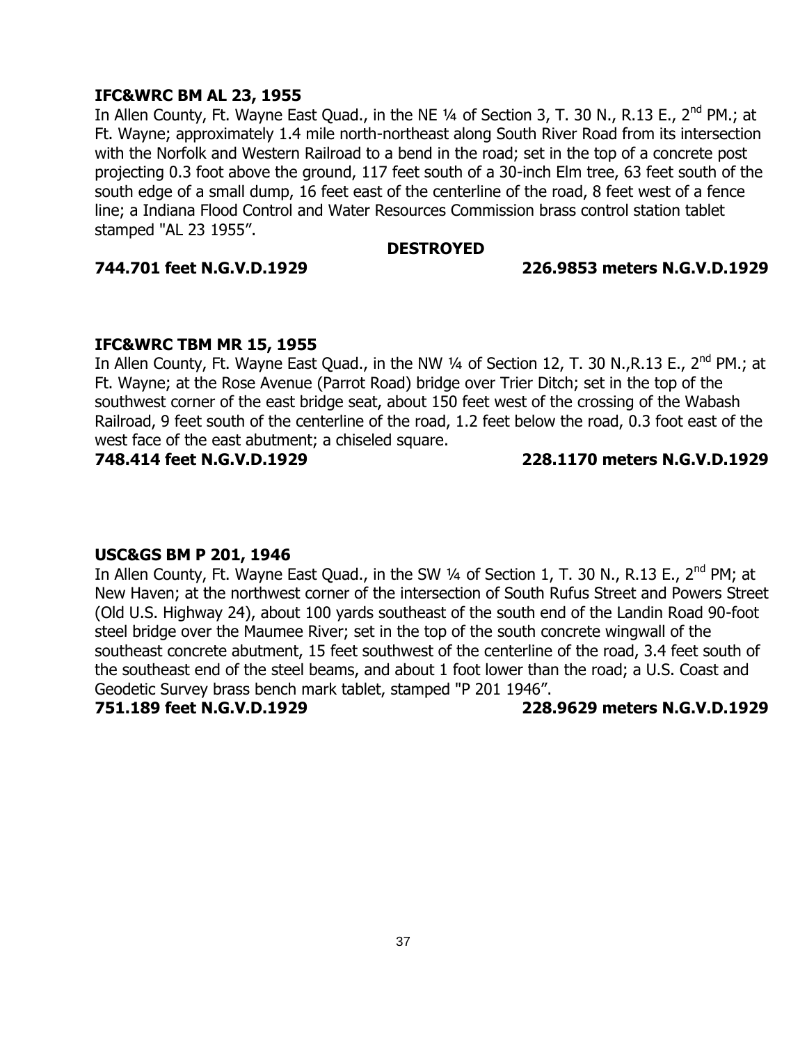**IFC&WRC BM AL 23, 1955**

In Allen County, Ft. Wayne East Quad., in the NE ¼ of Section 3, T. 30 N., R.13 E., 2nd PM.; at Ft. Wayne; approximately 1.4 mile north-northeast along South River Road from its intersection with the Norfolk and Western Railroad to a bend in the road; set in the top of a concrete post projecting 0.3 foot above the ground, 117 feet south of a 30-inch Elm tree, 63 feet south of the south edge of a small dump, 16 feet east of the centerline of the road, 8 feet west of a fence line; a Indiana Flood Control and Water Resources Commission brass control station tablet stamped "AL 23 1955".

**DESTROYED**

**744.701 feet N.G.V.D.1929** **226.9853 meters N.G.V.D.1929**

**IFC&WRC TBM MR 15, 1955**

In Allen County, Ft. Wayne East Quad., in the NW ¼ of Section 12, T. 30 N.,R.13 E., 2nd PM.; at Ft. Wayne; at the Rose Avenue (Parrot Road) bridge over Trier Ditch; set in the top of the southwest corner of the east bridge seat, about 150 feet west of the crossing of the Wabash Railroad, 9 feet south of the centerline of the road, 1.2 feet below the road, 0.3 foot east of the west face of the east abutment; a chiseled square.

**748.414 feet N.G.V.D.1929** **228.1170 meters N.G.V.D.1929**

**USC&GS BM P 201, 1946**

In Allen County, Ft. Wayne East Quad., in the SW ¼ of Section 1, T. 30 N., R.13 E., 2nd PM; at New Haven; at the northwest corner of the intersection of South Rufus Street and Powers Street (Old U.S. Highway 24), about 100 yards southeast of the south end of the Landin Road 90-foot steel bridge over the Maumee River; set in the top of the south concrete wingwall of the southeast concrete abutment, 15 feet southwest of the centerline of the road, 3.4 feet south of the southeast end of the steel beams, and about 1 foot lower than the road; a U.S. Coast and Geodetic Survey brass bench mark tablet, stamped "P 201 1946".

**751.189 feet N.G.V.D.1929** **228.9629 meters N.G.V.D.1929**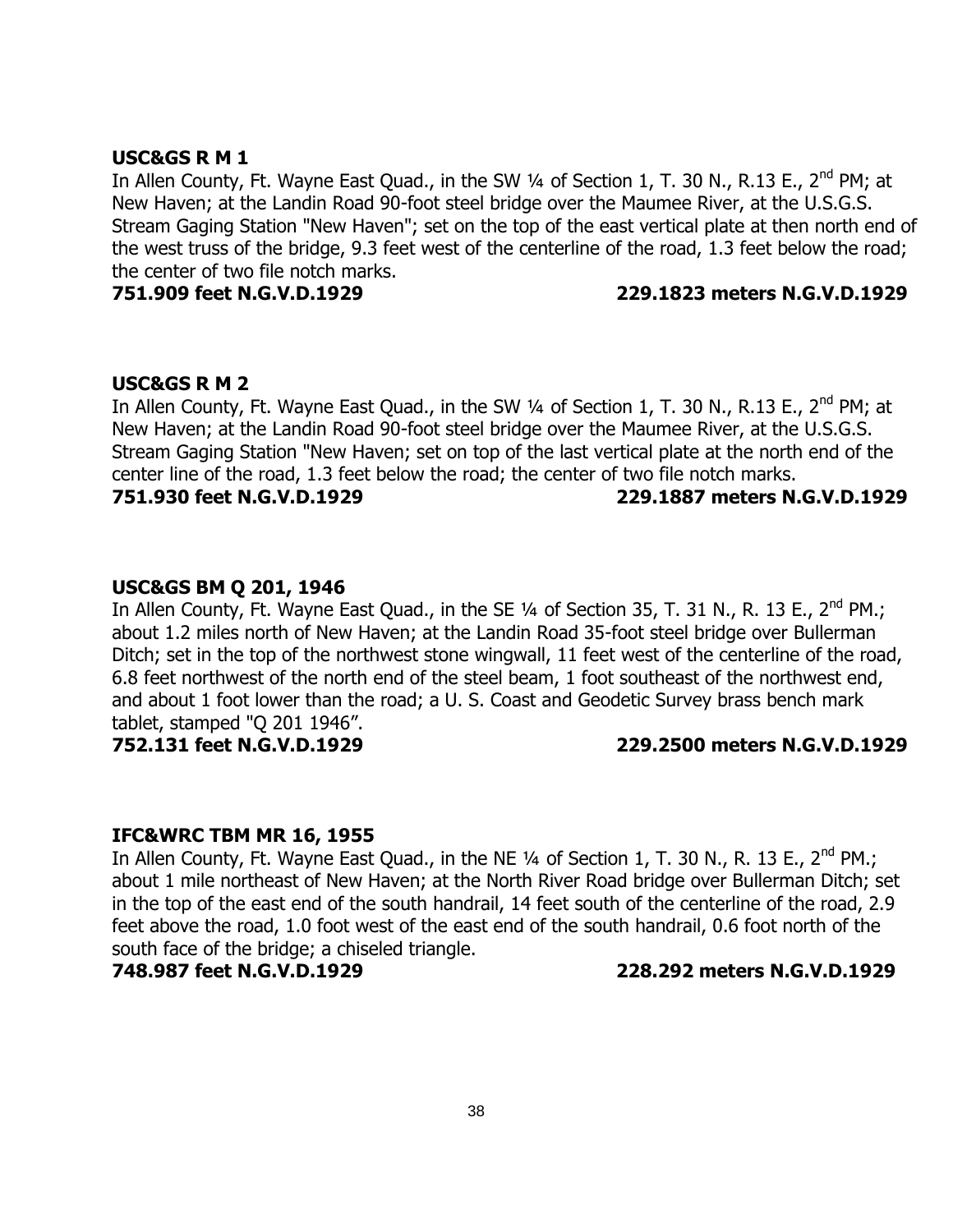**USC&GS R M 1**

In Allen County, Ft. Wayne East Quad., in the SW ¼ of Section 1, T. 30 N., R.13 E., 2nd PM; at New Haven; at the Landin Road 90-foot steel bridge over the Maumee River, at the U.S.G.S. Stream Gaging Station "New Haven"; set on the top of the east vertical plate at then north end of the west truss of the bridge, 9.3 feet west of the centerline of the road, 1.3 feet below the road; the center of two file notch marks.

**751.909 feet N.G.V.D.1929 229.1823 meters N.G.V.D.1929**

**USC&GS R M 2**

In Allen County, Ft. Wayne East Quad., in the SW ¼ of Section 1, T. 30 N., R.13 E., 2nd PM; at New Haven; at the Landin Road 90-foot steel bridge over the Maumee River, at the U.S.G.S. Stream Gaging Station "New Haven; set on top of the last vertical plate at the north end of the center line of the road, 1.3 feet below the road; the center of two file notch marks.

**751.930 feet N.G.V.D.1929 229.1887 meters N.G.V.D.1929**

**USC&GS BM Q 201, 1946**

In Allen County, Ft. Wayne East Quad., in the SE ¼ of Section 35, T. 31 N., R. 13 E., 2nd PM.; about 1.2 miles north of New Haven; at the Landin Road 35-foot steel bridge over Bullerman Ditch; set in the top of the northwest stone wingwall, 11 feet west of the centerline of the road, 6.8 feet northwest of the north end of the steel beam, 1 foot southeast of the northwest end, and about 1 foot lower than the road; a U. S. Coast and Geodetic Survey brass bench mark tablet, stamped "Q 201 1946".

**752.131 feet N.G.V.D.1929 229.2500 meters N.G.V.D.1929**

**IFC&WRC TBM MR 16, 1955**

In Allen County, Ft. Wayne East Quad., in the NE ¼ of Section 1, T. 30 N., R. 13 E., 2nd PM.; about 1 mile northeast of New Haven; at the North River Road bridge over Bullerman Ditch; set in the top of the east end of the south handrail, 14 feet south of the centerline of the road, 2.9 feet above the road, 1.0 foot west of the east end of the south handrail, 0.6 foot north of the south face of the bridge; a chiseled triangle.

**748.987 feet N.G.V.D.1929 228.292 meters N.G.V.D.1929**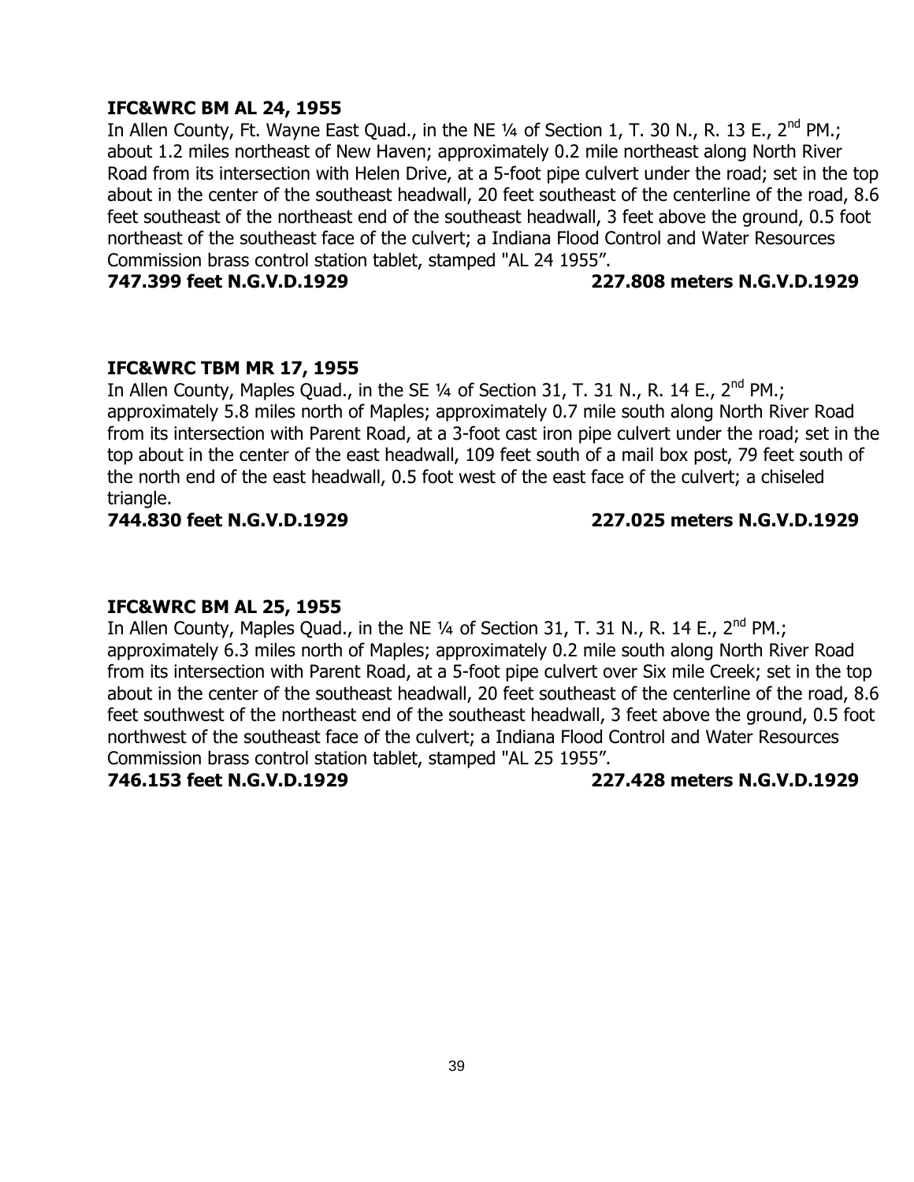**IFC&WRC BM AL 24, 1955**

In Allen County, Ft. Wayne East Quad., in the NE ¼ of Section 1, T. 30 N., R. 13 E., 2nd PM.; about 1.2 miles northeast of New Haven; approximately 0.2 mile northeast along North River Road from its intersection with Helen Drive, at a 5-foot pipe culvert under the road; set in the top about in the center of the southeast headwall, 20 feet southeast of the centerline of the road, 8.6 feet southeast of the northeast end of the southeast headwall, 3 feet above the ground, 0.5 foot northeast of the southeast face of the culvert; a Indiana Flood Control and Water Resources Commission brass control station tablet, stamped "AL 24 1955".

**747.399 feet N.G.V.D.1929 227.808 meters N.G.V.D.1929**

**IFC&WRC TBM MR 17, 1955**

In Allen County, Maples Quad., in the SE ¼ of Section 31, T. 31 N., R. 14 E., 2nd PM.; approximately 5.8 miles north of Maples; approximately 0.7 mile south along North River Road from its intersection with Parent Road, at a 3-foot cast iron pipe culvert under the road; set in the top about in the center of the east headwall, 109 feet south of a mail box post, 79 feet south of the north end of the east headwall, 0.5 foot west of the east face of the culvert; a chiseled triangle.

**744.830 feet N.G.V.D.1929 227.025 meters N.G.V.D.1929**

**IFC&WRC BM AL 25, 1955**

In Allen County, Maples Quad., in the NE ¼ of Section 31, T. 31 N., R. 14 E., 2nd PM.; approximately 6.3 miles north of Maples; approximately 0.2 mile south along North River Road from its intersection with Parent Road, at a 5-foot pipe culvert over Six mile Creek; set in the top about in the center of the southeast headwall, 20 feet southeast of the centerline of the road, 8.6 feet southwest of the northeast end of the southeast headwall, 3 feet above the ground, 0.5 foot northwest of the southeast face of the culvert; a Indiana Flood Control and Water Resources Commission brass control station tablet, stamped "AL 25 1955".

**746.153 feet N.G.V.D.1929 227.428 meters N.G.V.D.1929**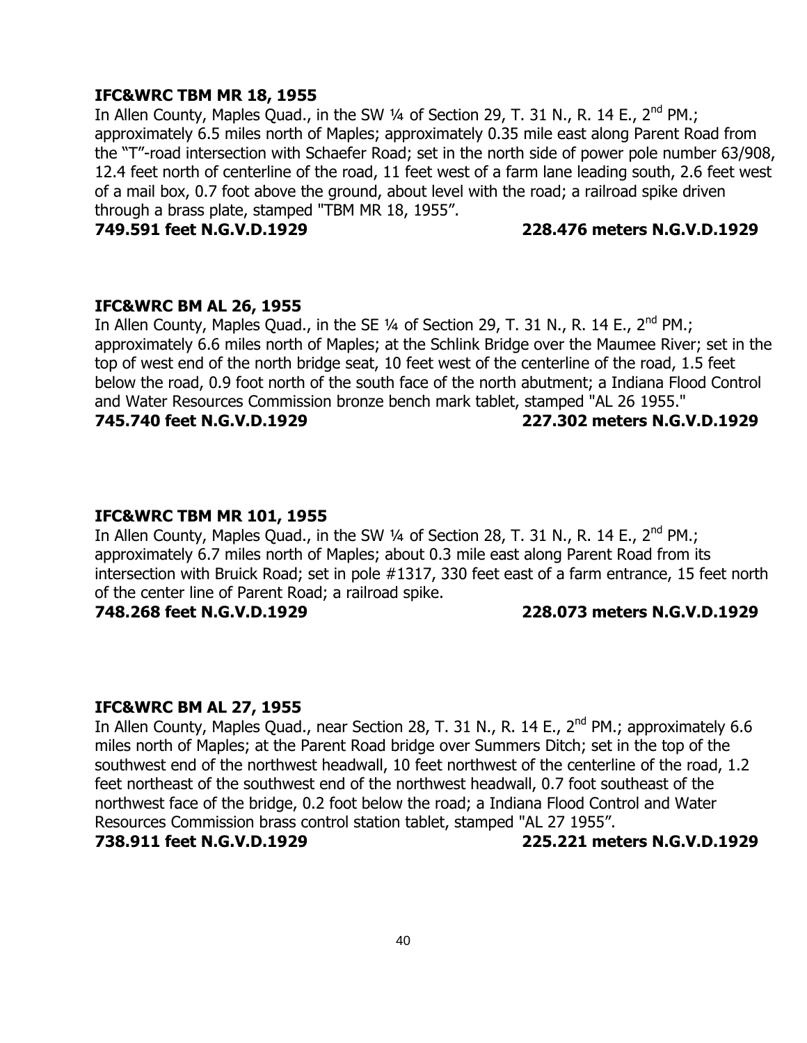**IFC&WRC TBM MR 18, 1955**

In Allen County, Maples Quad., in the SW ¼ of Section 29, T. 31 N., R. 14 E., 2nd PM.; approximately 6.5 miles north of Maples; approximately 0.35 mile east along Parent Road from the "T"-road intersection with Schaefer Road; set in the north side of power pole number 63/908, 12.4 feet north of centerline of the road, 11 feet west of a farm lane leading south, 2.6 feet west of a mail box, 0.7 foot above the ground, about level with the road; a railroad spike driven through a brass plate, stamped "TBM MR 18, 1955".

**749.591 feet N.G.V.D.1929 228.476 meters N.G.V.D.1929**

**IFC&WRC BM AL 26, 1955**

In Allen County, Maples Quad., in the SE ¼ of Section 29, T. 31 N., R. 14 E., 2nd PM.; approximately 6.6 miles north of Maples; at the Schlink Bridge over the Maumee River; set in the top of west end of the north bridge seat, 10 feet west of the centerline of the road, 1.5 feet below the road, 0.9 foot north of the south face of the north abutment; a Indiana Flood Control and Water Resources Commission bronze bench mark tablet, stamped "AL 26 1955."

**745.740 feet N.G.V.D.1929 227.302 meters N.G.V.D.1929**

**IFC&WRC TBM MR 101, 1955**

In Allen County, Maples Quad., in the SW ¼ of Section 28, T. 31 N., R. 14 E., 2nd PM.; approximately 6.7 miles north of Maples; about 0.3 mile east along Parent Road from its intersection with Bruick Road; set in pole #1317, 330 feet east of a farm entrance, 15 feet north of the center line of Parent Road; a railroad spike.

**748.268 feet N.G.V.D.1929 228.073 meters N.G.V.D.1929**

**IFC&WRC BM AL 27, 1955**

In Allen County, Maples Quad., near Section 28, T. 31 N., R. 14 E., 2nd PM.; approximately 6.6 miles north of Maples; at the Parent Road bridge over Summers Ditch; set in the top of the southwest end of the northwest headwall, 10 feet northwest of the centerline of the road, 1.2 feet northeast of the southwest end of the northwest headwall, 0.7 foot southeast of the northwest face of the bridge, 0.2 foot below the road; a Indiana Flood Control and Water Resources Commission brass control station tablet, stamped "AL 27 1955".

**738.911 feet N.G.V.D.1929 225.221 meters N.G.V.D.1929**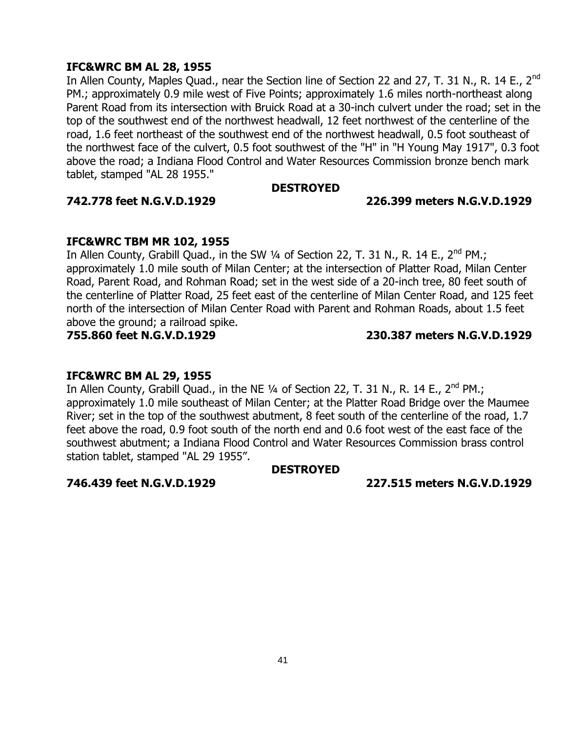**IFC&WRC BM AL 28, 1955**

In Allen County, Maples Quad., near the Section line of Section 22 and 27, T. 31 N., R. 14 E., 2nd PM.; approximately 0.9 mile west of Five Points; approximately 1.6 miles north-northeast along Parent Road from its intersection with Bruick Road at a 30-inch culvert under the road; set in the top of the southwest end of the northwest headwall, 12 feet northwest of the centerline of the road, 1.6 feet northeast of the southwest end of the northwest headwall, 0.5 foot southeast of the northwest face of the culvert, 0.5 foot southwest of the "H" in "H Young May 1917", 0.3 foot above the road; a Indiana Flood Control and Water Resources Commission bronze bench mark tablet, stamped "AL 28 1955."

**DESTROYED**

**742.778 feet N.G.V.D.1929 226.399 meters N.G.V.D.1929**

**IFC&WRC TBM MR 102, 1955**

In Allen County, Grabill Quad., in the SW ¼ of Section 22, T. 31 N., R. 14 E., 2nd PM.; approximately 1.0 mile south of Milan Center; at the intersection of Platter Road, Milan Center Road, Parent Road, and Rohman Road; set in the west side of a 20-inch tree, 80 feet south of the centerline of Platter Road, 25 feet east of the centerline of Milan Center Road, and 125 feet north of the intersection of Milan Center Road with Parent and Rohman Roads, about 1.5 feet above the ground; a railroad spike.

**755.860 feet N.G.V.D.1929 230.387 meters N.G.V.D.1929**

**IFC&WRC BM AL 29, 1955**

In Allen County, Grabill Quad., in the NE ¼ of Section 22, T. 31 N., R. 14 E., 2nd PM.; approximately 1.0 mile southeast of Milan Center; at the Platter Road Bridge over the Maumee River; set in the top of the southwest abutment, 8 feet south of the centerline of the road, 1.7 feet above the road, 0.9 foot south of the north end and 0.6 foot west of the east face of the southwest abutment; a Indiana Flood Control and Water Resources Commission brass control station tablet, stamped "AL 29 1955".

**DESTROYED**

**746.439 feet N.G.V.D.1929 227.515 meters N.G.V.D.1929**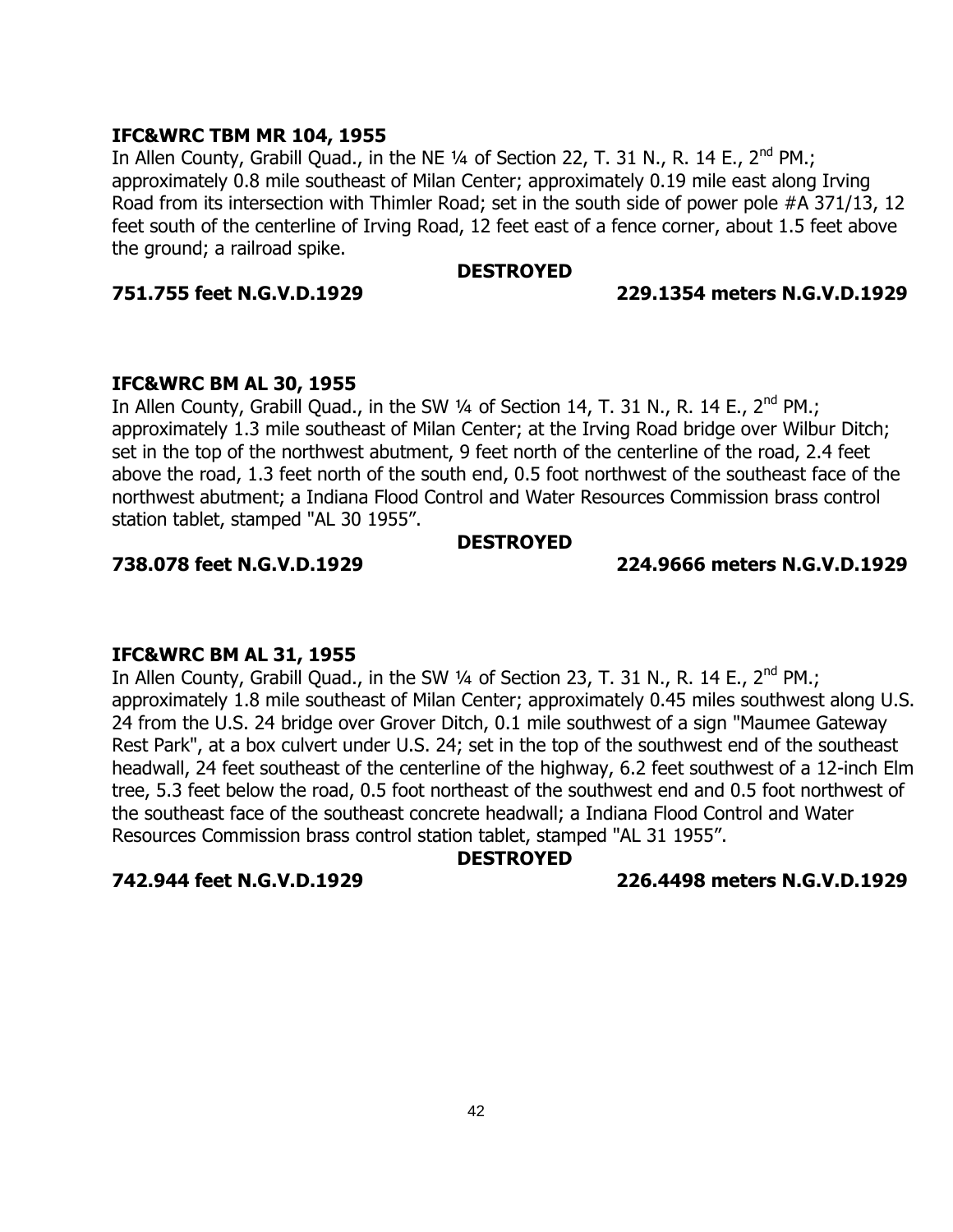**IFC&WRC TBM MR 104, 1955**

In Allen County, Grabill Quad., in the NE ¼ of Section 22, T. 31 N., R. 14 E., 2nd PM.; approximately 0.8 mile southeast of Milan Center; approximately 0.19 mile east along Irving Road from its intersection with Thimler Road; set in the south side of power pole #A 371/13, 12 feet south of the centerline of Irving Road, 12 feet east of a fence corner, about 1.5 feet above the ground; a railroad spike.

**DESTROYED**

**751.755 feet N.G.V.D.1929** **229.1354 meters N.G.V.D.1929**

**IFC&WRC BM AL 30, 1955**

In Allen County, Grabill Quad., in the SW ¼ of Section 14, T. 31 N., R. 14 E., 2nd PM.; approximately 1.3 mile southeast of Milan Center; at the Irving Road bridge over Wilbur Ditch; set in the top of the northwest abutment, 9 feet north of the centerline of the road, 2.4 feet above the road, 1.3 feet north of the south end, 0.5 foot northwest of the southeast face of the northwest abutment; a Indiana Flood Control and Water Resources Commission brass control station tablet, stamped "AL 30 1955".

**DESTROYED**

**738.078 feet N.G.V.D.1929** **224.9666 meters N.G.V.D.1929**

**IFC&WRC BM AL 31, 1955**

In Allen County, Grabill Quad., in the SW ¼ of Section 23, T. 31 N., R. 14 E., 2nd PM.; approximately 1.8 mile southeast of Milan Center; approximately 0.45 miles southwest along U.S. 24 from the U.S. 24 bridge over Grover Ditch, 0.1 mile southwest of a sign "Maumee Gateway Rest Park", at a box culvert under U.S. 24; set in the top of the southwest end of the southeast headwall, 24 feet southeast of the centerline of the highway, 6.2 feet southwest of a 12-inch Elm tree, 5.3 feet below the road, 0.5 foot northeast of the southwest end and 0.5 foot northwest of the southeast face of the southeast concrete headwall; a Indiana Flood Control and Water Resources Commission brass control station tablet, stamped "AL 31 1955".

**DESTROYED**

**742.944 feet N.G.V.D.1929** **226.4498 meters N.G.V.D.1929**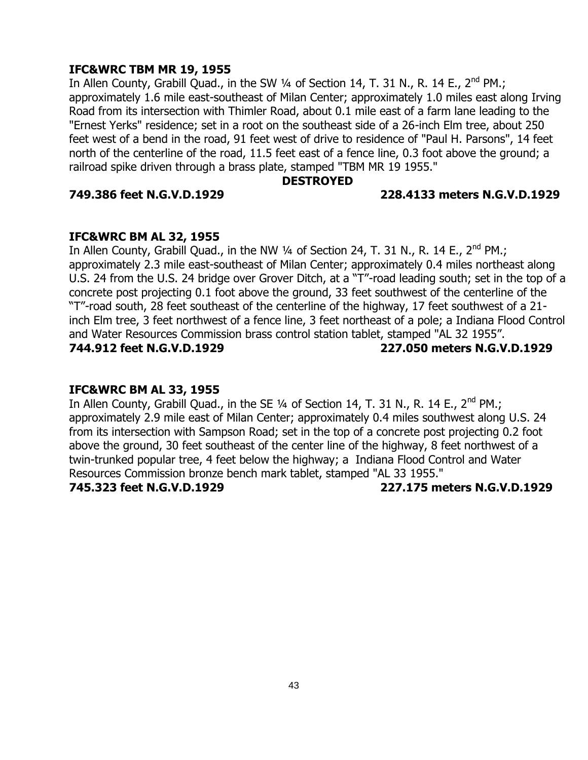**IFC&WRC TBM MR 19, 1955**

In Allen County, Grabill Quad., in the SW ¼ of Section 14, T. 31 N., R. 14 E., 2nd PM.; approximately 1.6 mile east-southeast of Milan Center; approximately 1.0 miles east along Irving Road from its intersection with Thimler Road, about 0.1 mile east of a farm lane leading to the "Ernest Yerks" residence; set in a root on the southeast side of a 26-inch Elm tree, about 250 feet west of a bend in the road, 91 feet west of drive to residence of "Paul H. Parsons", 14 feet north of the centerline of the road, 11.5 feet east of a fence line, 0.3 foot above the ground; a railroad spike driven through a brass plate, stamped "TBM MR 19 1955."

**DESTROYED**

**749.386 feet N.G.V.D.1929** **228.4133 meters N.G.V.D.1929**

**IFC&WRC BM AL 32, 1955**

In Allen County, Grabill Quad., in the NW ¼ of Section 24, T. 31 N., R. 14 E., 2nd PM.; approximately 2.3 mile east-southeast of Milan Center; approximately 0.4 miles northeast along U.S. 24 from the U.S. 24 bridge over Grover Ditch, at a "T"-road leading south; set in the top of a concrete post projecting 0.1 foot above the ground, 33 feet southwest of the centerline of the "T"-road south, 28 feet southeast of the centerline of the highway, 17 feet southwest of a 21-inch Elm tree, 3 feet northwest of a fence line, 3 feet northeast of a pole; a Indiana Flood Control and Water Resources Commission brass control station tablet, stamped "AL 32 1955".

**744.912 feet N.G.V.D.1929** **227.050 meters N.G.V.D.1929**

**IFC&WRC BM AL 33, 1955**

In Allen County, Grabill Quad., in the SE ¼ of Section 14, T. 31 N., R. 14 E., 2nd PM.; approximately 2.9 mile east of Milan Center; approximately 0.4 miles southwest along U.S. 24 from its intersection with Sampson Road; set in the top of a concrete post projecting 0.2 foot above the ground, 30 feet southeast of the center line of the highway, 8 feet northwest of a twin-trunked popular tree, 4 feet below the highway; a Indiana Flood Control and Water Resources Commission bronze bench mark tablet, stamped "AL 33 1955."

**745.323 feet N.G.V.D.1929** **227.175 meters N.G.V.D.1929**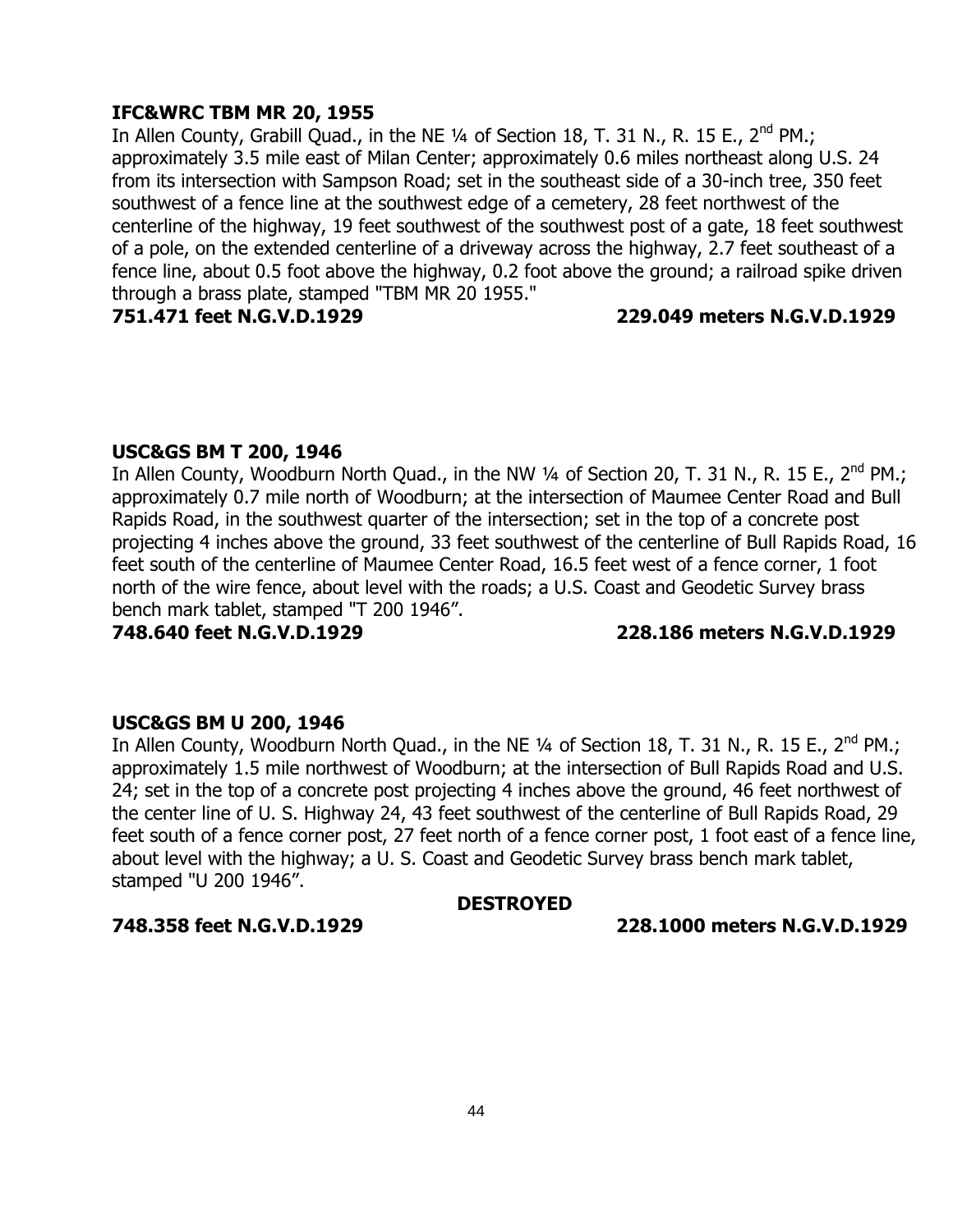**IFC&WRC TBM MR 20, 1955**

In Allen County, Grabill Quad., in the NE ¼ of Section 18, T. 31 N., R. 15 E., 2nd PM.; approximately 3.5 mile east of Milan Center; approximately 0.6 miles northeast along U.S. 24 from its intersection with Sampson Road; set in the southeast side of a 30-inch tree, 350 feet southwest of a fence line at the southwest edge of a cemetery, 28 feet northwest of the centerline of the highway, 19 feet southwest of the southwest post of a gate, 18 feet southwest of a pole, on the extended centerline of a driveway across the highway, 2.7 feet southeast of a fence line, about 0.5 foot above the highway, 0.2 foot above the ground; a railroad spike driven through a brass plate, stamped "TBM MR 20 1955."

**751.471 feet N.G.V.D.1929** **229.049 meters N.G.V.D.1929**

**USC&GS BM T 200, 1946**

In Allen County, Woodburn North Quad., in the NW ¼ of Section 20, T. 31 N., R. 15 E., 2nd PM.; approximately 0.7 mile north of Woodburn; at the intersection of Maumee Center Road and Bull Rapids Road, in the southwest quarter of the intersection; set in the top of a concrete post projecting 4 inches above the ground, 33 feet southwest of the centerline of Bull Rapids Road, 16 feet south of the centerline of Maumee Center Road, 16.5 feet west of a fence corner, 1 foot north of the wire fence, about level with the roads; a U.S. Coast and Geodetic Survey brass bench mark tablet, stamped "T 200 1946".

**748.640 feet N.G.V.D.1929** **228.186 meters N.G.V.D.1929**

**USC&GS BM U 200, 1946**

In Allen County, Woodburn North Quad., in the NE ¼ of Section 18, T. 31 N., R. 15 E., 2nd PM.; approximately 1.5 mile northwest of Woodburn; at the intersection of Bull Rapids Road and U.S. 24; set in the top of a concrete post projecting 4 inches above the ground, 46 feet northwest of the center line of U. S. Highway 24, 43 feet southwest of the centerline of Bull Rapids Road, 29 feet south of a fence corner post, 27 feet north of a fence corner post, 1 foot east of a fence line, about level with the highway; a U. S. Coast and Geodetic Survey brass bench mark tablet, stamped "U 200 1946".

**DESTROYED**

**748.358 feet N.G.V.D.1929** **228.1000 meters N.G.V.D.1929**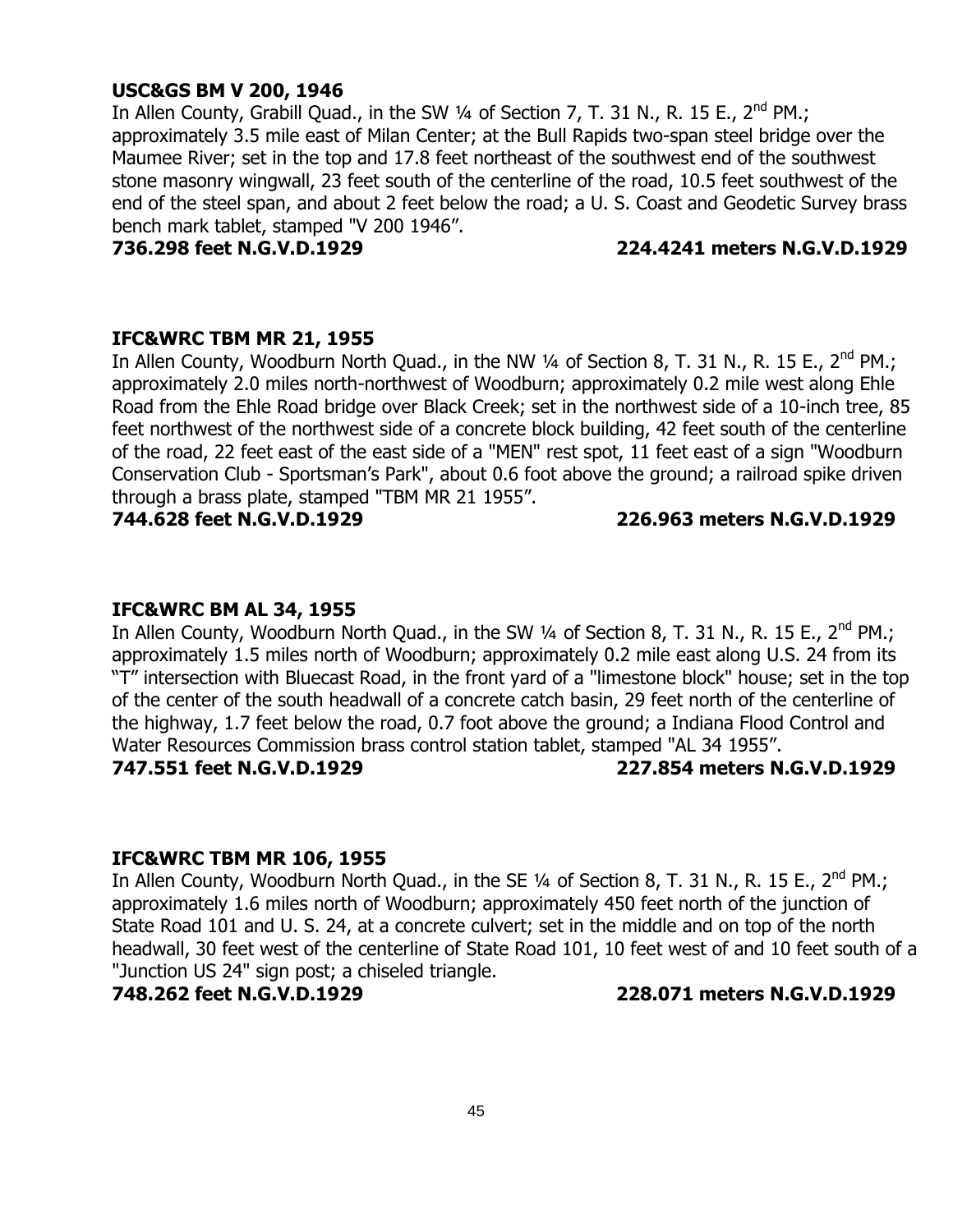**USC&GS BM V 200, 1946**

In Allen County, Grabill Quad., in the SW ¼ of Section 7, T. 31 N., R. 15 E., 2nd PM.; approximately 3.5 mile east of Milan Center; at the Bull Rapids two-span steel bridge over the Maumee River; set in the top and 17.8 feet northeast of the southwest end of the southwest stone masonry wingwall, 23 feet south of the centerline of the road, 10.5 feet southwest of the end of the steel span, and about 2 feet below the road; a U. S. Coast and Geodetic Survey brass bench mark tablet, stamped "V 200 1946".

**736.298 feet N.G.V.D.1929 224.4241 meters N.G.V.D.1929**

**IFC&WRC TBM MR 21, 1955**

In Allen County, Woodburn North Quad., in the NW ¼ of Section 8, T. 31 N., R. 15 E., 2nd PM.; approximately 2.0 miles north-northwest of Woodburn; approximately 0.2 mile west along Ehle Road from the Ehle Road bridge over Black Creek; set in the northwest side of a 10-inch tree, 85 feet northwest of the northwest side of a concrete block building, 42 feet south of the centerline of the road, 22 feet east of the east side of a "MEN" rest spot, 11 feet east of a sign "Woodburn Conservation Club - Sportsman's Park", about 0.6 foot above the ground; a railroad spike driven through a brass plate, stamped "TBM MR 21 1955".

**744.628 feet N.G.V.D.1929 226.963 meters N.G.V.D.1929**

**IFC&WRC BM AL 34, 1955**

In Allen County, Woodburn North Quad., in the SW ¼ of Section 8, T. 31 N., R. 15 E., 2nd PM.; approximately 1.5 miles north of Woodburn; approximately 0.2 mile east along U.S. 24 from its "T" intersection with Bluecast Road, in the front yard of a "limestone block" house; set in the top of the center of the south headwall of a concrete catch basin, 29 feet north of the centerline of the highway, 1.7 feet below the road, 0.7 foot above the ground; a Indiana Flood Control and Water Resources Commission brass control station tablet, stamped "AL 34 1955".

**747.551 feet N.G.V.D.1929 227.854 meters N.G.V.D.1929**

**IFC&WRC TBM MR 106, 1955**

In Allen County, Woodburn North Quad., in the SE ¼ of Section 8, T. 31 N., R. 15 E., 2nd PM.; approximately 1.6 miles north of Woodburn; approximately 450 feet north of the junction of State Road 101 and U. S. 24, at a concrete culvert; set in the middle and on top of the north headwall, 30 feet west of the centerline of State Road 101, 10 feet west of and 10 feet south of a "Junction US 24" sign post; a chiseled triangle.

**748.262 feet N.G.V.D.1929 228.071 meters N.G.V.D.1929**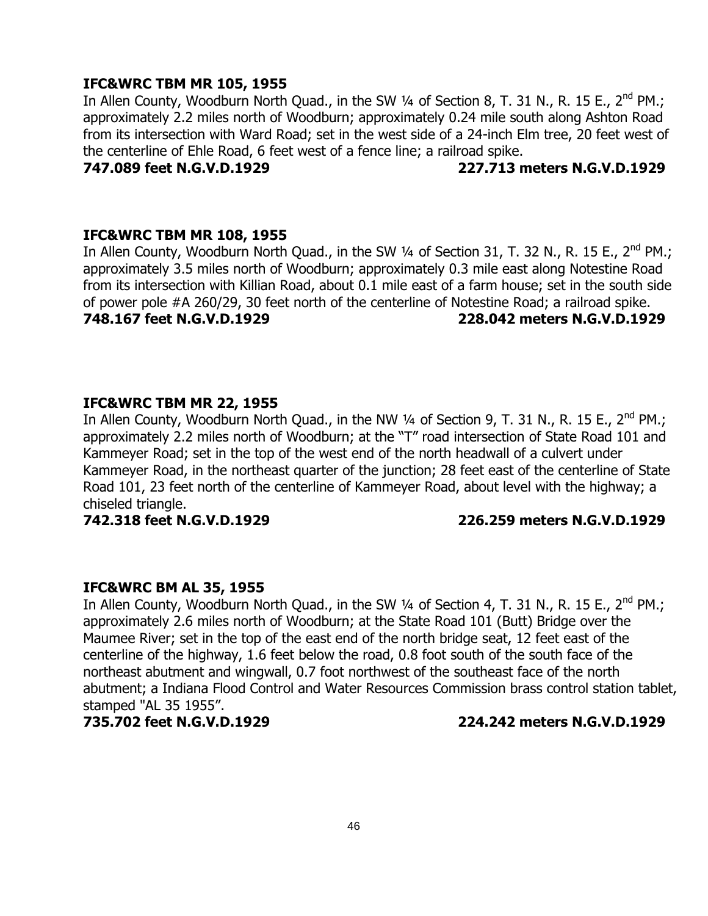**IFC&WRC TBM MR 105, 1955**

In Allen County, Woodburn North Quad., in the SW ¼ of Section 8, T. 31 N., R. 15 E., 2nd PM.; approximately 2.2 miles north of Woodburn; approximately 0.24 mile south along Ashton Road from its intersection with Ward Road; set in the west side of a 24-inch Elm tree, 20 feet west of the centerline of Ehle Road, 6 feet west of a fence line; a railroad spike.

**747.089 feet N.G.V.D.1929 227.713 meters N.G.V.D.1929**

**IFC&WRC TBM MR 108, 1955**

In Allen County, Woodburn North Quad., in the SW ¼ of Section 31, T. 32 N., R. 15 E., 2nd PM.; approximately 3.5 miles north of Woodburn; approximately 0.3 mile east along Notestine Road from its intersection with Killian Road, about 0.1 mile east of a farm house; set in the south side of power pole #A 260/29, 30 feet north of the centerline of Notestine Road; a railroad spike.

**748.167 feet N.G.V.D.1929 228.042 meters N.G.V.D.1929**

**IFC&WRC TBM MR 22, 1955**

In Allen County, Woodburn North Quad., in the NW ¼ of Section 9, T. 31 N., R. 15 E., 2nd PM.; approximately 2.2 miles north of Woodburn; at the "T" road intersection of State Road 101 and Kammeyer Road; set in the top of the west end of the north headwall of a culvert under Kammeyer Road, in the northeast quarter of the junction; 28 feet east of the centerline of State Road 101, 23 feet north of the centerline of Kammeyer Road, about level with the highway; a chiseled triangle.

**742.318 feet N.G.V.D.1929 226.259 meters N.G.V.D.1929**

**IFC&WRC BM AL 35, 1955**

In Allen County, Woodburn North Quad., in the SW ¼ of Section 4, T. 31 N., R. 15 E., 2nd PM.; approximately 2.6 miles north of Woodburn; at the State Road 101 (Butt) Bridge over the Maumee River; set in the top of the east end of the north bridge seat, 12 feet east of the centerline of the highway, 1.6 feet below the road, 0.8 foot south of the south face of the northeast abutment and wingwall, 0.7 foot northwest of the southeast face of the north abutment; a Indiana Flood Control and Water Resources Commission brass control station tablet, stamped "AL 35 1955".

**735.702 feet N.G.V.D.1929 224.242 meters N.G.V.D.1929**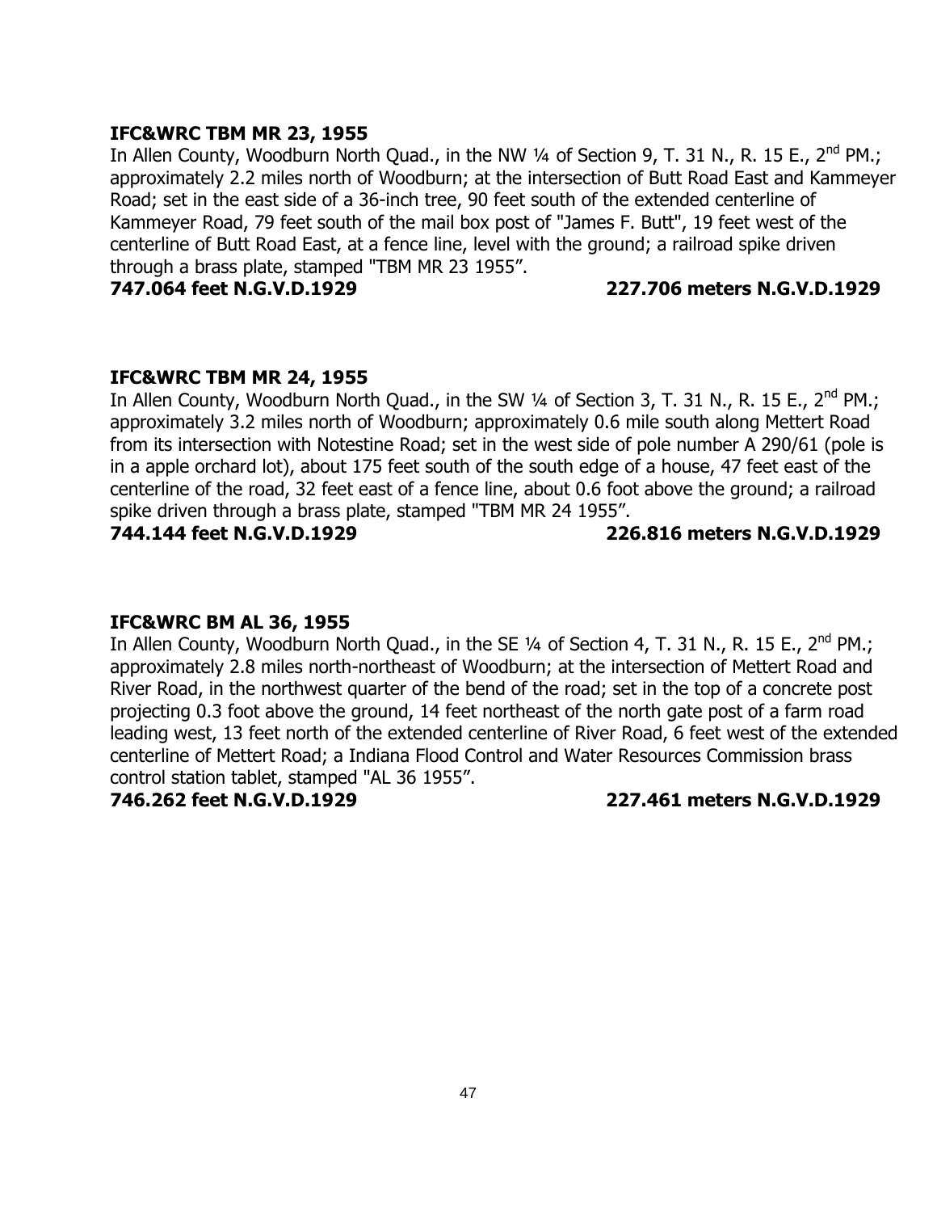**IFC&WRC TBM MR 23, 1955**

In Allen County, Woodburn North Quad., in the NW ¼ of Section 9, T. 31 N., R. 15 E., 2nd PM.; approximately 2.2 miles north of Woodburn; at the intersection of Butt Road East and Kammeyer Road; set in the east side of a 36-inch tree, 90 feet south of the extended centerline of Kammeyer Road, 79 feet south of the mail box post of "James F. Butt", 19 feet west of the centerline of Butt Road East, at a fence line, level with the ground; a railroad spike driven through a brass plate, stamped "TBM MR 23 1955".

**747.064 feet N.G.V.D.1929 227.706 meters N.G.V.D.1929**

**IFC&WRC TBM MR 24, 1955**

In Allen County, Woodburn North Quad., in the SW ¼ of Section 3, T. 31 N., R. 15 E., 2nd PM.; approximately 3.2 miles north of Woodburn; approximately 0.6 mile south along Mettert Road from its intersection with Notestine Road; set in the west side of pole number A 290/61 (pole is in a apple orchard lot), about 175 feet south of the south edge of a house, 47 feet east of the centerline of the road, 32 feet east of a fence line, about 0.6 foot above the ground; a railroad spike driven through a brass plate, stamped "TBM MR 24 1955".

**744.144 feet N.G.V.D.1929 226.816 meters N.G.V.D.1929**

**IFC&WRC BM AL 36, 1955**

In Allen County, Woodburn North Quad., in the SE ¼ of Section 4, T. 31 N., R. 15 E., 2nd PM.; approximately 2.8 miles north-northeast of Woodburn; at the intersection of Mettert Road and River Road, in the northwest quarter of the bend of the road; set in the top of a concrete post projecting 0.3 foot above the ground, 14 feet northeast of the north gate post of a farm road leading west, 13 feet north of the extended centerline of River Road, 6 feet west of the extended centerline of Mettert Road; a Indiana Flood Control and Water Resources Commission brass control station tablet, stamped "AL 36 1955".

**746.262 feet N.G.V.D.1929 227.461 meters N.G.V.D.1929**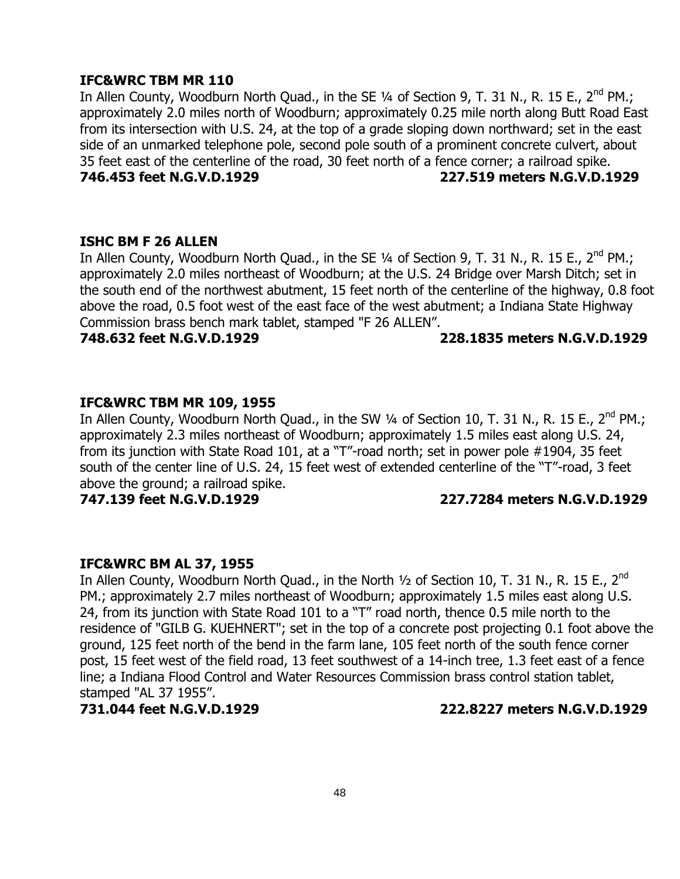**IFC&WRC TBM MR 110**

In Allen County, Woodburn North Quad., in the SE ¼ of Section 9, T. 31 N., R. 15 E., 2nd PM.; approximately 2.0 miles north of Woodburn; approximately 0.25 mile north along Butt Road East from its intersection with U.S. 24, at the top of a grade sloping down northward; set in the east side of an unmarked telephone pole, second pole south of a prominent concrete culvert, about 35 feet east of the centerline of the road, 30 feet north of a fence corner; a railroad spike.

**746.453 feet N.G.V.D.1929 227.519 meters N.G.V.D.1929**

**ISHC BM F 26 ALLEN**

In Allen County, Woodburn North Quad., in the SE ¼ of Section 9, T. 31 N., R. 15 E., 2nd PM.; approximately 2.0 miles northeast of Woodburn; at the U.S. 24 Bridge over Marsh Ditch; set in the south end of the northwest abutment, 15 feet north of the centerline of the highway, 0.8 foot above the road, 0.5 foot west of the east face of the west abutment; a Indiana State Highway Commission brass bench mark tablet, stamped "F 26 ALLEN".

**748.632 feet N.G.V.D.1929 228.1835 meters N.G.V.D.1929**

**IFC&WRC TBM MR 109, 1955**

In Allen County, Woodburn North Quad., in the SW ¼ of Section 10, T. 31 N., R. 15 E., 2nd PM.; approximately 2.3 miles northeast of Woodburn; approximately 1.5 miles east along U.S. 24, from its junction with State Road 101, at a "T"-road north; set in power pole #1904, 35 feet south of the center line of U.S. 24, 15 feet west of extended centerline of the "T"-road, 3 feet above the ground; a railroad spike.

**747.139 feet N.G.V.D.1929 227.7284 meters N.G.V.D.1929**

**IFC&WRC BM AL 37, 1955**

In Allen County, Woodburn North Quad., in the North ½ of Section 10, T. 31 N., R. 15 E., 2nd PM.; approximately 2.7 miles northeast of Woodburn; approximately 1.5 miles east along U.S. 24, from its junction with State Road 101 to a "T" road north, thence 0.5 mile north to the residence of "GILB G. KUEHNERT"; set in the top of a concrete post projecting 0.1 foot above the ground, 125 feet north of the bend in the farm lane, 105 feet north of the south fence corner post, 15 feet west of the field road, 13 feet southwest of a 14-inch tree, 1.3 feet east of a fence line; a Indiana Flood Control and Water Resources Commission brass control station tablet, stamped "AL 37 1955".

**731.044 feet N.G.V.D.1929 222.8227 meters N.G.V.D.1929**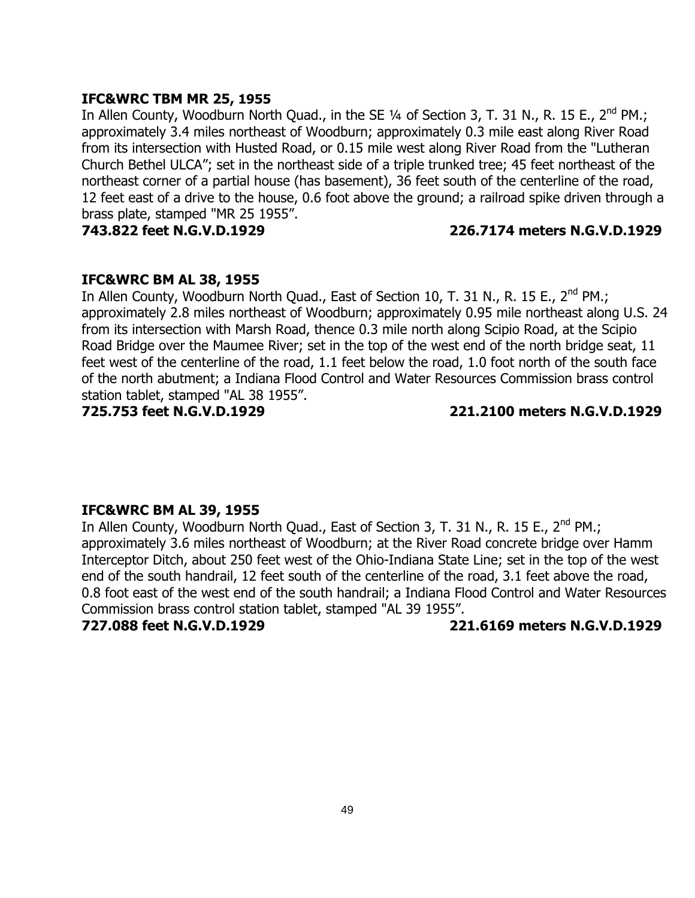**IFC&WRC TBM MR 25, 1955**

In Allen County, Woodburn North Quad., in the SE ¼ of Section 3, T. 31 N., R. 15 E., 2nd PM.; approximately 3.4 miles northeast of Woodburn; approximately 0.3 mile east along River Road from its intersection with Husted Road, or 0.15 mile west along River Road from the "Lutheran Church Bethel ULCA"; set in the northeast side of a triple trunked tree; 45 feet northeast of the northeast corner of a partial house (has basement), 36 feet south of the centerline of the road, 12 feet east of a drive to the house, 0.6 foot above the ground; a railroad spike driven through a brass plate, stamped "MR 25 1955".

**743.822 feet N.G.V.D.1929** **226.7174 meters N.G.V.D.1929**

**IFC&WRC BM AL 38, 1955**

In Allen County, Woodburn North Quad., East of Section 10, T. 31 N., R. 15 E., 2nd PM.; approximately 2.8 miles northeast of Woodburn; approximately 0.95 mile northeast along U.S. 24 from its intersection with Marsh Road, thence 0.3 mile north along Scipio Road, at the Scipio Road Bridge over the Maumee River; set in the top of the west end of the north bridge seat, 11 feet west of the centerline of the road, 1.1 feet below the road, 1.0 foot north of the south face of the north abutment; a Indiana Flood Control and Water Resources Commission brass control station tablet, stamped "AL 38 1955".

**725.753 feet N.G.V.D.1929** **221.2100 meters N.G.V.D.1929**

**IFC&WRC BM AL 39, 1955**

In Allen County, Woodburn North Quad., East of Section 3, T. 31 N., R. 15 E., 2nd PM.; approximately 3.6 miles northeast of Woodburn; at the River Road concrete bridge over Hamm Interceptor Ditch, about 250 feet west of the Ohio-Indiana State Line; set in the top of the west end of the south handrail, 12 feet south of the centerline of the road, 3.1 feet above the road, 0.8 foot east of the west end of the south handrail; a Indiana Flood Control and Water Resources Commission brass control station tablet, stamped "AL 39 1955".

**727.088 feet N.G.V.D.1929** **221.6169 meters N.G.V.D.1929**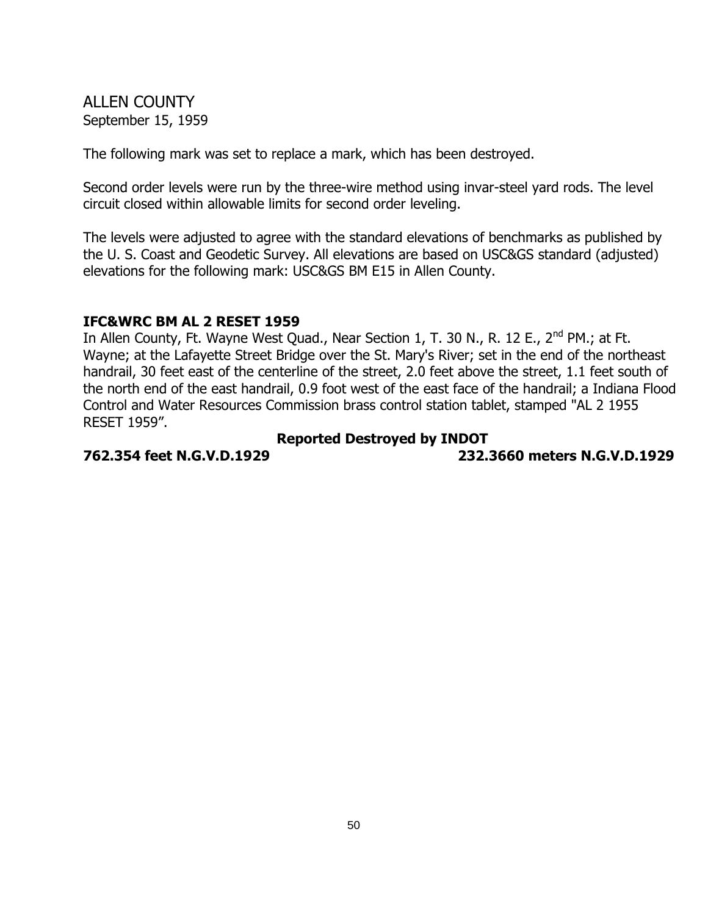# ALLEN COUNTY

September 15, 1959

The following mark was set to replace a mark, which has been destroyed.

Second order levels were run by the three-wire method using invar-steel yard rods. The level circuit closed within allowable limits for second order leveling.

The levels were adjusted to agree with the standard elevations of benchmarks as published by the U. S. Coast and Geodetic Survey. All elevations are based on USC&GS standard (adjusted) elevations for the following mark: USC&GS BM E15 in Allen County.

**IFC&WRC BM AL 2 RESET 1959**

In Allen County, Ft. Wayne West Quad., Near Section 1, T. 30 N., R. 12 E., 2nd PM.; at Ft. Wayne; at the Lafayette Street Bridge over the St. Mary's River; set in the end of the northeast handrail, 30 feet east of the centerline of the street, 2.0 feet above the street, 1.1 feet south of the north end of the east handrail, 0.9 foot west of the east face of the handrail; a Indiana Flood Control and Water Resources Commission brass control station tablet, stamped "AL 2 1955 RESET 1959".

**Reported Destroyed by INDOT**

**762.354 feet N.G.V.D.1929** **232.3660 meters N.G.V.D.1929**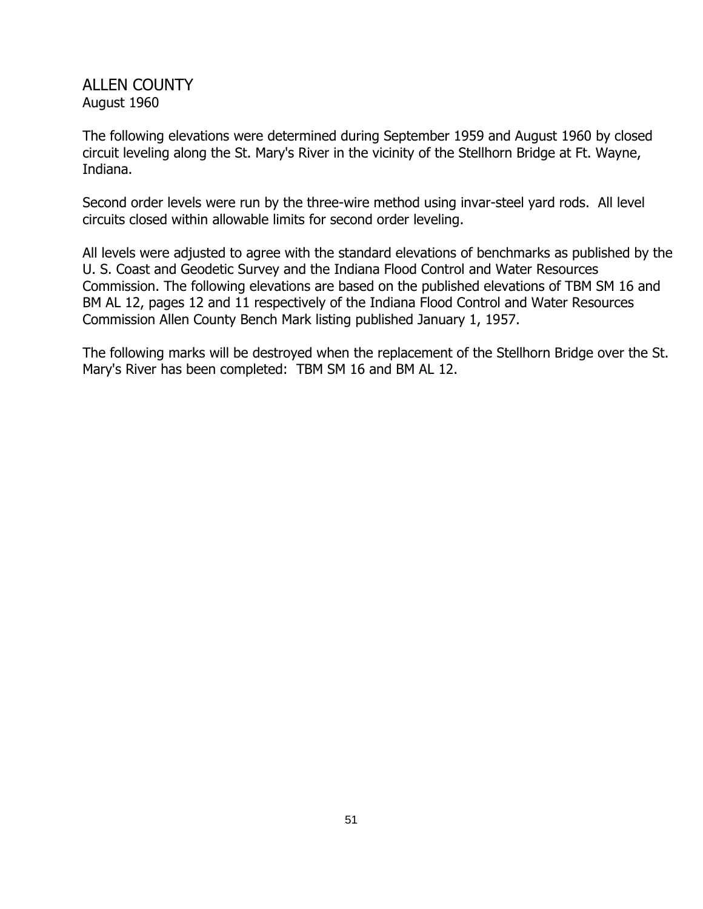# ALLEN COUNTY

August 1960

The following elevations were determined during September 1959 and August 1960 by closed circuit leveling along the St. Mary's River in the vicinity of the Stellhorn Bridge at Ft. Wayne, Indiana.

Second order levels were run by the three-wire method using invar-steel yard rods. All level circuits closed within allowable limits for second order leveling.

All levels were adjusted to agree with the standard elevations of benchmarks as published by the U. S. Coast and Geodetic Survey and the Indiana Flood Control and Water Resources Commission. The following elevations are based on the published elevations of TBM SM 16 and BM AL 12, pages 12 and 11 respectively of the Indiana Flood Control and Water Resources Commission Allen County Bench Mark listing published January 1, 1957.

The following marks will be destroyed when the replacement of the Stellhorn Bridge over the St. Mary's River has been completed: TBM SM 16 and BM AL 12.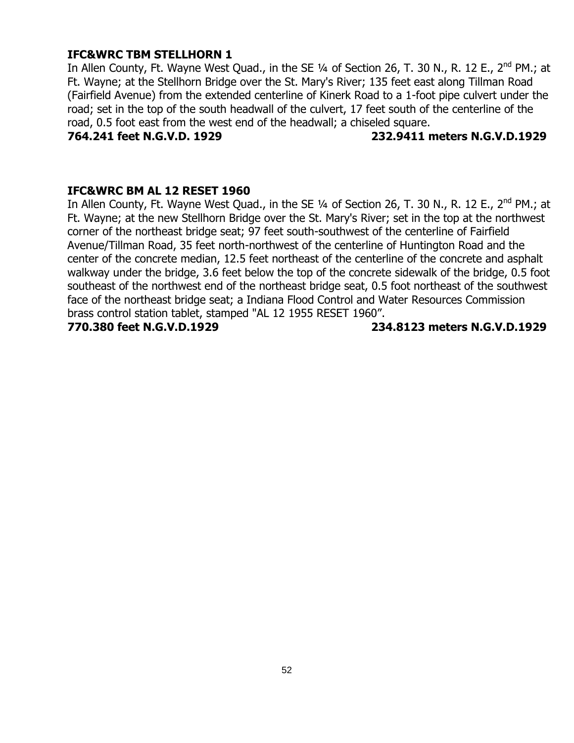**IFC&WRC TBM STELLHORN 1**

In Allen County, Ft. Wayne West Quad., in the SE ¼ of Section 26, T. 30 N., R. 12 E., 2nd PM.; at Ft. Wayne; at the Stellhorn Bridge over the St. Mary's River; 135 feet east along Tillman Road (Fairfield Avenue) from the extended centerline of Kinerk Road to a 1-foot pipe culvert under the road; set in the top of the south headwall of the culvert, 17 feet south of the centerline of the road, 0.5 foot east from the west end of the headwall; a chiseled square.

**764.241 feet N.G.V.D. 1929 232.9411 meters N.G.V.D.1929**

**IFC&WRC BM AL 12 RESET 1960**

In Allen County, Ft. Wayne West Quad., in the SE ¼ of Section 26, T. 30 N., R. 12 E., 2nd PM.; at Ft. Wayne; at the new Stellhorn Bridge over the St. Mary's River; set in the top at the northwest corner of the northeast bridge seat; 97 feet south-southwest of the centerline of Fairfield Avenue/Tillman Road, 35 feet north-northwest of the centerline of Huntington Road and the center of the concrete median, 12.5 feet northeast of the centerline of the concrete and asphalt walkway under the bridge, 3.6 feet below the top of the concrete sidewalk of the bridge, 0.5 foot southeast of the northwest end of the northeast bridge seat, 0.5 foot northeast of the southwest face of the northeast bridge seat; a Indiana Flood Control and Water Resources Commission brass control station tablet, stamped "AL 12 1955 RESET 1960".

**770.380 feet N.G.V.D.1929 234.8123 meters N.G.V.D.1929**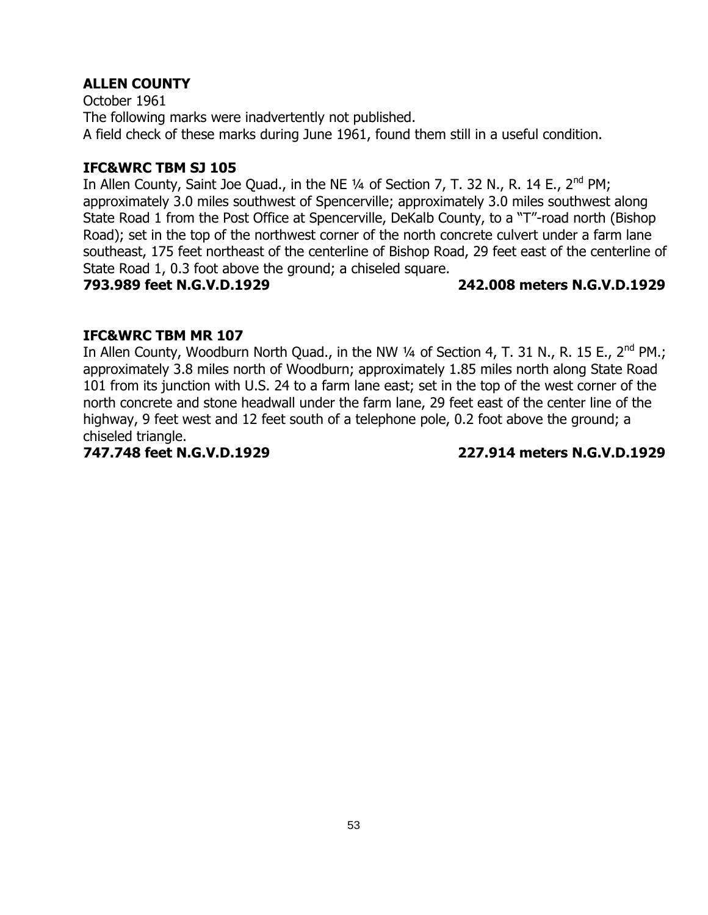**ALLEN COUNTY**

October 1961

The following marks were inadvertently not published.

A field check of these marks during June 1961, found them still in a useful condition.

**IFC&WRC TBM SJ 105**

In Allen County, Saint Joe Quad., in the NE ¼ of Section 7, T. 32 N., R. 14 E., 2nd PM; approximately 3.0 miles southwest of Spencerville; approximately 3.0 miles southwest along State Road 1 from the Post Office at Spencerville, DeKalb County, to a "T"-road north (Bishop Road); set in the top of the northwest corner of the north concrete culvert under a farm lane southeast, 175 feet northeast of the centerline of Bishop Road, 29 feet east of the centerline of State Road 1, 0.3 foot above the ground; a chiseled square.

**793.989 feet N.G.V.D.1929 242.008 meters N.G.V.D.1929**

**IFC&WRC TBM MR 107**

In Allen County, Woodburn North Quad., in the NW ¼ of Section 4, T. 31 N., R. 15 E., 2nd PM.; approximately 3.8 miles north of Woodburn; approximately 1.85 miles north along State Road 101 from its junction with U.S. 24 to a farm lane east; set in the top of the west corner of the north concrete and stone headwall under the farm lane, 29 feet east of the center line of the highway, 9 feet west and 12 feet south of a telephone pole, 0.2 foot above the ground; a chiseled triangle.

**747.748 feet N.G.V.D.1929 227.914 meters N.G.V.D.1929**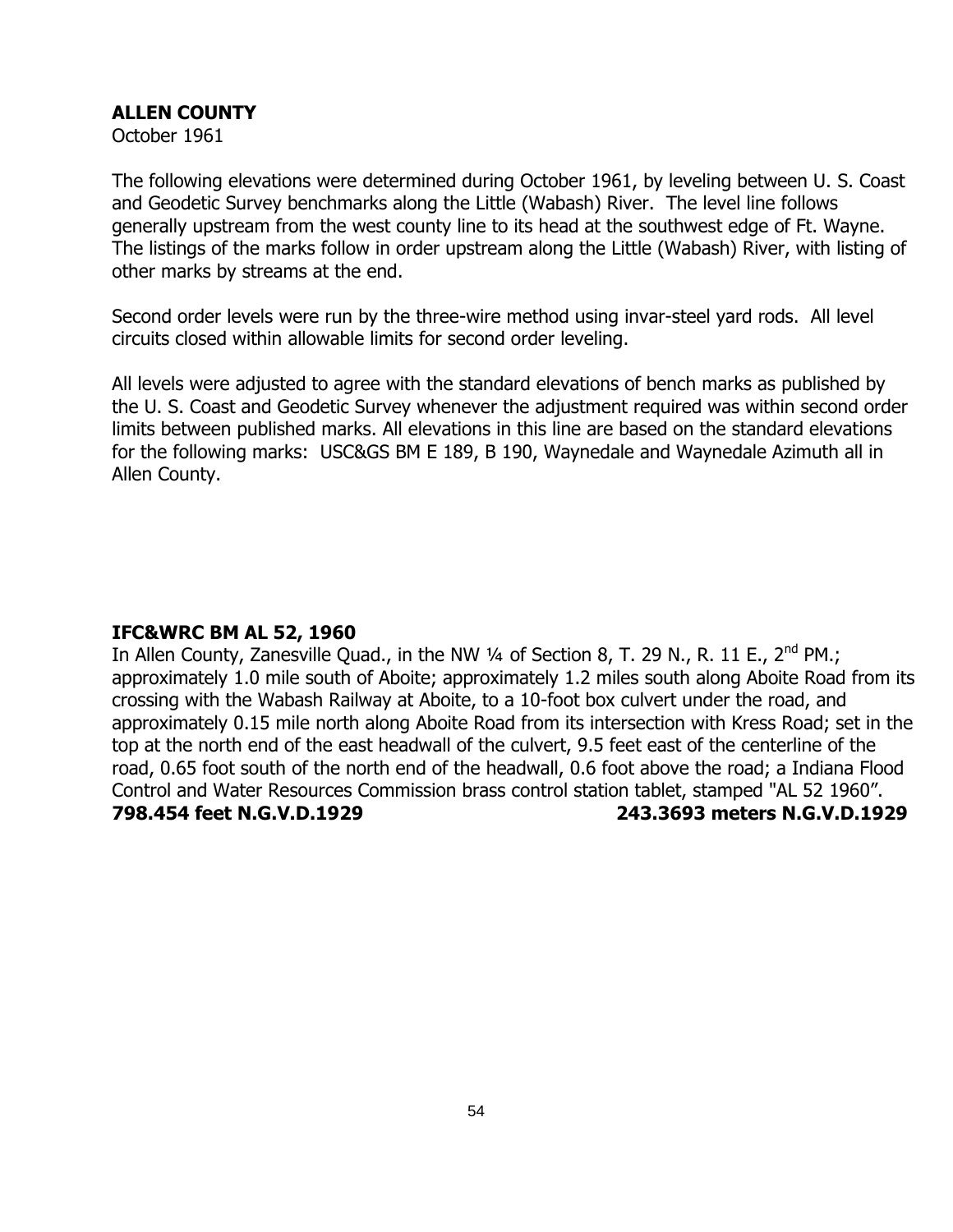## ALLEN COUNTY

October 1961

The following elevations were determined during October 1961, by leveling between U. S. Coast and Geodetic Survey benchmarks along the Little (Wabash) River. The level line follows generally upstream from the west county line to its head at the southwest edge of Ft. Wayne. The listings of the marks follow in order upstream along the Little (Wabash) River, with listing of other marks by streams at the end.

Second order levels were run by the three-wire method using invar-steel yard rods. All level circuits closed within allowable limits for second order leveling.

All levels were adjusted to agree with the standard elevations of bench marks as published by the U. S. Coast and Geodetic Survey whenever the adjustment required was within second order limits between published marks. All elevations in this line are based on the standard elevations for the following marks: USC&GS BM E 189, B 190, Waynedale and Waynedale Azimuth all in Allen County.

### IFC&WRC BM AL 52, 1960

In Allen County, Zanesville Quad., in the NW ¼ of Section 8, T. 29 N., R. 11 E., 2nd PM.; approximately 1.0 mile south of Aboite; approximately 1.2 miles south along Aboite Road from its crossing with the Wabash Railway at Aboite, to a 10-foot box culvert under the road, and approximately 0.15 mile north along Aboite Road from its intersection with Kress Road; set in the top at the north end of the east headwall of the culvert, 9.5 feet east of the centerline of the road, 0.65 foot south of the north end of the headwall, 0.6 foot above the road; a Indiana Flood Control and Water Resources Commission brass control station tablet, stamped "AL 52 1960".

**798.454 feet N.G.V.D.1929** **243.3693 meters N.G.V.D.1929**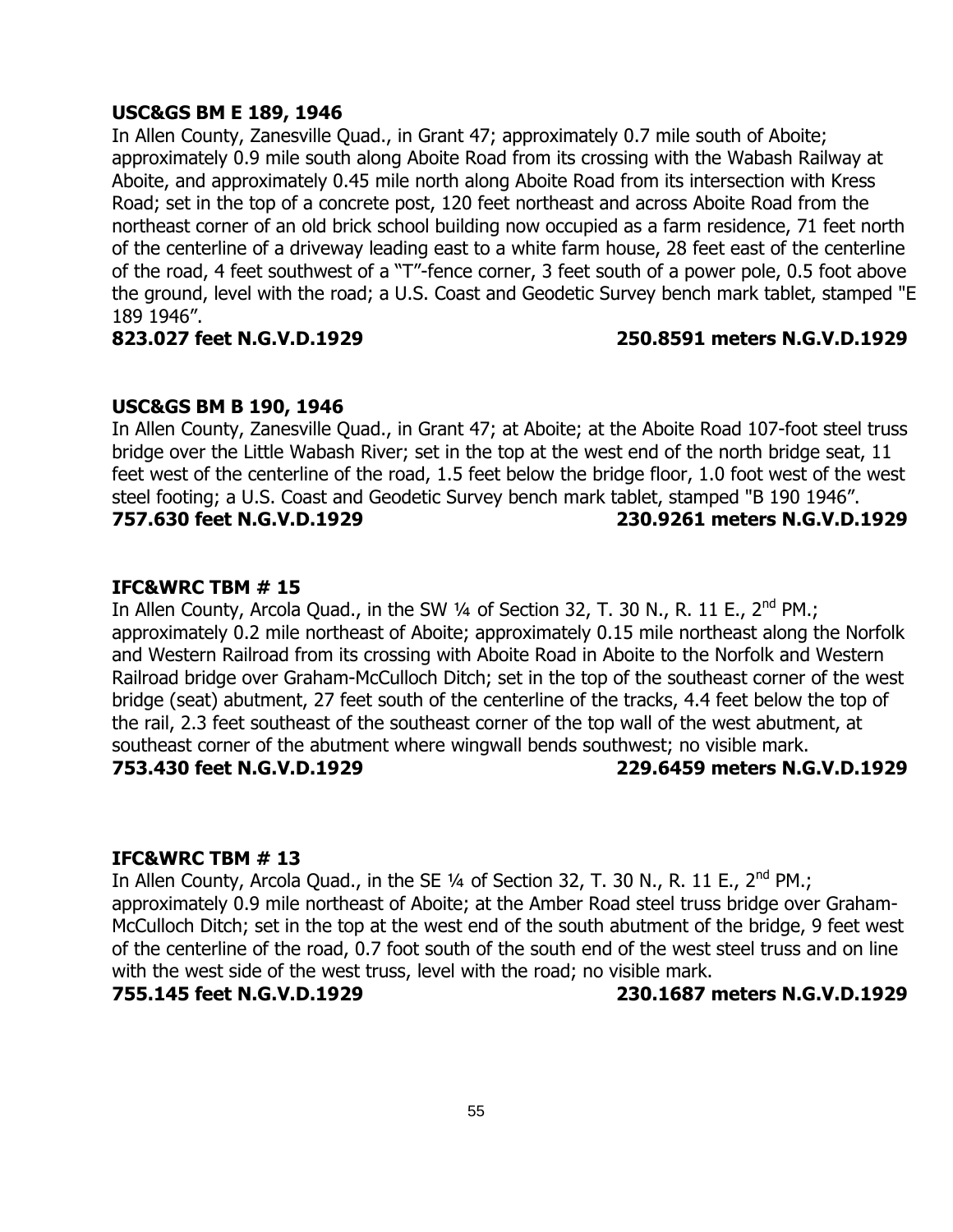**USC&GS BM E 189, 1946**

In Allen County, Zanesville Quad., in Grant 47; approximately 0.7 mile south of Aboite; approximately 0.9 mile south along Aboite Road from its crossing with the Wabash Railway at Aboite, and approximately 0.45 mile north along Aboite Road from its intersection with Kress Road; set in the top of a concrete post, 120 feet northeast and across Aboite Road from the northeast corner of an old brick school building now occupied as a farm residence, 71 feet north of the centerline of a driveway leading east to a white farm house, 28 feet east of the centerline of the road, 4 feet southwest of a "T"-fence corner, 3 feet south of a power pole, 0.5 foot above the ground, level with the road; a U.S. Coast and Geodetic Survey bench mark tablet, stamped "E 189 1946".

**823.027 feet N.G.V.D.1929 250.8591 meters N.G.V.D.1929**

**USC&GS BM B 190, 1946**

In Allen County, Zanesville Quad., in Grant 47; at Aboite; at the Aboite Road 107-foot steel truss bridge over the Little Wabash River; set in the top at the west end of the north bridge seat, 11 feet west of the centerline of the road, 1.5 feet below the bridge floor, 1.0 foot west of the west steel footing; a U.S. Coast and Geodetic Survey bench mark tablet, stamped "B 190 1946".

**757.630 feet N.G.V.D.1929 230.9261 meters N.G.V.D.1929**

**IFC&WRC TBM # 15**

In Allen County, Arcola Quad., in the SW ¼ of Section 32, T. 30 N., R. 11 E., 2nd PM.; approximately 0.2 mile northeast of Aboite; approximately 0.15 mile northeast along the Norfolk and Western Railroad from its crossing with Aboite Road in Aboite to the Norfolk and Western Railroad bridge over Graham-McCulloch Ditch; set in the top of the southeast corner of the west bridge (seat) abutment, 27 feet south of the centerline of the tracks, 4.4 feet below the top of the rail, 2.3 feet southeast of the southeast corner of the top wall of the west abutment, at southeast corner of the abutment where wingwall bends southwest; no visible mark.

**753.430 feet N.G.V.D.1929 229.6459 meters N.G.V.D.1929**

**IFC&WRC TBM # 13**

In Allen County, Arcola Quad., in the SE ¼ of Section 32, T. 30 N., R. 11 E., 2nd PM.; approximately 0.9 mile northeast of Aboite; at the Amber Road steel truss bridge over Graham-McCulloch Ditch; set in the top at the west end of the south abutment of the bridge, 9 feet west of the centerline of the road, 0.7 foot south of the south end of the west steel truss and on line with the west side of the west truss, level with the road; no visible mark.

**755.145 feet N.G.V.D.1929 230.1687 meters N.G.V.D.1929**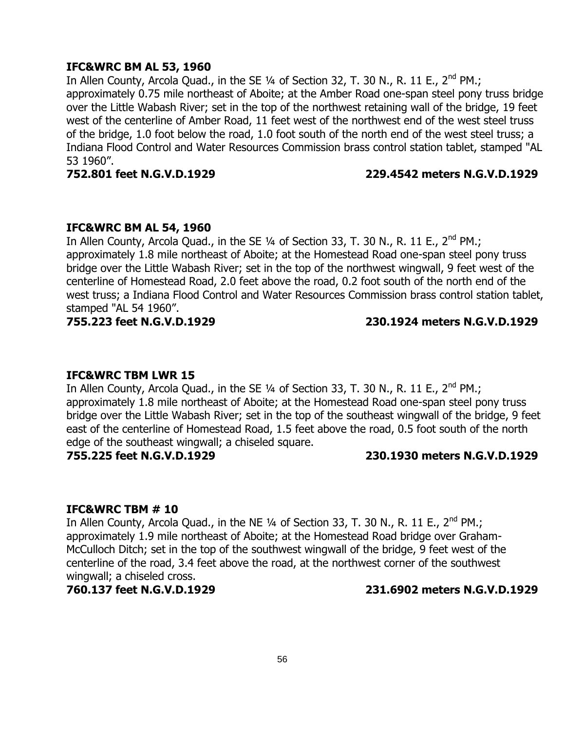**IFC&WRC BM AL 53, 1960**

In Allen County, Arcola Quad., in the SE ¼ of Section 32, T. 30 N., R. 11 E., 2nd PM.; approximately 0.75 mile northeast of Aboite; at the Amber Road one-span steel pony truss bridge over the Little Wabash River; set in the top of the northwest retaining wall of the bridge, 19 feet west of the centerline of Amber Road, 11 feet west of the northwest end of the west steel truss of the bridge, 1.0 foot below the road, 1.0 foot south of the north end of the west steel truss; a Indiana Flood Control and Water Resources Commission brass control station tablet, stamped "AL 53 1960".

**752.801 feet N.G.V.D.1929 229.4542 meters N.G.V.D.1929**

**IFC&WRC BM AL 54, 1960**

In Allen County, Arcola Quad., in the SE ¼ of Section 33, T. 30 N., R. 11 E., 2nd PM.; approximately 1.8 mile northeast of Aboite; at the Homestead Road one-span steel pony truss bridge over the Little Wabash River; set in the top of the northwest wingwall, 9 feet west of the centerline of Homestead Road, 2.0 feet above the road, 0.2 foot south of the north end of the west truss; a Indiana Flood Control and Water Resources Commission brass control station tablet, stamped "AL 54 1960".

**755.223 feet N.G.V.D.1929 230.1924 meters N.G.V.D.1929**

**IFC&WRC TBM LWR 15**

In Allen County, Arcola Quad., in the SE ¼ of Section 33, T. 30 N., R. 11 E., 2nd PM.; approximately 1.8 mile northeast of Aboite; at the Homestead Road one-span steel pony truss bridge over the Little Wabash River; set in the top of the southeast wingwall of the bridge, 9 feet east of the centerline of Homestead Road, 1.5 feet above the road, 0.5 foot south of the north edge of the southeast wingwall; a chiseled square.

**755.225 feet N.G.V.D.1929 230.1930 meters N.G.V.D.1929**

**IFC&WRC TBM # 10**

In Allen County, Arcola Quad., in the NE ¼ of Section 33, T. 30 N., R. 11 E., 2nd PM.; approximately 1.9 mile northeast of Aboite; at the Homestead Road bridge over Graham-McCulloch Ditch; set in the top of the southwest wingwall of the bridge, 9 feet west of the centerline of the road, 3.4 feet above the road, at the northwest corner of the southwest wingwall; a chiseled cross.

**760.137 feet N.G.V.D.1929 231.6902 meters N.G.V.D.1929**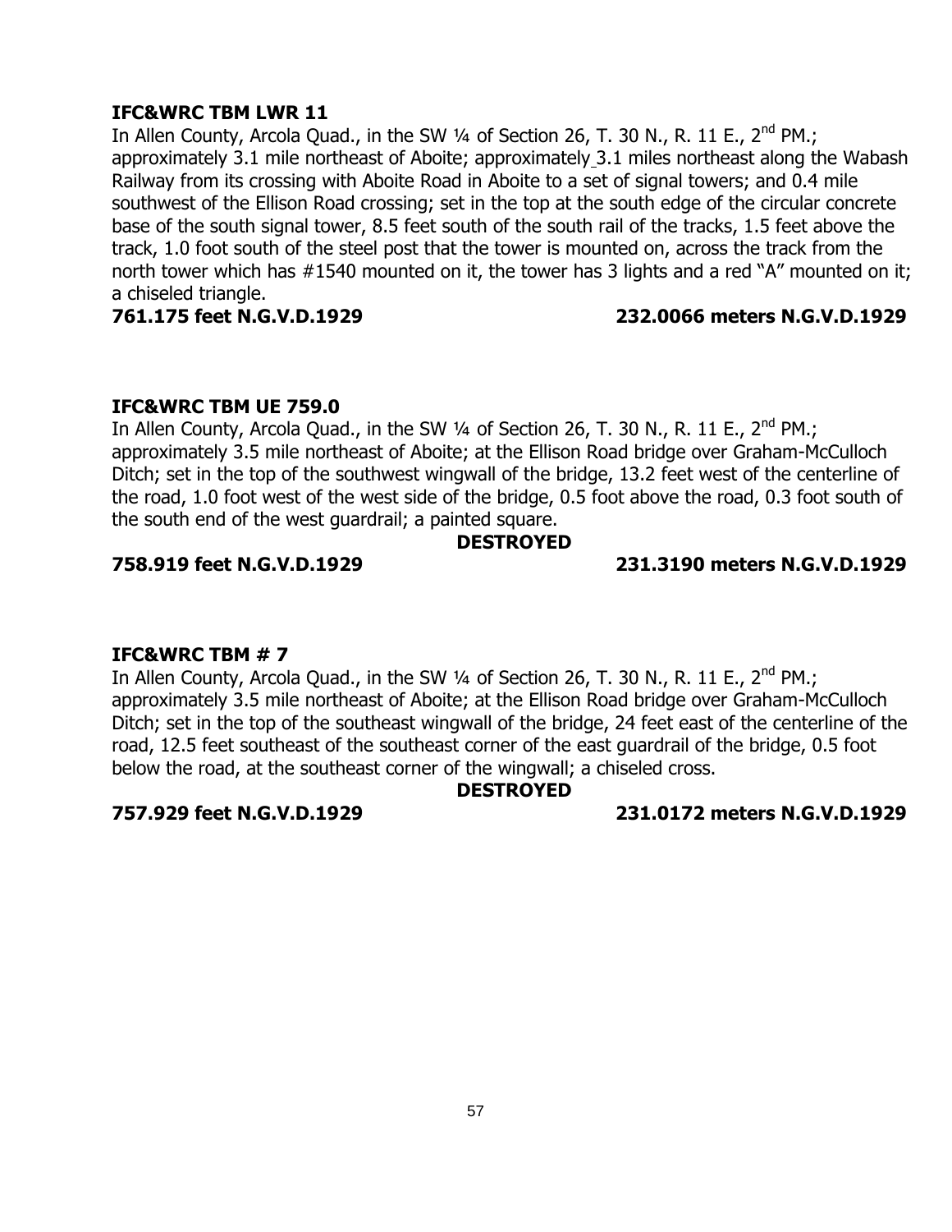**IFC&WRC TBM LWR 11**

In Allen County, Arcola Quad., in the SW ¼ of Section 26, T. 30 N., R. 11 E., 2nd PM.; approximately 3.1 mile northeast of Aboite; approximately 3.1 miles northeast along the Wabash Railway from its crossing with Aboite Road in Aboite to a set of signal towers; and 0.4 mile southwest of the Ellison Road crossing; set in the top at the south edge of the circular concrete base of the south signal tower, 8.5 feet south of the south rail of the tracks, 1.5 feet above the track, 1.0 foot south of the steel post that the tower is mounted on, across the track from the north tower which has #1540 mounted on it, the tower has 3 lights and a red "A" mounted on it; a chiseled triangle.

**761.175 feet N.G.V.D.1929 232.0066 meters N.G.V.D.1929**

**IFC&WRC TBM UE 759.0**

In Allen County, Arcola Quad., in the SW ¼ of Section 26, T. 30 N., R. 11 E., 2nd PM.; approximately 3.5 mile northeast of Aboite; at the Ellison Road bridge over Graham-McCulloch Ditch; set in the top of the southwest wingwall of the bridge, 13.2 feet west of the centerline of the road, 1.0 foot west of the west side of the bridge, 0.5 foot above the road, 0.3 foot south of the south end of the west guardrail; a painted square.

**DESTROYED**

**758.919 feet N.G.V.D.1929 231.3190 meters N.G.V.D.1929**

**IFC&WRC TBM # 7**

In Allen County, Arcola Quad., in the SW ¼ of Section 26, T. 30 N., R. 11 E., 2nd PM.; approximately 3.5 mile northeast of Aboite; at the Ellison Road bridge over Graham-McCulloch Ditch; set in the top of the southeast wingwall of the bridge, 24 feet east of the centerline of the road, 12.5 feet southeast of the southeast corner of the east guardrail of the bridge, 0.5 foot below the road, at the southeast corner of the wingwall; a chiseled cross.

**DESTROYED**

**757.929 feet N.G.V.D.1929 231.0172 meters N.G.V.D.1929**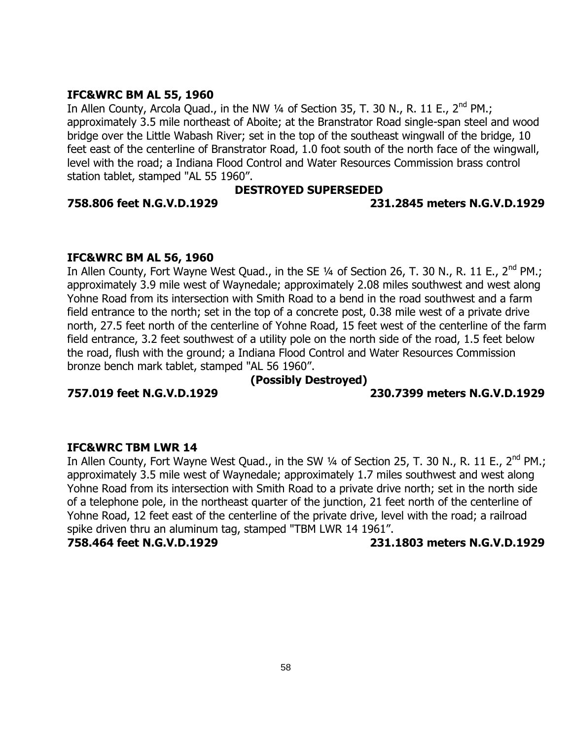**IFC&WRC BM AL 55, 1960**

In Allen County, Arcola Quad., in the NW ¼ of Section 35, T. 30 N., R. 11 E., 2nd PM.; approximately 3.5 mile northeast of Aboite; at the Branstrator Road single-span steel and wood bridge over the Little Wabash River; set in the top of the southeast wingwall of the bridge, 10 feet east of the centerline of Branstrator Road, 1.0 foot south of the north face of the wingwall, level with the road; a Indiana Flood Control and Water Resources Commission brass control station tablet, stamped "AL 55 1960".

**DESTROYED SUPERSEDED**

**758.806 feet N.G.V.D.1929** **231.2845 meters N.G.V.D.1929**

**IFC&WRC BM AL 56, 1960**

In Allen County, Fort Wayne West Quad., in the SE ¼ of Section 26, T. 30 N., R. 11 E., 2nd PM.; approximately 3.9 mile west of Waynedale; approximately 2.08 miles southwest and west along Yohne Road from its intersection with Smith Road to a bend in the road southwest and a farm field entrance to the north; set in the top of a concrete post, 0.38 mile west of a private drive north, 27.5 feet north of the centerline of Yohne Road, 15 feet west of the centerline of the farm field entrance, 3.2 feet southwest of a utility pole on the north side of the road, 1.5 feet below the road, flush with the ground; a Indiana Flood Control and Water Resources Commission bronze bench mark tablet, stamped "AL 56 1960".

**(Possibly Destroyed)**

**757.019 feet N.G.V.D.1929** **230.7399 meters N.G.V.D.1929**

**IFC&WRC TBM LWR 14**

In Allen County, Fort Wayne West Quad., in the SW ¼ of Section 25, T. 30 N., R. 11 E., 2nd PM.; approximately 3.5 mile west of Waynedale; approximately 1.7 miles southwest and west along Yohne Road from its intersection with Smith Road to a private drive north; set in the north side of a telephone pole, in the northeast quarter of the junction, 21 feet north of the centerline of Yohne Road, 12 feet east of the centerline of the private drive, level with the road; a railroad spike driven thru an aluminum tag, stamped "TBM LWR 14 1961".

**758.464 feet N.G.V.D.1929** **231.1803 meters N.G.V.D.1929**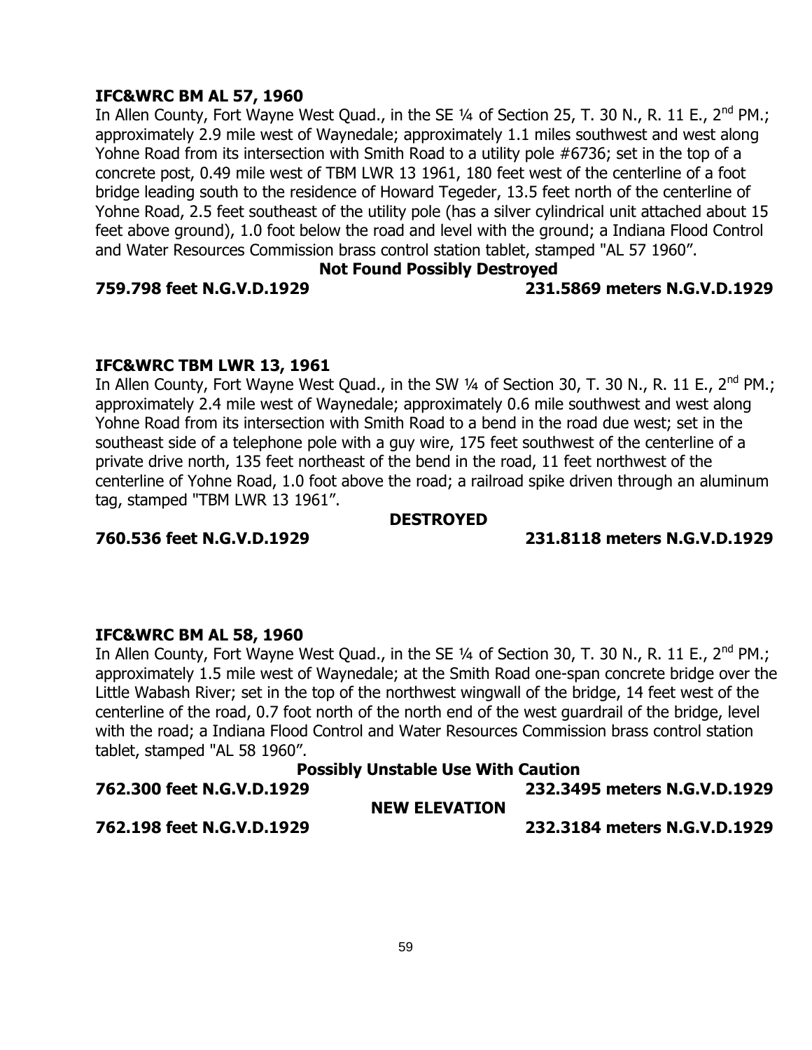**IFC&WRC BM AL 57, 1960**

In Allen County, Fort Wayne West Quad., in the SE ¼ of Section 25, T. 30 N., R. 11 E., 2nd PM.; approximately 2.9 mile west of Waynedale; approximately 1.1 miles southwest and west along Yohne Road from its intersection with Smith Road to a utility pole #6736; set in the top of a concrete post, 0.49 mile west of TBM LWR 13 1961, 180 feet west of the centerline of a foot bridge leading south to the residence of Howard Tegeder, 13.5 feet north of the centerline of Yohne Road, 2.5 feet southeast of the utility pole (has a silver cylindrical unit attached about 15 feet above ground), 1.0 foot below the road and level with the ground; a Indiana Flood Control and Water Resources Commission brass control station tablet, stamped "AL 57 1960".

**Not Found Possibly Destroyed**

**759.798 feet N.G.V.D.1929** **231.5869 meters N.G.V.D.1929**

**IFC&WRC TBM LWR 13, 1961**

In Allen County, Fort Wayne West Quad., in the SW ¼ of Section 30, T. 30 N., R. 11 E., 2nd PM.; approximately 2.4 mile west of Waynedale; approximately 0.6 mile southwest and west along Yohne Road from its intersection with Smith Road to a bend in the road due west; set in the southeast side of a telephone pole with a guy wire, 175 feet southwest of the centerline of a private drive north, 135 feet northeast of the bend in the road, 11 feet northwest of the centerline of Yohne Road, 1.0 foot above the road; a railroad spike driven through an aluminum tag, stamped "TBM LWR 13 1961".

**DESTROYED**

**760.536 feet N.G.V.D.1929** **231.8118 meters N.G.V.D.1929**

**IFC&WRC BM AL 58, 1960**

In Allen County, Fort Wayne West Quad., in the SE ¼ of Section 30, T. 30 N., R. 11 E., 2nd PM.; approximately 1.5 mile west of Waynedale; at the Smith Road one-span concrete bridge over the Little Wabash River; set in the top of the northwest wingwall of the bridge, 14 feet west of the centerline of the road, 0.7 foot north of the north end of the west guardrail of the bridge, level with the road; a Indiana Flood Control and Water Resources Commission brass control station tablet, stamped "AL 58 1960".

**Possibly Unstable Use With Caution**

**762.300 feet N.G.V.D.1929** **232.3495 meters N.G.V.D.1929**

**NEW ELEVATION**

**762.198 feet N.G.V.D.1929** **232.3184 meters N.G.V.D.1929**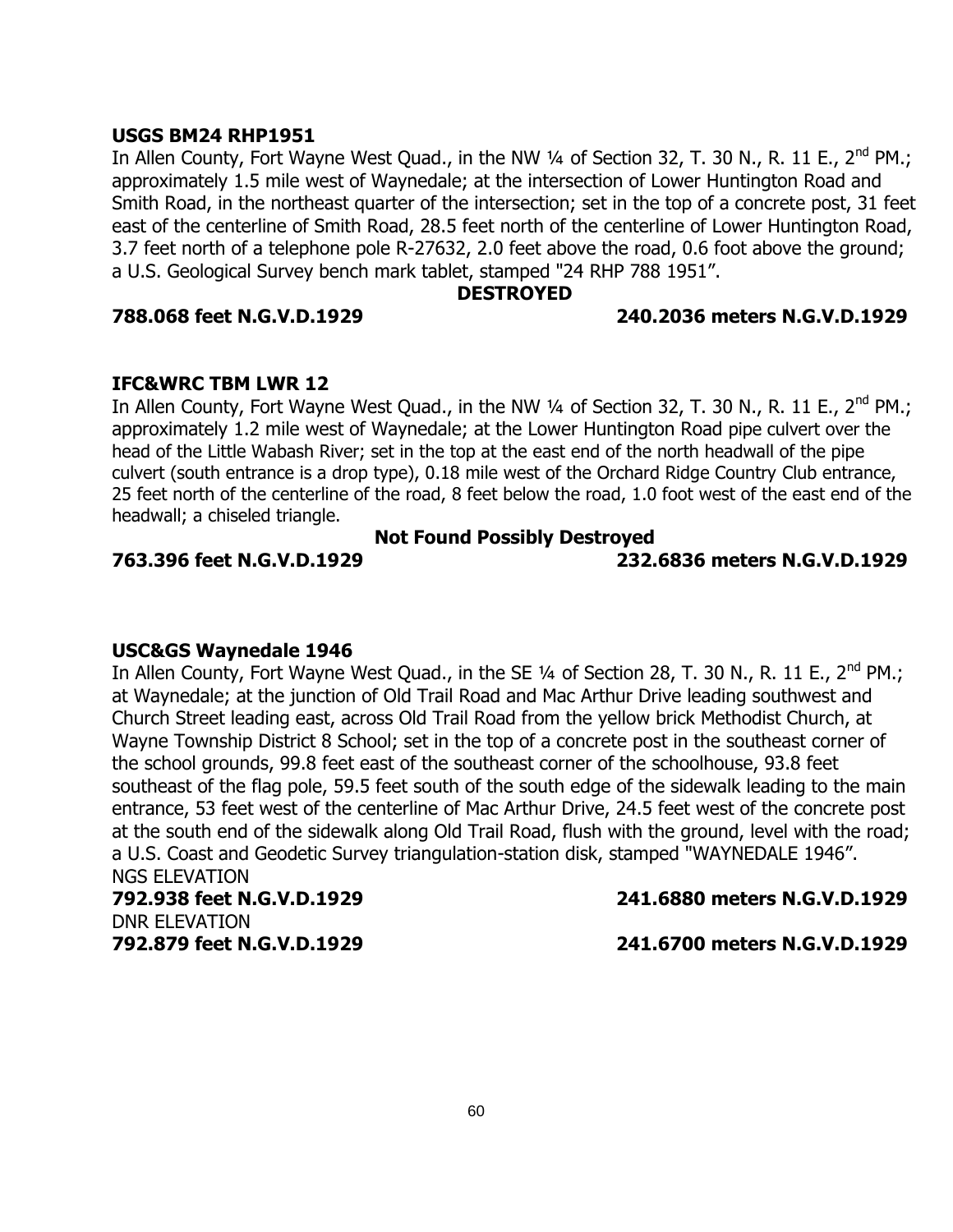**USGS BM24 RHP1951**

In Allen County, Fort Wayne West Quad., in the NW ¼ of Section 32, T. 30 N., R. 11 E., 2nd PM.; approximately 1.5 mile west of Waynedale; at the intersection of Lower Huntington Road and Smith Road, in the northeast quarter of the intersection; set in the top of a concrete post, 31 feet east of the centerline of Smith Road, 28.5 feet north of the centerline of Lower Huntington Road, 3.7 feet north of a telephone pole R-27632, 2.0 feet above the road, 0.6 foot above the ground; a U.S. Geological Survey bench mark tablet, stamped "24 RHP 788 1951".

**DESTROYED**

**788.068 feet N.G.V.D.1929 240.2036 meters N.G.V.D.1929**

**IFC&WRC TBM LWR 12**

In Allen County, Fort Wayne West Quad., in the NW ¼ of Section 32, T. 30 N., R. 11 E., 2nd PM.; approximately 1.2 mile west of Waynedale; at the Lower Huntington Road pipe culvert over the head of the Little Wabash River; set in the top at the east end of the north headwall of the pipe culvert (south entrance is a drop type), 0.18 mile west of the Orchard Ridge Country Club entrance, 25 feet north of the centerline of the road, 8 feet below the road, 1.0 foot west of the east end of the headwall; a chiseled triangle.

**Not Found Possibly Destroyed**

**763.396 feet N.G.V.D.1929 232.6836 meters N.G.V.D.1929**

**USC&GS Waynedale 1946**

In Allen County, Fort Wayne West Quad., in the SE ¼ of Section 28, T. 30 N., R. 11 E., 2nd PM.; at Waynedale; at the junction of Old Trail Road and Mac Arthur Drive leading southwest and Church Street leading east, across Old Trail Road from the yellow brick Methodist Church, at Wayne Township District 8 School; set in the top of a concrete post in the southeast corner of the school grounds, 99.8 feet east of the southeast corner of the schoolhouse, 93.8 feet southeast of the flag pole, 59.5 feet south of the south edge of the sidewalk leading to the main entrance, 53 feet west of the centerline of Mac Arthur Drive, 24.5 feet west of the concrete post at the south end of the sidewalk along Old Trail Road, flush with the ground, level with the road; a U.S. Coast and Geodetic Survey triangulation-station disk, stamped "WAYNEDALE 1946".

NGS ELEVATION

**792.938 feet N.G.V.D.1929 241.6880 meters N.G.V.D.1929**

DNR ELEVATION

**792.879 feet N.G.V.D.1929 241.6700 meters N.G.V.D.1929**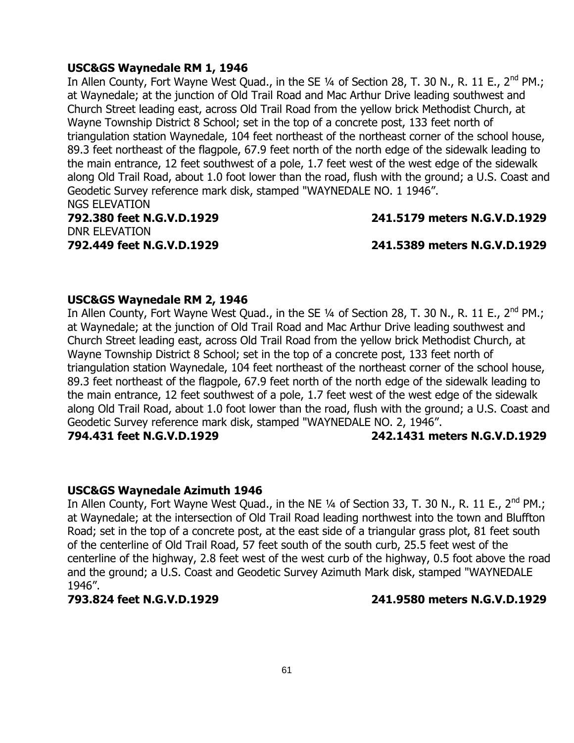**USC&GS Waynedale RM 1, 1946**

In Allen County, Fort Wayne West Quad., in the SE ¼ of Section 28, T. 30 N., R. 11 E., 2nd PM.; at Waynedale; at the junction of Old Trail Road and Mac Arthur Drive leading southwest and Church Street leading east, across Old Trail Road from the yellow brick Methodist Church, at Wayne Township District 8 School; set in the top of a concrete post, 133 feet north of triangulation station Waynedale, 104 feet northeast of the northeast corner of the school house, 89.3 feet northeast of the flagpole, 67.9 feet north of the north edge of the sidewalk leading to the main entrance, 12 feet southwest of a pole, 1.7 feet west of the west edge of the sidewalk along Old Trail Road, about 1.0 foot lower than the road, flush with the ground; a U.S. Coast and Geodetic Survey reference mark disk, stamped "WAYNEDALE NO. 1 1946".

NGS ELEVATION

**792.380 feet N.G.V.D.1929 241.5179 meters N.G.V.D.1929**

DNR ELEVATION

**792.449 feet N.G.V.D.1929 241.5389 meters N.G.V.D.1929**

**USC&GS Waynedale RM 2, 1946**

In Allen County, Fort Wayne West Quad., in the SE ¼ of Section 28, T. 30 N., R. 11 E., 2nd PM.; at Waynedale; at the junction of Old Trail Road and Mac Arthur Drive leading southwest and Church Street leading east, across Old Trail Road from the yellow brick Methodist Church, at Wayne Township District 8 School; set in the top of a concrete post, 133 feet north of triangulation station Waynedale, 104 feet northeast of the northeast corner of the school house, 89.3 feet northeast of the flagpole, 67.9 feet north of the north edge of the sidewalk leading to the main entrance, 12 feet southwest of a pole, 1.7 feet west of the west edge of the sidewalk along Old Trail Road, about 1.0 foot lower than the road, flush with the ground; a U.S. Coast and Geodetic Survey reference mark disk, stamped "WAYNEDALE NO. 2, 1946".

**794.431 feet N.G.V.D.1929 242.1431 meters N.G.V.D.1929**

**USC&GS Waynedale Azimuth 1946**

In Allen County, Fort Wayne West Quad., in the NE ¼ of Section 33, T. 30 N., R. 11 E., 2nd PM.; at Waynedale; at the intersection of Old Trail Road leading northwest into the town and Bluffton Road; set in the top of a concrete post, at the east side of a triangular grass plot, 81 feet south of the centerline of Old Trail Road, 57 feet south of the south curb, 25.5 feet west of the centerline of the highway, 2.8 feet west of the west curb of the highway, 0.5 foot above the road and the ground; a U.S. Coast and Geodetic Survey Azimuth Mark disk, stamped "WAYNEDALE 1946".

**793.824 feet N.G.V.D.1929 241.9580 meters N.G.V.D.1929**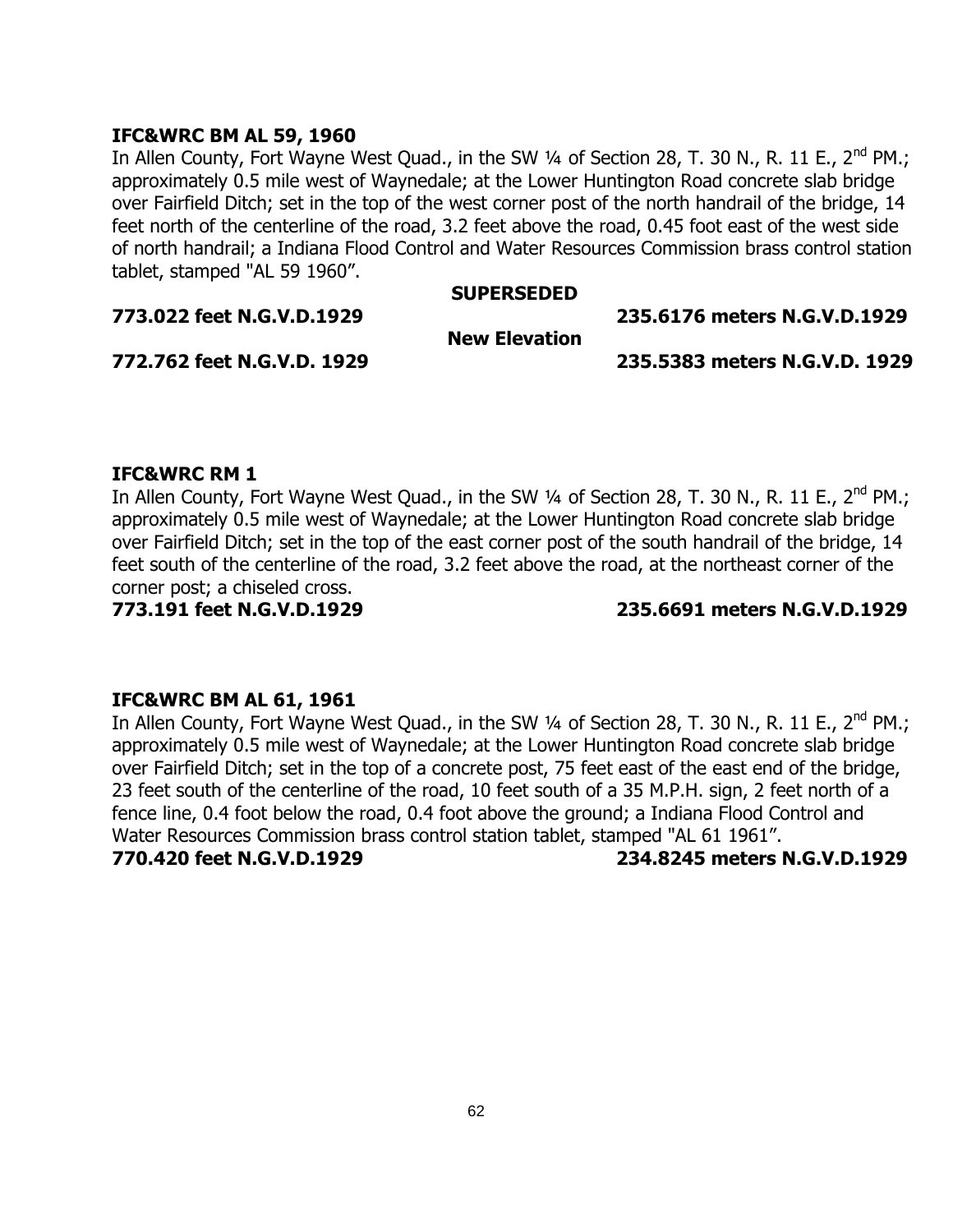**IFC&WRC BM AL 59, 1960**

In Allen County, Fort Wayne West Quad., in the SW ¼ of Section 28, T. 30 N., R. 11 E., 2nd PM.; approximately 0.5 mile west of Waynedale; at the Lower Huntington Road concrete slab bridge over Fairfield Ditch; set in the top of the west corner post of the north handrail of the bridge, 14 feet north of the centerline of the road, 3.2 feet above the road, 0.45 foot east of the west side of north handrail; a Indiana Flood Control and Water Resources Commission brass control station tablet, stamped "AL 59 1960".

**SUPERSEDED**

**773.022 feet N.G.V.D.1929** **235.6176 meters N.G.V.D.1929**

**New Elevation**

**772.762 feet N.G.V.D. 1929** **235.5383 meters N.G.V.D. 1929**

**IFC&WRC RM 1**

In Allen County, Fort Wayne West Quad., in the SW ¼ of Section 28, T. 30 N., R. 11 E., 2nd PM.; approximately 0.5 mile west of Waynedale; at the Lower Huntington Road concrete slab bridge over Fairfield Ditch; set in the top of the east corner post of the south handrail of the bridge, 14 feet south of the centerline of the road, 3.2 feet above the road, at the northeast corner of the corner post; a chiseled cross.

**773.191 feet N.G.V.D.1929** **235.6691 meters N.G.V.D.1929**

**IFC&WRC BM AL 61, 1961**

In Allen County, Fort Wayne West Quad., in the SW ¼ of Section 28, T. 30 N., R. 11 E., 2nd PM.; approximately 0.5 mile west of Waynedale; at the Lower Huntington Road concrete slab bridge over Fairfield Ditch; set in the top of a concrete post, 75 feet east of the east end of the bridge, 23 feet south of the centerline of the road, 10 feet south of a 35 M.P.H. sign, 2 feet north of a fence line, 0.4 foot below the road, 0.4 foot above the ground; a Indiana Flood Control and Water Resources Commission brass control station tablet, stamped "AL 61 1961".

**770.420 feet N.G.V.D.1929** **234.8245 meters N.G.V.D.1929**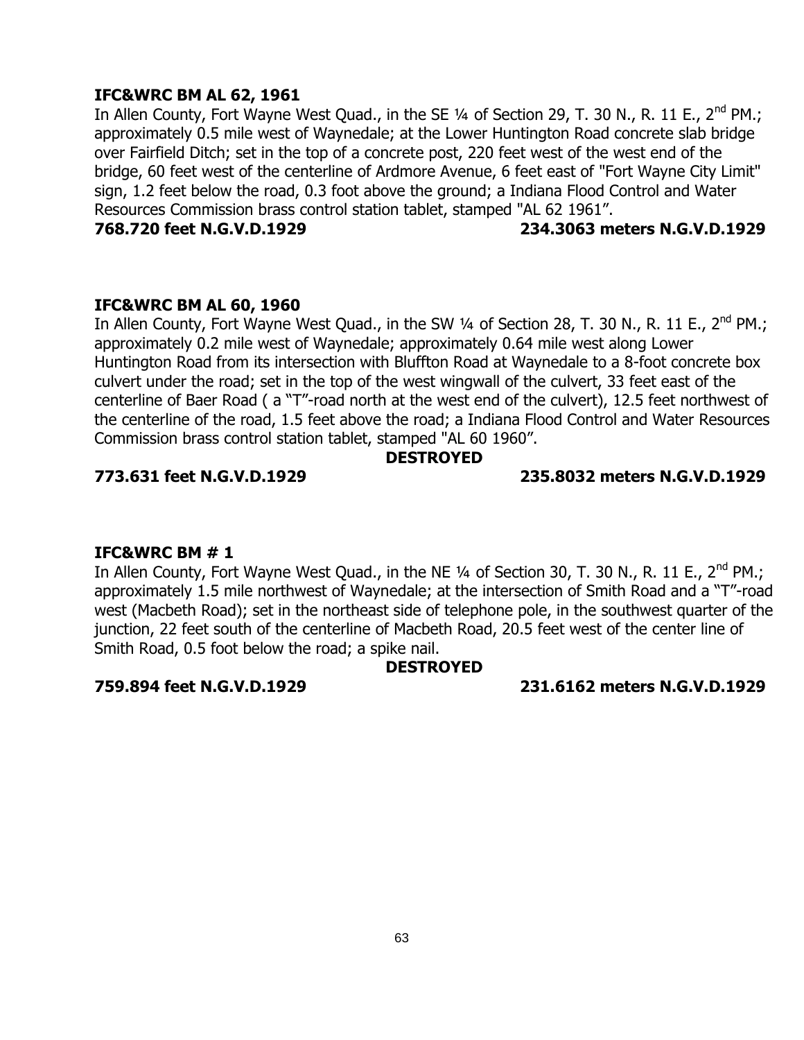**IFC&WRC BM AL 62, 1961**

In Allen County, Fort Wayne West Quad., in the SE ¼ of Section 29, T. 30 N., R. 11 E., 2nd PM.; approximately 0.5 mile west of Waynedale; at the Lower Huntington Road concrete slab bridge over Fairfield Ditch; set in the top of a concrete post, 220 feet west of the west end of the bridge, 60 feet west of the centerline of Ardmore Avenue, 6 feet east of "Fort Wayne City Limit" sign, 1.2 feet below the road, 0.3 foot above the ground; a Indiana Flood Control and Water Resources Commission brass control station tablet, stamped "AL 62 1961".

**768.720 feet N.G.V.D.1929** **234.3063 meters N.G.V.D.1929**

**IFC&WRC BM AL 60, 1960**

In Allen County, Fort Wayne West Quad., in the SW ¼ of Section 28, T. 30 N., R. 11 E., 2nd PM.; approximately 0.2 mile west of Waynedale; approximately 0.64 mile west along Lower Huntington Road from its intersection with Bluffton Road at Waynedale to a 8-foot concrete box culvert under the road; set in the top of the west wingwall of the culvert, 33 feet east of the centerline of Baer Road ( a "T"-road north at the west end of the culvert), 12.5 feet northwest of the centerline of the road, 1.5 feet above the road; a Indiana Flood Control and Water Resources Commission brass control station tablet, stamped "AL 60 1960".

**DESTROYED**

**773.631 feet N.G.V.D.1929** **235.8032 meters N.G.V.D.1929**

**IFC&WRC BM # 1**

In Allen County, Fort Wayne West Quad., in the NE ¼ of Section 30, T. 30 N., R. 11 E., 2nd PM.; approximately 1.5 mile northwest of Waynedale; at the intersection of Smith Road and a "T"-road west (Macbeth Road); set in the northeast side of telephone pole, in the southwest quarter of the junction, 22 feet south of the centerline of Macbeth Road, 20.5 feet west of the center line of Smith Road, 0.5 foot below the road; a spike nail.

**DESTROYED**

**759.894 feet N.G.V.D.1929** **231.6162 meters N.G.V.D.1929**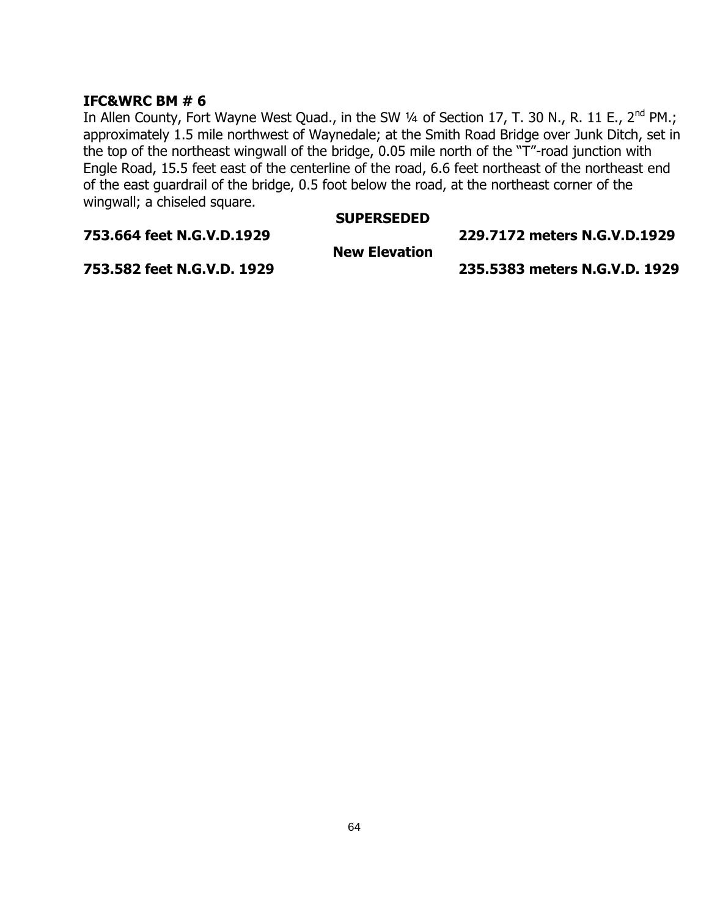**IFC&WRC BM # 6**

In Allen County, Fort Wayne West Quad., in the SW ¼ of Section 17, T. 30 N., R. 11 E., 2nd PM.; approximately 1.5 mile northwest of Waynedale; at the Smith Road Bridge over Junk Ditch, set in the top of the northeast wingwall of the bridge, 0.05 mile north of the "T"-road junction with Engle Road, 15.5 feet east of the centerline of the road, 6.6 feet northeast of the northeast end of the east guardrail of the bridge, 0.5 foot below the road, at the northeast corner of the wingwall; a chiseled square.

**SUPERSEDED**

**753.664 feet N.G.V.D.1929** **229.7172 meters N.G.V.D.1929**

**New Elevation**

**753.582 feet N.G.V.D. 1929** **235.5383 meters N.G.V.D. 1929**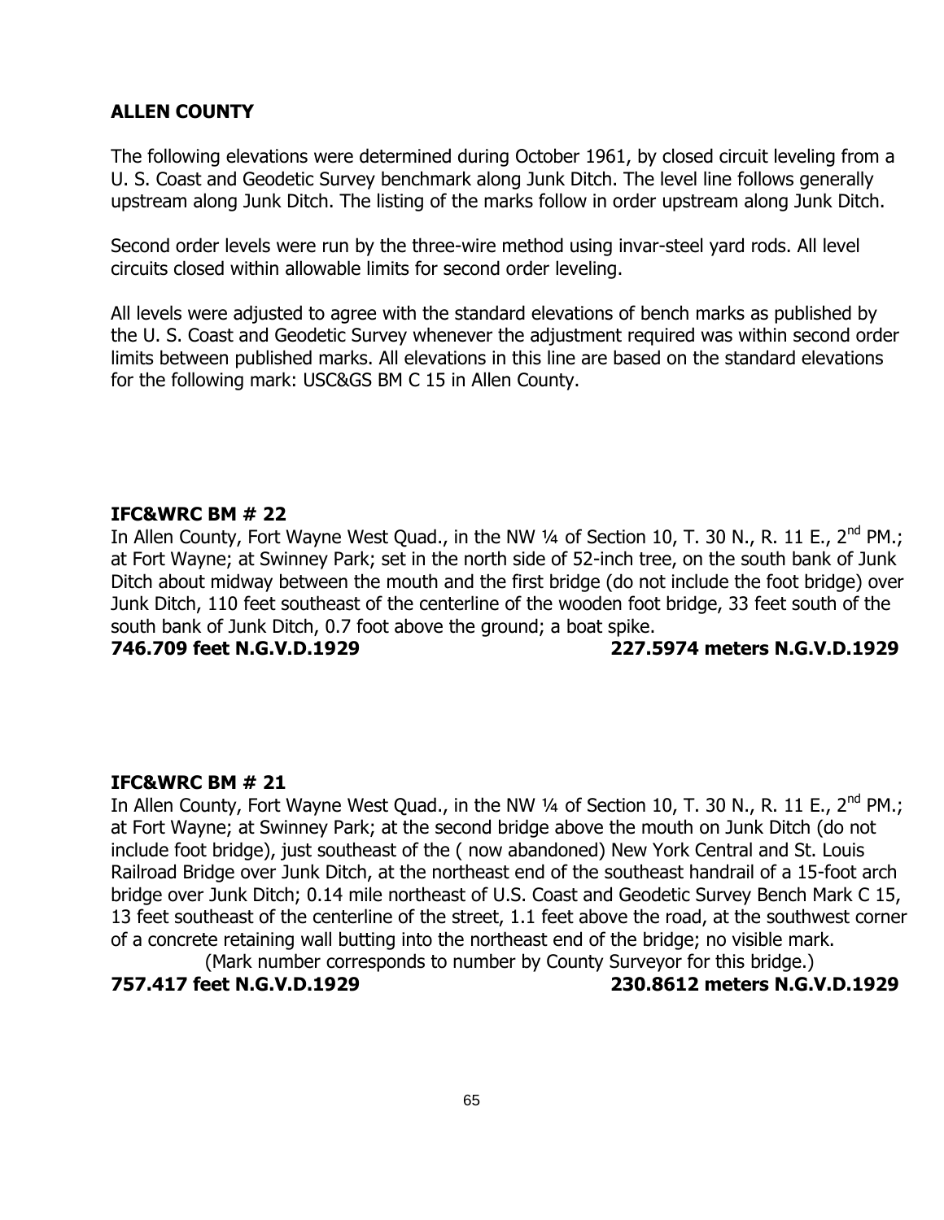## ALLEN COUNTY

The following elevations were determined during October 1961, by closed circuit leveling from a U. S. Coast and Geodetic Survey benchmark along Junk Ditch. The level line follows generally upstream along Junk Ditch. The listing of the marks follow in order upstream along Junk Ditch.

Second order levels were run by the three-wire method using invar-steel yard rods. All level circuits closed within allowable limits for second order leveling.

All levels were adjusted to agree with the standard elevations of bench marks as published by the U. S. Coast and Geodetic Survey whenever the adjustment required was within second order limits between published marks. All elevations in this line are based on the standard elevations for the following mark: USC&GS BM C 15 in Allen County.

### IFC&WRC BM # 22

In Allen County, Fort Wayne West Quad., in the NW ¼ of Section 10, T. 30 N., R. 11 E., 2nd PM.; at Fort Wayne; at Swinney Park; set in the north side of 52-inch tree, on the south bank of Junk Ditch about midway between the mouth and the first bridge (do not include the foot bridge) over Junk Ditch, 110 feet southeast of the centerline of the wooden foot bridge, 33 feet south of the south bank of Junk Ditch, 0.7 foot above the ground; a boat spike.

**746.709 feet N.G.V.D.1929 227.5974 meters N.G.V.D.1929**

### IFC&WRC BM # 21

In Allen County, Fort Wayne West Quad., in the NW ¼ of Section 10, T. 30 N., R. 11 E., 2nd PM.; at Fort Wayne; at Swinney Park; at the second bridge above the mouth on Junk Ditch (do not include foot bridge), just southeast of the ( now abandoned) New York Central and St. Louis Railroad Bridge over Junk Ditch, at the northeast end of the southeast handrail of a 15-foot arch bridge over Junk Ditch; 0.14 mile northeast of U.S. Coast and Geodetic Survey Bench Mark C 15, 13 feet southeast of the centerline of the street, 1.1 feet above the road, at the southwest corner of a concrete retaining wall butting into the northeast end of the bridge; no visible mark.

(Mark number corresponds to number by County Surveyor for this bridge.)

**757.417 feet N.G.V.D.1929 230.8612 meters N.G.V.D.1929**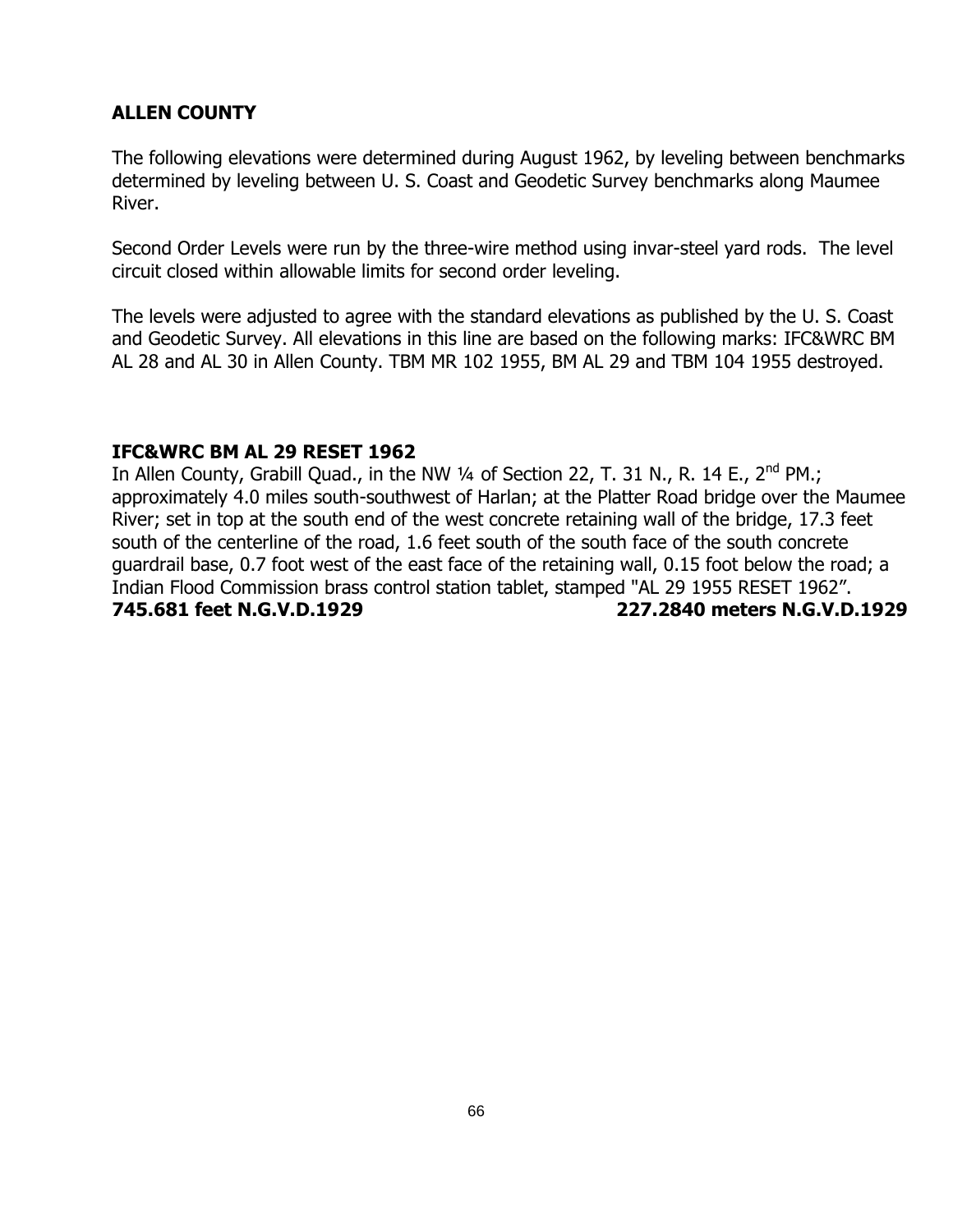## ALLEN COUNTY

The following elevations were determined during August 1962, by leveling between benchmarks determined by leveling between U. S. Coast and Geodetic Survey benchmarks along Maumee River.

Second Order Levels were run by the three-wire method using invar-steel yard rods. The level circuit closed within allowable limits for second order leveling.

The levels were adjusted to agree with the standard elevations as published by the U. S. Coast and Geodetic Survey. All elevations in this line are based on the following marks: IFC&WRC BM AL 28 and AL 30 in Allen County. TBM MR 102 1955, BM AL 29 and TBM 104 1955 destroyed.

### IFC&WRC BM AL 29 RESET 1962

In Allen County, Grabill Quad., in the NW ¼ of Section 22, T. 31 N., R. 14 E., 2nd PM.; approximately 4.0 miles south-southwest of Harlan; at the Platter Road bridge over the Maumee River; set in top at the south end of the west concrete retaining wall of the bridge, 17.3 feet south of the centerline of the road, 1.6 feet south of the south face of the south concrete guardrail base, 0.7 foot west of the east face of the retaining wall, 0.15 foot below the road; a Indian Flood Commission brass control station tablet, stamped "AL 29 1955 RESET 1962".

**745.681 feet N.G.V.D.1929** **227.2840 meters N.G.V.D.1929**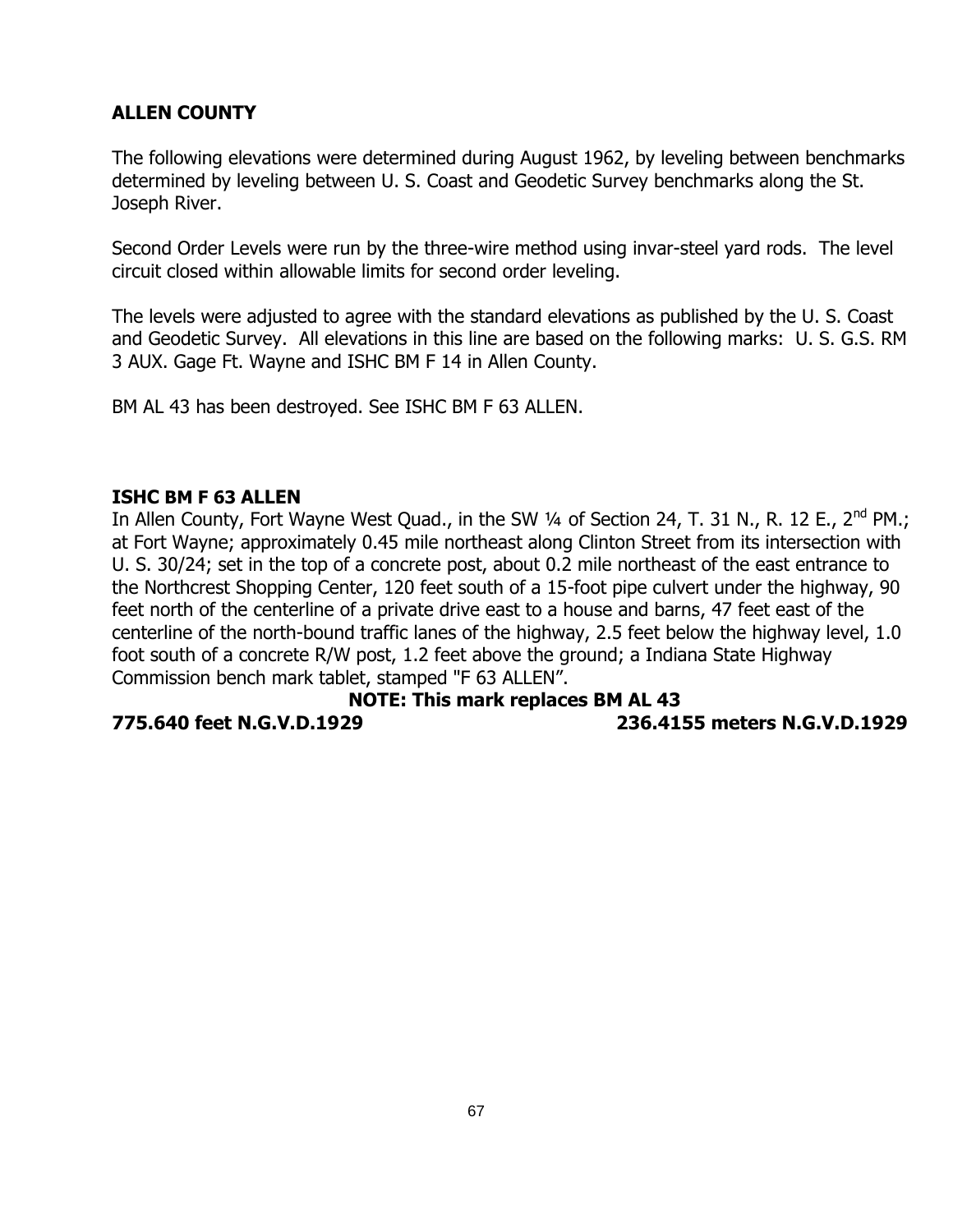## ALLEN COUNTY

The following elevations were determined during August 1962, by leveling between benchmarks determined by leveling between U. S. Coast and Geodetic Survey benchmarks along the St. Joseph River.

Second Order Levels were run by the three-wire method using invar-steel yard rods. The level circuit closed within allowable limits for second order leveling.

The levels were adjusted to agree with the standard elevations as published by the U. S. Coast and Geodetic Survey. All elevations in this line are based on the following marks: U. S. G.S. RM 3 AUX. Gage Ft. Wayne and ISHC BM F 14 in Allen County.

BM AL 43 has been destroyed. See ISHC BM F 63 ALLEN.

**ISHC BM F 63 ALLEN**
In Allen County, Fort Wayne West Quad., in the SW ¼ of Section 24, T. 31 N., R. 12 E., 2nd PM.; at Fort Wayne; approximately 0.45 mile northeast along Clinton Street from its intersection with U. S. 30/24; set in the top of a concrete post, about 0.2 mile northeast of the east entrance to the Northcrest Shopping Center, 120 feet south of a 15-foot pipe culvert under the highway, 90 feet north of the centerline of a private drive east to a house and barns, 47 feet east of the centerline of the north-bound traffic lanes of the highway, 2.5 feet below the highway level, 1.0 foot south of a concrete R/W post, 1.2 feet above the ground; a Indiana State Highway Commission bench mark tablet, stamped "F 63 ALLEN".

**NOTE: This mark replaces BM AL 43**

**775.640 feet N.G.V.D.1929** **236.4155 meters N.G.V.D.1929**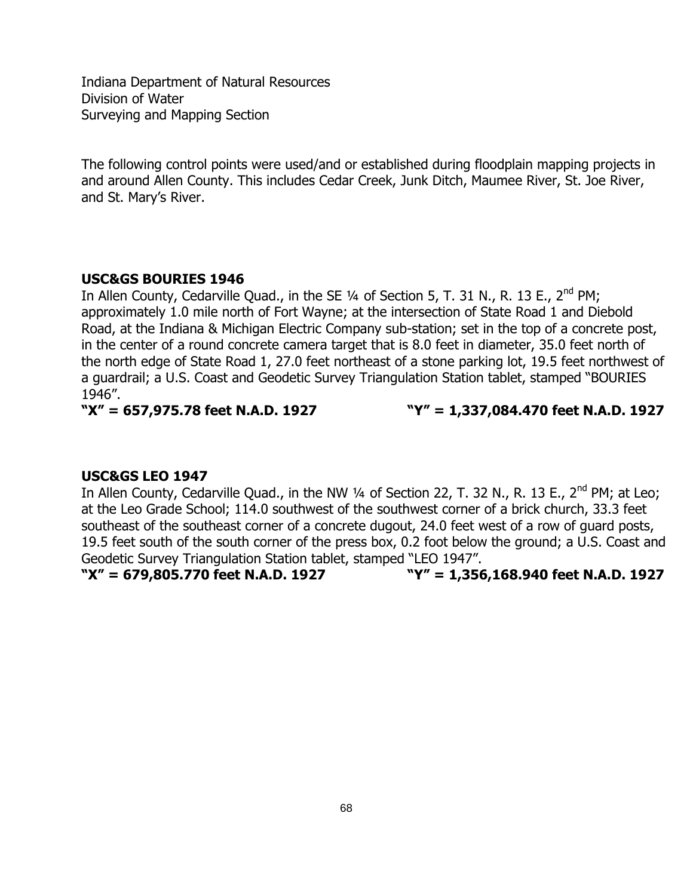Indiana Department of Natural Resources
Division of Water
Surveying and Mapping Section

The following control points were used/and or established during floodplain mapping projects in and around Allen County. This includes Cedar Creek, Junk Ditch, Maumee River, St. Joe River, and St. Mary's River.

**USC&GS BOURIES 1946**

In Allen County, Cedarville Quad., in the SE ¼ of Section 5, T. 31 N., R. 13 E., 2nd PM; approximately 1.0 mile north of Fort Wayne; at the intersection of State Road 1 and Diebold Road, at the Indiana & Michigan Electric Company sub-station; set in the top of a concrete post, in the center of a round concrete camera target that is 8.0 feet in diameter, 35.0 feet north of the north edge of State Road 1, 27.0 feet northeast of a stone parking lot, 19.5 feet northwest of a guardrail; a U.S. Coast and Geodetic Survey Triangulation Station tablet, stamped "BOURIES 1946".

**"X" = 657,975.78 feet N.A.D. 1927 "Y" = 1,337,084.470 feet N.A.D. 1927**

**USC&GS LEO 1947**

In Allen County, Cedarville Quad., in the NW ¼ of Section 22, T. 32 N., R. 13 E., 2nd PM; at Leo; at the Leo Grade School; 114.0 southwest of the southwest corner of a brick church, 33.3 feet southeast of the southeast corner of a concrete dugout, 24.0 feet west of a row of guard posts, 19.5 feet south of the south corner of the press box, 0.2 foot below the ground; a U.S. Coast and Geodetic Survey Triangulation Station tablet, stamped "LEO 1947".

**"X" = 679,805.770 feet N.A.D. 1927 "Y" = 1,356,168.940 feet N.A.D. 1927**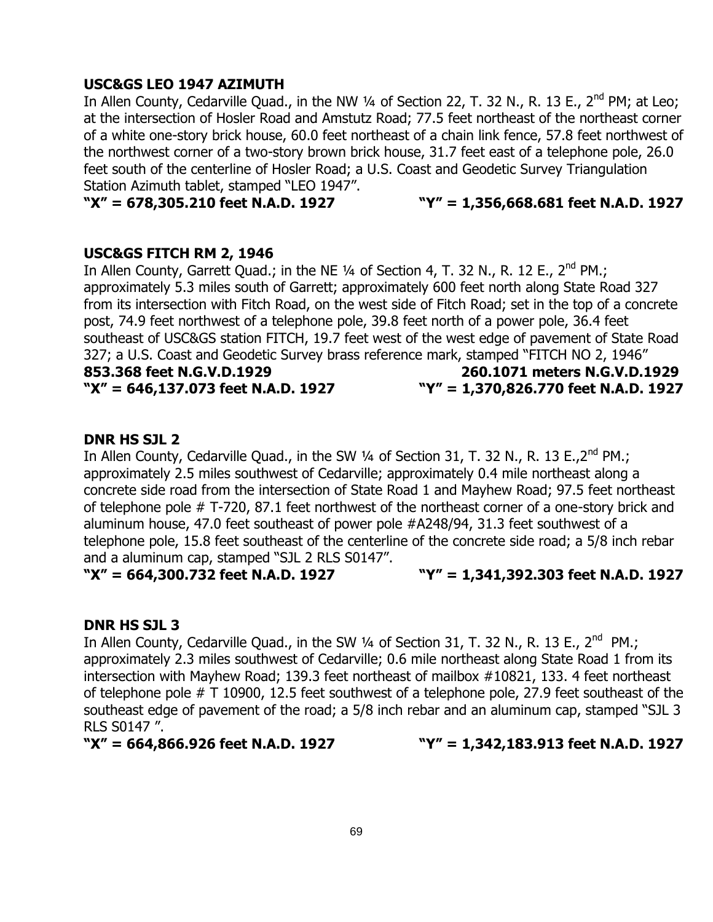**USC&GS LEO 1947 AZIMUTH**

In Allen County, Cedarville Quad., in the NW ¼ of Section 22, T. 32 N., R. 13 E., 2nd PM; at Leo; at the intersection of Hosler Road and Amstutz Road; 77.5 feet northeast of the northeast corner of a white one-story brick house, 60.0 feet northeast of a chain link fence, 57.8 feet northwest of the northwest corner of a two-story brown brick house, 31.7 feet east of a telephone pole, 26.0 feet south of the centerline of Hosler Road; a U.S. Coast and Geodetic Survey Triangulation Station Azimuth tablet, stamped "LEO 1947".

**"X" = 678,305.210 feet N.A.D. 1927** **"Y" = 1,356,668.681 feet N.A.D. 1927**

**USC&GS FITCH RM 2, 1946**

In Allen County, Garrett Quad.; in the NE ¼ of Section 4, T. 32 N., R. 12 E., 2nd PM.; approximately 5.3 miles south of Garrett; approximately 600 feet north along State Road 327 from its intersection with Fitch Road, on the west side of Fitch Road; set in the top of a concrete post, 74.9 feet northwest of a telephone pole, 39.8 feet north of a power pole, 36.4 feet southeast of USC&GS station FITCH, 19.7 feet west of the west edge of pavement of State Road 327; a U.S. Coast and Geodetic Survey brass reference mark, stamped "FITCH NO 2, 1946"

**853.368 feet N.G.V.D.1929** **260.1071 meters N.G.V.D.1929**

**"X" = 646,137.073 feet N.A.D. 1927** **"Y" = 1,370,826.770 feet N.A.D. 1927**

**DNR HS SJL 2**

In Allen County, Cedarville Quad., in the SW ¼ of Section 31, T. 32 N., R. 13 E.,2nd PM.; approximately 2.5 miles southwest of Cedarville; approximately 0.4 mile northeast along a concrete side road from the intersection of State Road 1 and Mayhew Road; 97.5 feet northeast of telephone pole # T-720, 87.1 feet northwest of the northeast corner of a one-story brick and aluminum house, 47.0 feet southeast of power pole #A248/94, 31.3 feet southwest of a telephone pole, 15.8 feet southeast of the centerline of the concrete side road; a 5/8 inch rebar and a aluminum cap, stamped "SJL 2 RLS S0147".

**"X" = 664,300.732 feet N.A.D. 1927** **"Y" = 1,341,392.303 feet N.A.D. 1927**

**DNR HS SJL 3**

In Allen County, Cedarville Quad., in the SW ¼ of Section 31, T. 32 N., R. 13 E., 2nd PM.; approximately 2.3 miles southwest of Cedarville; 0.6 mile northeast along State Road 1 from its intersection with Mayhew Road; 139.3 feet northeast of mailbox #10821, 133. 4 feet northeast of telephone pole # T 10900, 12.5 feet southwest of a telephone pole, 27.9 feet southeast of the southeast edge of pavement of the road; a 5/8 inch rebar and an aluminum cap, stamped "SJL 3 RLS S0147 ".

**"X" = 664,866.926 feet N.A.D. 1927** **"Y" = 1,342,183.913 feet N.A.D. 1927**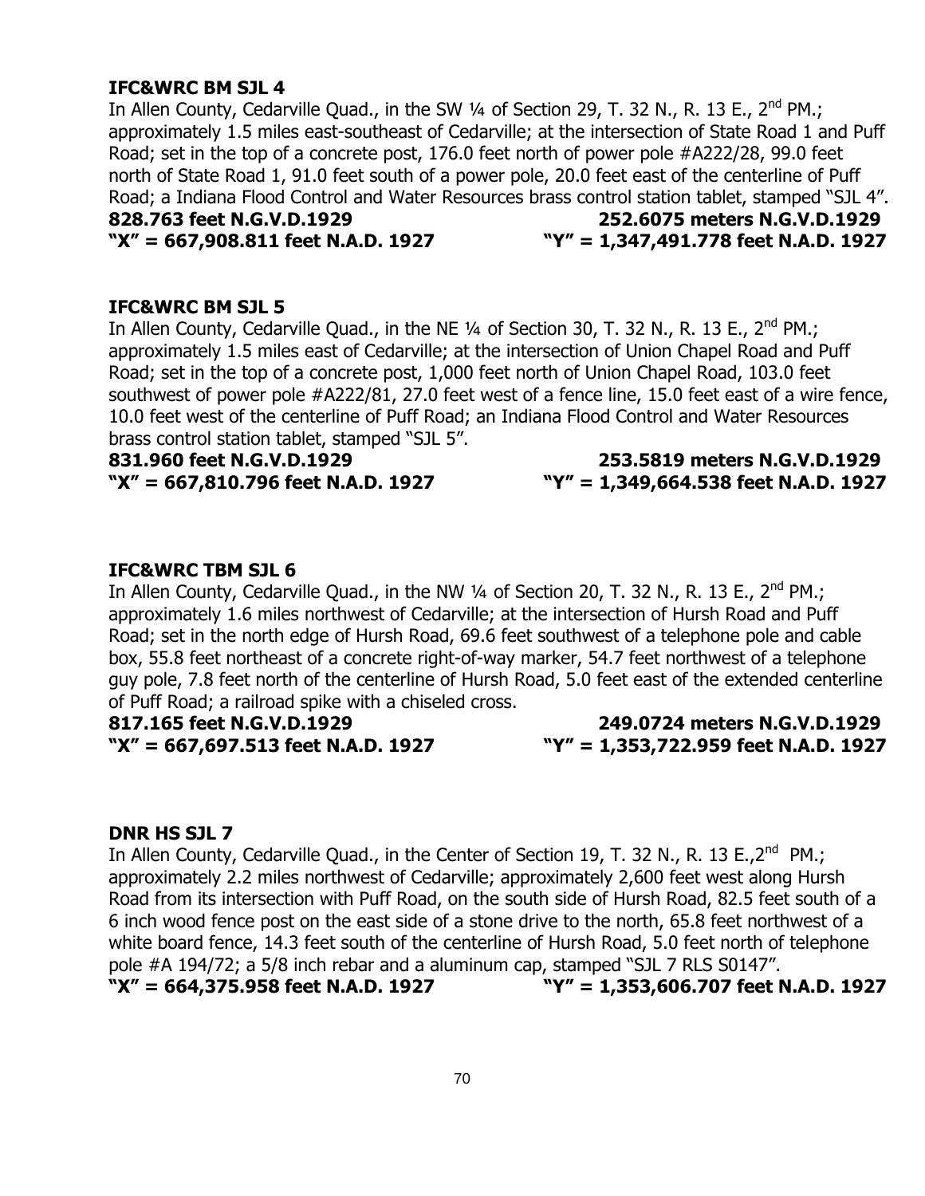**IFC&WRC BM SJL 4**

In Allen County, Cedarville Quad., in the SW ¼ of Section 29, T. 32 N., R. 13 E., 2nd PM.; approximately 1.5 miles east-southeast of Cedarville; at the intersection of State Road 1 and Puff Road; set in the top of a concrete post, 176.0 feet north of power pole #A222/28, 99.0 feet north of State Road 1, 91.0 feet south of a power pole, 20.0 feet east of the centerline of Puff Road; a Indiana Flood Control and Water Resources brass control station tablet, stamped "SJL 4".

**828.763 feet N.G.V.D.1929 252.6075 meters N.G.V.D.1929**
**"X" = 667,908.811 feet N.A.D. 1927 "Y" = 1,347,491.778 feet N.A.D. 1927**

**IFC&WRC BM SJL 5**

In Allen County, Cedarville Quad., in the NE ¼ of Section 30, T. 32 N., R. 13 E., 2nd PM.; approximately 1.5 miles east of Cedarville; at the intersection of Union Chapel Road and Puff Road; set in the top of a concrete post, 1,000 feet north of Union Chapel Road, 103.0 feet southwest of power pole #A222/81, 27.0 feet west of a fence line, 15.0 feet east of a wire fence, 10.0 feet west of the centerline of Puff Road; an Indiana Flood Control and Water Resources brass control station tablet, stamped "SJL 5".

**831.960 feet N.G.V.D.1929 253.5819 meters N.G.V.D.1929**
**"X" = 667,810.796 feet N.A.D. 1927 "Y" = 1,349,664.538 feet N.A.D. 1927**

**IFC&WRC TBM SJL 6**

In Allen County, Cedarville Quad., in the NW ¼ of Section 20, T. 32 N., R. 13 E., 2nd PM.; approximately 1.6 miles northwest of Cedarville; at the intersection of Hursh Road and Puff Road; set in the north edge of Hursh Road, 69.6 feet southwest of a telephone pole and cable box, 55.8 feet northeast of a concrete right-of-way marker, 54.7 feet northwest of a telephone guy pole, 7.8 feet north of the centerline of Hursh Road, 5.0 feet east of the extended centerline of Puff Road; a railroad spike with a chiseled cross.

**817.165 feet N.G.V.D.1929 249.0724 meters N.G.V.D.1929**
**"X" = 667,697.513 feet N.A.D. 1927 "Y" = 1,353,722.959 feet N.A.D. 1927**

**DNR HS SJL 7**

In Allen County, Cedarville Quad., in the Center of Section 19, T. 32 N., R. 13 E.,2nd PM.; approximately 2.2 miles northwest of Cedarville; approximately 2,600 feet west along Hursh Road from its intersection with Puff Road, on the south side of Hursh Road, 82.5 feet south of a 6 inch wood fence post on the east side of a stone drive to the north, 65.8 feet northwest of a white board fence, 14.3 feet south of the centerline of Hursh Road, 5.0 feet north of telephone pole #A 194/72; a 5/8 inch rebar and a aluminum cap, stamped "SJL 7 RLS S0147".

**"X" = 664,375.958 feet N.A.D. 1927 "Y" = 1,353,606.707 feet N.A.D. 1927**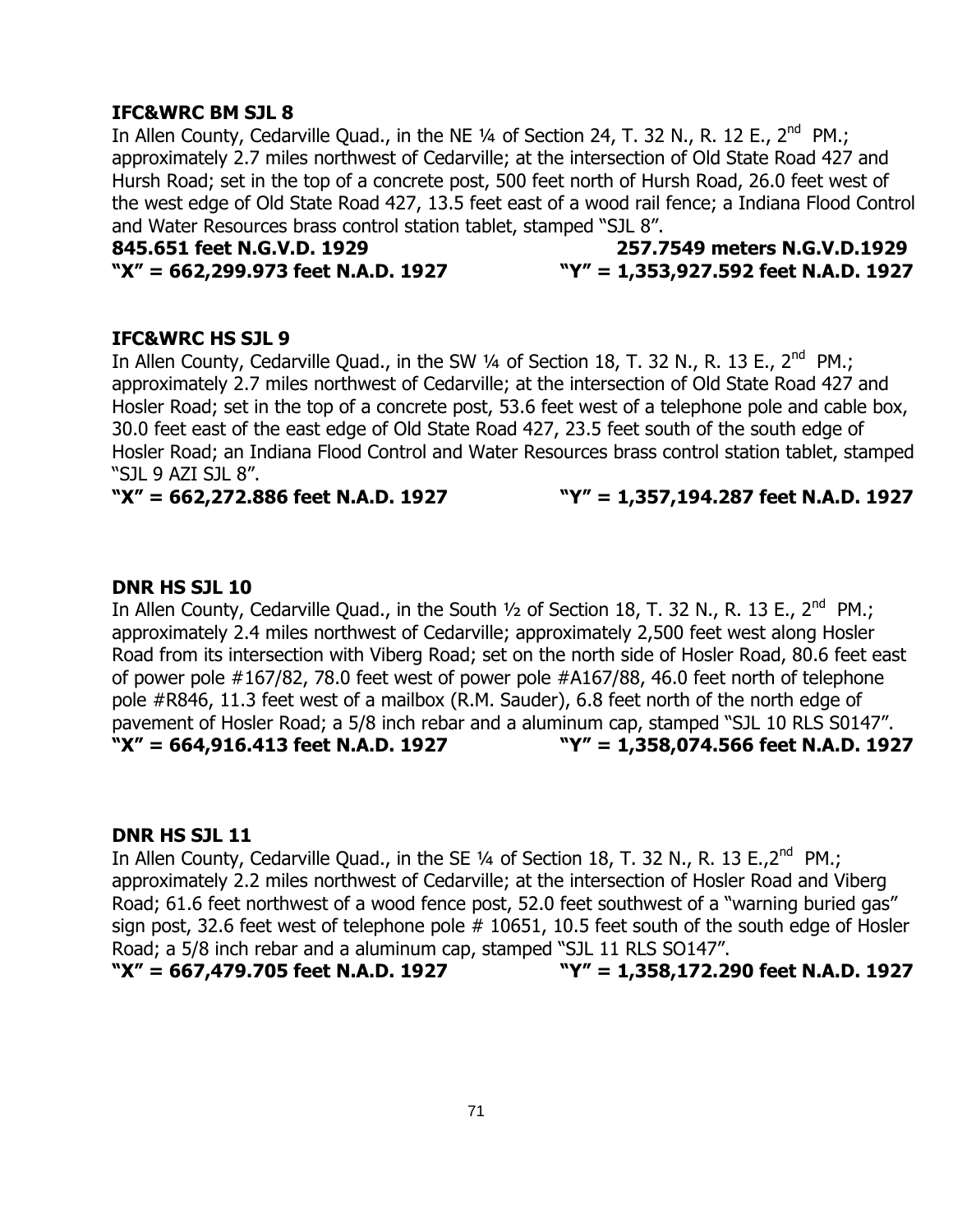**IFC&WRC BM SJL 8**

In Allen County, Cedarville Quad., in the NE ¼ of Section 24, T. 32 N., R. 12 E., 2nd PM.; approximately 2.7 miles northwest of Cedarville; at the intersection of Old State Road 427 and Hursh Road; set in the top of a concrete post, 500 feet north of Hursh Road, 26.0 feet west of the west edge of Old State Road 427, 13.5 feet east of a wood rail fence; a Indiana Flood Control and Water Resources brass control station tablet, stamped "SJL 8".

**845.651 feet N.G.V.D. 1929 257.7549 meters N.G.V.D.1929**
**"X" = 662,299.973 feet N.A.D. 1927 "Y" = 1,353,927.592 feet N.A.D. 1927**

**IFC&WRC HS SJL 9**

In Allen County, Cedarville Quad., in the SW ¼ of Section 18, T. 32 N., R. 13 E., 2nd PM.; approximately 2.7 miles northwest of Cedarville; at the intersection of Old State Road 427 and Hosler Road; set in the top of a concrete post, 53.6 feet west of a telephone pole and cable box, 30.0 feet east of the east edge of Old State Road 427, 23.5 feet south of the south edge of Hosler Road; an Indiana Flood Control and Water Resources brass control station tablet, stamped "SJL 9 AZI SJL 8".

**"X" = 662,272.886 feet N.A.D. 1927 "Y" = 1,357,194.287 feet N.A.D. 1927**

**DNR HS SJL 10**

In Allen County, Cedarville Quad., in the South ½ of Section 18, T. 32 N., R. 13 E., 2nd PM.; approximately 2.4 miles northwest of Cedarville; approximately 2,500 feet west along Hosler Road from its intersection with Viberg Road; set on the north side of Hosler Road, 80.6 feet east of power pole #167/82, 78.0 feet west of power pole #A167/88, 46.0 feet north of telephone pole #R846, 11.3 feet west of a mailbox (R.M. Sauder), 6.8 feet north of the north edge of pavement of Hosler Road; a 5/8 inch rebar and a aluminum cap, stamped "SJL 10 RLS S0147".

**"X" = 664,916.413 feet N.A.D. 1927 "Y" = 1,358,074.566 feet N.A.D. 1927**

**DNR HS SJL 11**

In Allen County, Cedarville Quad., in the SE ¼ of Section 18, T. 32 N., R. 13 E.,2nd PM.; approximately 2.2 miles northwest of Cedarville; at the intersection of Hosler Road and Viberg Road; 61.6 feet northwest of a wood fence post, 52.0 feet southwest of a "warning buried gas" sign post, 32.6 feet west of telephone pole # 10651, 10.5 feet south of the south edge of Hosler Road; a 5/8 inch rebar and a aluminum cap, stamped "SJL 11 RLS SO147".

**"X" = 667,479.705 feet N.A.D. 1927 "Y" = 1,358,172.290 feet N.A.D. 1927**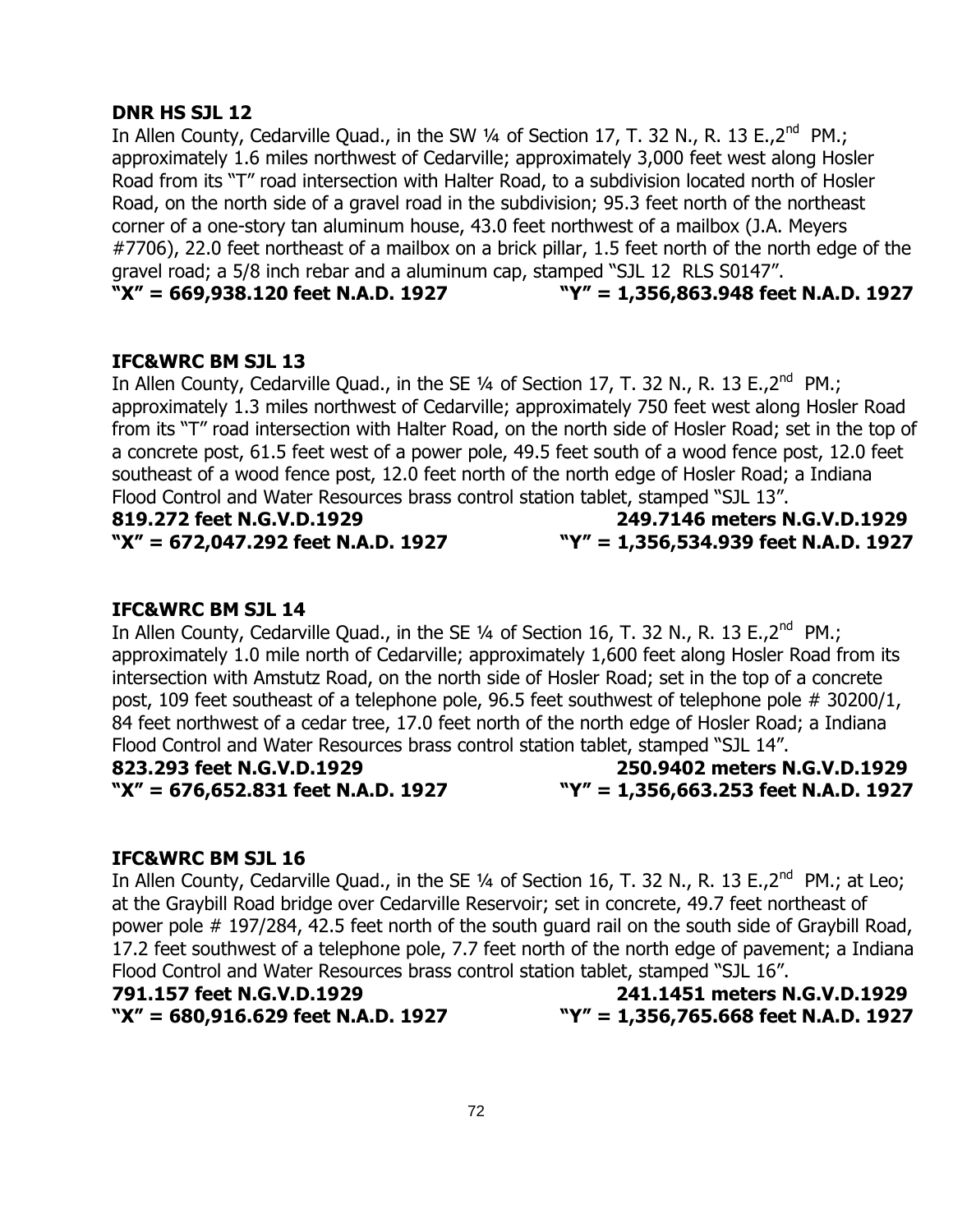**DNR HS SJL 12**

In Allen County, Cedarville Quad., in the SW ¼ of Section 17, T. 32 N., R. 13 E.,2nd PM.; approximately 1.6 miles northwest of Cedarville; approximately 3,000 feet west along Hosler Road from its "T" road intersection with Halter Road, to a subdivision located north of Hosler Road, on the north side of a gravel road in the subdivision; 95.3 feet north of the northeast corner of a one-story tan aluminum house, 43.0 feet northwest of a mailbox (J.A. Meyers #7706), 22.0 feet northeast of a mailbox on a brick pillar, 1.5 feet north of the north edge of the gravel road; a 5/8 inch rebar and a aluminum cap, stamped "SJL 12 RLS S0147".

**"X" = 669,938.120 feet N.A.D. 1927 "Y" = 1,356,863.948 feet N.A.D. 1927**

**IFC&WRC BM SJL 13**

In Allen County, Cedarville Quad., in the SE ¼ of Section 17, T. 32 N., R. 13 E.,2nd PM.; approximately 1.3 miles northwest of Cedarville; approximately 750 feet west along Hosler Road from its "T" road intersection with Halter Road, on the north side of Hosler Road; set in the top of a concrete post, 61.5 feet west of a power pole, 49.5 feet south of a wood fence post, 12.0 feet southeast of a wood fence post, 12.0 feet north of the north edge of Hosler Road; a Indiana Flood Control and Water Resources brass control station tablet, stamped "SJL 13".

**819.272 feet N.G.V.D.1929 249.7146 meters N.G.V.D.1929**
**"X" = 672,047.292 feet N.A.D. 1927 "Y" = 1,356,534.939 feet N.A.D. 1927**

**IFC&WRC BM SJL 14**

In Allen County, Cedarville Quad., in the SE ¼ of Section 16, T. 32 N., R. 13 E.,2nd PM.; approximately 1.0 mile north of Cedarville; approximately 1,600 feet along Hosler Road from its intersection with Amstutz Road, on the north side of Hosler Road; set in the top of a concrete post, 109 feet southeast of a telephone pole, 96.5 feet southwest of telephone pole # 30200/1, 84 feet northwest of a cedar tree, 17.0 feet north of the north edge of Hosler Road; a Indiana Flood Control and Water Resources brass control station tablet, stamped "SJL 14".

**823.293 feet N.G.V.D.1929 250.9402 meters N.G.V.D.1929**
**"X" = 676,652.831 feet N.A.D. 1927 "Y" = 1,356,663.253 feet N.A.D. 1927**

**IFC&WRC BM SJL 16**

In Allen County, Cedarville Quad., in the SE ¼ of Section 16, T. 32 N., R. 13 E.,2nd PM.; at Leo; at the Graybill Road bridge over Cedarville Reservoir; set in concrete, 49.7 feet northeast of power pole # 197/284, 42.5 feet north of the south guard rail on the south side of Graybill Road, 17.2 feet southwest of a telephone pole, 7.7 feet north of the north edge of pavement; a Indiana Flood Control and Water Resources brass control station tablet, stamped "SJL 16".

**791.157 feet N.G.V.D.1929 241.1451 meters N.G.V.D.1929**
**"X" = 680,916.629 feet N.A.D. 1927 "Y" = 1,356,765.668 feet N.A.D. 1927**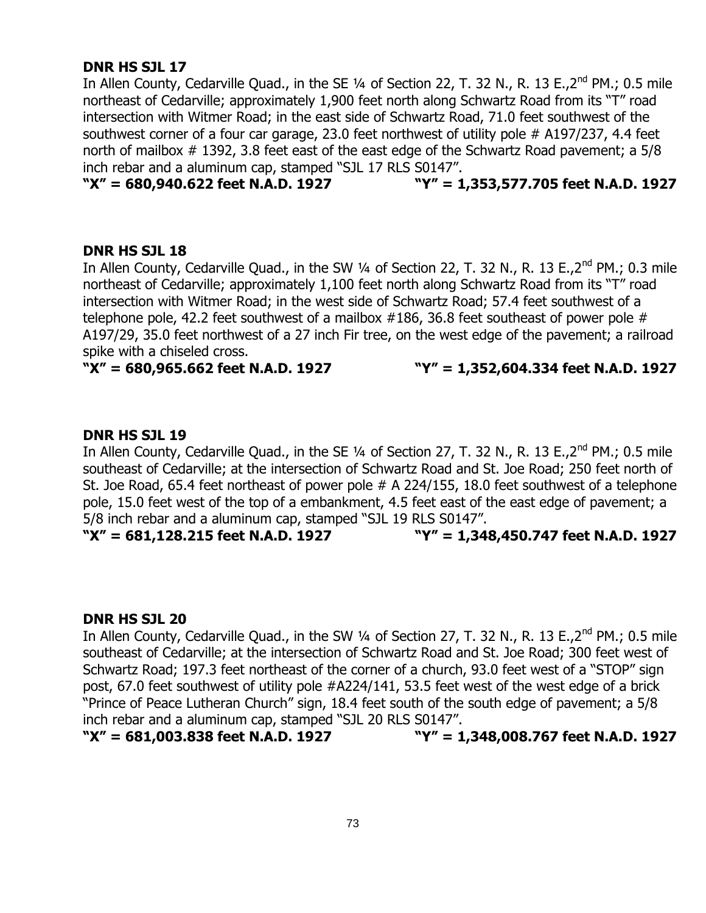**DNR HS SJL 17**

In Allen County, Cedarville Quad., in the SE ¼ of Section 22, T. 32 N., R. 13 E.,2nd PM.; 0.5 mile northeast of Cedarville; approximately 1,900 feet north along Schwartz Road from its "T" road intersection with Witmer Road; in the east side of Schwartz Road, 71.0 feet southwest of the southwest corner of a four car garage, 23.0 feet northwest of utility pole # A197/237, 4.4 feet north of mailbox # 1392, 3.8 feet east of the east edge of the Schwartz Road pavement; a 5/8 inch rebar and a aluminum cap, stamped "SJL 17 RLS S0147".

**"X" = 680,940.622 feet N.A.D. 1927 "Y" = 1,353,577.705 feet N.A.D. 1927**

**DNR HS SJL 18**

In Allen County, Cedarville Quad., in the SW ¼ of Section 22, T. 32 N., R. 13 E.,2nd PM.; 0.3 mile northeast of Cedarville; approximately 1,100 feet north along Schwartz Road from its "T" road intersection with Witmer Road; in the west side of Schwartz Road; 57.4 feet southwest of a telephone pole, 42.2 feet southwest of a mailbox #186, 36.8 feet southeast of power pole # A197/29, 35.0 feet northwest of a 27 inch Fir tree, on the west edge of the pavement; a railroad spike with a chiseled cross.

**"X" = 680,965.662 feet N.A.D. 1927 "Y" = 1,352,604.334 feet N.A.D. 1927**

**DNR HS SJL 19**

In Allen County, Cedarville Quad., in the SE ¼ of Section 27, T. 32 N., R. 13 E.,2nd PM.; 0.5 mile southeast of Cedarville; at the intersection of Schwartz Road and St. Joe Road; 250 feet north of St. Joe Road, 65.4 feet northeast of power pole # A 224/155, 18.0 feet southwest of a telephone pole, 15.0 feet west of the top of a embankment, 4.5 feet east of the east edge of pavement; a 5/8 inch rebar and a aluminum cap, stamped "SJL 19 RLS S0147".

**"X" = 681,128.215 feet N.A.D. 1927 "Y" = 1,348,450.747 feet N.A.D. 1927**

**DNR HS SJL 20**

In Allen County, Cedarville Quad., in the SW ¼ of Section 27, T. 32 N., R. 13 E.,2nd PM.; 0.5 mile southeast of Cedarville; at the intersection of Schwartz Road and St. Joe Road; 300 feet west of Schwartz Road; 197.3 feet northeast of the corner of a church, 93.0 feet west of a "STOP" sign post, 67.0 feet southwest of utility pole #A224/141, 53.5 feet west of the west edge of a brick "Prince of Peace Lutheran Church" sign, 18.4 feet south of the south edge of pavement; a 5/8 inch rebar and a aluminum cap, stamped "SJL 20 RLS S0147".

**"X" = 681,003.838 feet N.A.D. 1927 "Y" = 1,348,008.767 feet N.A.D. 1927**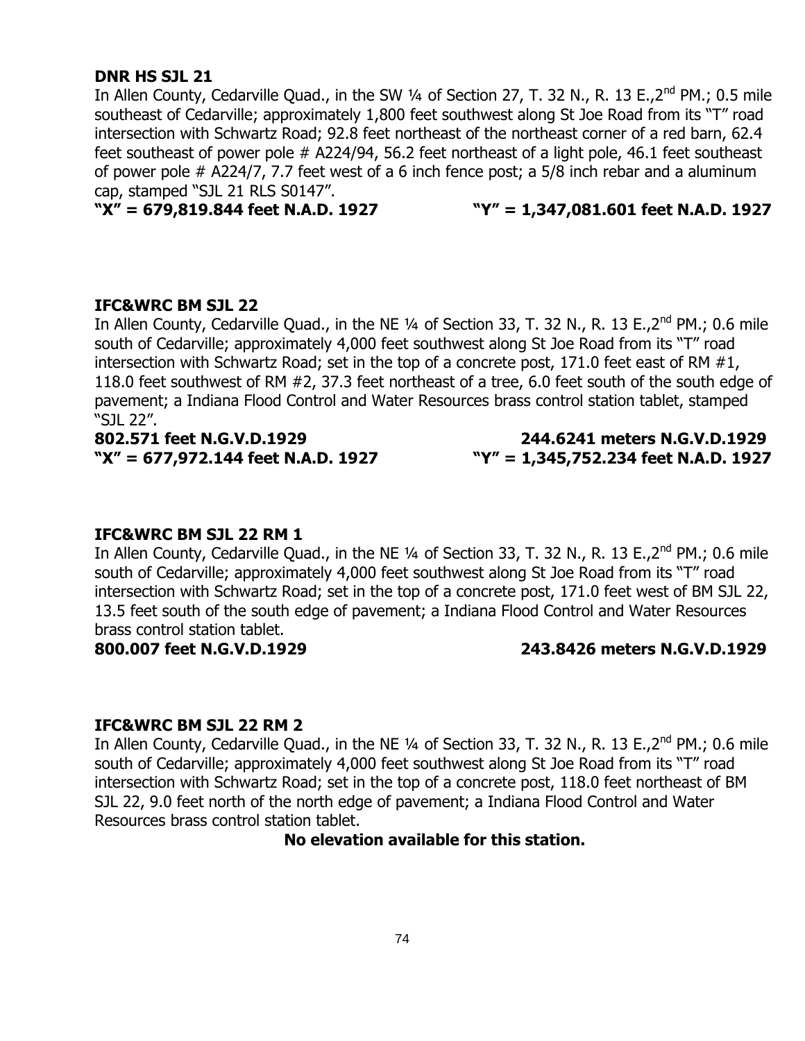**DNR HS SJL 21**

In Allen County, Cedarville Quad., in the SW ¼ of Section 27, T. 32 N., R. 13 E.,2nd PM.; 0.5 mile southeast of Cedarville; approximately 1,800 feet southwest along St Joe Road from its "T" road intersection with Schwartz Road; 92.8 feet northeast of the northeast corner of a red barn, 62.4 feet southeast of power pole # A224/94, 56.2 feet northeast of a light pole, 46.1 feet southeast of power pole # A224/7, 7.7 feet west of a 6 inch fence post; a 5/8 inch rebar and a aluminum cap, stamped "SJL 21 RLS S0147".

**"X" = 679,819.844 feet N.A.D. 1927 "Y" = 1,347,081.601 feet N.A.D. 1927**

**IFC&WRC BM SJL 22**

In Allen County, Cedarville Quad., in the NE ¼ of Section 33, T. 32 N., R. 13 E.,2nd PM.; 0.6 mile south of Cedarville; approximately 4,000 feet southwest along St Joe Road from its "T" road intersection with Schwartz Road; set in the top of a concrete post, 171.0 feet east of RM #1, 118.0 feet southwest of RM #2, 37.3 feet northeast of a tree, 6.0 feet south of the south edge of pavement; a Indiana Flood Control and Water Resources brass control station tablet, stamped "SJL 22".

**802.571 feet N.G.V.D.1929 244.6241 meters N.G.V.D.1929**
**"X" = 677,972.144 feet N.A.D. 1927 "Y" = 1,345,752.234 feet N.A.D. 1927**

**IFC&WRC BM SJL 22 RM 1**

In Allen County, Cedarville Quad., in the NE ¼ of Section 33, T. 32 N., R. 13 E.,2nd PM.; 0.6 mile south of Cedarville; approximately 4,000 feet southwest along St Joe Road from its "T" road intersection with Schwartz Road; set in the top of a concrete post, 171.0 feet west of BM SJL 22, 13.5 feet south of the south edge of pavement; a Indiana Flood Control and Water Resources brass control station tablet.

**800.007 feet N.G.V.D.1929 243.8426 meters N.G.V.D.1929**

**IFC&WRC BM SJL 22 RM 2**

In Allen County, Cedarville Quad., in the NE ¼ of Section 33, T. 32 N., R. 13 E.,2nd PM.; 0.6 mile south of Cedarville; approximately 4,000 feet southwest along St Joe Road from its "T" road intersection with Schwartz Road; set in the top of a concrete post, 118.0 feet northeast of BM SJL 22, 9.0 feet north of the north edge of pavement; a Indiana Flood Control and Water Resources brass control station tablet.

**No elevation available for this station.**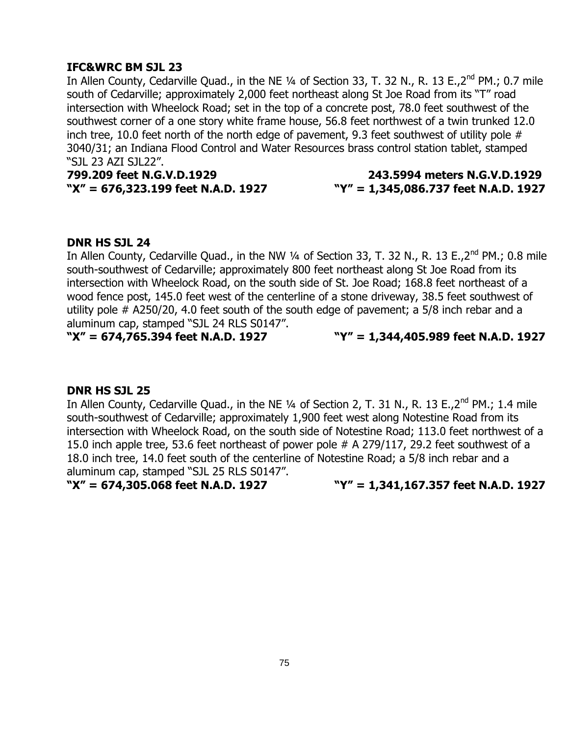**IFC&WRC BM SJL 23**

In Allen County, Cedarville Quad., in the NE ¼ of Section 33, T. 32 N., R. 13 E.,2nd PM.; 0.7 mile south of Cedarville; approximately 2,000 feet northeast along St Joe Road from its "T" road intersection with Wheelock Road; set in the top of a concrete post, 78.0 feet southwest of the southwest corner of a one story white frame house, 56.8 feet northwest of a twin trunked 12.0 inch tree, 10.0 feet north of the north edge of pavement, 9.3 feet southwest of utility pole # 3040/31; an Indiana Flood Control and Water Resources brass control station tablet, stamped "SJL 23 AZI SJL22".

**799.209 feet N.G.V.D.1929 243.5994 meters N.G.V.D.1929**
**"X" = 676,323.199 feet N.A.D. 1927 "Y" = 1,345,086.737 feet N.A.D. 1927**

**DNR HS SJL 24**

In Allen County, Cedarville Quad., in the NW ¼ of Section 33, T. 32 N., R. 13 E.,2nd PM.; 0.8 mile south-southwest of Cedarville; approximately 800 feet northeast along St Joe Road from its intersection with Wheelock Road, on the south side of St. Joe Road; 168.8 feet northeast of a wood fence post, 145.0 feet west of the centerline of a stone driveway, 38.5 feet southwest of utility pole # A250/20, 4.0 feet south of the south edge of pavement; a 5/8 inch rebar and a aluminum cap, stamped "SJL 24 RLS S0147".

**"X" = 674,765.394 feet N.A.D. 1927 "Y" = 1,344,405.989 feet N.A.D. 1927**

**DNR HS SJL 25**

In Allen County, Cedarville Quad., in the NE ¼ of Section 2, T. 31 N., R. 13 E.,2nd PM.; 1.4 mile south-southwest of Cedarville; approximately 1,900 feet west along Notestine Road from its intersection with Wheelock Road, on the south side of Notestine Road; 113.0 feet northwest of a 15.0 inch apple tree, 53.6 feet northeast of power pole # A 279/117, 29.2 feet southwest of a 18.0 inch tree, 14.0 feet south of the centerline of Notestine Road; a 5/8 inch rebar and a aluminum cap, stamped "SJL 25 RLS S0147".

**"X" = 674,305.068 feet N.A.D. 1927 "Y" = 1,341,167.357 feet N.A.D. 1927**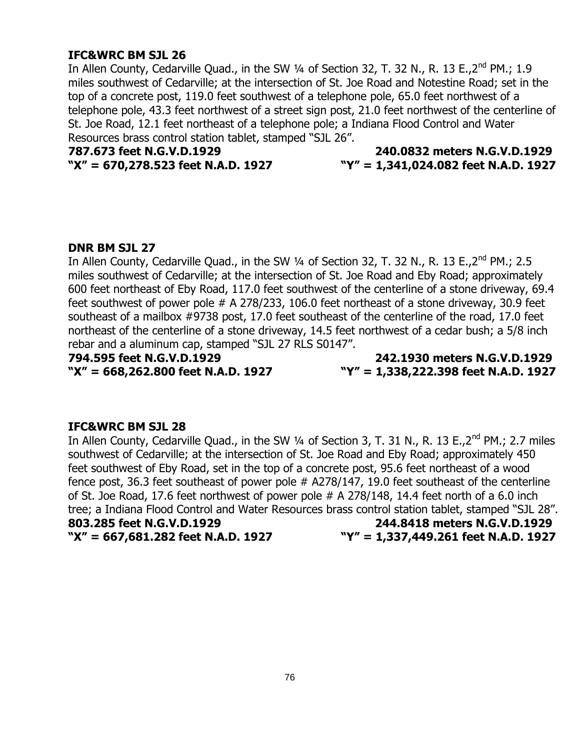**IFC&WRC BM SJL 26**

In Allen County, Cedarville Quad., in the SW ¼ of Section 32, T. 32 N., R. 13 E.,2nd PM.; 1.9 miles southwest of Cedarville; at the intersection of St. Joe Road and Notestine Road; set in the top of a concrete post, 119.0 feet southwest of a telephone pole, 65.0 feet northwest of a telephone pole, 43.3 feet northwest of a street sign post, 21.0 feet northwest of the centerline of St. Joe Road, 12.1 feet northeast of a telephone pole; a Indiana Flood Control and Water Resources brass control station tablet, stamped "SJL 26".

**787.673 feet N.G.V.D.1929** **240.0832 meters N.G.V.D.1929**

**"X" = 670,278.523 feet N.A.D. 1927** **"Y" = 1,341,024.082 feet N.A.D. 1927**

**DNR BM SJL 27**

In Allen County, Cedarville Quad., in the SW ¼ of Section 32, T. 32 N., R. 13 E.,2nd PM.; 2.5 miles southwest of Cedarville; at the intersection of St. Joe Road and Eby Road; approximately 600 feet northeast of Eby Road, 117.0 feet southwest of the centerline of a stone driveway, 69.4 feet southwest of power pole # A 278/233, 106.0 feet northeast of a stone driveway, 30.9 feet southeast of a mailbox #9738 post, 17.0 feet southeast of the centerline of the road, 17.0 feet northeast of the centerline of a stone driveway, 14.5 feet northwest of a cedar bush; a 5/8 inch rebar and a aluminum cap, stamped "SJL 27 RLS S0147".

**794.595 feet N.G.V.D.1929** **242.1930 meters N.G.V.D.1929**

**"X" = 668,262.800 feet N.A.D. 1927** **"Y" = 1,338,222.398 feet N.A.D. 1927**

**IFC&WRC BM SJL 28**

In Allen County, Cedarville Quad., in the SW ¼ of Section 3, T. 31 N., R. 13 E.,2nd PM.; 2.7 miles southwest of Cedarville; at the intersection of St. Joe Road and Eby Road; approximately 450 feet southwest of Eby Road, set in the top of a concrete post, 95.6 feet northeast of a wood fence post, 36.3 feet southeast of power pole # A278/147, 19.0 feet southeast of the centerline of St. Joe Road, 17.6 feet northwest of power pole # A 278/148, 14.4 feet north of a 6.0 inch tree; a Indiana Flood Control and Water Resources brass control station tablet, stamped "SJL 28".

**803.285 feet N.G.V.D.1929** **244.8418 meters N.G.V.D.1929**

**"X" = 667,681.282 feet N.A.D. 1927** **"Y" = 1,337,449.261 feet N.A.D. 1927**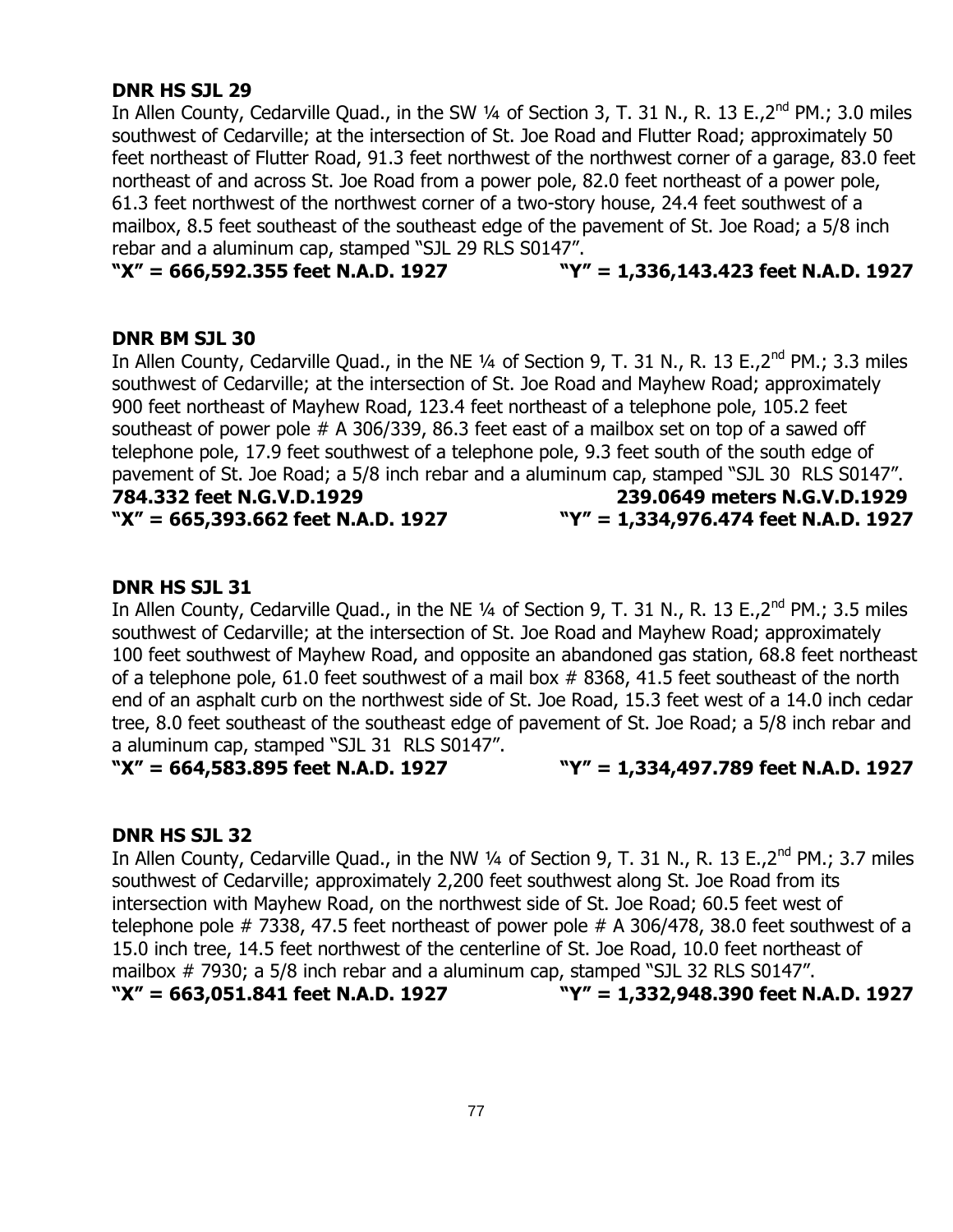**DNR HS SJL 29**

In Allen County, Cedarville Quad., in the SW ¼ of Section 3, T. 31 N., R. 13 E.,2nd PM.; 3.0 miles southwest of Cedarville; at the intersection of St. Joe Road and Flutter Road; approximately 50 feet northeast of Flutter Road, 91.3 feet northwest of the northwest corner of a garage, 83.0 feet northeast of and across St. Joe Road from a power pole, 82.0 feet northeast of a power pole, 61.3 feet northwest of the northwest corner of a two-story house, 24.4 feet southwest of a mailbox, 8.5 feet southeast of the southeast edge of the pavement of St. Joe Road; a 5/8 inch rebar and a aluminum cap, stamped "SJL 29 RLS S0147".

**"X" = 666,592.355 feet N.A.D. 1927 "Y" = 1,336,143.423 feet N.A.D. 1927**

**DNR BM SJL 30**

In Allen County, Cedarville Quad., in the NE ¼ of Section 9, T. 31 N., R. 13 E.,2nd PM.; 3.3 miles southwest of Cedarville; at the intersection of St. Joe Road and Mayhew Road; approximately 900 feet northeast of Mayhew Road, 123.4 feet northeast of a telephone pole, 105.2 feet southeast of power pole # A 306/339, 86.3 feet east of a mailbox set on top of a sawed off telephone pole, 17.9 feet southwest of a telephone pole, 9.3 feet south of the south edge of pavement of St. Joe Road; a 5/8 inch rebar and a aluminum cap, stamped "SJL 30 RLS S0147".

**784.332 feet N.G.V.D.1929 239.0649 meters N.G.V.D.1929**

**"X" = 665,393.662 feet N.A.D. 1927 "Y" = 1,334,976.474 feet N.A.D. 1927**

**DNR HS SJL 31**

In Allen County, Cedarville Quad., in the NE ¼ of Section 9, T. 31 N., R. 13 E.,2nd PM.; 3.5 miles southwest of Cedarville; at the intersection of St. Joe Road and Mayhew Road; approximately 100 feet southwest of Mayhew Road, and opposite an abandoned gas station, 68.8 feet northeast of a telephone pole, 61.0 feet southwest of a mail box # 8368, 41.5 feet southeast of the north end of an asphalt curb on the northwest side of St. Joe Road, 15.3 feet west of a 14.0 inch cedar tree, 8.0 feet southeast of the southeast edge of pavement of St. Joe Road; a 5/8 inch rebar and a aluminum cap, stamped "SJL 31 RLS S0147".

**"X" = 664,583.895 feet N.A.D. 1927 "Y" = 1,334,497.789 feet N.A.D. 1927**

**DNR HS SJL 32**

In Allen County, Cedarville Quad., in the NW ¼ of Section 9, T. 31 N., R. 13 E.,2nd PM.; 3.7 miles southwest of Cedarville; approximately 2,200 feet southwest along St. Joe Road from its intersection with Mayhew Road, on the northwest side of St. Joe Road; 60.5 feet west of telephone pole # 7338, 47.5 feet northeast of power pole # A 306/478, 38.0 feet southwest of a 15.0 inch tree, 14.5 feet northwest of the centerline of St. Joe Road, 10.0 feet northeast of mailbox # 7930; a 5/8 inch rebar and a aluminum cap, stamped "SJL 32 RLS S0147".

**"X" = 663,051.841 feet N.A.D. 1927 "Y" = 1,332,948.390 feet N.A.D. 1927**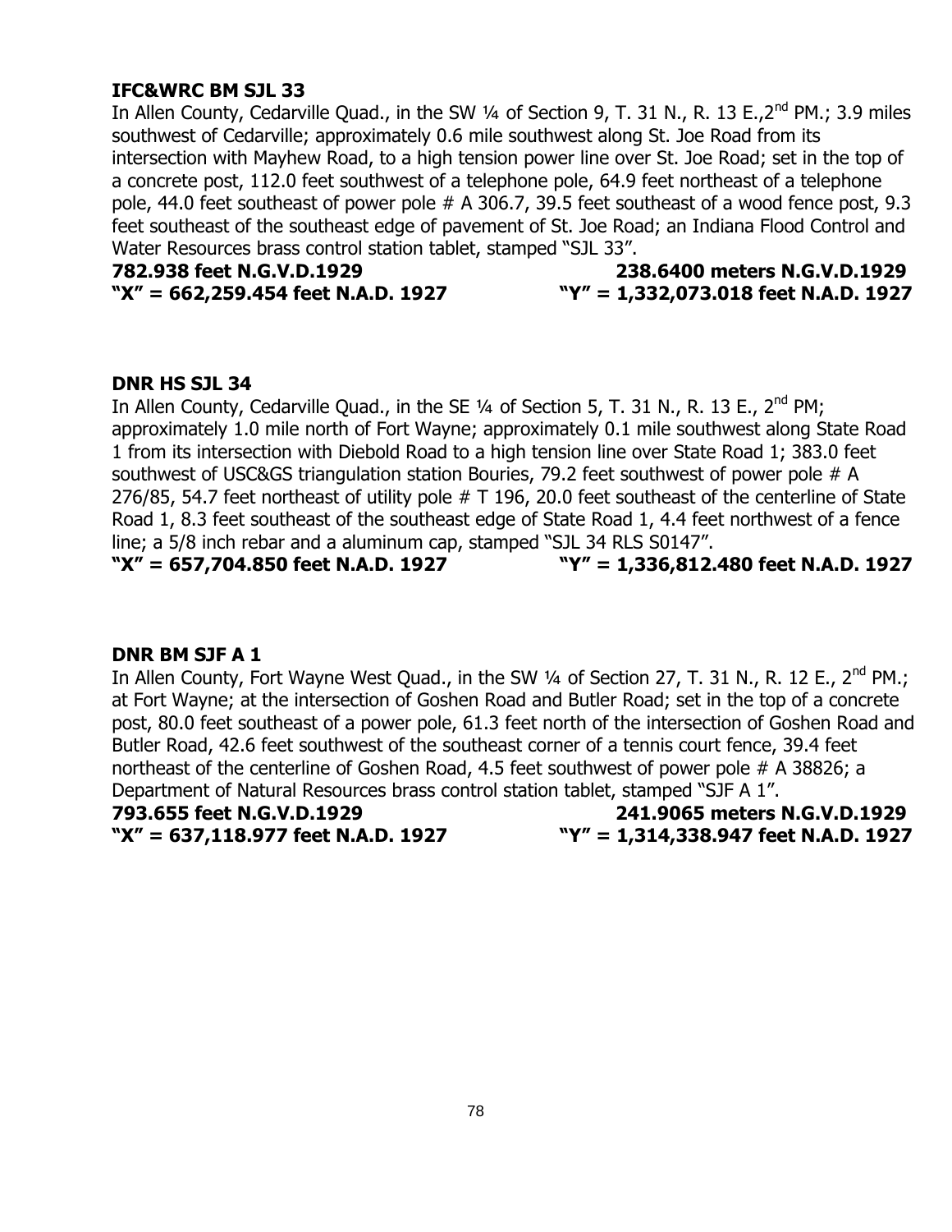**IFC&WRC BM SJL 33**

In Allen County, Cedarville Quad., in the SW ¼ of Section 9, T. 31 N., R. 13 E.,2nd PM.; 3.9 miles southwest of Cedarville; approximately 0.6 mile southwest along St. Joe Road from its intersection with Mayhew Road, to a high tension power line over St. Joe Road; set in the top of a concrete post, 112.0 feet southwest of a telephone pole, 64.9 feet northeast of a telephone pole, 44.0 feet southeast of power pole # A 306.7, 39.5 feet southeast of a wood fence post, 9.3 feet southeast of the southeast edge of pavement of St. Joe Road; an Indiana Flood Control and Water Resources brass control station tablet, stamped "SJL 33".

**782.938 feet N.G.V.D.1929 238.6400 meters N.G.V.D.1929**
**"X" = 662,259.454 feet N.A.D. 1927 "Y" = 1,332,073.018 feet N.A.D. 1927**

**DNR HS SJL 34**

In Allen County, Cedarville Quad., in the SE ¼ of Section 5, T. 31 N., R. 13 E., 2nd PM; approximately 1.0 mile north of Fort Wayne; approximately 0.1 mile southwest along State Road 1 from its intersection with Diebold Road to a high tension line over State Road 1; 383.0 feet southwest of USC&GS triangulation station Bouries, 79.2 feet southwest of power pole # A 276/85, 54.7 feet northeast of utility pole # T 196, 20.0 feet southeast of the centerline of State Road 1, 8.3 feet southeast of the southeast edge of State Road 1, 4.4 feet northwest of a fence line; a 5/8 inch rebar and a aluminum cap, stamped "SJL 34 RLS S0147".

**"X" = 657,704.850 feet N.A.D. 1927 "Y" = 1,336,812.480 feet N.A.D. 1927**

**DNR BM SJF A 1**

In Allen County, Fort Wayne West Quad., in the SW ¼ of Section 27, T. 31 N., R. 12 E., 2nd PM.; at Fort Wayne; at the intersection of Goshen Road and Butler Road; set in the top of a concrete post, 80.0 feet southeast of a power pole, 61.3 feet north of the intersection of Goshen Road and Butler Road, 42.6 feet southwest of the southeast corner of a tennis court fence, 39.4 feet northeast of the centerline of Goshen Road, 4.5 feet southwest of power pole # A 38826; a Department of Natural Resources brass control station tablet, stamped "SJF A 1".

**793.655 feet N.G.V.D.1929 241.9065 meters N.G.V.D.1929**
**"X" = 637,118.977 feet N.A.D. 1927 "Y" = 1,314,338.947 feet N.A.D. 1927**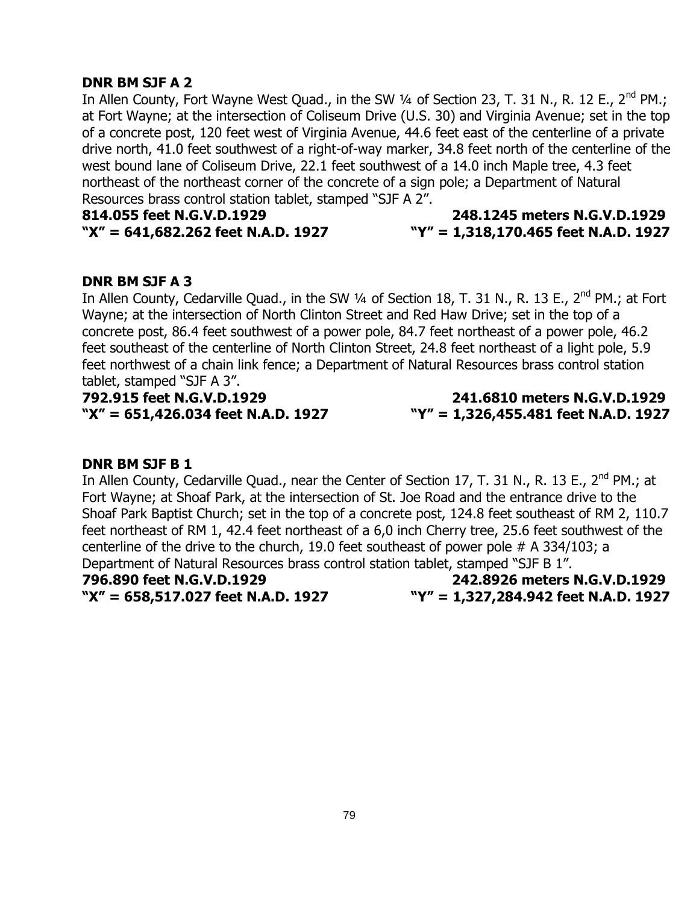**DNR BM SJF A 2**

In Allen County, Fort Wayne West Quad., in the SW ¼ of Section 23, T. 31 N., R. 12 E., 2nd PM.; at Fort Wayne; at the intersection of Coliseum Drive (U.S. 30) and Virginia Avenue; set in the top of a concrete post, 120 feet west of Virginia Avenue, 44.6 feet east of the centerline of a private drive north, 41.0 feet southwest of a right-of-way marker, 34.8 feet north of the centerline of the west bound lane of Coliseum Drive, 22.1 feet southwest of a 14.0 inch Maple tree, 4.3 feet northeast of the northeast corner of the concrete of a sign pole; a Department of Natural Resources brass control station tablet, stamped "SJF A 2".

**814.055 feet N.G.V.D.1929 248.1245 meters N.G.V.D.1929**
**"X" = 641,682.262 feet N.A.D. 1927 "Y" = 1,318,170.465 feet N.A.D. 1927**

**DNR BM SJF A 3**

In Allen County, Cedarville Quad., in the SW ¼ of Section 18, T. 31 N., R. 13 E., 2nd PM.; at Fort Wayne; at the intersection of North Clinton Street and Red Haw Drive; set in the top of a concrete post, 86.4 feet southwest of a power pole, 84.7 feet northeast of a power pole, 46.2 feet southeast of the centerline of North Clinton Street, 24.8 feet northeast of a light pole, 5.9 feet northwest of a chain link fence; a Department of Natural Resources brass control station tablet, stamped "SJF A 3".

**792.915 feet N.G.V.D.1929 241.6810 meters N.G.V.D.1929**
**"X" = 651,426.034 feet N.A.D. 1927 "Y" = 1,326,455.481 feet N.A.D. 1927**

**DNR BM SJF B 1**

In Allen County, Cedarville Quad., near the Center of Section 17, T. 31 N., R. 13 E., 2nd PM.; at Fort Wayne; at Shoaf Park, at the intersection of St. Joe Road and the entrance drive to the Shoaf Park Baptist Church; set in the top of a concrete post, 124.8 feet southeast of RM 2, 110.7 feet northeast of RM 1, 42.4 feet northeast of a 6,0 inch Cherry tree, 25.6 feet southwest of the centerline of the drive to the church, 19.0 feet southeast of power pole # A 334/103; a Department of Natural Resources brass control station tablet, stamped "SJF B 1".

**796.890 feet N.G.V.D.1929 242.8926 meters N.G.V.D.1929**
**"X" = 658,517.027 feet N.A.D. 1927 "Y" = 1,327,284.942 feet N.A.D. 1927**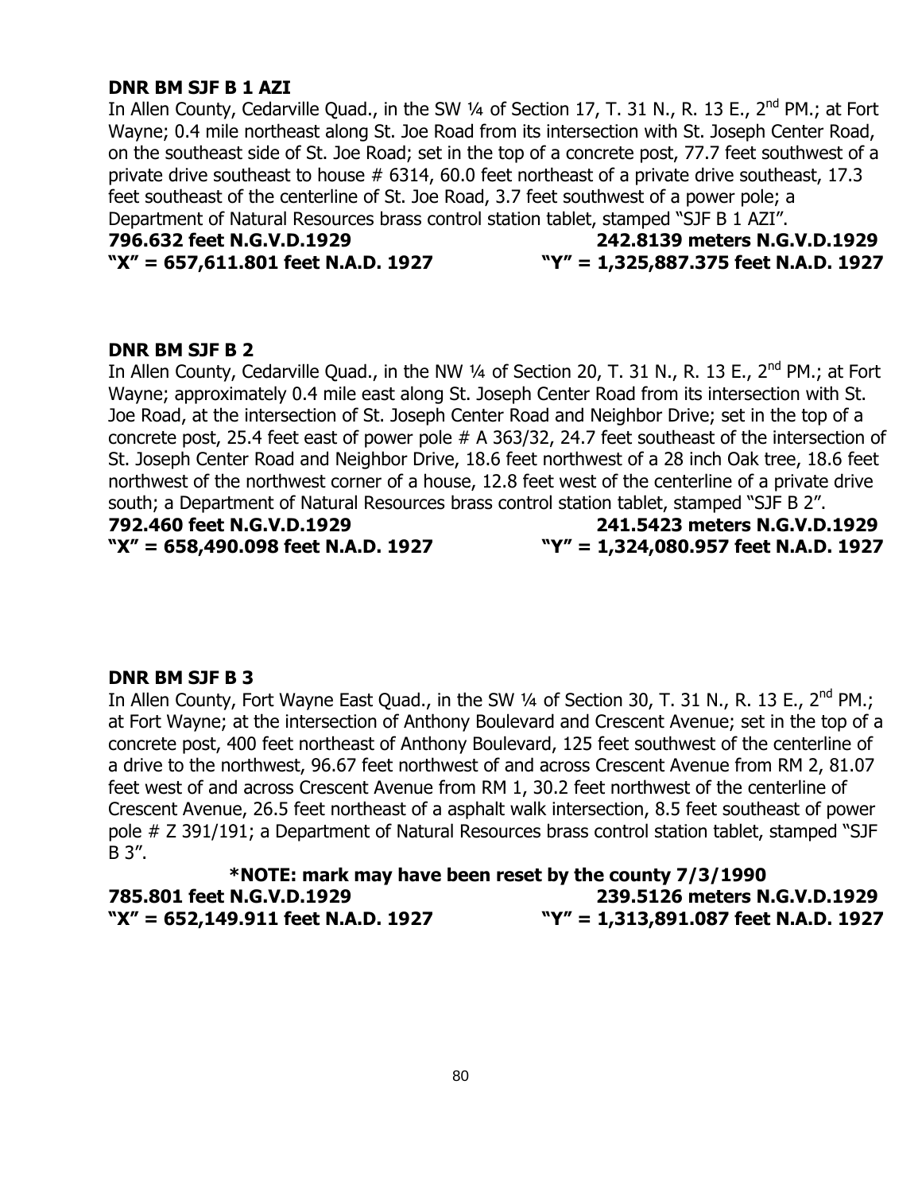**DNR BM SJF B 1 AZI**

In Allen County, Cedarville Quad., in the SW ¼ of Section 17, T. 31 N., R. 13 E., 2nd PM.; at Fort Wayne; 0.4 mile northeast along St. Joe Road from its intersection with St. Joseph Center Road, on the southeast side of St. Joe Road; set in the top of a concrete post, 77.7 feet southwest of a private drive southeast to house # 6314, 60.0 feet northeast of a private drive southeast, 17.3 feet southeast of the centerline of St. Joe Road, 3.7 feet southwest of a power pole; a Department of Natural Resources brass control station tablet, stamped "SJF B 1 AZI".

**796.632 feet N.G.V.D.1929** **242.8139 meters N.G.V.D.1929**
**"X" = 657,611.801 feet N.A.D. 1927** **"Y" = 1,325,887.375 feet N.A.D. 1927**

**DNR BM SJF B 2**

In Allen County, Cedarville Quad., in the NW ¼ of Section 20, T. 31 N., R. 13 E., 2nd PM.; at Fort Wayne; approximately 0.4 mile east along St. Joseph Center Road from its intersection with St. Joe Road, at the intersection of St. Joseph Center Road and Neighbor Drive; set in the top of a concrete post, 25.4 feet east of power pole # A 363/32, 24.7 feet southeast of the intersection of St. Joseph Center Road and Neighbor Drive, 18.6 feet northwest of a 28 inch Oak tree, 18.6 feet northwest of the northwest corner of a house, 12.8 feet west of the centerline of a private drive south; a Department of Natural Resources brass control station tablet, stamped "SJF B 2".

**792.460 feet N.G.V.D.1929** **241.5423 meters N.G.V.D.1929**
**"X" = 658,490.098 feet N.A.D. 1927** **"Y" = 1,324,080.957 feet N.A.D. 1927**

**DNR BM SJF B 3**

In Allen County, Fort Wayne East Quad., in the SW ¼ of Section 30, T. 31 N., R. 13 E., 2nd PM.; at Fort Wayne; at the intersection of Anthony Boulevard and Crescent Avenue; set in the top of a concrete post, 400 feet northeast of Anthony Boulevard, 125 feet southwest of the centerline of a drive to the northwest, 96.67 feet northwest of and across Crescent Avenue from RM 2, 81.07 feet west of and across Crescent Avenue from RM 1, 30.2 feet northwest of the centerline of Crescent Avenue, 26.5 feet northeast of a asphalt walk intersection, 8.5 feet southeast of power pole # Z 391/191; a Department of Natural Resources brass control station tablet, stamped "SJF B 3".

**\*NOTE: mark may have been reset by the county 7/3/1990**

**785.801 feet N.G.V.D.1929** **239.5126 meters N.G.V.D.1929**
**"X" = 652,149.911 feet N.A.D. 1927** **"Y" = 1,313,891.087 feet N.A.D. 1927**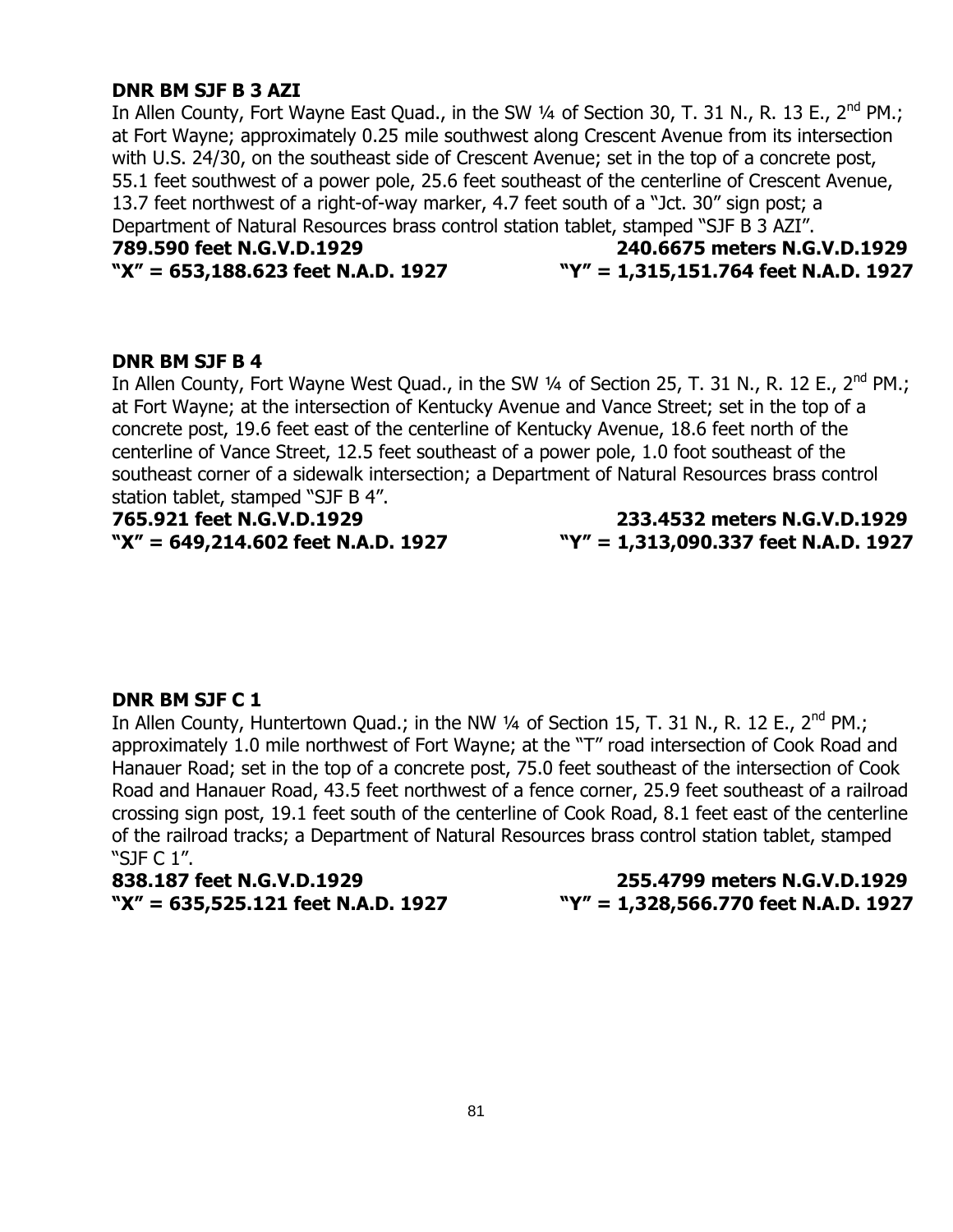**DNR BM SJF B 3 AZI**

In Allen County, Fort Wayne East Quad., in the SW ¼ of Section 30, T. 31 N., R. 13 E., 2nd PM.; at Fort Wayne; approximately 0.25 mile southwest along Crescent Avenue from its intersection with U.S. 24/30, on the southeast side of Crescent Avenue; set in the top of a concrete post, 55.1 feet southwest of a power pole, 25.6 feet southeast of the centerline of Crescent Avenue, 13.7 feet northwest of a right-of-way marker, 4.7 feet south of a "Jct. 30" sign post; a Department of Natural Resources brass control station tablet, stamped "SJF B 3 AZI".

**789.590 feet N.G.V.D.1929** **240.6675 meters N.G.V.D.1929**
**"X" = 653,188.623 feet N.A.D. 1927** **"Y" = 1,315,151.764 feet N.A.D. 1927**

**DNR BM SJF B 4**

In Allen County, Fort Wayne West Quad., in the SW ¼ of Section 25, T. 31 N., R. 12 E., 2nd PM.; at Fort Wayne; at the intersection of Kentucky Avenue and Vance Street; set in the top of a concrete post, 19.6 feet east of the centerline of Kentucky Avenue, 18.6 feet north of the centerline of Vance Street, 12.5 feet southeast of a power pole, 1.0 foot southeast of the southeast corner of a sidewalk intersection; a Department of Natural Resources brass control station tablet, stamped "SJF B 4".

**765.921 feet N.G.V.D.1929** **233.4532 meters N.G.V.D.1929**
**"X" = 649,214.602 feet N.A.D. 1927** **"Y" = 1,313,090.337 feet N.A.D. 1927**

**DNR BM SJF C 1**

In Allen County, Huntertown Quad.; in the NW ¼ of Section 15, T. 31 N., R. 12 E., 2nd PM.; approximately 1.0 mile northwest of Fort Wayne; at the "T" road intersection of Cook Road and Hanauer Road; set in the top of a concrete post, 75.0 feet southeast of the intersection of Cook Road and Hanauer Road, 43.5 feet northwest of a fence corner, 25.9 feet southeast of a railroad crossing sign post, 19.1 feet south of the centerline of Cook Road, 8.1 feet east of the centerline of the railroad tracks; a Department of Natural Resources brass control station tablet, stamped "SJF C 1".

**838.187 feet N.G.V.D.1929** **255.4799 meters N.G.V.D.1929**
**"X" = 635,525.121 feet N.A.D. 1927** **"Y" = 1,328,566.770 feet N.A.D. 1927**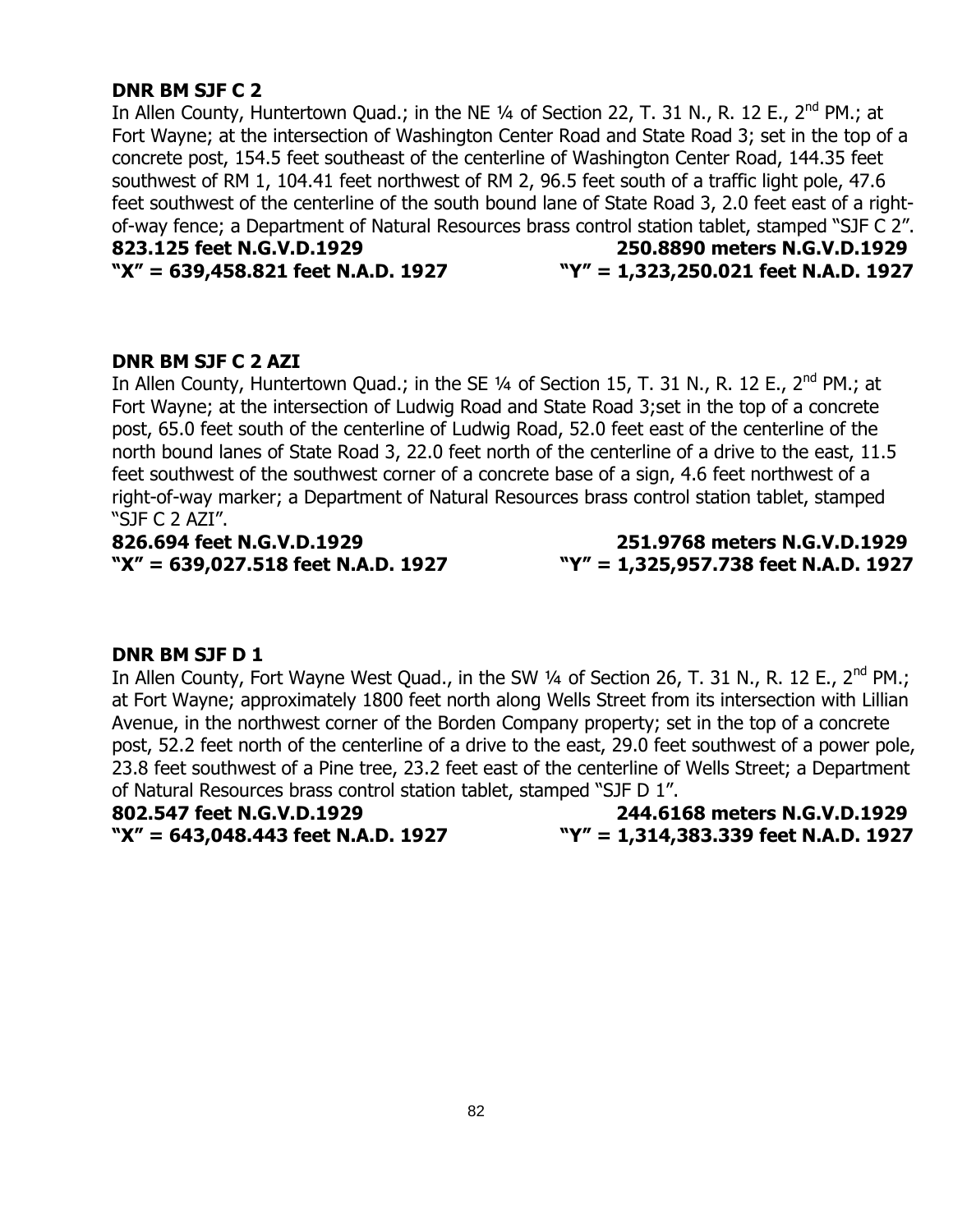**DNR BM SJF C 2**

In Allen County, Huntertown Quad.; in the NE ¼ of Section 22, T. 31 N., R. 12 E., 2nd PM.; at Fort Wayne; at the intersection of Washington Center Road and State Road 3; set in the top of a concrete post, 154.5 feet southeast of the centerline of Washington Center Road, 144.35 feet southwest of RM 1, 104.41 feet northwest of RM 2, 96.5 feet south of a traffic light pole, 47.6 feet southwest of the centerline of the south bound lane of State Road 3, 2.0 feet east of a right-of-way fence; a Department of Natural Resources brass control station tablet, stamped "SJF C 2".

**823.125 feet N.G.V.D.1929 250.8890 meters N.G.V.D.1929**
**"X" = 639,458.821 feet N.A.D. 1927 "Y" = 1,323,250.021 feet N.A.D. 1927**

**DNR BM SJF C 2 AZI**

In Allen County, Huntertown Quad.; in the SE ¼ of Section 15, T. 31 N., R. 12 E., 2nd PM.; at Fort Wayne; at the intersection of Ludwig Road and State Road 3;set in the top of a concrete post, 65.0 feet south of the centerline of Ludwig Road, 52.0 feet east of the centerline of the north bound lanes of State Road 3, 22.0 feet north of the centerline of a drive to the east, 11.5 feet southwest of the southwest corner of a concrete base of a sign, 4.6 feet northwest of a right-of-way marker; a Department of Natural Resources brass control station tablet, stamped "SJF C 2 AZI".

**826.694 feet N.G.V.D.1929 251.9768 meters N.G.V.D.1929**
**"X" = 639,027.518 feet N.A.D. 1927 "Y" = 1,325,957.738 feet N.A.D. 1927**

**DNR BM SJF D 1**

In Allen County, Fort Wayne West Quad., in the SW ¼ of Section 26, T. 31 N., R. 12 E., 2nd PM.; at Fort Wayne; approximately 1800 feet north along Wells Street from its intersection with Lillian Avenue, in the northwest corner of the Borden Company property; set in the top of a concrete post, 52.2 feet north of the centerline of a drive to the east, 29.0 feet southwest of a power pole, 23.8 feet southwest of a Pine tree, 23.2 feet east of the centerline of Wells Street; a Department of Natural Resources brass control station tablet, stamped "SJF D 1".

**802.547 feet N.G.V.D.1929 244.6168 meters N.G.V.D.1929**
**"X" = 643,048.443 feet N.A.D. 1927 "Y" = 1,314,383.339 feet N.A.D. 1927**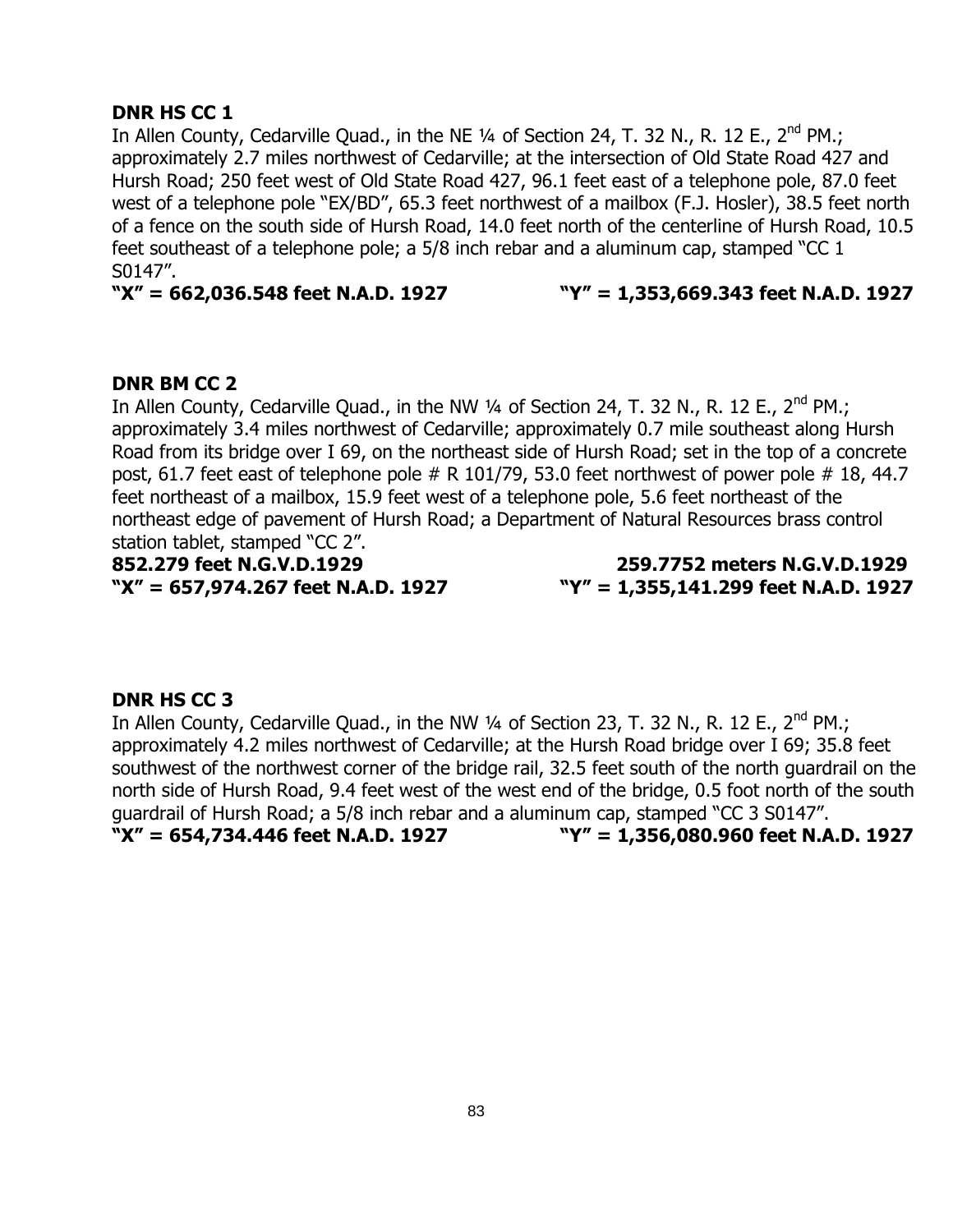**DNR HS CC 1**

In Allen County, Cedarville Quad., in the NE ¼ of Section 24, T. 32 N., R. 12 E., 2nd PM.; approximately 2.7 miles northwest of Cedarville; at the intersection of Old State Road 427 and Hursh Road; 250 feet west of Old State Road 427, 96.1 feet east of a telephone pole, 87.0 feet west of a telephone pole "EX/BD", 65.3 feet northwest of a mailbox (F.J. Hosler), 38.5 feet north of a fence on the south side of Hursh Road, 14.0 feet north of the centerline of Hursh Road, 10.5 feet southeast of a telephone pole; a 5/8 inch rebar and a aluminum cap, stamped "CC 1 S0147".

**"X" = 662,036.548 feet N.A.D. 1927** **"Y" = 1,353,669.343 feet N.A.D. 1927**

**DNR BM CC 2**

In Allen County, Cedarville Quad., in the NW ¼ of Section 24, T. 32 N., R. 12 E., 2nd PM.; approximately 3.4 miles northwest of Cedarville; approximately 0.7 mile southeast along Hursh Road from its bridge over I 69, on the northeast side of Hursh Road; set in the top of a concrete post, 61.7 feet east of telephone pole # R 101/79, 53.0 feet northwest of power pole # 18, 44.7 feet northeast of a mailbox, 15.9 feet west of a telephone pole, 5.6 feet northeast of the northeast edge of pavement of Hursh Road; a Department of Natural Resources brass control station tablet, stamped "CC 2".

**852.279 feet N.G.V.D.1929** **259.7752 meters N.G.V.D.1929**

**"X" = 657,974.267 feet N.A.D. 1927** **"Y" = 1,355,141.299 feet N.A.D. 1927**

**DNR HS CC 3**

In Allen County, Cedarville Quad., in the NW ¼ of Section 23, T. 32 N., R. 12 E., 2nd PM.; approximately 4.2 miles northwest of Cedarville; at the Hursh Road bridge over I 69; 35.8 feet southwest of the northwest corner of the bridge rail, 32.5 feet south of the north guardrail on the north side of Hursh Road, 9.4 feet west of the west end of the bridge, 0.5 foot north of the south guardrail of Hursh Road; a 5/8 inch rebar and a aluminum cap, stamped "CC 3 S0147".

**"X" = 654,734.446 feet N.A.D. 1927** **"Y" = 1,356,080.960 feet N.A.D. 1927**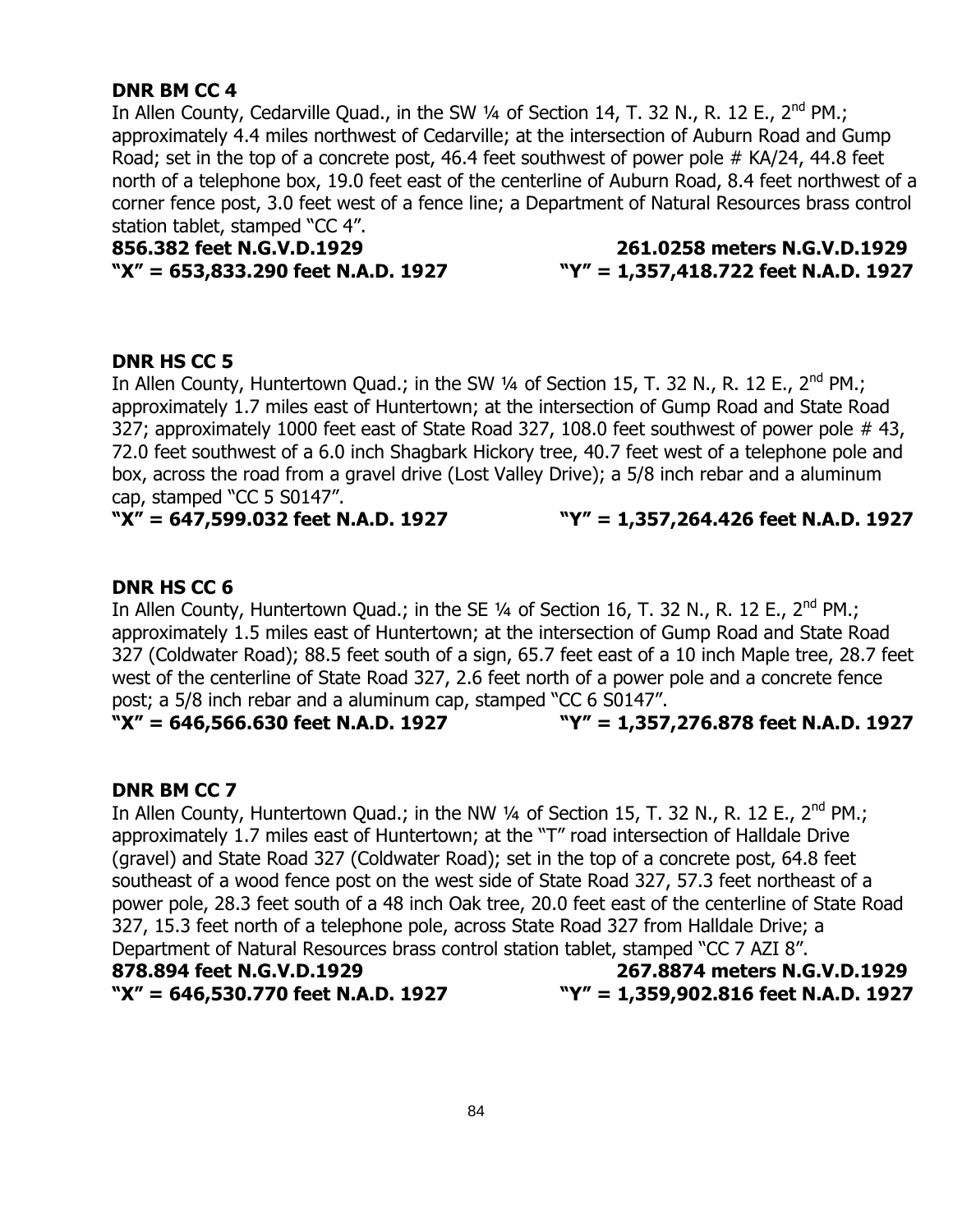**DNR BM CC 4**

In Allen County, Cedarville Quad., in the SW ¼ of Section 14, T. 32 N., R. 12 E., 2nd PM.; approximately 4.4 miles northwest of Cedarville; at the intersection of Auburn Road and Gump Road; set in the top of a concrete post, 46.4 feet southwest of power pole # KA/24, 44.8 feet north of a telephone box, 19.0 feet east of the centerline of Auburn Road, 8.4 feet northwest of a corner fence post, 3.0 feet west of a fence line; a Department of Natural Resources brass control station tablet, stamped "CC 4".

**856.382 feet N.G.V.D.1929 261.0258 meters N.G.V.D.1929**
**"X" = 653,833.290 feet N.A.D. 1927 "Y" = 1,357,418.722 feet N.A.D. 1927**

**DNR HS CC 5**

In Allen County, Huntertown Quad.; in the SW ¼ of Section 15, T. 32 N., R. 12 E., 2nd PM.; approximately 1.7 miles east of Huntertown; at the intersection of Gump Road and State Road 327; approximately 1000 feet east of State Road 327, 108.0 feet southwest of power pole # 43, 72.0 feet southwest of a 6.0 inch Shagbark Hickory tree, 40.7 feet west of a telephone pole and box, across the road from a gravel drive (Lost Valley Drive); a 5/8 inch rebar and a aluminum cap, stamped "CC 5 S0147".

**"X" = 647,599.032 feet N.A.D. 1927 "Y" = 1,357,264.426 feet N.A.D. 1927**

**DNR HS CC 6**

In Allen County, Huntertown Quad.; in the SE ¼ of Section 16, T. 32 N., R. 12 E., 2nd PM.; approximately 1.5 miles east of Huntertown; at the intersection of Gump Road and State Road 327 (Coldwater Road); 88.5 feet south of a sign, 65.7 feet east of a 10 inch Maple tree, 28.7 feet west of the centerline of State Road 327, 2.6 feet north of a power pole and a concrete fence post; a 5/8 inch rebar and a aluminum cap, stamped "CC 6 S0147".

**"X" = 646,566.630 feet N.A.D. 1927 "Y" = 1,357,276.878 feet N.A.D. 1927**

**DNR BM CC 7**

In Allen County, Huntertown Quad.; in the NW ¼ of Section 15, T. 32 N., R. 12 E., 2nd PM.; approximately 1.7 miles east of Huntertown; at the "T" road intersection of Halldale Drive (gravel) and State Road 327 (Coldwater Road); set in the top of a concrete post, 64.8 feet southeast of a wood fence post on the west side of State Road 327, 57.3 feet northeast of a power pole, 28.3 feet south of a 48 inch Oak tree, 20.0 feet east of the centerline of State Road 327, 15.3 feet north of a telephone pole, across State Road 327 from Halldale Drive; a Department of Natural Resources brass control station tablet, stamped "CC 7 AZI 8".

**878.894 feet N.G.V.D.1929 267.8874 meters N.G.V.D.1929**
**"X" = 646,530.770 feet N.A.D. 1927 "Y" = 1,359,902.816 feet N.A.D. 1927**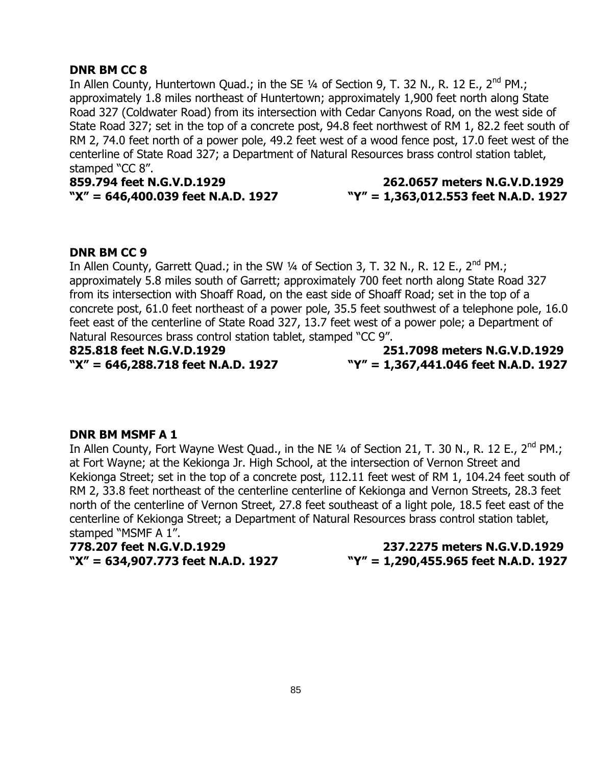**DNR BM CC 8**

In Allen County, Huntertown Quad.; in the SE ¼ of Section 9, T. 32 N., R. 12 E., 2nd PM.; approximately 1.8 miles northeast of Huntertown; approximately 1,900 feet north along State Road 327 (Coldwater Road) from its intersection with Cedar Canyons Road, on the west side of State Road 327; set in the top of a concrete post, 94.8 feet northwest of RM 1, 82.2 feet south of RM 2, 74.0 feet north of a power pole, 49.2 feet west of a wood fence post, 17.0 feet west of the centerline of State Road 327; a Department of Natural Resources brass control station tablet, stamped "CC 8".

**859.794 feet N.G.V.D.1929** **262.0657 meters N.G.V.D.1929**
**"X" = 646,400.039 feet N.A.D. 1927** **"Y" = 1,363,012.553 feet N.A.D. 1927**

**DNR BM CC 9**

In Allen County, Garrett Quad.; in the SW ¼ of Section 3, T. 32 N., R. 12 E., 2nd PM.; approximately 5.8 miles south of Garrett; approximately 700 feet north along State Road 327 from its intersection with Shoaff Road, on the east side of Shoaff Road; set in the top of a concrete post, 61.0 feet northeast of a power pole, 35.5 feet southwest of a telephone pole, 16.0 feet east of the centerline of State Road 327, 13.7 feet west of a power pole; a Department of Natural Resources brass control station tablet, stamped "CC 9".

**825.818 feet N.G.V.D.1929** **251.7098 meters N.G.V.D.1929**
**"X" = 646,288.718 feet N.A.D. 1927** **"Y" = 1,367,441.046 feet N.A.D. 1927**

**DNR BM MSMF A 1**

In Allen County, Fort Wayne West Quad., in the NE ¼ of Section 21, T. 30 N., R. 12 E., 2nd PM.; at Fort Wayne; at the Kekionga Jr. High School, at the intersection of Vernon Street and Kekionga Street; set in the top of a concrete post, 112.11 feet west of RM 1, 104.24 feet south of RM 2, 33.8 feet northeast of the centerline centerline of Kekionga and Vernon Streets, 28.3 feet north of the centerline of Vernon Street, 27.8 feet southeast of a light pole, 18.5 feet east of the centerline of Kekionga Street; a Department of Natural Resources brass control station tablet, stamped "MSMF A 1".

**778.207 feet N.G.V.D.1929** **237.2275 meters N.G.V.D.1929**
**"X" = 634,907.773 feet N.A.D. 1927** **"Y" = 1,290,455.965 feet N.A.D. 1927**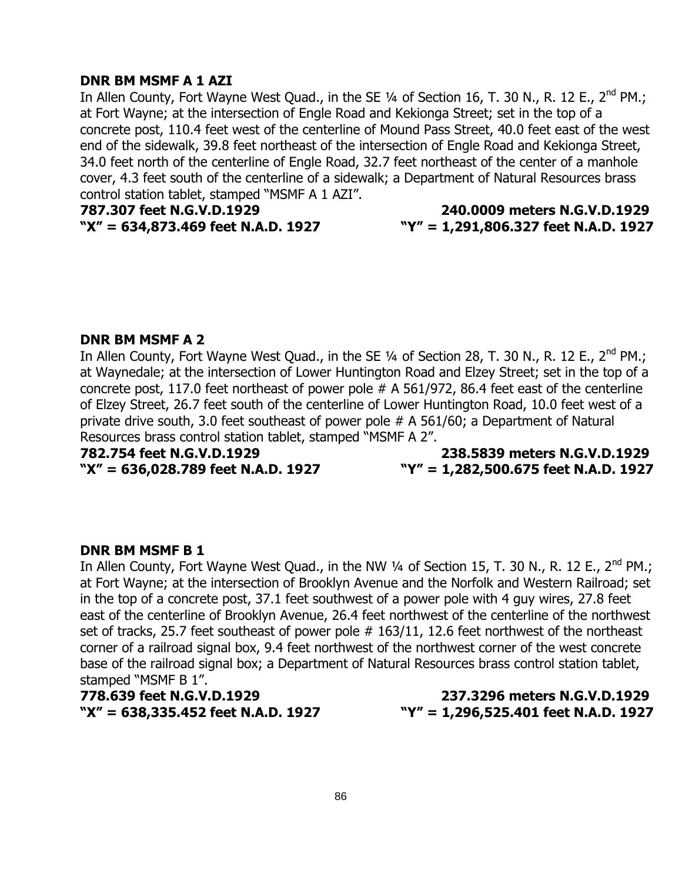**DNR BM MSMF A 1 AZI**

In Allen County, Fort Wayne West Quad., in the SE ¼ of Section 16, T. 30 N., R. 12 E., 2nd PM.; at Fort Wayne; at the intersection of Engle Road and Kekionga Street; set in the top of a concrete post, 110.4 feet west of the centerline of Mound Pass Street, 40.0 feet east of the west end of the sidewalk, 39.8 feet northeast of the intersection of Engle Road and Kekionga Street, 34.0 feet north of the centerline of Engle Road, 32.7 feet northeast of the center of a manhole cover, 4.3 feet south of the centerline of a sidewalk; a Department of Natural Resources brass control station tablet, stamped "MSMF A 1 AZI".

**787.307 feet N.G.V.D.1929 240.0009 meters N.G.V.D.1929**
**"X" = 634,873.469 feet N.A.D. 1927 "Y" = 1,291,806.327 feet N.A.D. 1927**

**DNR BM MSMF A 2**

In Allen County, Fort Wayne West Quad., in the SE ¼ of Section 28, T. 30 N., R. 12 E., 2nd PM.; at Waynedale; at the intersection of Lower Huntington Road and Elzey Street; set in the top of a concrete post, 117.0 feet northeast of power pole # A 561/972, 86.4 feet east of the centerline of Elzey Street, 26.7 feet south of the centerline of Lower Huntington Road, 10.0 feet west of a private drive south, 3.0 feet southeast of power pole # A 561/60; a Department of Natural Resources brass control station tablet, stamped "MSMF A 2".

**782.754 feet N.G.V.D.1929 238.5839 meters N.G.V.D.1929**
**"X" = 636,028.789 feet N.A.D. 1927 "Y" = 1,282,500.675 feet N.A.D. 1927**

**DNR BM MSMF B 1**

In Allen County, Fort Wayne West Quad., in the NW ¼ of Section 15, T. 30 N., R. 12 E., 2nd PM.; at Fort Wayne; at the intersection of Brooklyn Avenue and the Norfolk and Western Railroad; set in the top of a concrete post, 37.1 feet southwest of a power pole with 4 guy wires, 27.8 feet east of the centerline of Brooklyn Avenue, 26.4 feet northwest of the centerline of the northwest set of tracks, 25.7 feet southeast of power pole # 163/11, 12.6 feet northwest of the northeast corner of a railroad signal box, 9.4 feet northwest of the northwest corner of the west concrete base of the railroad signal box; a Department of Natural Resources brass control station tablet, stamped "MSMF B 1".

**778.639 feet N.G.V.D.1929 237.3296 meters N.G.V.D.1929**
**"X" = 638,335.452 feet N.A.D. 1927 "Y" = 1,296,525.401 feet N.A.D. 1927**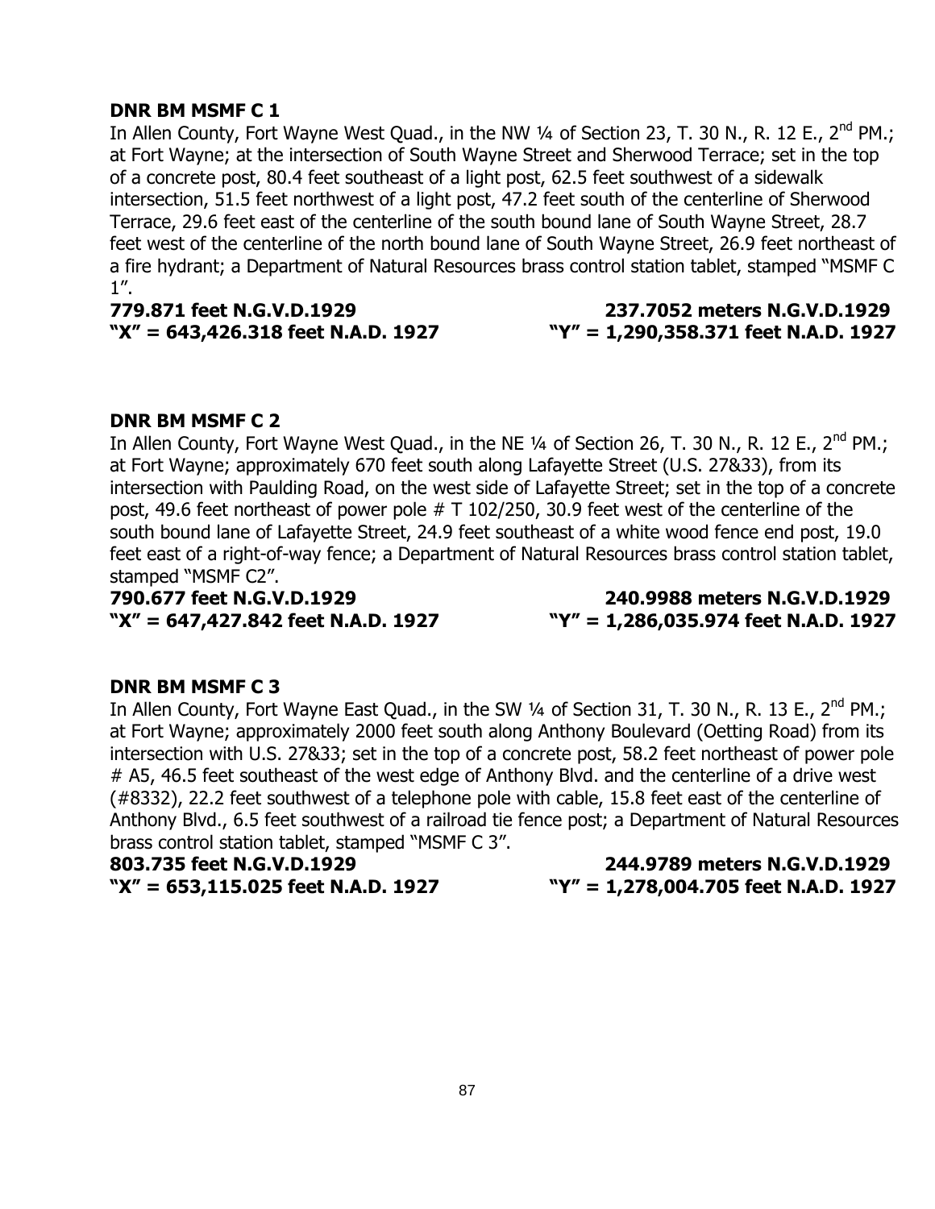**DNR BM MSMF C 1**

In Allen County, Fort Wayne West Quad., in the NW ¼ of Section 23, T. 30 N., R. 12 E., 2nd PM.; at Fort Wayne; at the intersection of South Wayne Street and Sherwood Terrace; set in the top of a concrete post, 80.4 feet southeast of a light post, 62.5 feet southwest of a sidewalk intersection, 51.5 feet northwest of a light post, 47.2 feet south of the centerline of Sherwood Terrace, 29.6 feet east of the centerline of the south bound lane of South Wayne Street, 28.7 feet west of the centerline of the north bound lane of South Wayne Street, 26.9 feet northeast of a fire hydrant; a Department of Natural Resources brass control station tablet, stamped "MSMF C 1".

**779.871 feet N.G.V.D.1929 237.7052 meters N.G.V.D.1929**
**"X" = 643,426.318 feet N.A.D. 1927 "Y" = 1,290,358.371 feet N.A.D. 1927**

**DNR BM MSMF C 2**

In Allen County, Fort Wayne West Quad., in the NE ¼ of Section 26, T. 30 N., R. 12 E., 2nd PM.; at Fort Wayne; approximately 670 feet south along Lafayette Street (U.S. 27&33), from its intersection with Paulding Road, on the west side of Lafayette Street; set in the top of a concrete post, 49.6 feet northeast of power pole # T 102/250, 30.9 feet west of the centerline of the south bound lane of Lafayette Street, 24.9 feet southeast of a white wood fence end post, 19.0 feet east of a right-of-way fence; a Department of Natural Resources brass control station tablet, stamped "MSMF C2".

**790.677 feet N.G.V.D.1929 240.9988 meters N.G.V.D.1929**
**"X" = 647,427.842 feet N.A.D. 1927 "Y" = 1,286,035.974 feet N.A.D. 1927**

**DNR BM MSMF C 3**

In Allen County, Fort Wayne East Quad., in the SW ¼ of Section 31, T. 30 N., R. 13 E., 2nd PM.; at Fort Wayne; approximately 2000 feet south along Anthony Boulevard (Oetting Road) from its intersection with U.S. 27&33; set in the top of a concrete post, 58.2 feet northeast of power pole # A5, 46.5 feet southeast of the west edge of Anthony Blvd. and the centerline of a drive west (#8332), 22.2 feet southwest of a telephone pole with cable, 15.8 feet east of the centerline of Anthony Blvd., 6.5 feet southwest of a railroad tie fence post; a Department of Natural Resources brass control station tablet, stamped "MSMF C 3".

**803.735 feet N.G.V.D.1929 244.9789 meters N.G.V.D.1929**
**"X" = 653,115.025 feet N.A.D. 1927 "Y" = 1,278,004.705 feet N.A.D. 1927**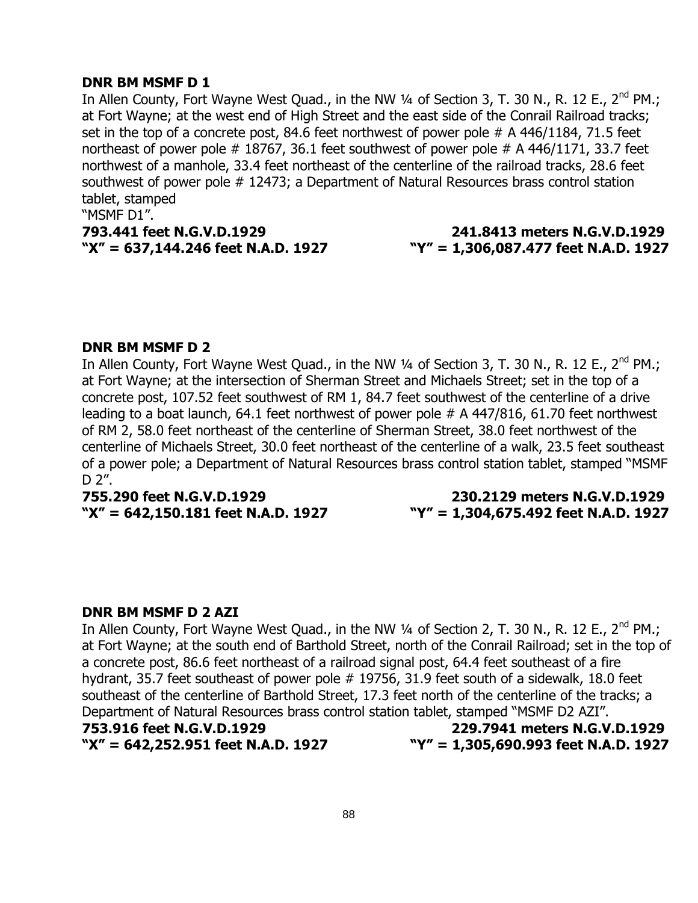**DNR BM MSMF D 1**

In Allen County, Fort Wayne West Quad., in the NW ¼ of Section 3, T. 30 N., R. 12 E., 2nd PM.; at Fort Wayne; at the west end of High Street and the east side of the Conrail Railroad tracks; set in the top of a concrete post, 84.6 feet northwest of power pole # A 446/1184, 71.5 feet northeast of power pole # 18767, 36.1 feet southwest of power pole # A 446/1171, 33.7 feet northwest of a manhole, 33.4 feet northeast of the centerline of the railroad tracks, 28.6 feet southwest of power pole # 12473; a Department of Natural Resources brass control station tablet, stamped "MSMF D1".

**793.441 feet N.G.V.D.1929** **241.8413 meters N.G.V.D.1929**
**"X" = 637,144.246 feet N.A.D. 1927** **"Y" = 1,306,087.477 feet N.A.D. 1927**

**DNR BM MSMF D 2**

In Allen County, Fort Wayne West Quad., in the NW ¼ of Section 3, T. 30 N., R. 12 E., 2nd PM.; at Fort Wayne; at the intersection of Sherman Street and Michaels Street; set in the top of a concrete post, 107.52 feet southwest of RM 1, 84.7 feet southwest of the centerline of a drive leading to a boat launch, 64.1 feet northwest of power pole # A 447/816, 61.70 feet northwest of RM 2, 58.0 feet northeast of the centerline of Sherman Street, 38.0 feet northwest of the centerline of Michaels Street, 30.0 feet northeast of the centerline of a walk, 23.5 feet southeast of a power pole; a Department of Natural Resources brass control station tablet, stamped "MSMF D 2".

**755.290 feet N.G.V.D.1929** **230.2129 meters N.G.V.D.1929**
**"X" = 642,150.181 feet N.A.D. 1927** **"Y" = 1,304,675.492 feet N.A.D. 1927**

**DNR BM MSMF D 2 AZI**

In Allen County, Fort Wayne West Quad., in the NW ¼ of Section 2, T. 30 N., R. 12 E., 2nd PM.; at Fort Wayne; at the south end of Barthold Street, north of the Conrail Railroad; set in the top of a concrete post, 86.6 feet northeast of a railroad signal post, 64.4 feet southeast of a fire hydrant, 35.7 feet southeast of power pole # 19756, 31.9 feet south of a sidewalk, 18.0 feet southeast of the centerline of Barthold Street, 17.3 feet north of the centerline of the tracks; a Department of Natural Resources brass control station tablet, stamped "MSMF D2 AZI".

**753.916 feet N.G.V.D.1929** **229.7941 meters N.G.V.D.1929**
**"X" = 642,252.951 feet N.A.D. 1927** **"Y" = 1,305,690.993 feet N.A.D. 1927**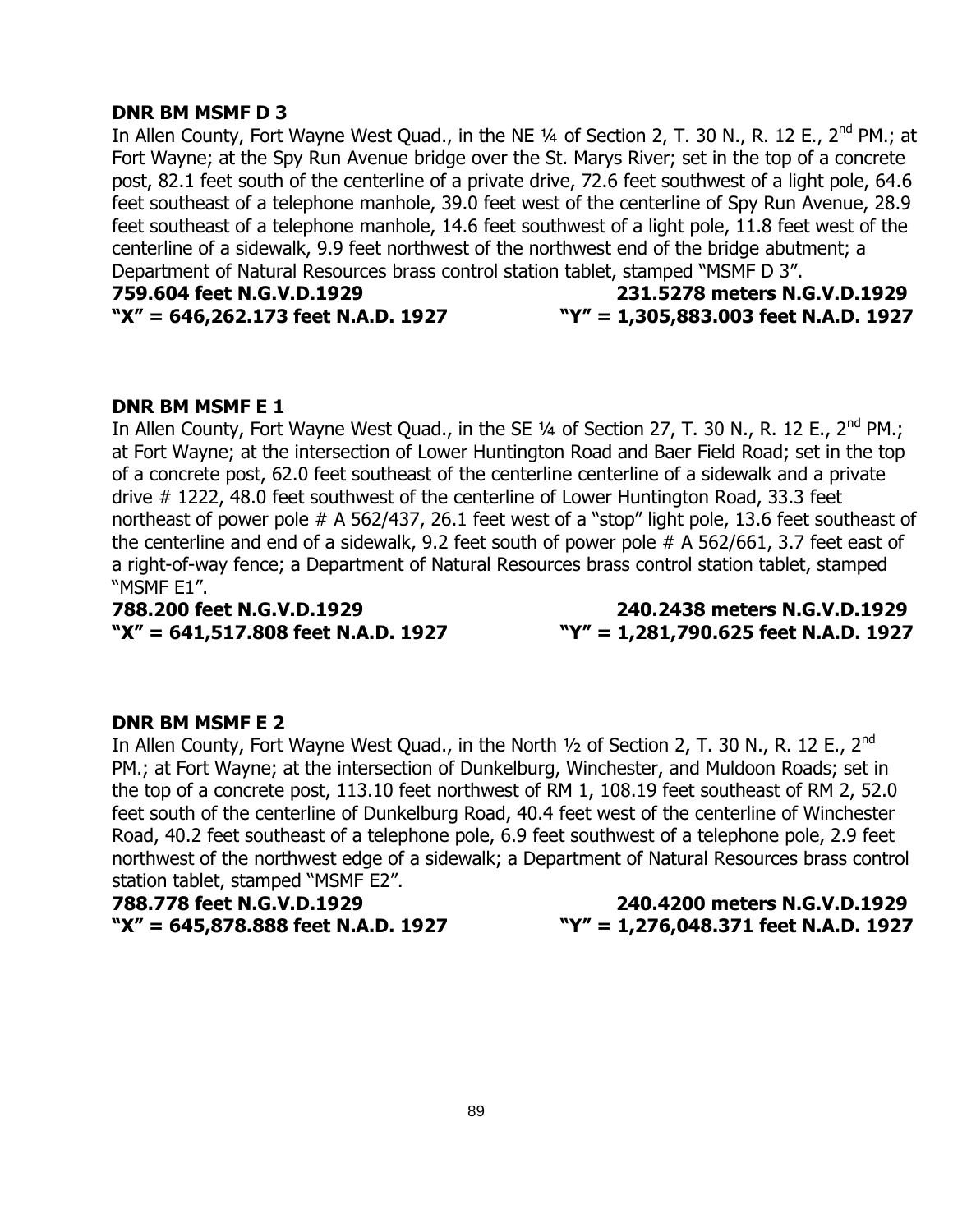**DNR BM MSMF D 3**

In Allen County, Fort Wayne West Quad., in the NE ¼ of Section 2, T. 30 N., R. 12 E., 2nd PM.; at Fort Wayne; at the Spy Run Avenue bridge over the St. Marys River; set in the top of a concrete post, 82.1 feet south of the centerline of a private drive, 72.6 feet southwest of a light pole, 64.6 feet southeast of a telephone manhole, 39.0 feet west of the centerline of Spy Run Avenue, 28.9 feet southeast of a telephone manhole, 14.6 feet southwest of a light pole, 11.8 feet west of the centerline of a sidewalk, 9.9 feet northwest of the northwest end of the bridge abutment; a Department of Natural Resources brass control station tablet, stamped "MSMF D 3".

**759.604 feet N.G.V.D.1929 231.5278 meters N.G.V.D.1929**
**"X" = 646,262.173 feet N.A.D. 1927 "Y" = 1,305,883.003 feet N.A.D. 1927**

**DNR BM MSMF E 1**

In Allen County, Fort Wayne West Quad., in the SE ¼ of Section 27, T. 30 N., R. 12 E., 2nd PM.; at Fort Wayne; at the intersection of Lower Huntington Road and Baer Field Road; set in the top of a concrete post, 62.0 feet southeast of the centerline centerline of a sidewalk and a private drive # 1222, 48.0 feet southwest of the centerline of Lower Huntington Road, 33.3 feet northeast of power pole # A 562/437, 26.1 feet west of a "stop" light pole, 13.6 feet southeast of the centerline and end of a sidewalk, 9.2 feet south of power pole # A 562/661, 3.7 feet east of a right-of-way fence; a Department of Natural Resources brass control station tablet, stamped "MSMF E1".

**788.200 feet N.G.V.D.1929 240.2438 meters N.G.V.D.1929**
**"X" = 641,517.808 feet N.A.D. 1927 "Y" = 1,281,790.625 feet N.A.D. 1927**

**DNR BM MSMF E 2**

In Allen County, Fort Wayne West Quad., in the North ½ of Section 2, T. 30 N., R. 12 E., 2nd PM.; at Fort Wayne; at the intersection of Dunkelburg, Winchester, and Muldoon Roads; set in the top of a concrete post, 113.10 feet northwest of RM 1, 108.19 feet southeast of RM 2, 52.0 feet south of the centerline of Dunkelburg Road, 40.4 feet west of the centerline of Winchester Road, 40.2 feet southeast of a telephone pole, 6.9 feet southwest of a telephone pole, 2.9 feet northwest of the northwest edge of a sidewalk; a Department of Natural Resources brass control station tablet, stamped "MSMF E2".

**788.778 feet N.G.V.D.1929 240.4200 meters N.G.V.D.1929**
**"X" = 645,878.888 feet N.A.D. 1927 "Y" = 1,276,048.371 feet N.A.D. 1927**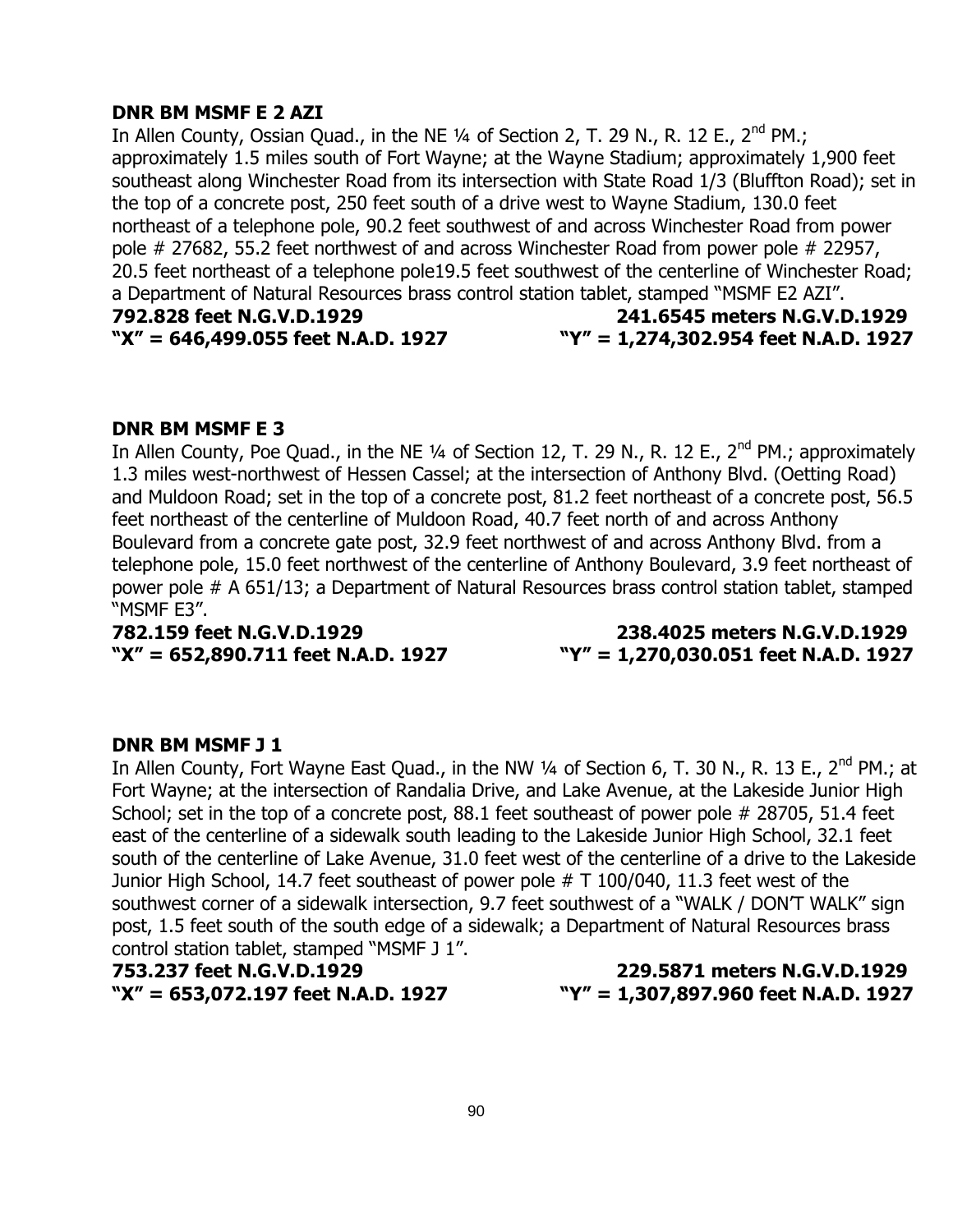**DNR BM MSMF E 2 AZI**

In Allen County, Ossian Quad., in the NE ¼ of Section 2, T. 29 N., R. 12 E., 2nd PM.; approximately 1.5 miles south of Fort Wayne; at the Wayne Stadium; approximately 1,900 feet southeast along Winchester Road from its intersection with State Road 1/3 (Bluffton Road); set in the top of a concrete post, 250 feet south of a drive west to Wayne Stadium, 130.0 feet northeast of a telephone pole, 90.2 feet southwest of and across Winchester Road from power pole # 27682, 55.2 feet northwest of and across Winchester Road from power pole # 22957, 20.5 feet northeast of a telephone pole19.5 feet southwest of the centerline of Winchester Road; a Department of Natural Resources brass control station tablet, stamped "MSMF E2 AZI".

**792.828 feet N.G.V.D.1929 241.6545 meters N.G.V.D.1929**
**"X" = 646,499.055 feet N.A.D. 1927 "Y" = 1,274,302.954 feet N.A.D. 1927**

**DNR BM MSMF E 3**

In Allen County, Poe Quad., in the NE ¼ of Section 12, T. 29 N., R. 12 E., 2nd PM.; approximately 1.3 miles west-northwest of Hessen Cassel; at the intersection of Anthony Blvd. (Oetting Road) and Muldoon Road; set in the top of a concrete post, 81.2 feet northeast of a concrete post, 56.5 feet northeast of the centerline of Muldoon Road, 40.7 feet north of and across Anthony Boulevard from a concrete gate post, 32.9 feet northwest of and across Anthony Blvd. from a telephone pole, 15.0 feet northwest of the centerline of Anthony Boulevard, 3.9 feet northeast of power pole # A 651/13; a Department of Natural Resources brass control station tablet, stamped "MSMF E3".

**782.159 feet N.G.V.D.1929 238.4025 meters N.G.V.D.1929**
**"X" = 652,890.711 feet N.A.D. 1927 "Y" = 1,270,030.051 feet N.A.D. 1927**

**DNR BM MSMF J 1**

In Allen County, Fort Wayne East Quad., in the NW ¼ of Section 6, T. 30 N., R. 13 E., 2nd PM.; at Fort Wayne; at the intersection of Randalia Drive, and Lake Avenue, at the Lakeside Junior High School; set in the top of a concrete post, 88.1 feet southeast of power pole # 28705, 51.4 feet east of the centerline of a sidewalk south leading to the Lakeside Junior High School, 32.1 feet south of the centerline of Lake Avenue, 31.0 feet west of the centerline of a drive to the Lakeside Junior High School, 14.7 feet southeast of power pole # T 100/040, 11.3 feet west of the southwest corner of a sidewalk intersection, 9.7 feet southwest of a "WALK / DON'T WALK" sign post, 1.5 feet south of the south edge of a sidewalk; a Department of Natural Resources brass control station tablet, stamped "MSMF J 1".

**753.237 feet N.G.V.D.1929 229.5871 meters N.G.V.D.1929**
**"X" = 653,072.197 feet N.A.D. 1927 "Y" = 1,307,897.960 feet N.A.D. 1927**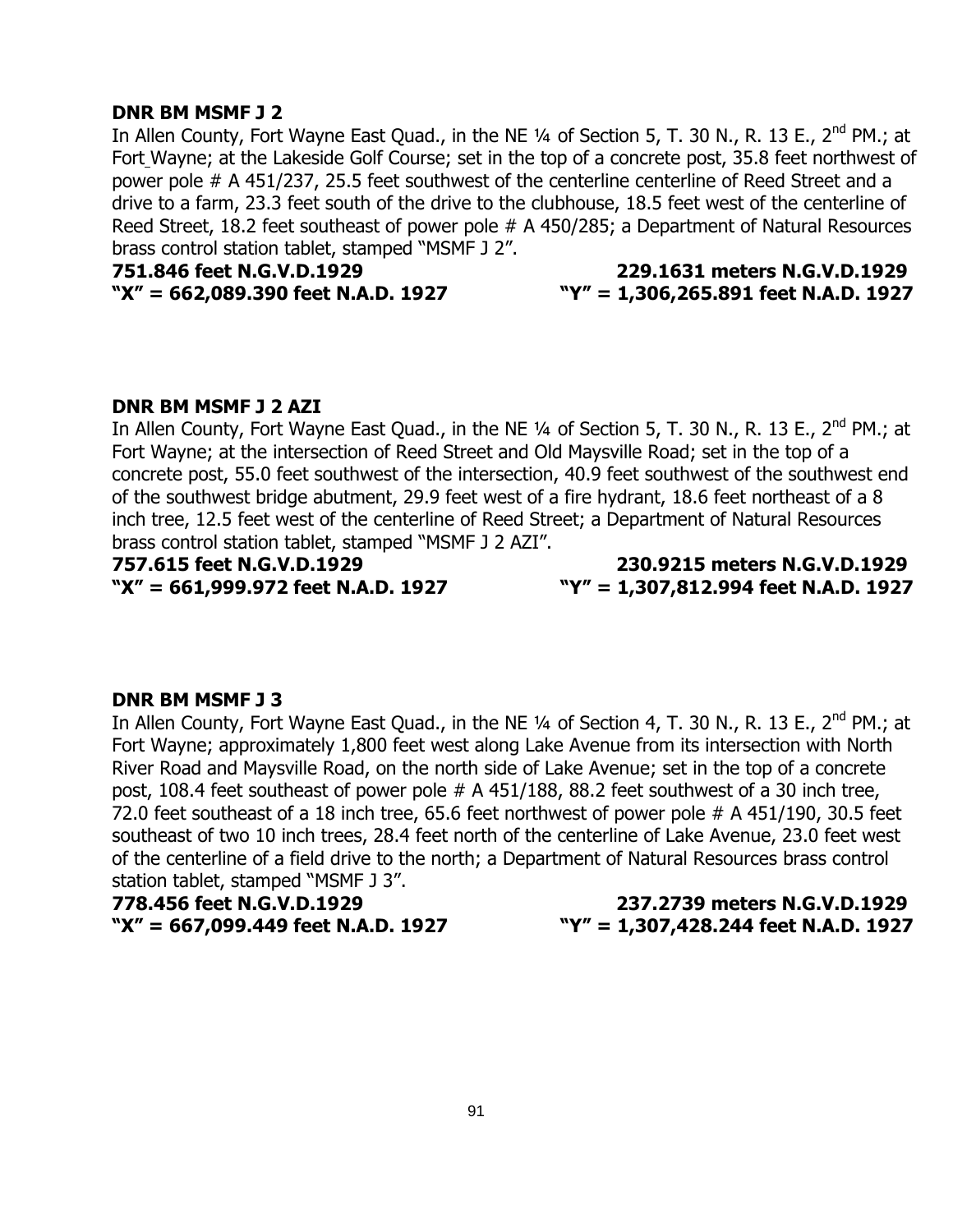**DNR BM MSMF J 2**

In Allen County, Fort Wayne East Quad., in the NE ¼ of Section 5, T. 30 N., R. 13 E., 2nd PM.; at Fort Wayne; at the Lakeside Golf Course; set in the top of a concrete post, 35.8 feet northwest of power pole # A 451/237, 25.5 feet southwest of the centerline centerline of Reed Street and a drive to a farm, 23.3 feet south of the drive to the clubhouse, 18.5 feet west of the centerline of Reed Street, 18.2 feet southeast of power pole # A 450/285; a Department of Natural Resources brass control station tablet, stamped "MSMF J 2".

**751.846 feet N.G.V.D.1929** **229.1631 meters N.G.V.D.1929**
**"X" = 662,089.390 feet N.A.D. 1927** **"Y" = 1,306,265.891 feet N.A.D. 1927**

**DNR BM MSMF J 2 AZI**

In Allen County, Fort Wayne East Quad., in the NE ¼ of Section 5, T. 30 N., R. 13 E., 2nd PM.; at Fort Wayne; at the intersection of Reed Street and Old Maysville Road; set in the top of a concrete post, 55.0 feet southwest of the intersection, 40.9 feet southwest of the southwest end of the southwest bridge abutment, 29.9 feet west of a fire hydrant, 18.6 feet northeast of a 8 inch tree, 12.5 feet west of the centerline of Reed Street; a Department of Natural Resources brass control station tablet, stamped "MSMF J 2 AZI".

**757.615 feet N.G.V.D.1929** **230.9215 meters N.G.V.D.1929**
**"X" = 661,999.972 feet N.A.D. 1927** **"Y" = 1,307,812.994 feet N.A.D. 1927**

**DNR BM MSMF J 3**

In Allen County, Fort Wayne East Quad., in the NE ¼ of Section 4, T. 30 N., R. 13 E., 2nd PM.; at Fort Wayne; approximately 1,800 feet west along Lake Avenue from its intersection with North River Road and Maysville Road, on the north side of Lake Avenue; set in the top of a concrete post, 108.4 feet southeast of power pole # A 451/188, 88.2 feet southwest of a 30 inch tree, 72.0 feet southeast of a 18 inch tree, 65.6 feet northwest of power pole # A 451/190, 30.5 feet southeast of two 10 inch trees, 28.4 feet north of the centerline of Lake Avenue, 23.0 feet west of the centerline of a field drive to the north; a Department of Natural Resources brass control station tablet, stamped "MSMF J 3".

**778.456 feet N.G.V.D.1929** **237.2739 meters N.G.V.D.1929**
**"X" = 667,099.449 feet N.A.D. 1927** **"Y" = 1,307,428.244 feet N.A.D. 1927**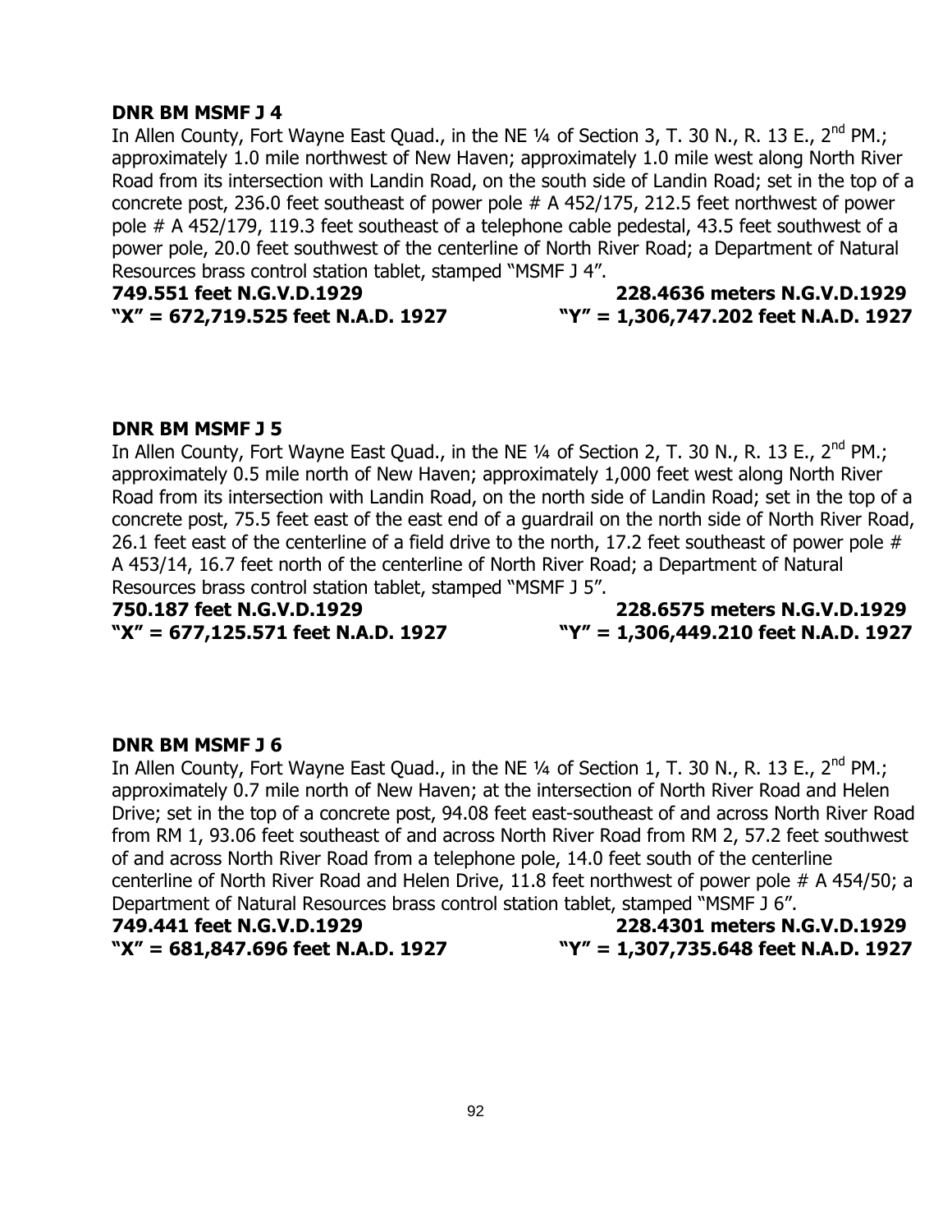**DNR BM MSMF J 4**

In Allen County, Fort Wayne East Quad., in the NE ¼ of Section 3, T. 30 N., R. 13 E., 2nd PM.; approximately 1.0 mile northwest of New Haven; approximately 1.0 mile west along North River Road from its intersection with Landin Road, on the south side of Landin Road; set in the top of a concrete post, 236.0 feet southeast of power pole # A 452/175, 212.5 feet northwest of power pole # A 452/179, 119.3 feet southeast of a telephone cable pedestal, 43.5 feet southwest of a power pole, 20.0 feet southwest of the centerline of North River Road; a Department of Natural Resources brass control station tablet, stamped "MSMF J 4".

**749.551 feet N.G.V.D.1929** **228.4636 meters N.G.V.D.1929**

**"X" = 672,719.525 feet N.A.D. 1927** **"Y" = 1,306,747.202 feet N.A.D. 1927**

**DNR BM MSMF J 5**

In Allen County, Fort Wayne East Quad., in the NE ¼ of Section 2, T. 30 N., R. 13 E., 2nd PM.; approximately 0.5 mile north of New Haven; approximately 1,000 feet west along North River Road from its intersection with Landin Road, on the north side of Landin Road; set in the top of a concrete post, 75.5 feet east of the east end of a guardrail on the north side of North River Road, 26.1 feet east of the centerline of a field drive to the north, 17.2 feet southeast of power pole # A 453/14, 16.7 feet north of the centerline of North River Road; a Department of Natural Resources brass control station tablet, stamped "MSMF J 5".

**750.187 feet N.G.V.D.1929** **228.6575 meters N.G.V.D.1929**

**"X" = 677,125.571 feet N.A.D. 1927** **"Y" = 1,306,449.210 feet N.A.D. 1927**

**DNR BM MSMF J 6**

In Allen County, Fort Wayne East Quad., in the NE ¼ of Section 1, T. 30 N., R. 13 E., 2nd PM.; approximately 0.7 mile north of New Haven; at the intersection of North River Road and Helen Drive; set in the top of a concrete post, 94.08 feet east-southeast of and across North River Road from RM 1, 93.06 feet southeast of and across North River Road from RM 2, 57.2 feet southwest of and across North River Road from a telephone pole, 14.0 feet south of the centerline centerline of North River Road and Helen Drive, 11.8 feet northwest of power pole # A 454/50; a Department of Natural Resources brass control station tablet, stamped "MSMF J 6".

**749.441 feet N.G.V.D.1929** **228.4301 meters N.G.V.D.1929**

**"X" = 681,847.696 feet N.A.D. 1927** **"Y" = 1,307,735.648 feet N.A.D. 1927**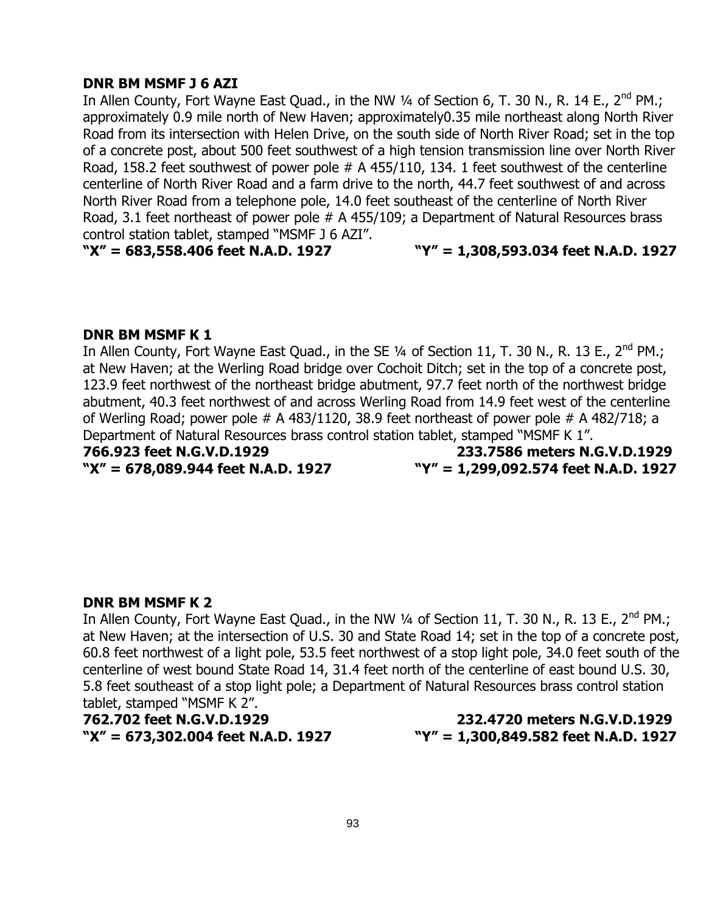**DNR BM MSMF J 6 AZI**

In Allen County, Fort Wayne East Quad., in the NW ¼ of Section 6, T. 30 N., R. 14 E., 2nd PM.; approximately 0.9 mile north of New Haven; approximately0.35 mile northeast along North River Road from its intersection with Helen Drive, on the south side of North River Road; set in the top of a concrete post, about 500 feet southwest of a high tension transmission line over North River Road, 158.2 feet southwest of power pole # A 455/110, 134. 1 feet southwest of the centerline centerline of North River Road and a farm drive to the north, 44.7 feet southwest of and across North River Road from a telephone pole, 14.0 feet southeast of the centerline of North River Road, 3.1 feet northeast of power pole # A 455/109; a Department of Natural Resources brass control station tablet, stamped "MSMF J 6 AZI".

**"X" = 683,558.406 feet N.A.D. 1927** **"Y" = 1,308,593.034 feet N.A.D. 1927**

**DNR BM MSMF K 1**

In Allen County, Fort Wayne East Quad., in the SE ¼ of Section 11, T. 30 N., R. 13 E., 2nd PM.; at New Haven; at the Werling Road bridge over Cochoit Ditch; set in the top of a concrete post, 123.9 feet northwest of the northeast bridge abutment, 97.7 feet north of the northwest bridge abutment, 40.3 feet northwest of and across Werling Road from 14.9 feet west of the centerline of Werling Road; power pole # A 483/1120, 38.9 feet northeast of power pole # A 482/718; a Department of Natural Resources brass control station tablet, stamped "MSMF K 1".

**766.923 feet N.G.V.D.1929** **233.7586 meters N.G.V.D.1929**
**"X" = 678,089.944 feet N.A.D. 1927** **"Y" = 1,299,092.574 feet N.A.D. 1927**

**DNR BM MSMF K 2**

In Allen County, Fort Wayne East Quad., in the NW ¼ of Section 11, T. 30 N., R. 13 E., 2nd PM.; at New Haven; at the intersection of U.S. 30 and State Road 14; set in the top of a concrete post, 60.8 feet northwest of a light pole, 53.5 feet northwest of a stop light pole, 34.0 feet south of the centerline of west bound State Road 14, 31.4 feet north of the centerline of east bound U.S. 30, 5.8 feet southeast of a stop light pole; a Department of Natural Resources brass control station tablet, stamped "MSMF K 2".

**762.702 feet N.G.V.D.1929** **232.4720 meters N.G.V.D.1929**
**"X" = 673,302.004 feet N.A.D. 1927** **"Y" = 1,300,849.582 feet N.A.D. 1927**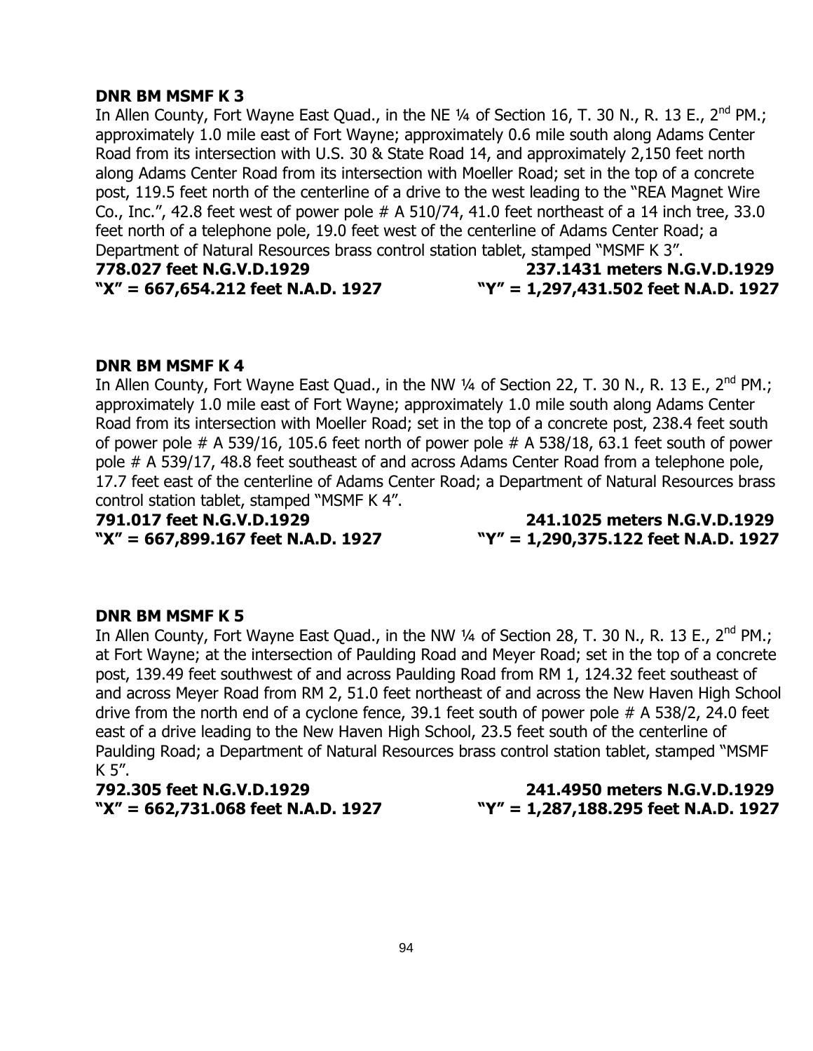**DNR BM MSMF K 3**

In Allen County, Fort Wayne East Quad., in the NE ¼ of Section 16, T. 30 N., R. 13 E., 2nd PM.; approximately 1.0 mile east of Fort Wayne; approximately 0.6 mile south along Adams Center Road from its intersection with U.S. 30 & State Road 14, and approximately 2,150 feet north along Adams Center Road from its intersection with Moeller Road; set in the top of a concrete post, 119.5 feet north of the centerline of a drive to the west leading to the "REA Magnet Wire Co., Inc.", 42.8 feet west of power pole # A 510/74, 41.0 feet northeast of a 14 inch tree, 33.0 feet north of a telephone pole, 19.0 feet west of the centerline of Adams Center Road; a Department of Natural Resources brass control station tablet, stamped "MSMF K 3".

**778.027 feet N.G.V.D.1929** **237.1431 meters N.G.V.D.1929**
**"X" = 667,654.212 feet N.A.D. 1927** **"Y" = 1,297,431.502 feet N.A.D. 1927**

**DNR BM MSMF K 4**

In Allen County, Fort Wayne East Quad., in the NW ¼ of Section 22, T. 30 N., R. 13 E., 2nd PM.; approximately 1.0 mile east of Fort Wayne; approximately 1.0 mile south along Adams Center Road from its intersection with Moeller Road; set in the top of a concrete post, 238.4 feet south of power pole # A 539/16, 105.6 feet north of power pole # A 538/18, 63.1 feet south of power pole # A 539/17, 48.8 feet southeast of and across Adams Center Road from a telephone pole, 17.7 feet east of the centerline of Adams Center Road; a Department of Natural Resources brass control station tablet, stamped "MSMF K 4".

**791.017 feet N.G.V.D.1929** **241.1025 meters N.G.V.D.1929**
**"X" = 667,899.167 feet N.A.D. 1927** **"Y" = 1,290,375.122 feet N.A.D. 1927**

**DNR BM MSMF K 5**

In Allen County, Fort Wayne East Quad., in the NW ¼ of Section 28, T. 30 N., R. 13 E., 2nd PM.; at Fort Wayne; at the intersection of Paulding Road and Meyer Road; set in the top of a concrete post, 139.49 feet southwest of and across Paulding Road from RM 1, 124.32 feet southeast of and across Meyer Road from RM 2, 51.0 feet northeast of and across the New Haven High School drive from the north end of a cyclone fence, 39.1 feet south of power pole # A 538/2, 24.0 feet east of a drive leading to the New Haven High School, 23.5 feet south of the centerline of Paulding Road; a Department of Natural Resources brass control station tablet, stamped "MSMF K 5".

**792.305 feet N.G.V.D.1929** **241.4950 meters N.G.V.D.1929**
**"X" = 662,731.068 feet N.A.D. 1927** **"Y" = 1,287,188.295 feet N.A.D. 1927**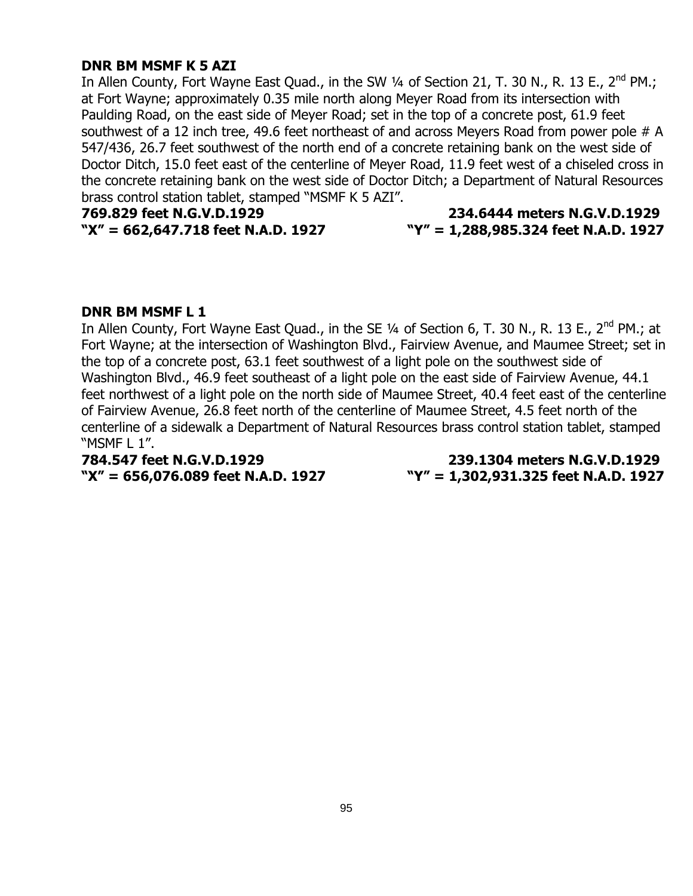**DNR BM MSMF K 5 AZI**

In Allen County, Fort Wayne East Quad., in the SW ¼ of Section 21, T. 30 N., R. 13 E., 2nd PM.; at Fort Wayne; approximately 0.35 mile north along Meyer Road from its intersection with Paulding Road, on the east side of Meyer Road; set in the top of a concrete post, 61.9 feet southwest of a 12 inch tree, 49.6 feet northeast of and across Meyers Road from power pole # A 547/436, 26.7 feet southwest of the north end of a concrete retaining bank on the west side of Doctor Ditch, 15.0 feet east of the centerline of Meyer Road, 11.9 feet west of a chiseled cross in the concrete retaining bank on the west side of Doctor Ditch; a Department of Natural Resources brass control station tablet, stamped "MSMF K 5 AZI".

**769.829 feet N.G.V.D.1929** **234.6444 meters N.G.V.D.1929**
**"X" = 662,647.718 feet N.A.D. 1927** **"Y" = 1,288,985.324 feet N.A.D. 1927**

**DNR BM MSMF L 1**

In Allen County, Fort Wayne East Quad., in the SE ¼ of Section 6, T. 30 N., R. 13 E., 2nd PM.; at Fort Wayne; at the intersection of Washington Blvd., Fairview Avenue, and Maumee Street; set in the top of a concrete post, 63.1 feet southwest of a light pole on the southwest side of Washington Blvd., 46.9 feet southeast of a light pole on the east side of Fairview Avenue, 44.1 feet northwest of a light pole on the north side of Maumee Street, 40.4 feet east of the centerline of Fairview Avenue, 26.8 feet north of the centerline of Maumee Street, 4.5 feet north of the centerline of a sidewalk a Department of Natural Resources brass control station tablet, stamped "MSMF L 1".

**784.547 feet N.G.V.D.1929** **239.1304 meters N.G.V.D.1929**
**"X" = 656,076.089 feet N.A.D. 1927** **"Y" = 1,302,931.325 feet N.A.D. 1927**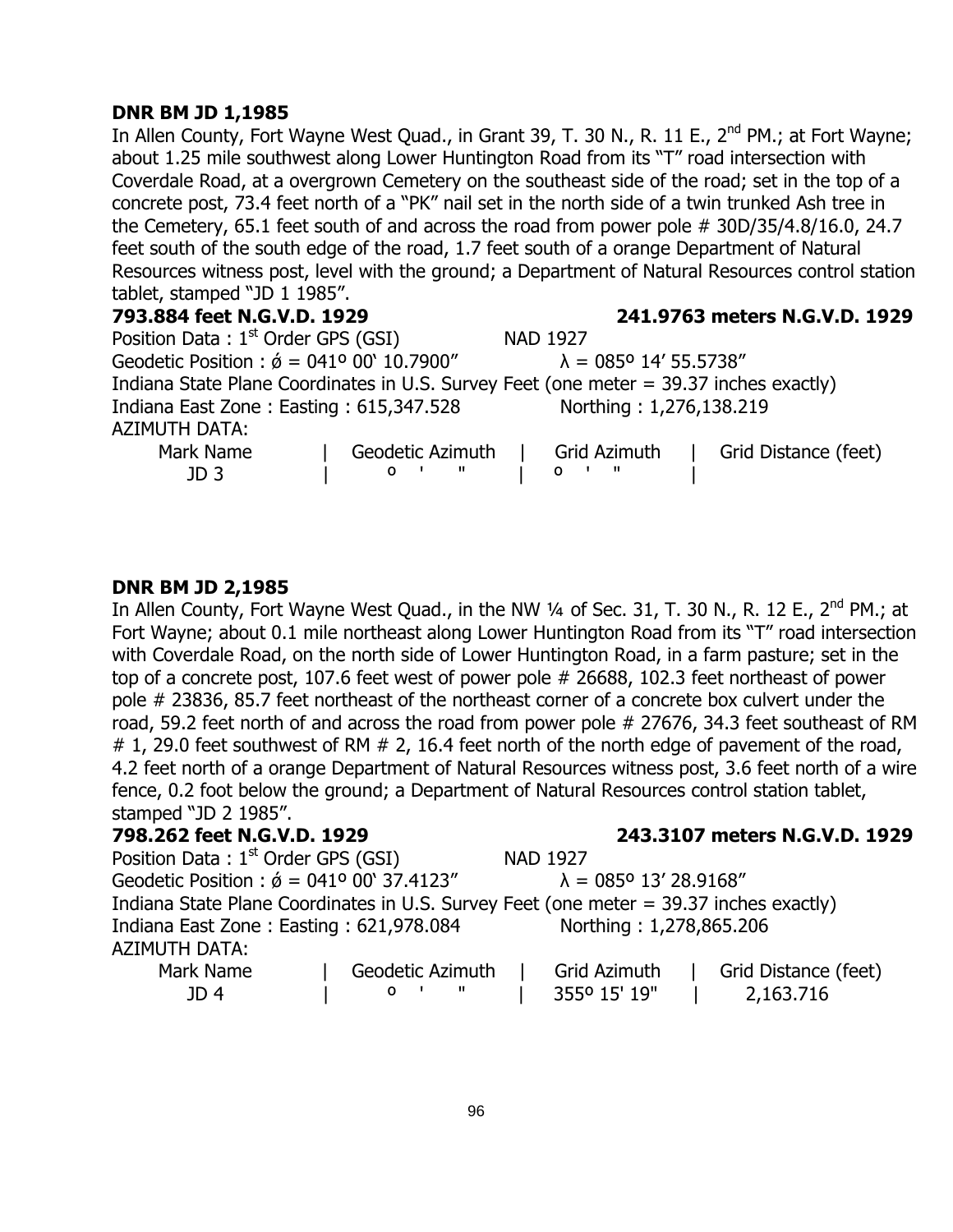**DNR BM JD 1,1985**

In Allen County, Fort Wayne West Quad., in Grant 39, T. 30 N., R. 11 E., 2nd PM.; at Fort Wayne; about 1.25 mile southwest along Lower Huntington Road from its "T" road intersection with Coverdale Road, at a overgrown Cemetery on the southeast side of the road; set in the top of a concrete post, 73.4 feet north of a "PK" nail set in the north side of a twin trunked Ash tree in the Cemetery, 65.1 feet south of and across the road from power pole # 30D/35/4.8/16.0, 24.7 feet south of the south edge of the road, 1.7 feet south of a orange Department of Natural Resources witness post, level with the ground; a Department of Natural Resources control station tablet, stamped "JD 1 1985".

**793.884 feet N.G.V.D. 1929** **241.9763 meters N.G.V.D. 1929**

Position Data : 1st Order GPS (GSI) NAD 1927

Geodetic Position : ǿ = 041º 00' 10.7900" λ = 085º 14' 55.5738"

Indiana State Plane Coordinates in U.S. Survey Feet (one meter = 39.37 inches exactly)

Indiana East Zone : Easting : 615,347.528 Northing : 1,276,138.219

AZIMUTH DATA:

| Mark Name | Geodetic Azimuth | Grid Azimuth | Grid Distance (feet) |
|---|---|---|---|
| JD 3 | º ' " | º ' " | |

**DNR BM JD 2,1985**

In Allen County, Fort Wayne West Quad., in the NW ¼ of Sec. 31, T. 30 N., R. 12 E., 2nd PM.; at Fort Wayne; about 0.1 mile northeast along Lower Huntington Road from its "T" road intersection with Coverdale Road, on the north side of Lower Huntington Road, in a farm pasture; set in the top of a concrete post, 107.6 feet west of power pole # 26688, 102.3 feet northeast of power pole # 23836, 85.7 feet northeast of the northeast corner of a concrete box culvert under the road, 59.2 feet north of and across the road from power pole # 27676, 34.3 feet southeast of RM # 1, 29.0 feet southwest of RM # 2, 16.4 feet north of the north edge of pavement of the road, 4.2 feet north of a orange Department of Natural Resources witness post, 3.6 feet north of a wire fence, 0.2 foot below the ground; a Department of Natural Resources control station tablet, stamped "JD 2 1985".

**798.262 feet N.G.V.D. 1929** **243.3107 meters N.G.V.D. 1929**

Position Data : 1st Order GPS (GSI) NAD 1927

Geodetic Position : ǿ = 041º 00' 37.4123" λ = 085º 13' 28.9168"

Indiana State Plane Coordinates in U.S. Survey Feet (one meter = 39.37 inches exactly)

Indiana East Zone : Easting : 621,978.084 Northing : 1,278,865.206

AZIMUTH DATA:

| Mark Name | Geodetic Azimuth | Grid Azimuth | Grid Distance (feet) |
|---|---|---|---|
| JD 4 | º ' " | 355º 15' 19" | 2,163.716 |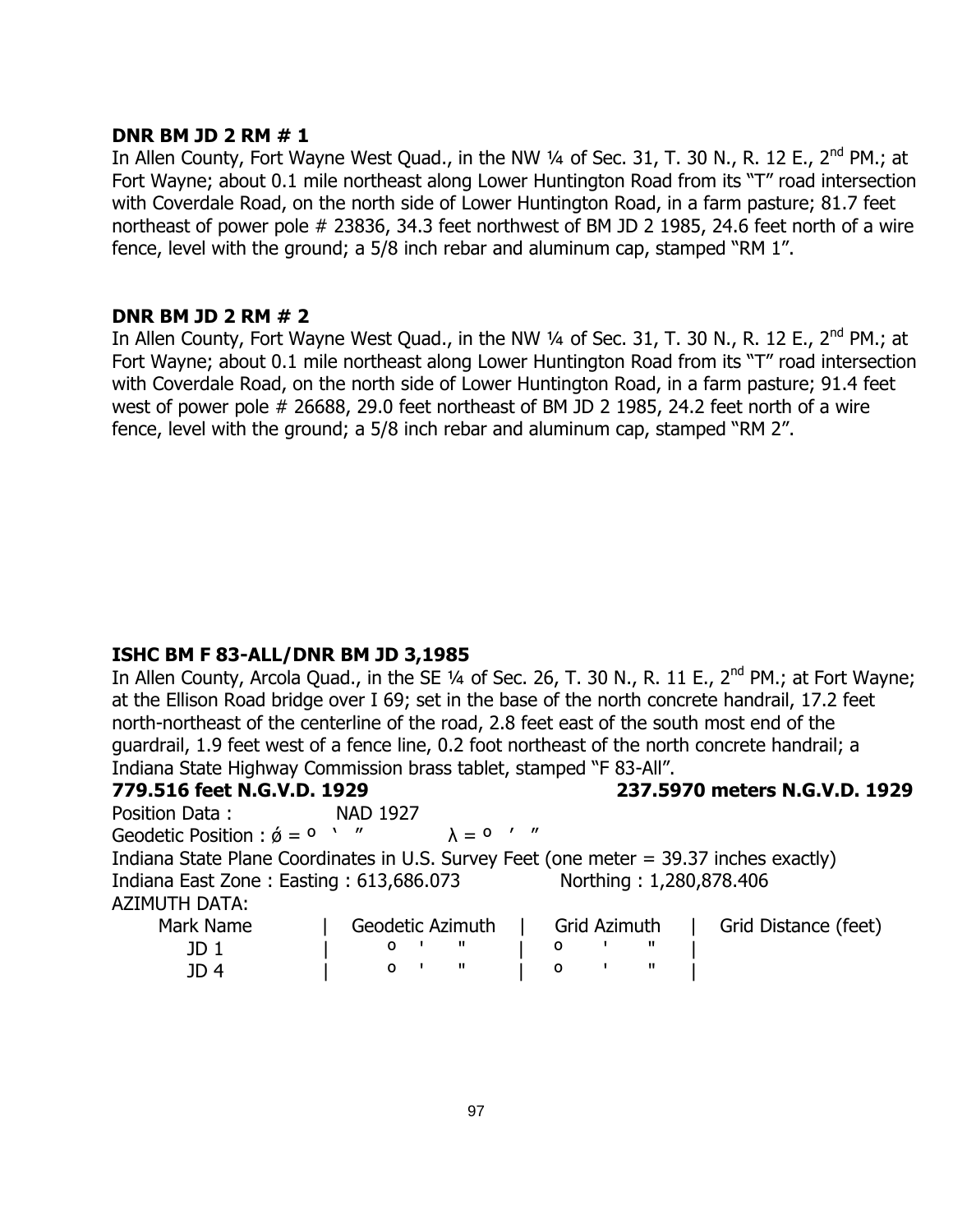**DNR BM JD 2 RM # 1**

In Allen County, Fort Wayne West Quad., in the NW ¼ of Sec. 31, T. 30 N., R. 12 E., 2nd PM.; at Fort Wayne; about 0.1 mile northeast along Lower Huntington Road from its "T" road intersection with Coverdale Road, on the north side of Lower Huntington Road, in a farm pasture; 81.7 feet northeast of power pole # 23836, 34.3 feet northwest of BM JD 2 1985, 24.6 feet north of a wire fence, level with the ground; a 5/8 inch rebar and aluminum cap, stamped "RM 1".

**DNR BM JD 2 RM # 2**

In Allen County, Fort Wayne West Quad., in the NW ¼ of Sec. 31, T. 30 N., R. 12 E., 2nd PM.; at Fort Wayne; about 0.1 mile northeast along Lower Huntington Road from its "T" road intersection with Coverdale Road, on the north side of Lower Huntington Road, in a farm pasture; 91.4 feet west of power pole # 26688, 29.0 feet northeast of BM JD 2 1985, 24.2 feet north of a wire fence, level with the ground; a 5/8 inch rebar and aluminum cap, stamped "RM 2".

**ISHC BM F 83-ALL/DNR BM JD 3,1985**

In Allen County, Arcola Quad., in the SE ¼ of Sec. 26, T. 30 N., R. 11 E., 2nd PM.; at Fort Wayne; at the Ellison Road bridge over I 69; set in the base of the north concrete handrail, 17.2 feet north-northeast of the centerline of the road, 2.8 feet east of the south most end of the guardrail, 1.9 feet west of a fence line, 0.2 foot northeast of the north concrete handrail; a Indiana State Highway Commission brass tablet, stamped "F 83-All".

**779.516 feet N.G.V.D. 1929** **237.5970 meters N.G.V.D. 1929**

Position Data : NAD 1927

Geodetic Position : ǿ = º ' " λ = º ' "

Indiana State Plane Coordinates in U.S. Survey Feet (one meter = 39.37 inches exactly)

Indiana East Zone : Easting : 613,686.073 Northing : 1,280,878.406

AZIMUTH DATA:

| Mark Name | Geodetic Azimuth | Grid Azimuth | Grid Distance (feet) |
|---|---|---|---|
| JD 1 | º ' " | º ' " | |
| JD 4 | º ' " | º ' " | |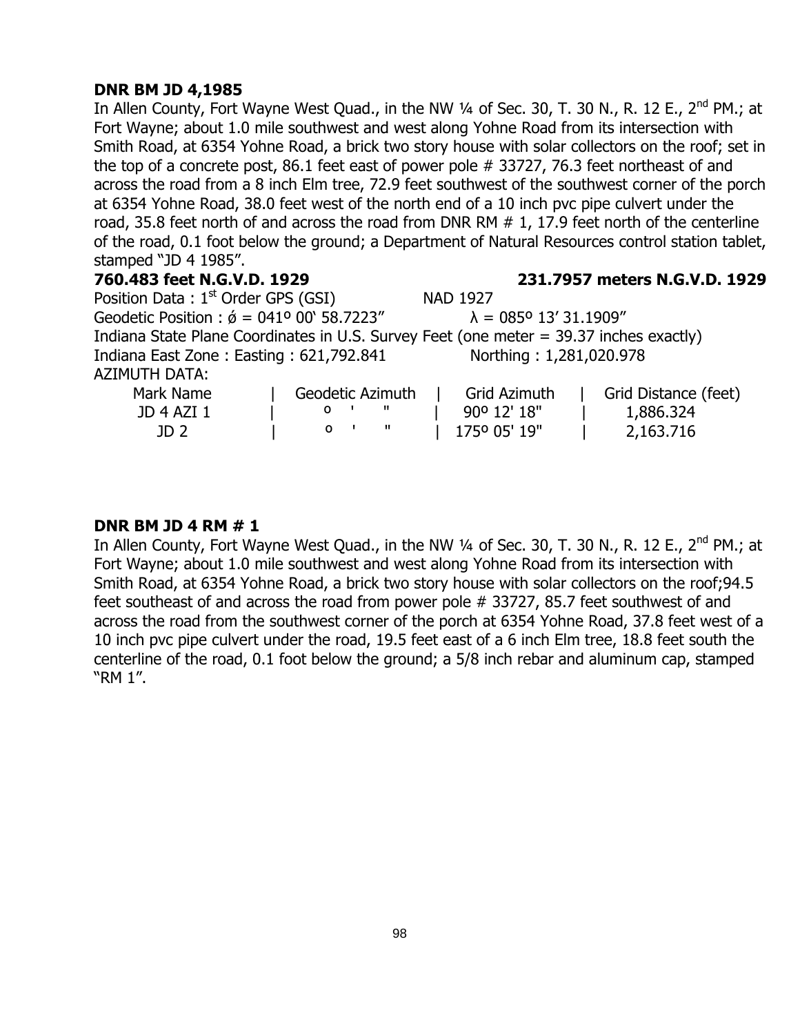**DNR BM JD 4,1985**

In Allen County, Fort Wayne West Quad., in the NW ¼ of Sec. 30, T. 30 N., R. 12 E., 2nd PM.; at Fort Wayne; about 1.0 mile southwest and west along Yohne Road from its intersection with Smith Road, at 6354 Yohne Road, a brick two story house with solar collectors on the roof; set in the top of a concrete post, 86.1 feet east of power pole # 33727, 76.3 feet northeast of and across the road from a 8 inch Elm tree, 72.9 feet southwest of the southwest corner of the porch at 6354 Yohne Road, 38.0 feet west of the north end of a 10 inch pvc pipe culvert under the road, 35.8 feet north of and across the road from DNR RM # 1, 17.9 feet north of the centerline of the road, 0.1 foot below the ground; a Department of Natural Resources control station tablet, stamped "JD 4 1985".

**760.483 feet N.G.V.D. 1929** **231.7957 meters N.G.V.D. 1929**

Position Data : 1st Order GPS (GSI) NAD 1927

Geodetic Position : ǿ = 041º 00' 58.7223" λ = 085º 13' 31.1909"

Indiana State Plane Coordinates in U.S. Survey Feet (one meter = 39.37 inches exactly)

Indiana East Zone : Easting : 621,792.841 Northing : 1,281,020.978

AZIMUTH DATA:

| Mark Name | Geodetic Azimuth | Grid Azimuth | Grid Distance (feet) |
|---|---|---|---|
| JD 4 AZI 1 | º ' " | 90º 12' 18" | 1,886.324 |
| JD 2 | º ' " | 175º 05' 19" | 2,163.716 |

**DNR BM JD 4 RM # 1**

In Allen County, Fort Wayne West Quad., in the NW ¼ of Sec. 30, T. 30 N., R. 12 E., 2nd PM.; at Fort Wayne; about 1.0 mile southwest and west along Yohne Road from its intersection with Smith Road, at 6354 Yohne Road, a brick two story house with solar collectors on the roof;94.5 feet southeast of and across the road from power pole # 33727, 85.7 feet southwest of and across the road from the southwest corner of the porch at 6354 Yohne Road, 37.8 feet west of a 10 inch pvc pipe culvert under the road, 19.5 feet east of a 6 inch Elm tree, 18.8 feet south the centerline of the road, 0.1 foot below the ground; a 5/8 inch rebar and aluminum cap, stamped "RM 1".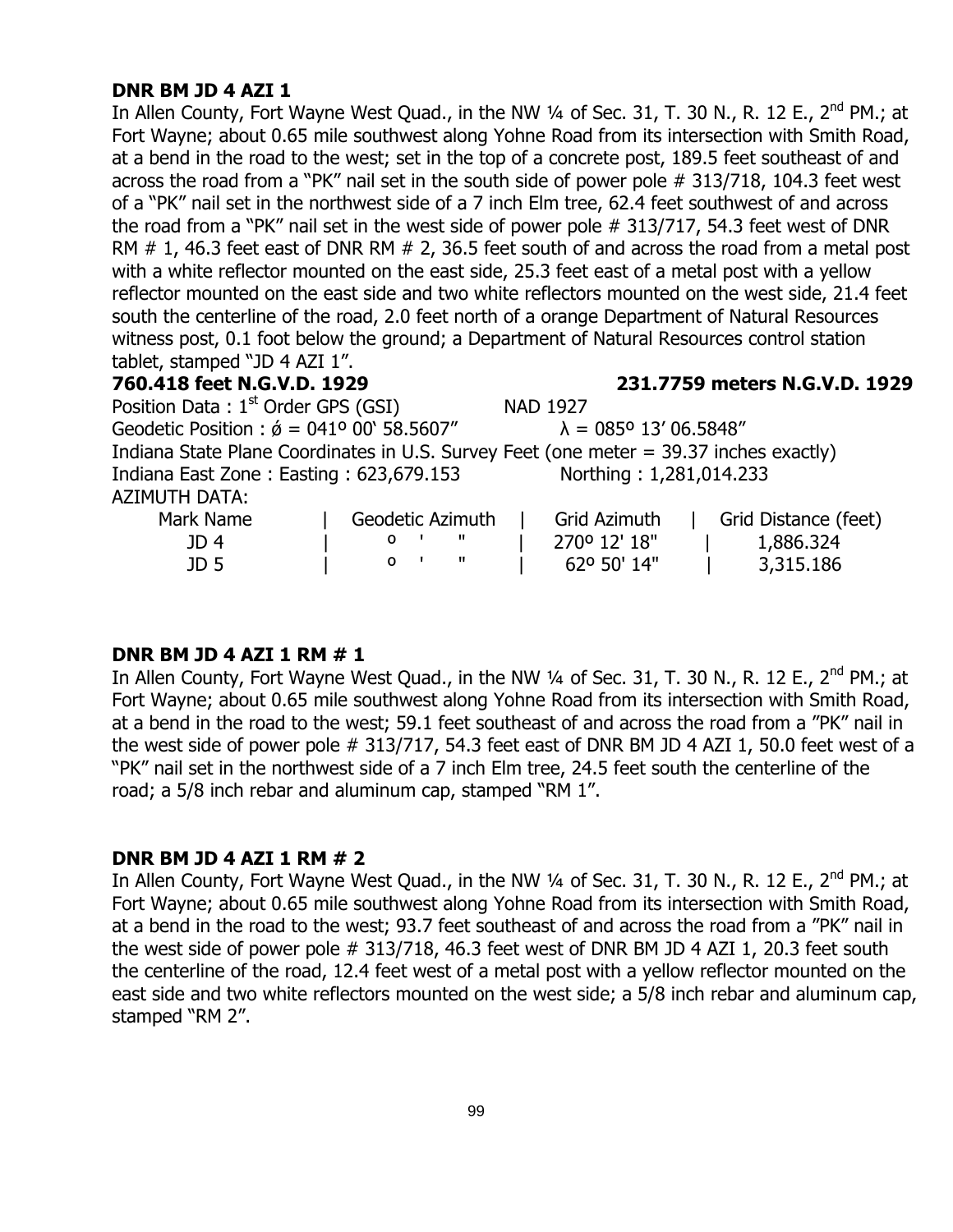**DNR BM JD 4 AZI 1**

In Allen County, Fort Wayne West Quad., in the NW ¼ of Sec. 31, T. 30 N., R. 12 E., 2nd PM.; at Fort Wayne; about 0.65 mile southwest along Yohne Road from its intersection with Smith Road, at a bend in the road to the west; set in the top of a concrete post, 189.5 feet southeast of and across the road from a "PK" nail set in the south side of power pole # 313/718, 104.3 feet west of a "PK" nail set in the northwest side of a 7 inch Elm tree, 62.4 feet southwest of and across the road from a "PK" nail set in the west side of power pole # 313/717, 54.3 feet west of DNR RM # 1, 46.3 feet east of DNR RM # 2, 36.5 feet south of and across the road from a metal post with a white reflector mounted on the east side, 25.3 feet east of a metal post with a yellow reflector mounted on the east side and two white reflectors mounted on the west side, 21.4 feet south the centerline of the road, 2.0 feet north of a orange Department of Natural Resources witness post, 0.1 foot below the ground; a Department of Natural Resources control station tablet, stamped "JD 4 AZI 1".

**760.418 feet N.G.V.D. 1929** **231.7759 meters N.G.V.D. 1929**

Position Data : 1st Order GPS (GSI) NAD 1927

Geodetic Position : ǿ = 041º 00' 58.5607" λ = 085º 13' 06.5848"

Indiana State Plane Coordinates in U.S. Survey Feet (one meter = 39.37 inches exactly)

Indiana East Zone : Easting : 623,679.153 Northing : 1,281,014.233

AZIMUTH DATA:

| Mark Name | Geodetic Azimuth | Grid Azimuth | Grid Distance (feet) |
|---|---|---|---|
| JD 4 | º ' " | 270º 12' 18" | 1,886.324 |
| JD 5 | º ' " | 62º 50' 14" | 3,315.186 |

**DNR BM JD 4 AZI 1 RM # 1**

In Allen County, Fort Wayne West Quad., in the NW ¼ of Sec. 31, T. 30 N., R. 12 E., 2nd PM.; at Fort Wayne; about 0.65 mile southwest along Yohne Road from its intersection with Smith Road, at a bend in the road to the west; 59.1 feet southeast of and across the road from a "PK" nail in the west side of power pole # 313/717, 54.3 feet east of DNR BM JD 4 AZI 1, 50.0 feet west of a "PK" nail set in the northwest side of a 7 inch Elm tree, 24.5 feet south the centerline of the road; a 5/8 inch rebar and aluminum cap, stamped "RM 1".

**DNR BM JD 4 AZI 1 RM # 2**

In Allen County, Fort Wayne West Quad., in the NW ¼ of Sec. 31, T. 30 N., R. 12 E., 2nd PM.; at Fort Wayne; about 0.65 mile southwest along Yohne Road from its intersection with Smith Road, at a bend in the road to the west; 93.7 feet southeast of and across the road from a "PK" nail in the west side of power pole # 313/718, 46.3 feet west of DNR BM JD 4 AZI 1, 20.3 feet south the centerline of the road, 12.4 feet west of a metal post with a yellow reflector mounted on the east side and two white reflectors mounted on the west side; a 5/8 inch rebar and aluminum cap, stamped "RM 2".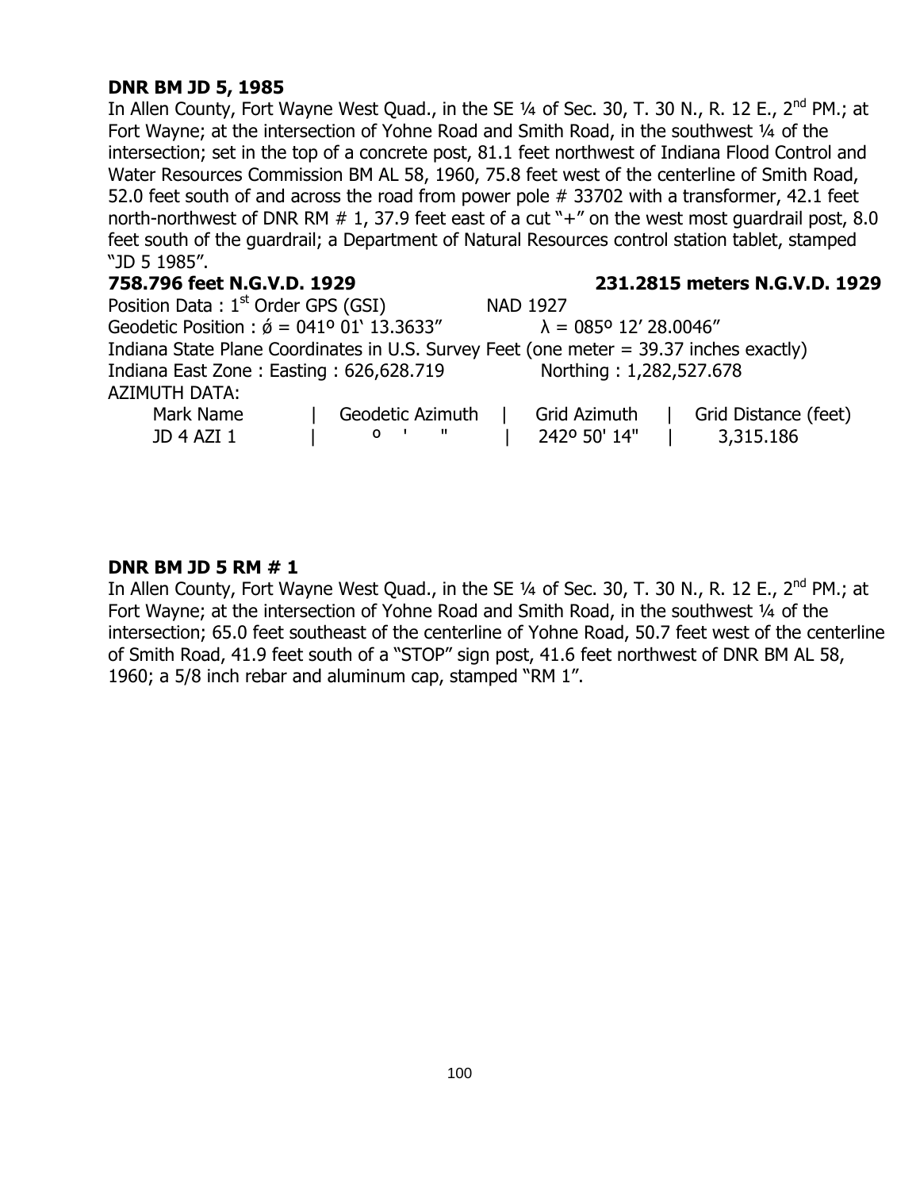**DNR BM JD 5, 1985**

In Allen County, Fort Wayne West Quad., in the SE ¼ of Sec. 30, T. 30 N., R. 12 E., 2nd PM.; at Fort Wayne; at the intersection of Yohne Road and Smith Road, in the southwest ¼ of the intersection; set in the top of a concrete post, 81.1 feet northwest of Indiana Flood Control and Water Resources Commission BM AL 58, 1960, 75.8 feet west of the centerline of Smith Road, 52.0 feet south of and across the road from power pole # 33702 with a transformer, 42.1 feet north-northwest of DNR RM # 1, 37.9 feet east of a cut "+" on the west most guardrail post, 8.0 feet south of the guardrail; a Department of Natural Resources control station tablet, stamped "JD 5 1985".

**758.796 feet N.G.V.D. 1929** **231.2815 meters N.G.V.D. 1929**

Position Data : 1st Order GPS (GSI) NAD 1927

Geodetic Position : ǿ = 041º 01' 13.3633" λ = 085º 12' 28.0046"

Indiana State Plane Coordinates in U.S. Survey Feet (one meter = 39.37 inches exactly)

Indiana East Zone : Easting : 626,628.719 Northing : 1,282,527.678

AZIMUTH DATA:

| Mark Name | Geodetic Azimuth | Grid Azimuth | Grid Distance (feet) |
|---|---|---|---|
| JD 4 AZI 1 | º ' " | 242º 50' 14" | 3,315.186 |

**DNR BM JD 5 RM # 1**

In Allen County, Fort Wayne West Quad., in the SE ¼ of Sec. 30, T. 30 N., R. 12 E., 2nd PM.; at Fort Wayne; at the intersection of Yohne Road and Smith Road, in the southwest ¼ of the intersection; 65.0 feet southeast of the centerline of Yohne Road, 50.7 feet west of the centerline of Smith Road, 41.9 feet south of a "STOP" sign post, 41.6 feet northwest of DNR BM AL 58, 1960; a 5/8 inch rebar and aluminum cap, stamped "RM 1".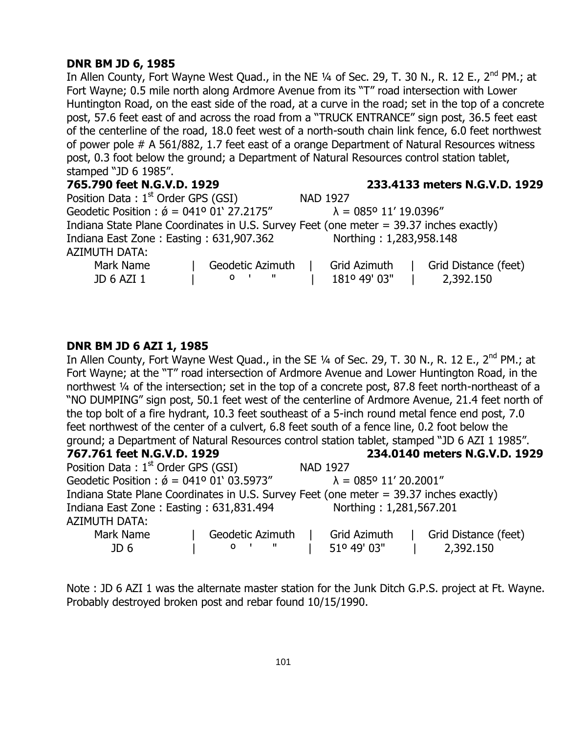**DNR BM JD 6, 1985**

In Allen County, Fort Wayne West Quad., in the NE ¼ of Sec. 29, T. 30 N., R. 12 E., 2nd PM.; at Fort Wayne; 0.5 mile north along Ardmore Avenue from its "T" road intersection with Lower Huntington Road, on the east side of the road, at a curve in the road; set in the top of a concrete post, 57.6 feet east of and across the road from a "TRUCK ENTRANCE" sign post, 36.5 feet east of the centerline of the road, 18.0 feet west of a north-south chain link fence, 6.0 feet northwest of power pole # A 561/882, 1.7 feet east of a orange Department of Natural Resources witness post, 0.3 foot below the ground; a Department of Natural Resources control station tablet, stamped "JD 6 1985".

**765.790 feet N.G.V.D. 1929** **233.4133 meters N.G.V.D. 1929**

Position Data : 1st Order GPS (GSI) NAD 1927

Geodetic Position : ǿ = 041º 01' 27.2175" λ = 085º 11' 19.0396"

Indiana State Plane Coordinates in U.S. Survey Feet (one meter = 39.37 inches exactly)

Indiana East Zone : Easting : 631,907.362 Northing : 1,283,958.148

AZIMUTH DATA:

| Mark Name | Geodetic Azimuth | Grid Azimuth | Grid Distance (feet) |
|---|---|---|---|
| JD 6 AZI 1 | º ' " | 181º 49' 03" | 2,392.150 |

**DNR BM JD 6 AZI 1, 1985**

In Allen County, Fort Wayne West Quad., in the SE ¼ of Sec. 29, T. 30 N., R. 12 E., 2nd PM.; at Fort Wayne; at the "T" road intersection of Ardmore Avenue and Lower Huntington Road, in the northwest ¼ of the intersection; set in the top of a concrete post, 87.8 feet north-northeast of a "NO DUMPING" sign post, 50.1 feet west of the centerline of Ardmore Avenue, 21.4 feet north of the top bolt of a fire hydrant, 10.3 feet southeast of a 5-inch round metal fence end post, 7.0 feet northwest of the center of a culvert, 6.8 feet south of a fence line, 0.2 foot below the ground; a Department of Natural Resources control station tablet, stamped "JD 6 AZI 1 1985".

**767.761 feet N.G.V.D. 1929** **234.0140 meters N.G.V.D. 1929**

Position Data : 1st Order GPS (GSI) NAD 1927

Geodetic Position : ǿ = 041º 01' 03.5973" λ = 085º 11' 20.2001"

Indiana State Plane Coordinates in U.S. Survey Feet (one meter = 39.37 inches exactly)

Indiana East Zone : Easting : 631,831.494 Northing : 1,281,567.201

AZIMUTH DATA:

| Mark Name | Geodetic Azimuth | Grid Azimuth | Grid Distance (feet) |
|---|---|---|---|
| JD 6 | º ' " | 51º 49' 03" | 2,392.150 |

Note : JD 6 AZI 1 was the alternate master station for the Junk Ditch G.P.S. project at Ft. Wayne. Probably destroyed broken post and rebar found 10/15/1990.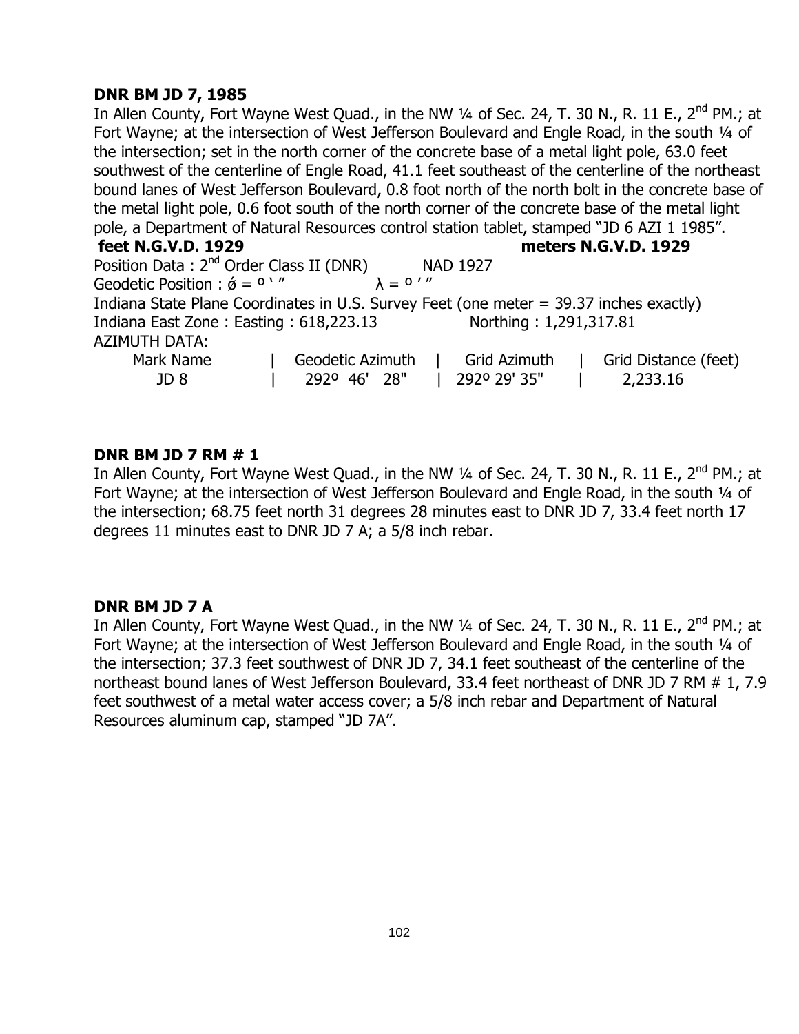**DNR BM JD 7, 1985**

In Allen County, Fort Wayne West Quad., in the NW ¼ of Sec. 24, T. 30 N., R. 11 E., 2nd PM.; at Fort Wayne; at the intersection of West Jefferson Boulevard and Engle Road, in the south ¼ of the intersection; set in the north corner of the concrete base of a metal light pole, 63.0 feet southwest of the centerline of Engle Road, 41.1 feet southeast of the centerline of the northeast bound lanes of West Jefferson Boulevard, 0.8 foot north of the north bolt in the concrete base of the metal light pole, 0.6 foot south of the north corner of the concrete base of the metal light pole, a Department of Natural Resources control station tablet, stamped "JD 6 AZI 1 1985".

**feet N.G.V.D. 1929** **meters N.G.V.D. 1929**

Position Data : 2nd Order Class II (DNR) NAD 1927

Geodetic Position : ǿ = º ' " λ = º ' "

Indiana State Plane Coordinates in U.S. Survey Feet (one meter = 39.37 inches exactly)

Indiana East Zone : Easting : 618,223.13 Northing : 1,291,317.81

AZIMUTH DATA:

| Mark Name | Geodetic Azimuth | Grid Azimuth | Grid Distance (feet) |
|---|---|---|---|
| JD 8 | 292º 46' 28" | 292º 29' 35" | 2,233.16 |

**DNR BM JD 7 RM # 1**

In Allen County, Fort Wayne West Quad., in the NW ¼ of Sec. 24, T. 30 N., R. 11 E., 2nd PM.; at Fort Wayne; at the intersection of West Jefferson Boulevard and Engle Road, in the south ¼ of the intersection; 68.75 feet north 31 degrees 28 minutes east to DNR JD 7, 33.4 feet north 17 degrees 11 minutes east to DNR JD 7 A; a 5/8 inch rebar.

**DNR BM JD 7 A**

In Allen County, Fort Wayne West Quad., in the NW ¼ of Sec. 24, T. 30 N., R. 11 E., 2nd PM.; at Fort Wayne; at the intersection of West Jefferson Boulevard and Engle Road, in the south ¼ of the intersection; 37.3 feet southwest of DNR JD 7, 34.1 feet southeast of the centerline of the northeast bound lanes of West Jefferson Boulevard, 33.4 feet northeast of DNR JD 7 RM # 1, 7.9 feet southwest of a metal water access cover; a 5/8 inch rebar and Department of Natural Resources aluminum cap, stamped "JD 7A".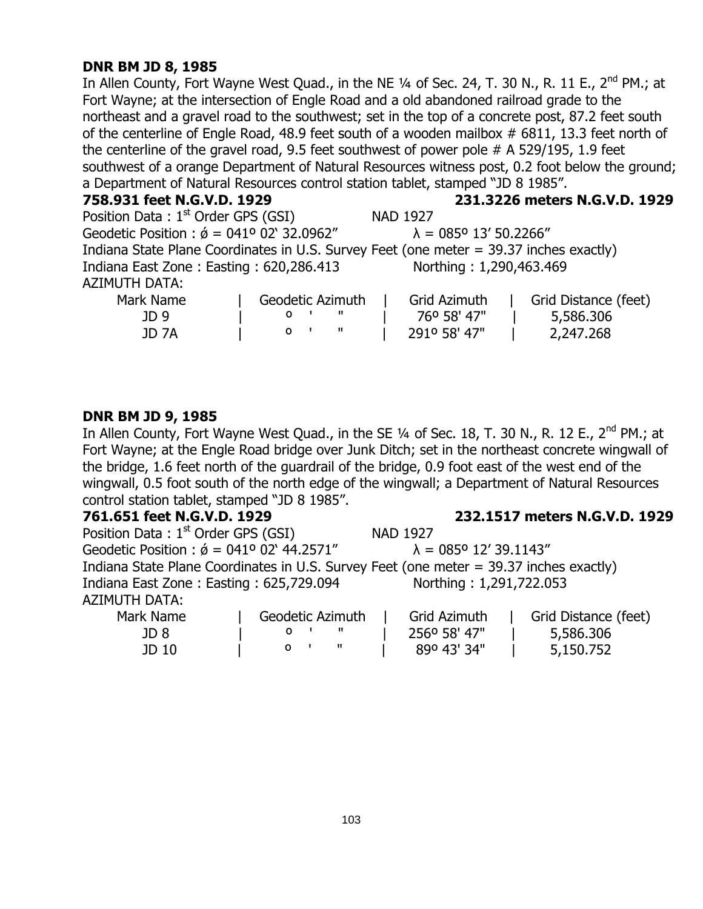**DNR BM JD 8, 1985**

In Allen County, Fort Wayne West Quad., in the NE ¼ of Sec. 24, T. 30 N., R. 11 E., 2nd PM.; at Fort Wayne; at the intersection of Engle Road and a old abandoned railroad grade to the northeast and a gravel road to the southwest; set in the top of a concrete post, 87.2 feet south of the centerline of Engle Road, 48.9 feet south of a wooden mailbox # 6811, 13.3 feet north of the centerline of the gravel road, 9.5 feet southwest of power pole # A 529/195, 1.9 feet southwest of a orange Department of Natural Resources witness post, 0.2 foot below the ground; a Department of Natural Resources control station tablet, stamped "JD 8 1985".

**758.931 feet N.G.V.D. 1929** **231.3226 meters N.G.V.D. 1929**

Position Data : 1st Order GPS (GSI) NAD 1927

Geodetic Position : ǿ = 041º 02‘ 32.0962" λ = 085º 13' 50.2266"

Indiana State Plane Coordinates in U.S. Survey Feet (one meter = 39.37 inches exactly)

Indiana East Zone : Easting : 620,286.413 Northing : 1,290,463.469

AZIMUTH DATA:

| Mark Name | Geodetic Azimuth | Grid Azimuth | Grid Distance (feet) |
|---|---|---|---|
| JD 9 | º ' " | 76º 58' 47" | 5,586.306 |
| JD 7A | º ' " | 291º 58' 47" | 2,247.268 |

**DNR BM JD 9, 1985**

In Allen County, Fort Wayne West Quad., in the SE ¼ of Sec. 18, T. 30 N., R. 12 E., 2nd PM.; at Fort Wayne; at the Engle Road bridge over Junk Ditch; set in the northeast concrete wingwall of the bridge, 1.6 feet north of the guardrail of the bridge, 0.9 foot east of the west end of the wingwall, 0.5 foot south of the north edge of the wingwall; a Department of Natural Resources control station tablet, stamped "JD 8 1985".

**761.651 feet N.G.V.D. 1929** **232.1517 meters N.G.V.D. 1929**

Position Data : 1st Order GPS (GSI) NAD 1927

Geodetic Position : ǿ = 041º 02‘ 44.2571" λ = 085º 12' 39.1143"

Indiana State Plane Coordinates in U.S. Survey Feet (one meter = 39.37 inches exactly)

Indiana East Zone : Easting : 625,729.094 Northing : 1,291,722.053

AZIMUTH DATA:

| Mark Name | Geodetic Azimuth | Grid Azimuth | Grid Distance (feet) |
|---|---|---|---|
| JD 8 | º ' " | 256º 58' 47" | 5,586.306 |
| JD 10 | º ' " | 89º 43' 34" | 5,150.752 |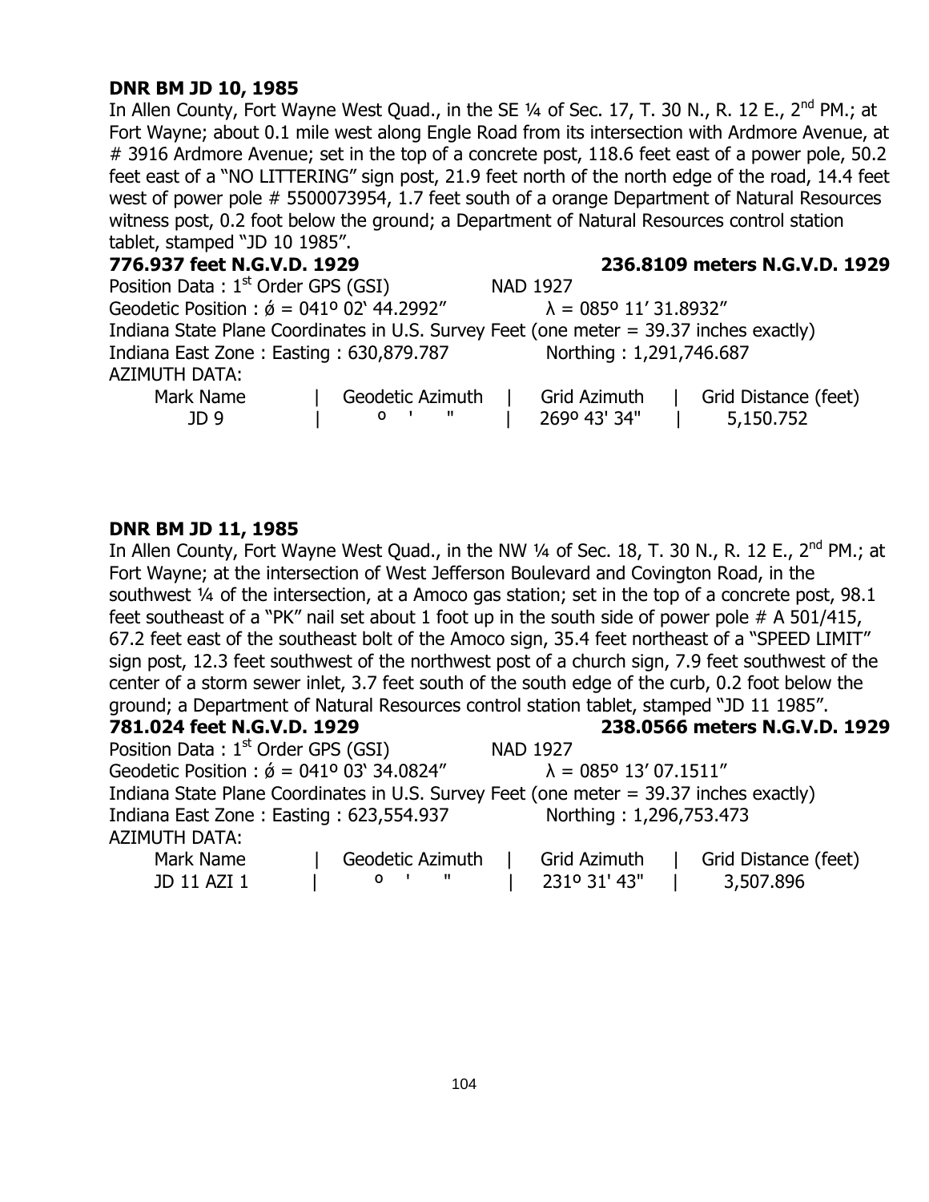**DNR BM JD 10, 1985**

In Allen County, Fort Wayne West Quad., in the SE ¼ of Sec. 17, T. 30 N., R. 12 E., 2nd PM.; at Fort Wayne; about 0.1 mile west along Engle Road from its intersection with Ardmore Avenue, at # 3916 Ardmore Avenue; set in the top of a concrete post, 118.6 feet east of a power pole, 50.2 feet east of a "NO LITTERING" sign post, 21.9 feet north of the north edge of the road, 14.4 feet west of power pole # 5500073954, 1.7 feet south of a orange Department of Natural Resources witness post, 0.2 foot below the ground; a Department of Natural Resources control station tablet, stamped "JD 10 1985".

**776.937 feet N.G.V.D. 1929** **236.8109 meters N.G.V.D. 1929**

Position Data : 1st Order GPS (GSI) NAD 1927

Geodetic Position : ǿ = 041º 02' 44.2992" λ = 085º 11' 31.8932"

Indiana State Plane Coordinates in U.S. Survey Feet (one meter = 39.37 inches exactly)

Indiana East Zone : Easting : 630,879.787 Northing : 1,291,746.687

AZIMUTH DATA:

| Mark Name | Geodetic Azimuth | Grid Azimuth | Grid Distance (feet) |
|---|---|---|---|
| JD 9 | º ' " | 269º 43' 34" | 5,150.752 |

**DNR BM JD 11, 1985**

In Allen County, Fort Wayne West Quad., in the NW ¼ of Sec. 18, T. 30 N., R. 12 E., 2nd PM.; at Fort Wayne; at the intersection of West Jefferson Boulevard and Covington Road, in the southwest ¼ of the intersection, at a Amoco gas station; set in the top of a concrete post, 98.1 feet southeast of a "PK" nail set about 1 foot up in the south side of power pole # A 501/415, 67.2 feet east of the southeast bolt of the Amoco sign, 35.4 feet northeast of a "SPEED LIMIT" sign post, 12.3 feet southwest of the northwest post of a church sign, 7.9 feet southwest of the center of a storm sewer inlet, 3.7 feet south of the south edge of the curb, 0.2 foot below the ground; a Department of Natural Resources control station tablet, stamped "JD 11 1985".

**781.024 feet N.G.V.D. 1929** **238.0566 meters N.G.V.D. 1929**

Position Data : 1st Order GPS (GSI) NAD 1927

Geodetic Position : ǿ = 041º 03' 34.0824" λ = 085º 13' 07.1511"

Indiana State Plane Coordinates in U.S. Survey Feet (one meter = 39.37 inches exactly)

Indiana East Zone : Easting : 623,554.937 Northing : 1,296,753.473

AZIMUTH DATA:

| Mark Name | Geodetic Azimuth | Grid Azimuth | Grid Distance (feet) |
|---|---|---|---|
| JD 11 AZI 1 | º ' " | 231º 31' 43" | 3,507.896 |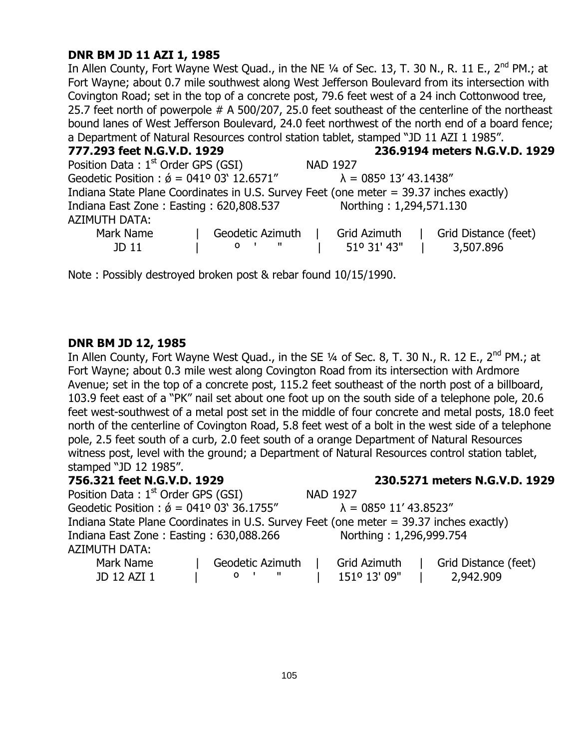**DNR BM JD 11 AZI 1, 1985**

In Allen County, Fort Wayne West Quad., in the NE ¼ of Sec. 13, T. 30 N., R. 11 E., 2nd PM.; at Fort Wayne; about 0.7 mile southwest along West Jefferson Boulevard from its intersection with Covington Road; set in the top of a concrete post, 79.6 feet west of a 24 inch Cottonwood tree, 25.7 feet north of powerpole # A 500/207, 25.0 feet southeast of the centerline of the northeast bound lanes of West Jefferson Boulevard, 24.0 feet northwest of the north end of a board fence; a Department of Natural Resources control station tablet, stamped "JD 11 AZI 1 1985".

**777.293 feet N.G.V.D. 1929** **236.9194 meters N.G.V.D. 1929**

Position Data : 1st Order GPS (GSI) NAD 1927

Geodetic Position : ǿ = 041º 03' 12.6571" λ = 085º 13' 43.1438"

Indiana State Plane Coordinates in U.S. Survey Feet (one meter = 39.37 inches exactly)

Indiana East Zone : Easting : 620,808.537 Northing : 1,294,571.130

AZIMUTH DATA:

| Mark Name | Geodetic Azimuth | Grid Azimuth | Grid Distance (feet) |
|---|---|---|---|
| JD 11 | º ' " | 51º 31' 43" | 3,507.896 |

Note : Possibly destroyed broken post & rebar found 10/15/1990.

**DNR BM JD 12, 1985**

In Allen County, Fort Wayne West Quad., in the SE ¼ of Sec. 8, T. 30 N., R. 12 E., 2nd PM.; at Fort Wayne; about 0.3 mile west along Covington Road from its intersection with Ardmore Avenue; set in the top of a concrete post, 115.2 feet southeast of the north post of a billboard, 103.9 feet east of a "PK" nail set about one foot up on the south side of a telephone pole, 20.6 feet west-southwest of a metal post set in the middle of four concrete and metal posts, 18.0 feet north of the centerline of Covington Road, 5.8 feet west of a bolt in the west side of a telephone pole, 2.5 feet south of a curb, 2.0 feet south of a orange Department of Natural Resources witness post, level with the ground; a Department of Natural Resources control station tablet, stamped "JD 12 1985".

**756.321 feet N.G.V.D. 1929** **230.5271 meters N.G.V.D. 1929**

Position Data : 1st Order GPS (GSI) NAD 1927

Geodetic Position : ǿ = 041º 03' 36.1755" λ = 085º 11' 43.8523"

Indiana State Plane Coordinates in U.S. Survey Feet (one meter = 39.37 inches exactly)

Indiana East Zone : Easting : 630,088.266 Northing : 1,296,999.754

AZIMUTH DATA:

| Mark Name | Geodetic Azimuth | Grid Azimuth | Grid Distance (feet) |
|---|---|---|---|
| JD 12 AZI 1 | º ' " | 151º 13' 09" | 2,942.909 |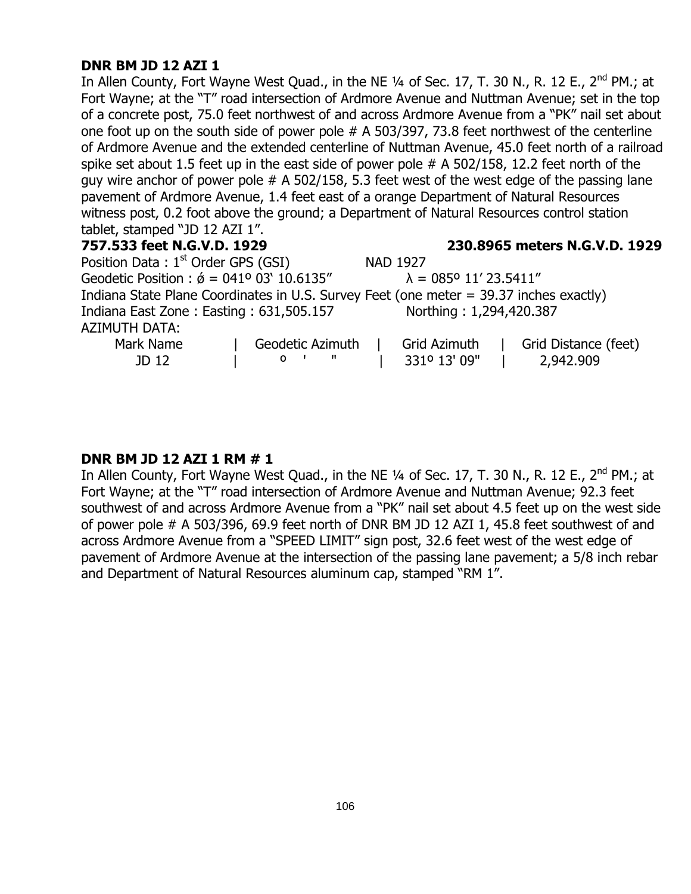**DNR BM JD 12 AZI 1**

In Allen County, Fort Wayne West Quad., in the NE ¼ of Sec. 17, T. 30 N., R. 12 E., 2nd PM.; at Fort Wayne; at the "T" road intersection of Ardmore Avenue and Nuttman Avenue; set in the top of a concrete post, 75.0 feet northwest of and across Ardmore Avenue from a "PK" nail set about one foot up on the south side of power pole # A 503/397, 73.8 feet northwest of the centerline of Ardmore Avenue and the extended centerline of Nuttman Avenue, 45.0 feet north of a railroad spike set about 1.5 feet up in the east side of power pole # A 502/158, 12.2 feet north of the guy wire anchor of power pole # A 502/158, 5.3 feet west of the west edge of the passing lane pavement of Ardmore Avenue, 1.4 feet east of a orange Department of Natural Resources witness post, 0.2 foot above the ground; a Department of Natural Resources control station tablet, stamped "JD 12 AZI 1".

**757.533 feet N.G.V.D. 1929** **230.8965 meters N.G.V.D. 1929**

Position Data : 1st Order GPS (GSI) NAD 1927

Geodetic Position : ǿ = 041º 03' 10.6135" λ = 085º 11' 23.5411"

Indiana State Plane Coordinates in U.S. Survey Feet (one meter = 39.37 inches exactly)

Indiana East Zone : Easting : 631,505.157 Northing : 1,294,420.387

AZIMUTH DATA:

| Mark Name | Geodetic Azimuth | Grid Azimuth | Grid Distance (feet) |
|---|---|---|---|
| JD 12 | º ' " | 331º 13' 09" | 2,942.909 |

**DNR BM JD 12 AZI 1 RM # 1**

In Allen County, Fort Wayne West Quad., in the NE ¼ of Sec. 17, T. 30 N., R. 12 E., 2nd PM.; at Fort Wayne; at the "T" road intersection of Ardmore Avenue and Nuttman Avenue; 92.3 feet southwest of and across Ardmore Avenue from a "PK" nail set about 4.5 feet up on the west side of power pole # A 503/396, 69.9 feet north of DNR BM JD 12 AZI 1, 45.8 feet southwest of and across Ardmore Avenue from a "SPEED LIMIT" sign post, 32.6 feet west of the west edge of pavement of Ardmore Avenue at the intersection of the passing lane pavement; a 5/8 inch rebar and Department of Natural Resources aluminum cap, stamped "RM 1".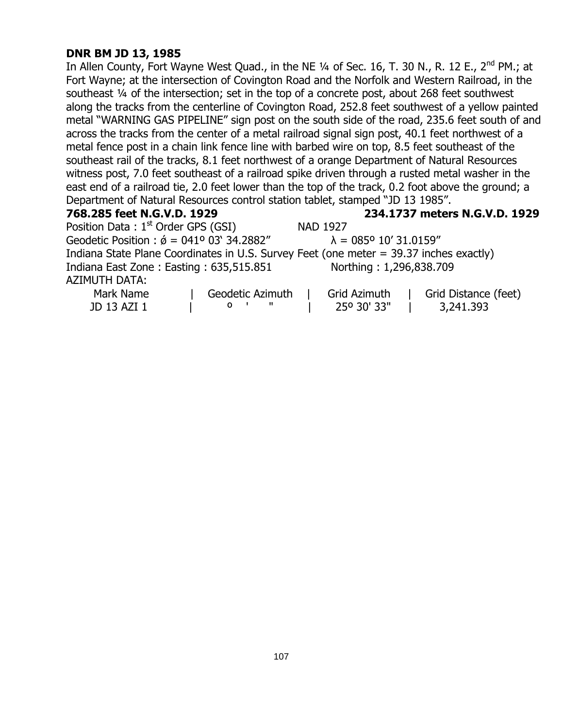**DNR BM JD 13, 1985**

In Allen County, Fort Wayne West Quad., in the NE ¼ of Sec. 16, T. 30 N., R. 12 E., 2nd PM.; at Fort Wayne; at the intersection of Covington Road and the Norfolk and Western Railroad, in the southeast ¼ of the intersection; set in the top of a concrete post, about 268 feet southwest along the tracks from the centerline of Covington Road, 252.8 feet southwest of a yellow painted metal "WARNING GAS PIPELINE" sign post on the south side of the road, 235.6 feet south of and across the tracks from the center of a metal railroad signal sign post, 40.1 feet northwest of a metal fence post in a chain link fence line with barbed wire on top, 8.5 feet southeast of the southeast rail of the tracks, 8.1 feet northwest of a orange Department of Natural Resources witness post, 7.0 feet southeast of a railroad spike driven through a rusted metal washer in the east end of a railroad tie, 2.0 feet lower than the top of the track, 0.2 foot above the ground; a Department of Natural Resources control station tablet, stamped "JD 13 1985".

**768.285 feet N.G.V.D. 1929** **234.1737 meters N.G.V.D. 1929**

Position Data : 1st Order GPS (GSI) NAD 1927

Geodetic Position : ǿ = 041º 03' 34.2882" λ = 085º 10' 31.0159"

Indiana State Plane Coordinates in U.S. Survey Feet (one meter = 39.37 inches exactly)

Indiana East Zone : Easting : 635,515.851 Northing : 1,296,838.709

AZIMUTH DATA:

| Mark Name | Geodetic Azimuth | Grid Azimuth | Grid Distance (feet) |
|---|---|---|---|
| JD 13 AZI 1 | º ' " | 25º 30' 33" | 3,241.393 |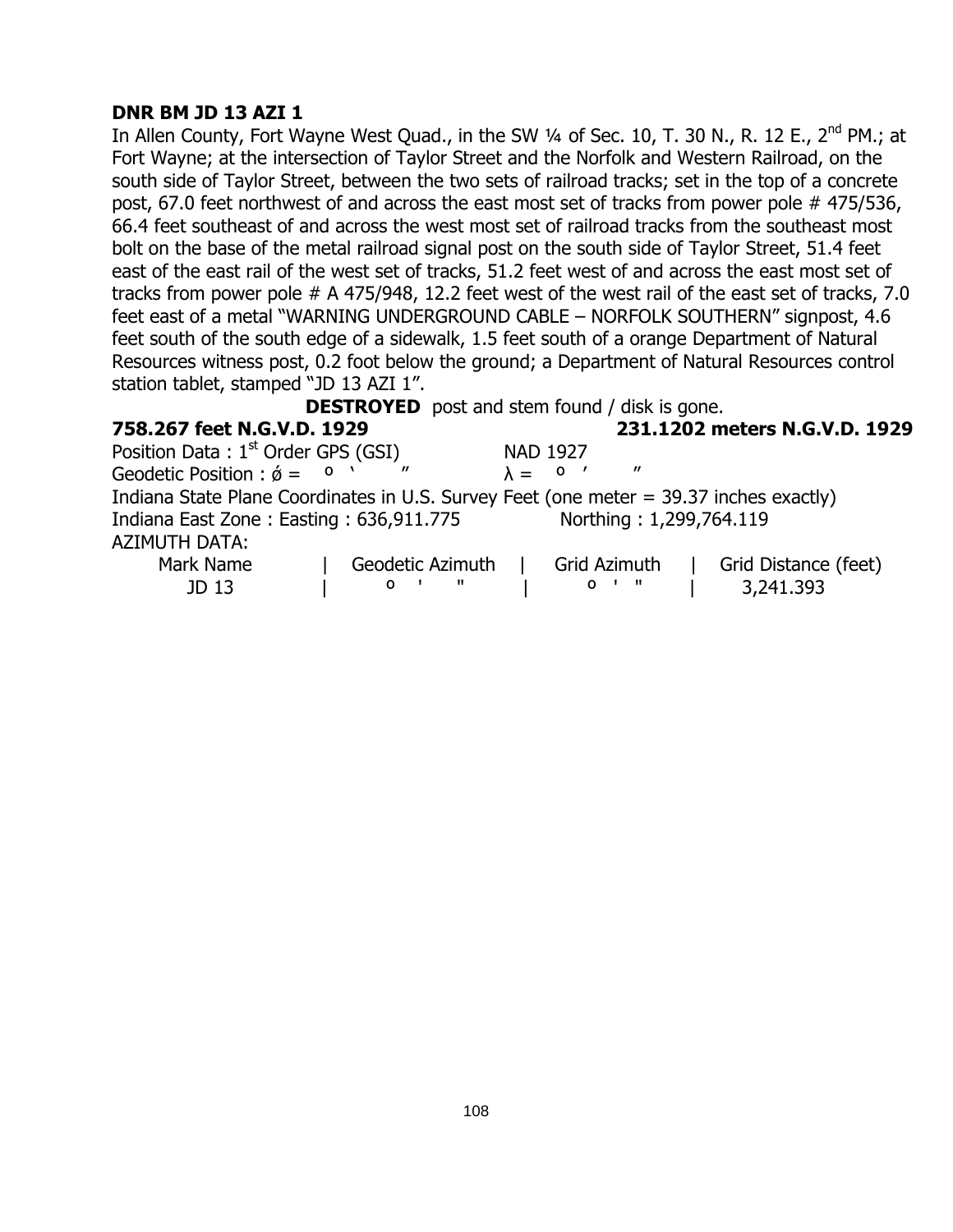**DNR BM JD 13 AZI 1**

In Allen County, Fort Wayne West Quad., in the SW ¼ of Sec. 10, T. 30 N., R. 12 E., 2nd PM.; at Fort Wayne; at the intersection of Taylor Street and the Norfolk and Western Railroad, on the south side of Taylor Street, between the two sets of railroad tracks; set in the top of a concrete post, 67.0 feet northwest of and across the east most set of tracks from power pole # 475/536, 66.4 feet southeast of and across the west most set of railroad tracks from the southeast most bolt on the base of the metal railroad signal post on the south side of Taylor Street, 51.4 feet east of the east rail of the west set of tracks, 51.2 feet west of and across the east most set of tracks from power pole # A 475/948, 12.2 feet west of the west rail of the east set of tracks, 7.0 feet east of a metal "WARNING UNDERGROUND CABLE – NORFOLK SOUTHERN" signpost, 4.6 feet south of the south edge of a sidewalk, 1.5 feet south of a orange Department of Natural Resources witness post, 0.2 foot below the ground; a Department of Natural Resources control station tablet, stamped "JD 13 AZI 1".

**DESTROYED** post and stem found / disk is gone.

**758.267 feet N.G.V.D. 1929** **231.1202 meters N.G.V.D. 1929**

Position Data : 1st Order GPS (GSI) NAD 1927

Geodetic Position : ǿ = º ' " λ = º ' "

Indiana State Plane Coordinates in U.S. Survey Feet (one meter = 39.37 inches exactly)

Indiana East Zone : Easting : 636,911.775 Northing : 1,299,764.119

AZIMUTH DATA:

| Mark Name | Geodetic Azimuth | Grid Azimuth | Grid Distance (feet) |
|---|---|---|---|
| JD 13 | º ' " | º ' " | 3,241.393 |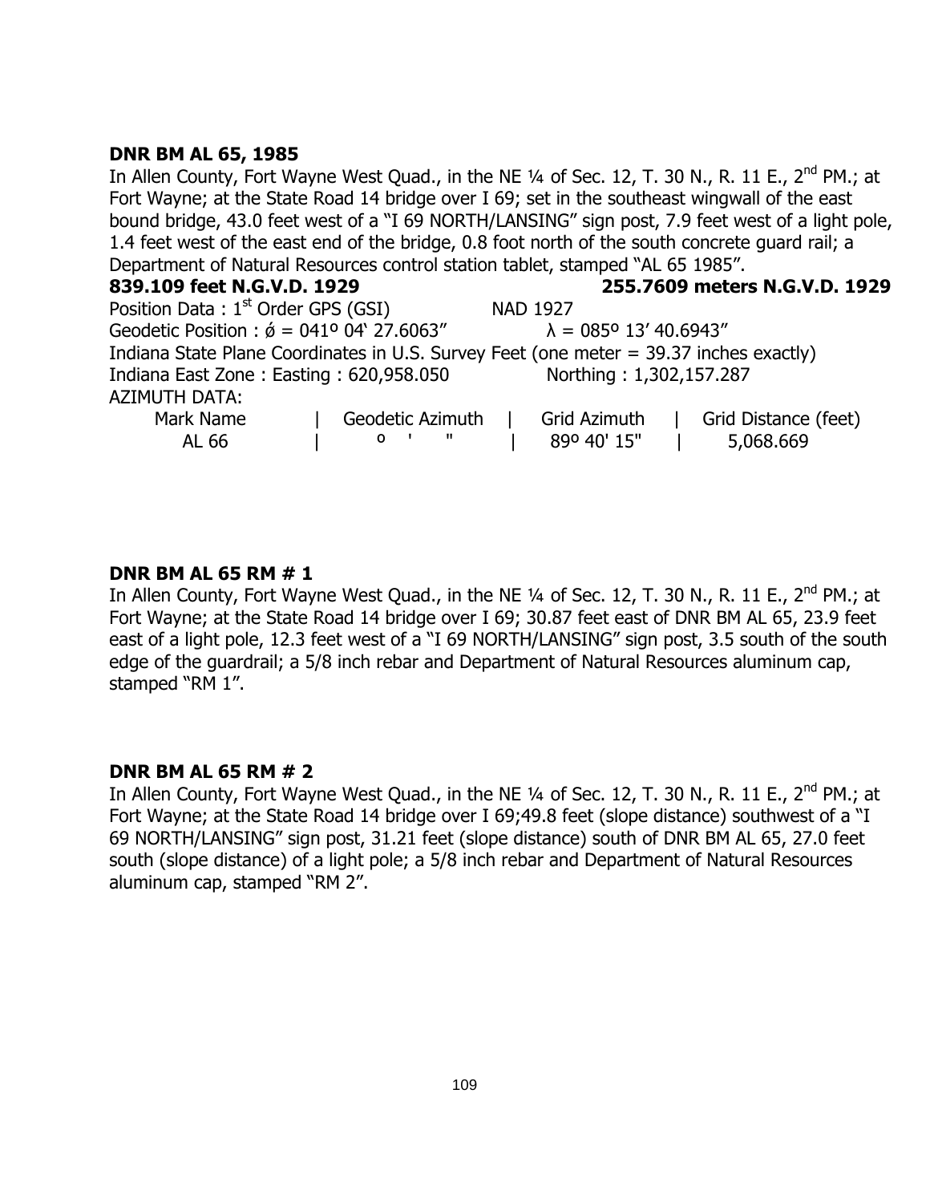**DNR BM AL 65, 1985**

In Allen County, Fort Wayne West Quad., in the NE ¼ of Sec. 12, T. 30 N., R. 11 E., 2nd PM.; at Fort Wayne; at the State Road 14 bridge over I 69; set in the southeast wingwall of the east bound bridge, 43.0 feet west of a "I 69 NORTH/LANSING" sign post, 7.9 feet west of a light pole, 1.4 feet west of the east end of the bridge, 0.8 foot north of the south concrete guard rail; a Department of Natural Resources control station tablet, stamped "AL 65 1985".

**839.109 feet N.G.V.D. 1929** **255.7609 meters N.G.V.D. 1929**

Position Data : 1st Order GPS (GSI) NAD 1927

Geodetic Position : ǿ = 041º 04' 27.6063" λ = 085º 13' 40.6943"

Indiana State Plane Coordinates in U.S. Survey Feet (one meter = 39.37 inches exactly)

Indiana East Zone : Easting : 620,958.050 Northing : 1,302,157.287

AZIMUTH DATA:

| Mark Name | Geodetic Azimuth | Grid Azimuth | Grid Distance (feet) |
|---|---|---|---|
| AL 66 | º ' " | 89º 40' 15" | 5,068.669 |

**DNR BM AL 65 RM # 1**

In Allen County, Fort Wayne West Quad., in the NE ¼ of Sec. 12, T. 30 N., R. 11 E., 2nd PM.; at Fort Wayne; at the State Road 14 bridge over I 69; 30.87 feet east of DNR BM AL 65, 23.9 feet east of a light pole, 12.3 feet west of a "I 69 NORTH/LANSING" sign post, 3.5 south of the south edge of the guardrail; a 5/8 inch rebar and Department of Natural Resources aluminum cap, stamped "RM 1".

**DNR BM AL 65 RM # 2**

In Allen County, Fort Wayne West Quad., in the NE ¼ of Sec. 12, T. 30 N., R. 11 E., 2nd PM.; at Fort Wayne; at the State Road 14 bridge over I 69;49.8 feet (slope distance) southwest of a "I 69 NORTH/LANSING" sign post, 31.21 feet (slope distance) south of DNR BM AL 65, 27.0 feet south (slope distance) of a light pole; a 5/8 inch rebar and Department of Natural Resources aluminum cap, stamped "RM 2".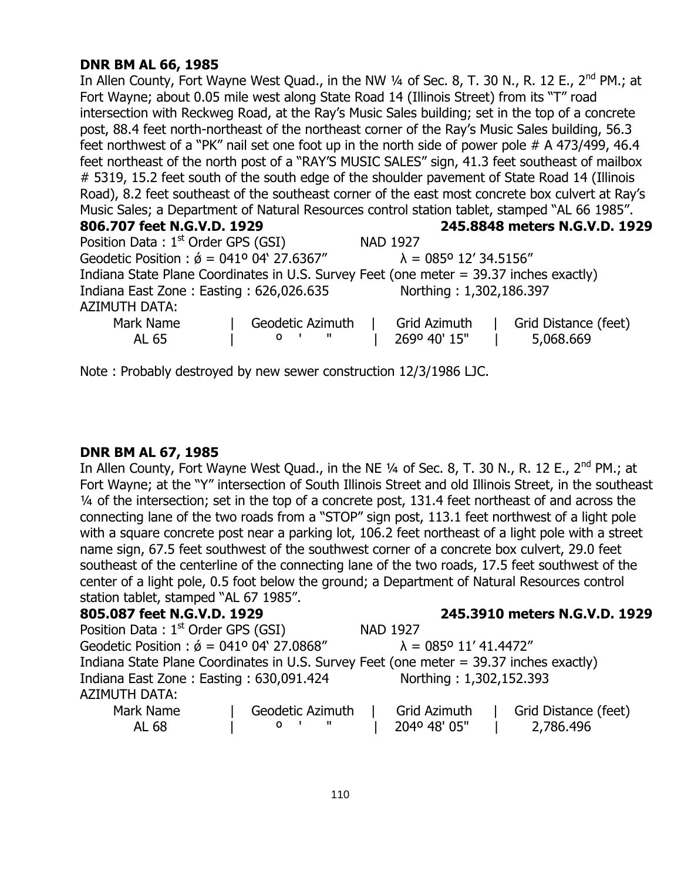**DNR BM AL 66, 1985**

In Allen County, Fort Wayne West Quad., in the NW ¼ of Sec. 8, T. 30 N., R. 12 E., 2nd PM.; at Fort Wayne; about 0.05 mile west along State Road 14 (Illinois Street) from its "T" road intersection with Reckweg Road, at the Ray's Music Sales building; set in the top of a concrete post, 88.4 feet north-northeast of the northeast corner of the Ray's Music Sales building, 56.3 feet northwest of a "PK" nail set one foot up in the north side of power pole # A 473/499, 46.4 feet northeast of the north post of a "RAY'S MUSIC SALES" sign, 41.3 feet southeast of mailbox # 5319, 15.2 feet south of the south edge of the shoulder pavement of State Road 14 (Illinois Road), 8.2 feet southeast of the southeast corner of the east most concrete box culvert at Ray's Music Sales; a Department of Natural Resources control station tablet, stamped "AL 66 1985".

**806.707 feet N.G.V.D. 1929** **245.8848 meters N.G.V.D. 1929**

Position Data : 1st Order GPS (GSI) NAD 1927

Geodetic Position : ǿ = 041º 04' 27.6367" λ = 085º 12' 34.5156"

Indiana State Plane Coordinates in U.S. Survey Feet (one meter = 39.37 inches exactly)

Indiana East Zone : Easting : 626,026.635 Northing : 1,302,186.397

AZIMUTH DATA:

| Mark Name | Geodetic Azimuth | Grid Azimuth | Grid Distance (feet) |
|---|---|---|---|
| AL 65 | º ' " | 269º 40' 15" | 5,068.669 |

Note : Probably destroyed by new sewer construction 12/3/1986 LJC.

**DNR BM AL 67, 1985**

In Allen County, Fort Wayne West Quad., in the NE ¼ of Sec. 8, T. 30 N., R. 12 E., 2nd PM.; at Fort Wayne; at the "Y" intersection of South Illinois Street and old Illinois Street, in the southeast ¼ of the intersection; set in the top of a concrete post, 131.4 feet northeast of and across the connecting lane of the two roads from a "STOP" sign post, 113.1 feet northwest of a light pole with a square concrete post near a parking lot, 106.2 feet northeast of a light pole with a street name sign, 67.5 feet southwest of the southwest corner of a concrete box culvert, 29.0 feet southeast of the centerline of the connecting lane of the two roads, 17.5 feet southwest of the center of a light pole, 0.5 foot below the ground; a Department of Natural Resources control station tablet, stamped "AL 67 1985".

**805.087 feet N.G.V.D. 1929** **245.3910 meters N.G.V.D. 1929**

Position Data : 1st Order GPS (GSI) NAD 1927

Geodetic Position : ǿ = 041º 04' 27.0868" λ = 085º 11' 41.4472"

Indiana State Plane Coordinates in U.S. Survey Feet (one meter = 39.37 inches exactly)

Indiana East Zone : Easting : 630,091.424 Northing : 1,302,152.393

AZIMUTH DATA:

| Mark Name | Geodetic Azimuth | Grid Azimuth | Grid Distance (feet) |
|---|---|---|---|
| AL 68 | º ' " | 204º 48' 05" | 2,786.496 |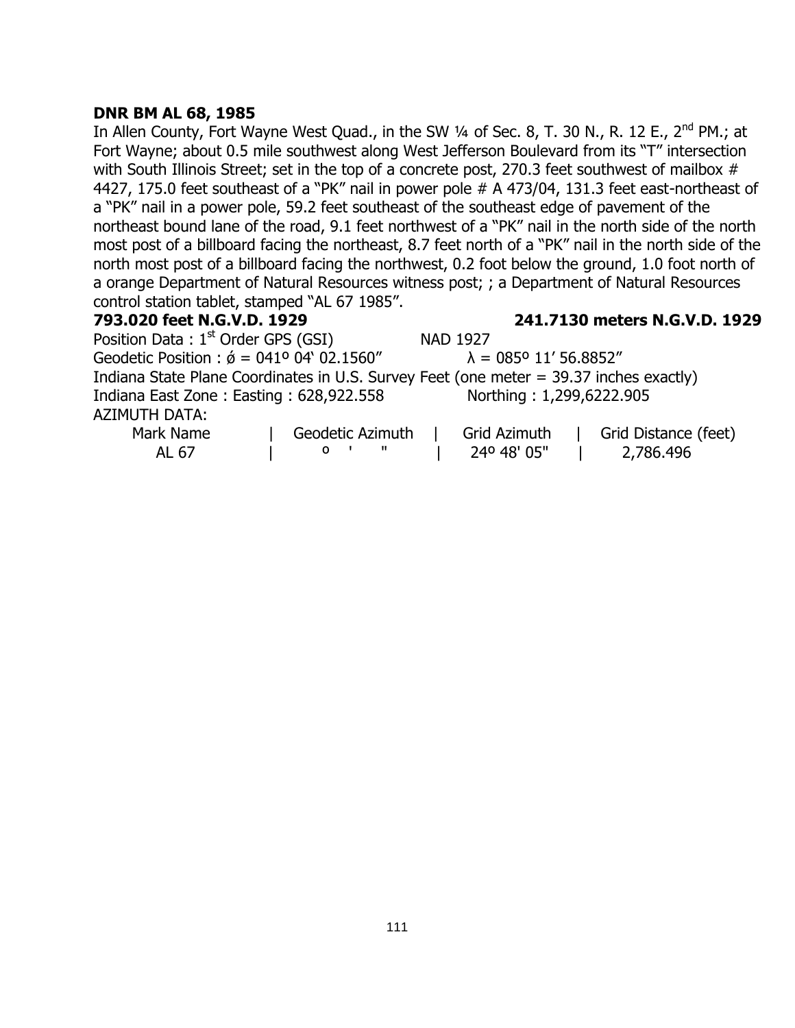**DNR BM AL 68, 1985**

In Allen County, Fort Wayne West Quad., in the SW ¼ of Sec. 8, T. 30 N., R. 12 E., 2nd PM.; at Fort Wayne; about 0.5 mile southwest along West Jefferson Boulevard from its "T" intersection with South Illinois Street; set in the top of a concrete post, 270.3 feet southwest of mailbox # 4427, 175.0 feet southeast of a "PK" nail in power pole # A 473/04, 131.3 feet east-northeast of a "PK" nail in a power pole, 59.2 feet southeast of the southeast edge of pavement of the northeast bound lane of the road, 9.1 feet northwest of a "PK" nail in the north side of the north most post of a billboard facing the northeast, 8.7 feet north of a "PK" nail in the north side of the north most post of a billboard facing the northwest, 0.2 foot below the ground, 1.0 foot north of a orange Department of Natural Resources witness post; ; a Department of Natural Resources control station tablet, stamped "AL 67 1985".

**793.020 feet N.G.V.D. 1929** **241.7130 meters N.G.V.D. 1929**

Position Data : 1st Order GPS (GSI) NAD 1927

Geodetic Position : ǿ = 041º 04' 02.1560" λ = 085º 11' 56.8852"

Indiana State Plane Coordinates in U.S. Survey Feet (one meter = 39.37 inches exactly)

Indiana East Zone : Easting : 628,922.558 Northing : 1,299,6222.905

AZIMUTH DATA:

| Mark Name | Geodetic Azimuth | Grid Azimuth | Grid Distance (feet) |
|---|---|---|---|
| AL 67 | º ' " | 24º 48' 05" | 2,786.496 |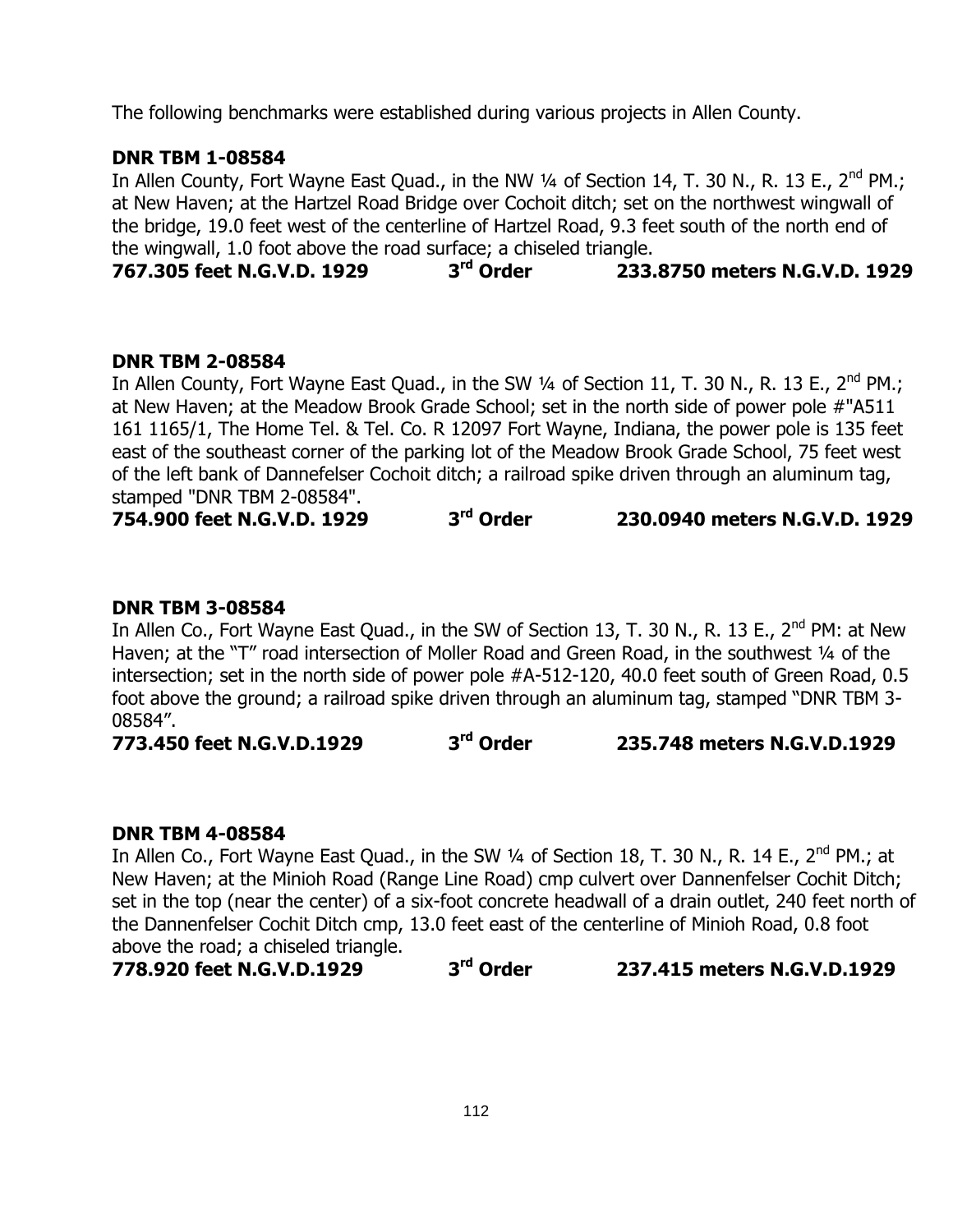The following benchmarks were established during various projects in Allen County.

**DNR TBM 1-08584**

In Allen County, Fort Wayne East Quad., in the NW ¼ of Section 14, T. 30 N., R. 13 E., 2nd PM.; at New Haven; at the Hartzel Road Bridge over Cochoit ditch; set on the northwest wingwall of the bridge, 19.0 feet west of the centerline of Hartzel Road, 9.3 feet south of the north end of the wingwall, 1.0 foot above the road surface; a chiseled triangle.

**767.305 feet N.G.V.D. 1929 3rd Order 233.8750 meters N.G.V.D. 1929**

**DNR TBM 2-08584**

In Allen County, Fort Wayne East Quad., in the SW ¼ of Section 11, T. 30 N., R. 13 E., 2nd PM.; at New Haven; at the Meadow Brook Grade School; set in the north side of power pole #"A511 161 1165/1, The Home Tel. & Tel. Co. R 12097 Fort Wayne, Indiana, the power pole is 135 feet east of the southeast corner of the parking lot of the Meadow Brook Grade School, 75 feet west of the left bank of Dannefelser Cochoit ditch; a railroad spike driven through an aluminum tag, stamped "DNR TBM 2-08584".

**754.900 feet N.G.V.D. 1929 3rd Order 230.0940 meters N.G.V.D. 1929**

**DNR TBM 3-08584**

In Allen Co., Fort Wayne East Quad., in the SW of Section 13, T. 30 N., R. 13 E., 2nd PM: at New Haven; at the "T" road intersection of Moller Road and Green Road, in the southwest ¼ of the intersection; set in the north side of power pole #A-512-120, 40.0 feet south of Green Road, 0.5 foot above the ground; a railroad spike driven through an aluminum tag, stamped "DNR TBM 3-08584".

**773.450 feet N.G.V.D.1929 3rd Order 235.748 meters N.G.V.D.1929**

**DNR TBM 4-08584**

In Allen Co., Fort Wayne East Quad., in the SW ¼ of Section 18, T. 30 N., R. 14 E., 2nd PM.; at New Haven; at the Minioh Road (Range Line Road) cmp culvert over Dannenfelser Cochit Ditch; set in the top (near the center) of a six-foot concrete headwall of a drain outlet, 240 feet north of the Dannenfelser Cochit Ditch cmp, 13.0 feet east of the centerline of Minioh Road, 0.8 foot above the road; a chiseled triangle.

**778.920 feet N.G.V.D.1929 3rd Order 237.415 meters N.G.V.D.1929**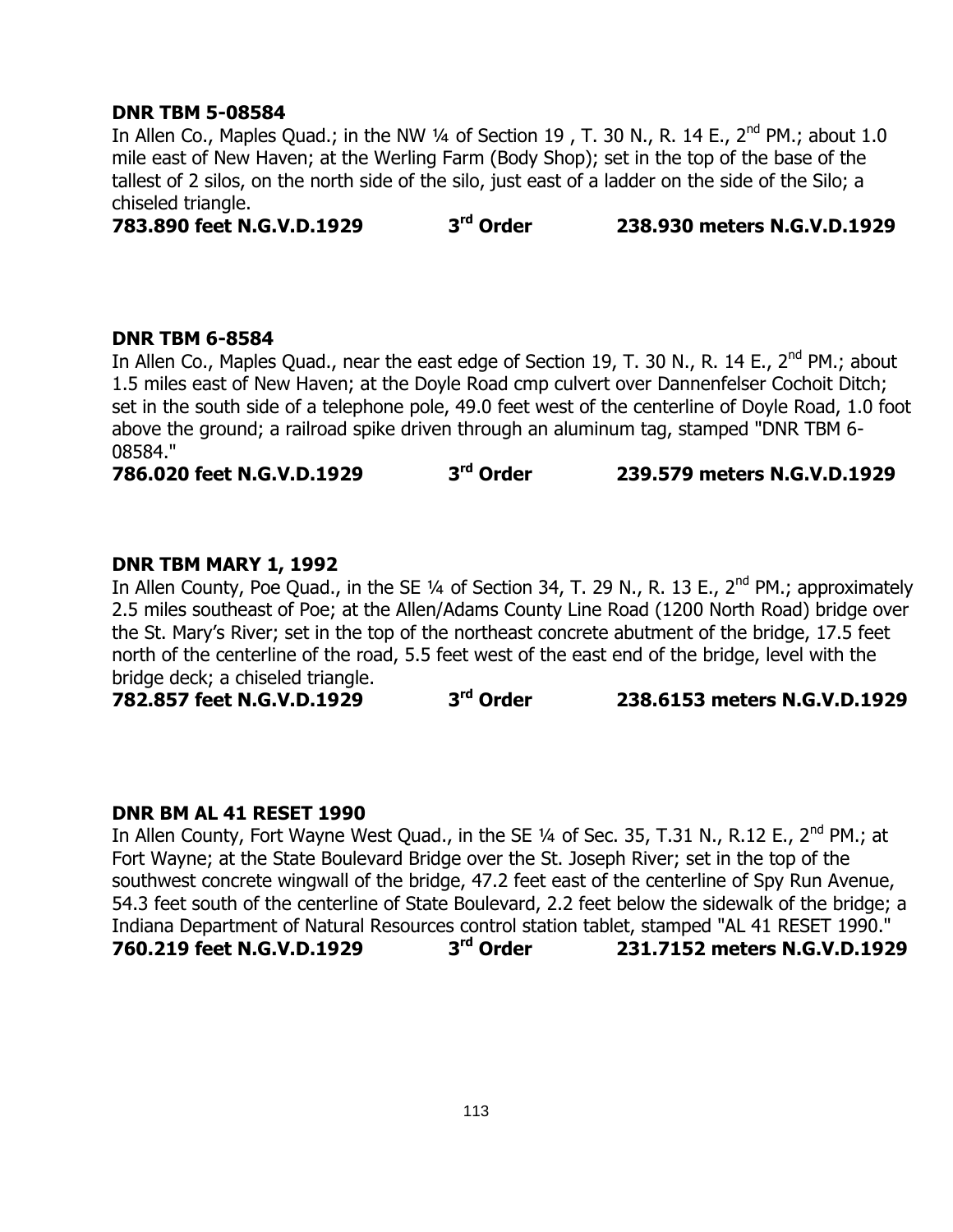**DNR TBM 5-08584**

In Allen Co., Maples Quad.; in the NW ¼ of Section 19 , T. 30 N., R. 14 E., 2nd PM.; about 1.0 mile east of New Haven; at the Werling Farm (Body Shop); set in the top of the base of the tallest of 2 silos, on the north side of the silo, just east of a ladder on the side of the Silo; a chiseled triangle.

**783.890 feet N.G.V.D.1929 3rd Order 238.930 meters N.G.V.D.1929**

**DNR TBM 6-8584**

In Allen Co., Maples Quad., near the east edge of Section 19, T. 30 N., R. 14 E., 2nd PM.; about 1.5 miles east of New Haven; at the Doyle Road cmp culvert over Dannenfelser Cochoit Ditch; set in the south side of a telephone pole, 49.0 feet west of the centerline of Doyle Road, 1.0 foot above the ground; a railroad spike driven through an aluminum tag, stamped "DNR TBM 6-08584."

**786.020 feet N.G.V.D.1929 3rd Order 239.579 meters N.G.V.D.1929**

**DNR TBM MARY 1, 1992**

In Allen County, Poe Quad., in the SE ¼ of Section 34, T. 29 N., R. 13 E., 2nd PM.; approximately 2.5 miles southeast of Poe; at the Allen/Adams County Line Road (1200 North Road) bridge over the St. Mary's River; set in the top of the northeast concrete abutment of the bridge, 17.5 feet north of the centerline of the road, 5.5 feet west of the east end of the bridge, level with the bridge deck; a chiseled triangle.

**782.857 feet N.G.V.D.1929 3rd Order 238.6153 meters N.G.V.D.1929**

**DNR BM AL 41 RESET 1990**

In Allen County, Fort Wayne West Quad., in the SE ¼ of Sec. 35, T.31 N., R.12 E., 2nd PM.; at Fort Wayne; at the State Boulevard Bridge over the St. Joseph River; set in the top of the southwest concrete wingwall of the bridge, 47.2 feet east of the centerline of Spy Run Avenue, 54.3 feet south of the centerline of State Boulevard, 2.2 feet below the sidewalk of the bridge; a Indiana Department of Natural Resources control station tablet, stamped "AL 41 RESET 1990."

**760.219 feet N.G.V.D.1929 3rd Order 231.7152 meters N.G.V.D.1929**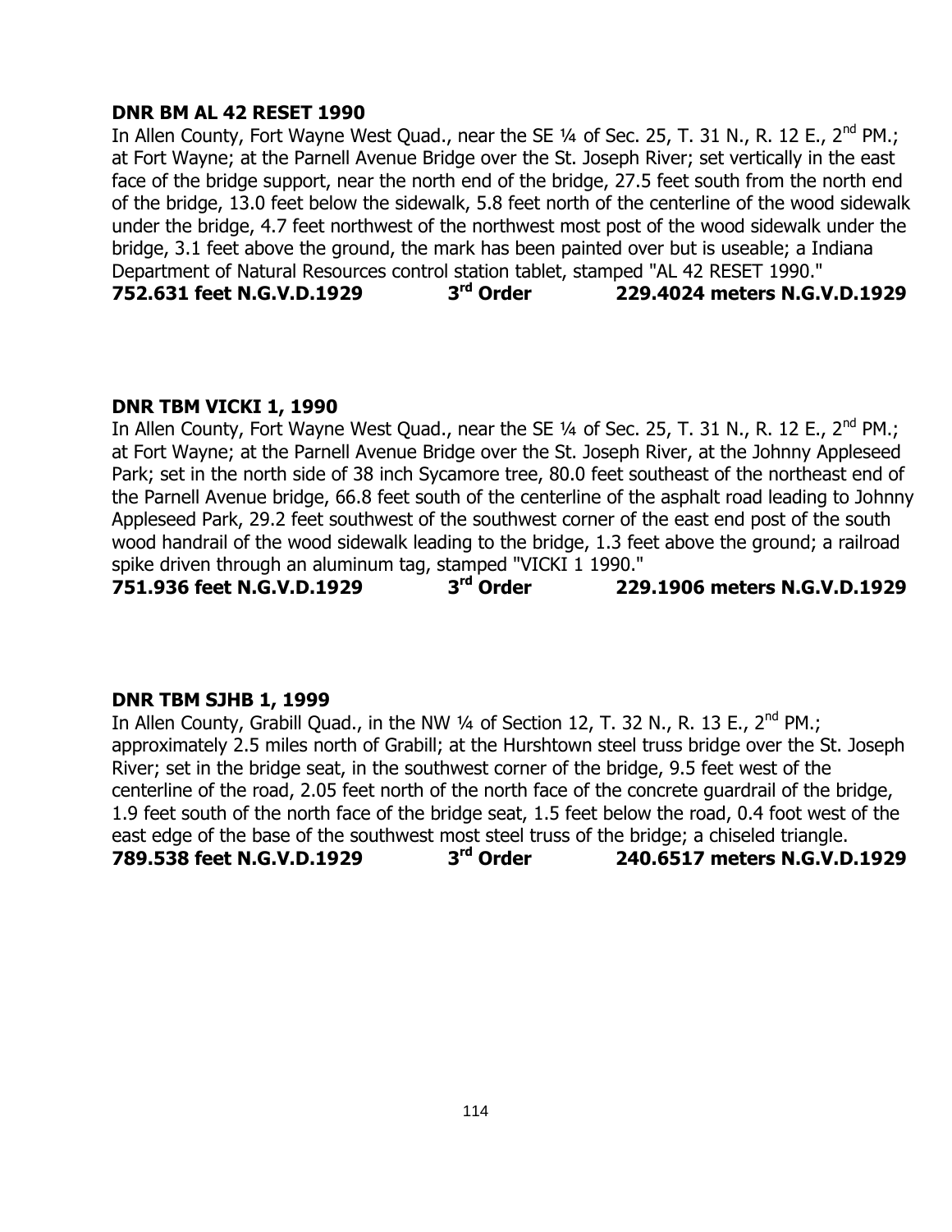**DNR BM AL 42 RESET 1990**

In Allen County, Fort Wayne West Quad., near the SE ¼ of Sec. 25, T. 31 N., R. 12 E., 2nd PM.; at Fort Wayne; at the Parnell Avenue Bridge over the St. Joseph River; set vertically in the east face of the bridge support, near the north end of the bridge, 27.5 feet south from the north end of the bridge, 13.0 feet below the sidewalk, 5.8 feet north of the centerline of the wood sidewalk under the bridge, 4.7 feet northwest of the northwest most post of the wood sidewalk under the bridge, 3.1 feet above the ground, the mark has been painted over but is useable; a Indiana Department of Natural Resources control station tablet, stamped "AL 42 RESET 1990."

**752.631 feet N.G.V.D.1929 3rd Order 229.4024 meters N.G.V.D.1929**

**DNR TBM VICKI 1, 1990**

In Allen County, Fort Wayne West Quad., near the SE ¼ of Sec. 25, T. 31 N., R. 12 E., 2nd PM.; at Fort Wayne; at the Parnell Avenue Bridge over the St. Joseph River, at the Johnny Appleseed Park; set in the north side of 38 inch Sycamore tree, 80.0 feet southeast of the northeast end of the Parnell Avenue bridge, 66.8 feet south of the centerline of the asphalt road leading to Johnny Appleseed Park, 29.2 feet southwest of the southwest corner of the east end post of the south wood handrail of the wood sidewalk leading to the bridge, 1.3 feet above the ground; a railroad spike driven through an aluminum tag, stamped "VICKI 1 1990."

**751.936 feet N.G.V.D.1929 3rd Order 229.1906 meters N.G.V.D.1929**

**DNR TBM SJHB 1, 1999**

In Allen County, Grabill Quad., in the NW ¼ of Section 12, T. 32 N., R. 13 E., 2nd PM.; approximately 2.5 miles north of Grabill; at the Hurshtown steel truss bridge over the St. Joseph River; set in the bridge seat, in the southwest corner of the bridge, 9.5 feet west of the centerline of the road, 2.05 feet north of the north face of the concrete guardrail of the bridge, 1.9 feet south of the north face of the bridge seat, 1.5 feet below the road, 0.4 foot west of the east edge of the base of the southwest most steel truss of the bridge; a chiseled triangle.

**789.538 feet N.G.V.D.1929 3rd Order 240.6517 meters N.G.V.D.1929**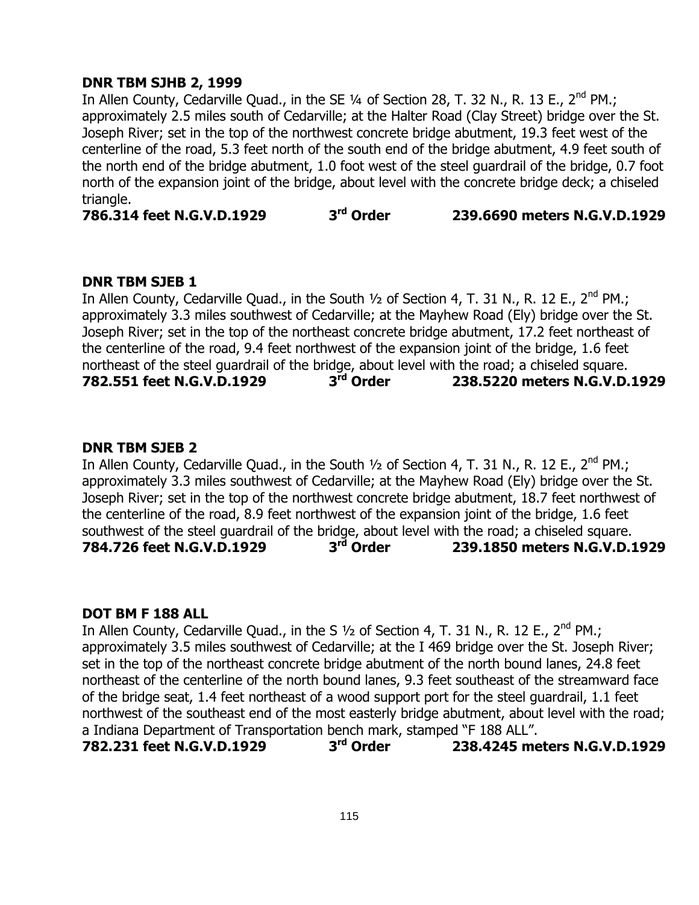**DNR TBM SJHB 2, 1999**

In Allen County, Cedarville Quad., in the SE ¼ of Section 28, T. 32 N., R. 13 E., 2nd PM.; approximately 2.5 miles south of Cedarville; at the Halter Road (Clay Street) bridge over the St. Joseph River; set in the top of the northwest concrete bridge abutment, 19.3 feet west of the centerline of the road, 5.3 feet north of the south end of the bridge abutment, 4.9 feet south of the north end of the bridge abutment, 1.0 foot west of the steel guardrail of the bridge, 0.7 foot north of the expansion joint of the bridge, about level with the concrete bridge deck; a chiseled triangle.

**786.314 feet N.G.V.D.1929 3rd Order 239.6690 meters N.G.V.D.1929**

**DNR TBM SJEB 1**

In Allen County, Cedarville Quad., in the South ½ of Section 4, T. 31 N., R. 12 E., 2nd PM.; approximately 3.3 miles southwest of Cedarville; at the Mayhew Road (Ely) bridge over the St. Joseph River; set in the top of the northeast concrete bridge abutment, 17.2 feet northeast of the centerline of the road, 9.4 feet northwest of the expansion joint of the bridge, 1.6 feet northeast of the steel guardrail of the bridge, about level with the road; a chiseled square.

**782.551 feet N.G.V.D.1929 3rd Order 238.5220 meters N.G.V.D.1929**

**DNR TBM SJEB 2**

In Allen County, Cedarville Quad., in the South ½ of Section 4, T. 31 N., R. 12 E., 2nd PM.; approximately 3.3 miles southwest of Cedarville; at the Mayhew Road (Ely) bridge over the St. Joseph River; set in the top of the northwest concrete bridge abutment, 18.7 feet northwest of the centerline of the road, 8.9 feet northwest of the expansion joint of the bridge, 1.6 feet southwest of the steel guardrail of the bridge, about level with the road; a chiseled square.

**784.726 feet N.G.V.D.1929 3rd Order 239.1850 meters N.G.V.D.1929**

**DOT BM F 188 ALL**

In Allen County, Cedarville Quad., in the S ½ of Section 4, T. 31 N., R. 12 E., 2nd PM.; approximately 3.5 miles southwest of Cedarville; at the I 469 bridge over the St. Joseph River; set in the top of the northeast concrete bridge abutment of the north bound lanes, 24.8 feet northeast of the centerline of the north bound lanes, 9.3 feet southeast of the streamward face of the bridge seat, 1.4 feet northeast of a wood support port for the steel guardrail, 1.1 feet northwest of the southeast end of the most easterly bridge abutment, about level with the road; a Indiana Department of Transportation bench mark, stamped "F 188 ALL".

**782.231 feet N.G.V.D.1929 3rd Order 238.4245 meters N.G.V.D.1929**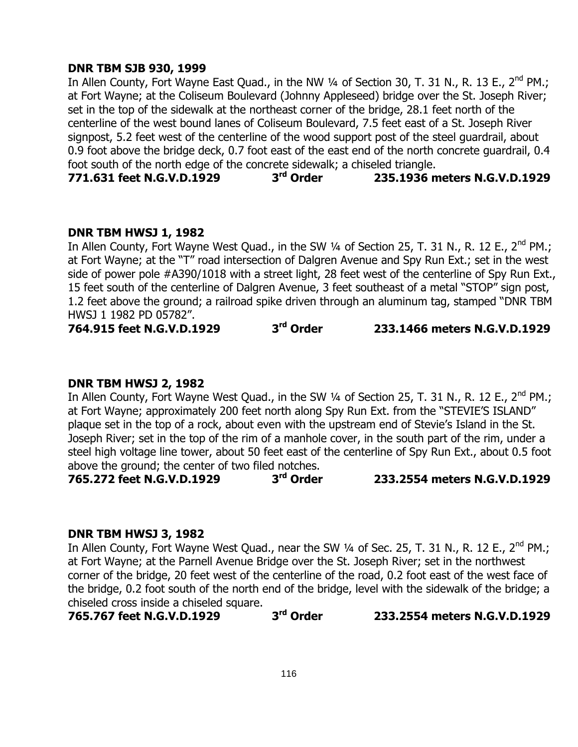**DNR TBM SJB 930, 1999**

In Allen County, Fort Wayne East Quad., in the NW ¼ of Section 30, T. 31 N., R. 13 E., 2nd PM.; at Fort Wayne; at the Coliseum Boulevard (Johnny Appleseed) bridge over the St. Joseph River; set in the top of the sidewalk at the northeast corner of the bridge, 28.1 feet north of the centerline of the west bound lanes of Coliseum Boulevard, 7.5 feet east of a St. Joseph River signpost, 5.2 feet west of the centerline of the wood support post of the steel guardrail, about 0.9 foot above the bridge deck, 0.7 foot east of the east end of the north concrete guardrail, 0.4 foot south of the north edge of the concrete sidewalk; a chiseled triangle.

**771.631 feet N.G.V.D.1929 3rd Order 235.1936 meters N.G.V.D.1929**

**DNR TBM HWSJ 1, 1982**

In Allen County, Fort Wayne West Quad., in the SW ¼ of Section 25, T. 31 N., R. 12 E., 2nd PM.; at Fort Wayne; at the "T" road intersection of Dalgren Avenue and Spy Run Ext.; set in the west side of power pole #A390/1018 with a street light, 28 feet west of the centerline of Spy Run Ext., 15 feet south of the centerline of Dalgren Avenue, 3 feet southeast of a metal "STOP" sign post, 1.2 feet above the ground; a railroad spike driven through an aluminum tag, stamped "DNR TBM HWSJ 1 1982 PD 05782".

**764.915 feet N.G.V.D.1929 3rd Order 233.1466 meters N.G.V.D.1929**

**DNR TBM HWSJ 2, 1982**

In Allen County, Fort Wayne West Quad., in the SW ¼ of Section 25, T. 31 N., R. 12 E., 2nd PM.; at Fort Wayne; approximately 200 feet north along Spy Run Ext. from the "STEVIE'S ISLAND" plaque set in the top of a rock, about even with the upstream end of Stevie's Island in the St. Joseph River; set in the top of the rim of a manhole cover, in the south part of the rim, under a steel high voltage line tower, about 50 feet east of the centerline of Spy Run Ext., about 0.5 foot above the ground; the center of two filed notches.

**765.272 feet N.G.V.D.1929 3rd Order 233.2554 meters N.G.V.D.1929**

**DNR TBM HWSJ 3, 1982**

In Allen County, Fort Wayne West Quad., near the SW ¼ of Sec. 25, T. 31 N., R. 12 E., 2nd PM.; at Fort Wayne; at the Parnell Avenue Bridge over the St. Joseph River; set in the northwest corner of the bridge, 20 feet west of the centerline of the road, 0.2 foot east of the west face of the bridge, 0.2 foot south of the north end of the bridge, level with the sidewalk of the bridge; a chiseled cross inside a chiseled square.

**765.767 feet N.G.V.D.1929 3rd Order 233.2554 meters N.G.V.D.1929**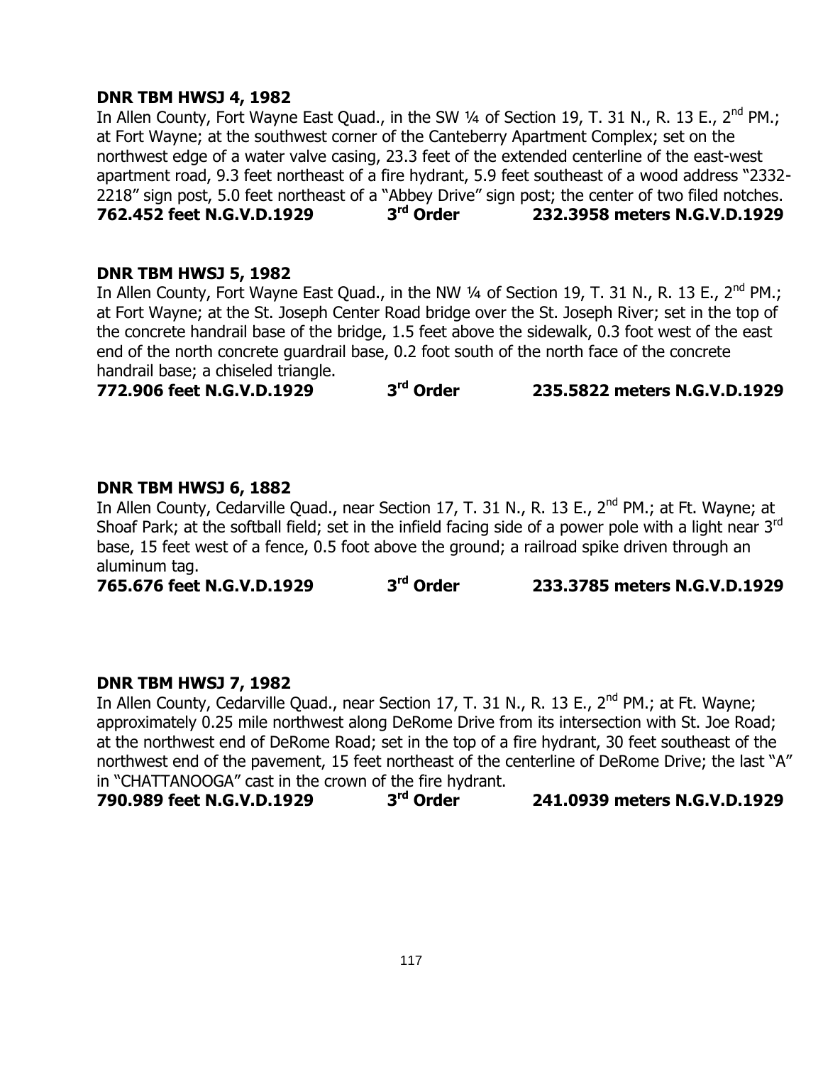**DNR TBM HWSJ 4, 1982**

In Allen County, Fort Wayne East Quad., in the SW ¼ of Section 19, T. 31 N., R. 13 E., 2nd PM.; at Fort Wayne; at the southwest corner of the Canteberry Apartment Complex; set on the northwest edge of a water valve casing, 23.3 feet of the extended centerline of the east-west apartment road, 9.3 feet northeast of a fire hydrant, 5.9 feet southeast of a wood address "2332-2218" sign post, 5.0 feet northeast of a "Abbey Drive" sign post; the center of two filed notches.

**762.452 feet N.G.V.D.1929 3rd Order 232.3958 meters N.G.V.D.1929**

**DNR TBM HWSJ 5, 1982**

In Allen County, Fort Wayne East Quad., in the NW ¼ of Section 19, T. 31 N., R. 13 E., 2nd PM.; at Fort Wayne; at the St. Joseph Center Road bridge over the St. Joseph River; set in the top of the concrete handrail base of the bridge, 1.5 feet above the sidewalk, 0.3 foot west of the east end of the north concrete guardrail base, 0.2 foot south of the north face of the concrete handrail base; a chiseled triangle.

**772.906 feet N.G.V.D.1929 3rd Order 235.5822 meters N.G.V.D.1929**

**DNR TBM HWSJ 6, 1882**

In Allen County, Cedarville Quad., near Section 17, T. 31 N., R. 13 E., 2nd PM.; at Ft. Wayne; at Shoaf Park; at the softball field; set in the infield facing side of a power pole with a light near 3rd base, 15 feet west of a fence, 0.5 foot above the ground; a railroad spike driven through an aluminum tag.

**765.676 feet N.G.V.D.1929 3rd Order 233.3785 meters N.G.V.D.1929**

**DNR TBM HWSJ 7, 1982**

In Allen County, Cedarville Quad., near Section 17, T. 31 N., R. 13 E., 2nd PM.; at Ft. Wayne; approximately 0.25 mile northwest along DeRome Drive from its intersection with St. Joe Road; at the northwest end of DeRome Road; set in the top of a fire hydrant, 30 feet southeast of the northwest end of the pavement, 15 feet northeast of the centerline of DeRome Drive; the last "A" in "CHATTANOOGA" cast in the crown of the fire hydrant.

**790.989 feet N.G.V.D.1929 3rd Order 241.0939 meters N.G.V.D.1929**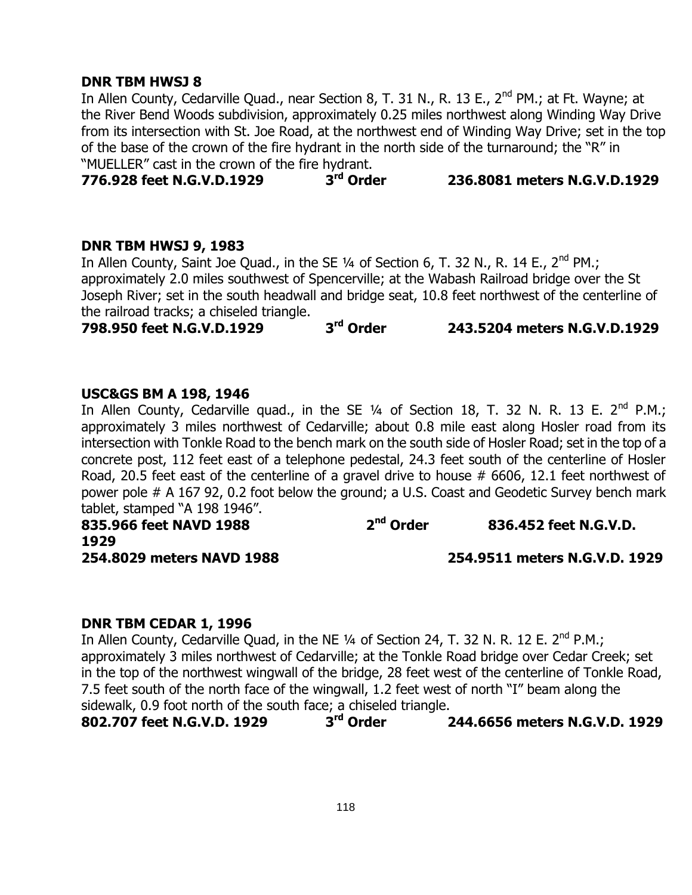**DNR TBM HWSJ 8**

In Allen County, Cedarville Quad., near Section 8, T. 31 N., R. 13 E., 2nd PM.; at Ft. Wayne; at the River Bend Woods subdivision, approximately 0.25 miles northwest along Winding Way Drive from its intersection with St. Joe Road, at the northwest end of Winding Way Drive; set in the top of the base of the crown of the fire hydrant in the north side of the turnaround; the "R" in "MUELLER" cast in the crown of the fire hydrant.

**776.928 feet N.G.V.D.1929 3rd Order 236.8081 meters N.G.V.D.1929**

**DNR TBM HWSJ 9, 1983**

In Allen County, Saint Joe Quad., in the SE ¼ of Section 6, T. 32 N., R. 14 E., 2nd PM.; approximately 2.0 miles southwest of Spencerville; at the Wabash Railroad bridge over the St Joseph River; set in the south headwall and bridge seat, 10.8 feet northwest of the centerline of the railroad tracks; a chiseled triangle.

**798.950 feet N.G.V.D.1929 3rd Order 243.5204 meters N.G.V.D.1929**

**USC&GS BM A 198, 1946**

In Allen County, Cedarville quad., in the SE ¼ of Section 18, T. 32 N. R. 13 E. 2nd P.M.; approximately 3 miles northwest of Cedarville; about 0.8 mile east along Hosler road from its intersection with Tonkle Road to the bench mark on the south side of Hosler Road; set in the top of a concrete post, 112 feet east of a telephone pedestal, 24.3 feet south of the centerline of Hosler Road, 20.5 feet east of the centerline of a gravel drive to house # 6606, 12.1 feet northwest of power pole # A 167 92, 0.2 foot below the ground; a U.S. Coast and Geodetic Survey bench mark tablet, stamped "A 198 1946".

**835.966 feet NAVD 1988 2nd Order 836.452 feet N.G.V.D. 1929**
**254.8029 meters NAVD 1988 254.9511 meters N.G.V.D. 1929**

**DNR TBM CEDAR 1, 1996**

In Allen County, Cedarville Quad, in the NE ¼ of Section 24, T. 32 N. R. 12 E. 2nd P.M.; approximately 3 miles northwest of Cedarville; at the Tonkle Road bridge over Cedar Creek; set in the top of the northwest wingwall of the bridge, 28 feet west of the centerline of Tonkle Road, 7.5 feet south of the north face of the wingwall, 1.2 feet west of north "I" beam along the sidewalk, 0.9 foot north of the south face; a chiseled triangle.

**802.707 feet N.G.V.D. 1929 3rd Order 244.6656 meters N.G.V.D. 1929**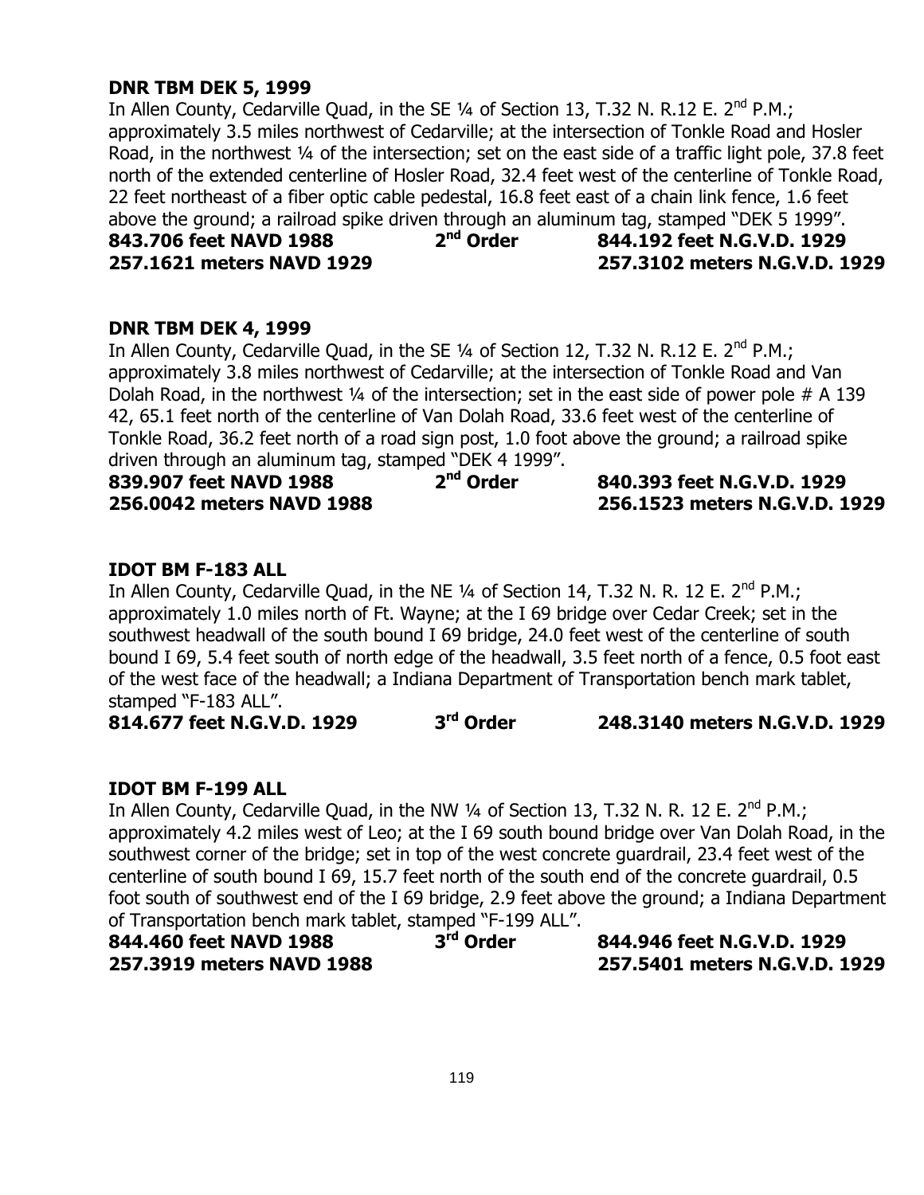**DNR TBM DEK 5, 1999**

In Allen County, Cedarville Quad, in the SE ¼ of Section 13, T.32 N. R.12 E. 2nd P.M.; approximately 3.5 miles northwest of Cedarville; at the intersection of Tonkle Road and Hosler Road, in the northwest ¼ of the intersection; set on the east side of a traffic light pole, 37.8 feet north of the extended centerline of Hosler Road, 32.4 feet west of the centerline of Tonkle Road, 22 feet northeast of a fiber optic cable pedestal, 16.8 feet east of a chain link fence, 1.6 feet above the ground; a railroad spike driven through an aluminum tag, stamped "DEK 5 1999".

| | | |
|---|---|---|
| **843.706 feet NAVD 1988** | **2nd Order** | **844.192 feet N.G.V.D. 1929** |
| **257.1621 meters NAVD 1929** | | **257.3102 meters N.G.V.D. 1929** |

**DNR TBM DEK 4, 1999**

In Allen County, Cedarville Quad, in the SE ¼ of Section 12, T.32 N. R.12 E. 2nd P.M.; approximately 3.8 miles northwest of Cedarville; at the intersection of Tonkle Road and Van Dolah Road, in the northwest ¼ of the intersection; set in the east side of power pole # A 139 42, 65.1 feet north of the centerline of Van Dolah Road, 33.6 feet west of the centerline of Tonkle Road, 36.2 feet north of a road sign post, 1.0 foot above the ground; a railroad spike driven through an aluminum tag, stamped "DEK 4 1999".

| | | |
|---|---|---|
| **839.907 feet NAVD 1988** | **2nd Order** | **840.393 feet N.G.V.D. 1929** |
| **256.0042 meters NAVD 1988** | | **256.1523 meters N.G.V.D. 1929** |

**IDOT BM F-183 ALL**

In Allen County, Cedarville Quad, in the NE ¼ of Section 14, T.32 N. R. 12 E. 2nd P.M.; approximately 1.0 miles north of Ft. Wayne; at the I 69 bridge over Cedar Creek; set in the southwest headwall of the south bound I 69 bridge, 24.0 feet west of the centerline of south bound I 69, 5.4 feet south of north edge of the headwall, 3.5 feet north of a fence, 0.5 foot east of the west face of the headwall; a Indiana Department of Transportation bench mark tablet, stamped "F-183 ALL".

| | | |
|---|---|---|
| **814.677 feet N.G.V.D. 1929** | **3rd Order** | **248.3140 meters N.G.V.D. 1929** |

**IDOT BM F-199 ALL**

In Allen County, Cedarville Quad, in the NW ¼ of Section 13, T.32 N. R. 12 E. 2nd P.M.; approximately 4.2 miles west of Leo; at the I 69 south bound bridge over Van Dolah Road, in the southwest corner of the bridge; set in top of the west concrete guardrail, 23.4 feet west of the centerline of south bound I 69, 15.7 feet north of the south end of the concrete guardrail, 0.5 foot south of southwest end of the I 69 bridge, 2.9 feet above the ground; a Indiana Department of Transportation bench mark tablet, stamped "F-199 ALL".

| | | |
|---|---|---|
| **844.460 feet NAVD 1988** | **3rd Order** | **844.946 feet N.G.V.D. 1929** |
| **257.3919 meters NAVD 1988** | | **257.5401 meters N.G.V.D. 1929** |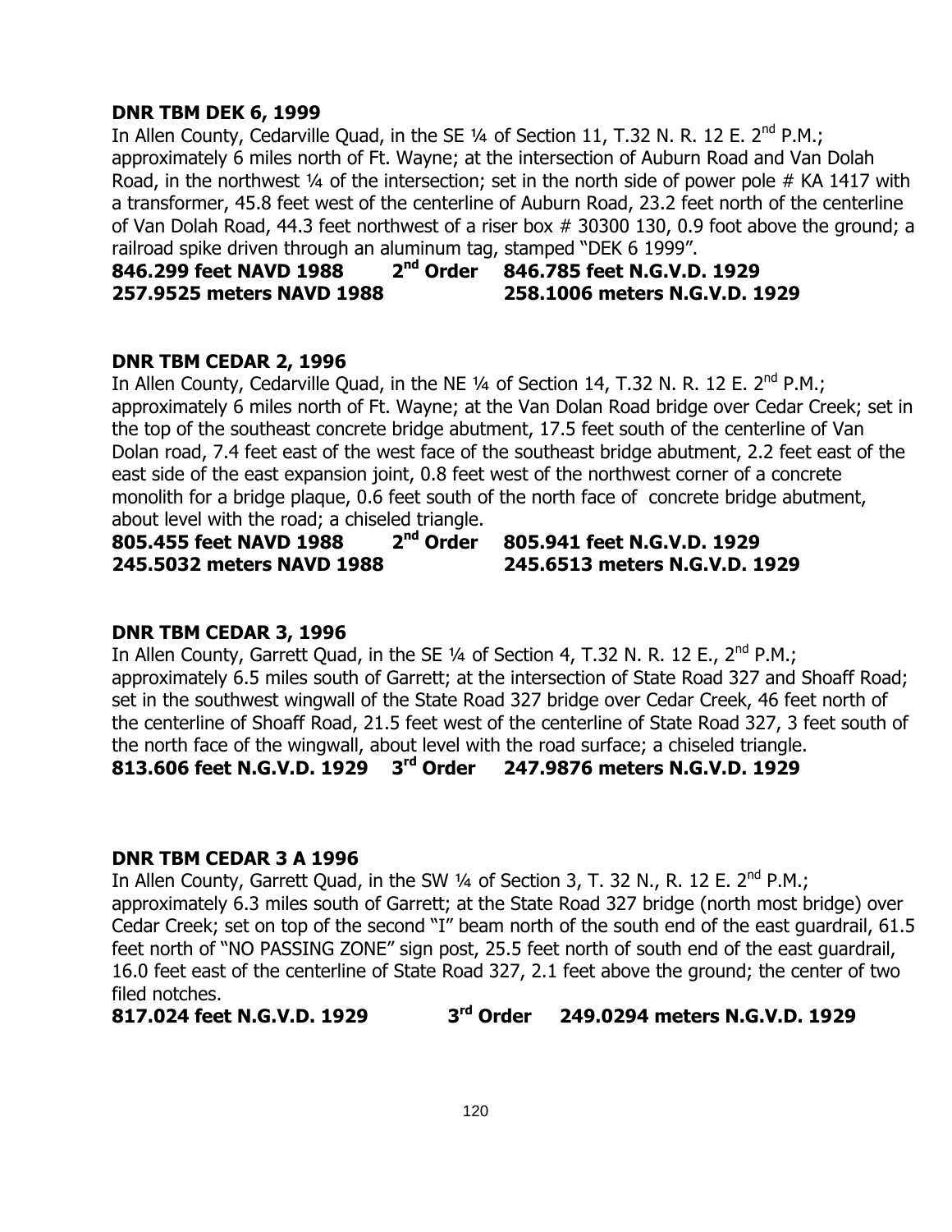**DNR TBM DEK 6, 1999**

In Allen County, Cedarville Quad, in the SE ¼ of Section 11, T.32 N. R. 12 E. 2nd P.M.; approximately 6 miles north of Ft. Wayne; at the intersection of Auburn Road and Van Dolah Road, in the northwest ¼ of the intersection; set in the north side of power pole # KA 1417 with a transformer, 45.8 feet west of the centerline of Auburn Road, 23.2 feet north of the centerline of Van Dolah Road, 44.3 feet northwest of a riser box # 30300 130, 0.9 foot above the ground; a railroad spike driven through an aluminum tag, stamped "DEK 6 1999".

**846.299 feet NAVD 1988 2nd Order 846.785 feet N.G.V.D. 1929**
**257.9525 meters NAVD 1988 258.1006 meters N.G.V.D. 1929**

**DNR TBM CEDAR 2, 1996**

In Allen County, Cedarville Quad, in the NE ¼ of Section 14, T.32 N. R. 12 E. 2nd P.M.; approximately 6 miles north of Ft. Wayne; at the Van Dolan Road bridge over Cedar Creek; set in the top of the southeast concrete bridge abutment, 17.5 feet south of the centerline of Van Dolan road, 7.4 feet east of the west face of the southeast bridge abutment, 2.2 feet east of the east side of the east expansion joint, 0.8 feet west of the northwest corner of a concrete monolith for a bridge plaque, 0.6 feet south of the north face of concrete bridge abutment, about level with the road; a chiseled triangle.

**805.455 feet NAVD 1988 2nd Order 805.941 feet N.G.V.D. 1929**
**245.5032 meters NAVD 1988 245.6513 meters N.G.V.D. 1929**

**DNR TBM CEDAR 3, 1996**

In Allen County, Garrett Quad, in the SE ¼ of Section 4, T.32 N. R. 12 E., 2nd P.M.; approximately 6.5 miles south of Garrett; at the intersection of State Road 327 and Shoaff Road; set in the southwest wingwall of the State Road 327 bridge over Cedar Creek, 46 feet north of the centerline of Shoaff Road, 21.5 feet west of the centerline of State Road 327, 3 feet south of the north face of the wingwall, about level with the road surface; a chiseled triangle.

**813.606 feet N.G.V.D. 1929 3rd Order 247.9876 meters N.G.V.D. 1929**

**DNR TBM CEDAR 3 A 1996**

In Allen County, Garrett Quad, in the SW ¼ of Section 3, T. 32 N., R. 12 E. 2nd P.M.; approximately 6.3 miles south of Garrett; at the State Road 327 bridge (north most bridge) over Cedar Creek; set on top of the second "I" beam north of the south end of the east guardrail, 61.5 feet north of "NO PASSING ZONE" sign post, 25.5 feet north of south end of the east guardrail, 16.0 feet east of the centerline of State Road 327, 2.1 feet above the ground; the center of two filed notches.

**817.024 feet N.G.V.D. 1929 3rd Order 249.0294 meters N.G.V.D. 1929**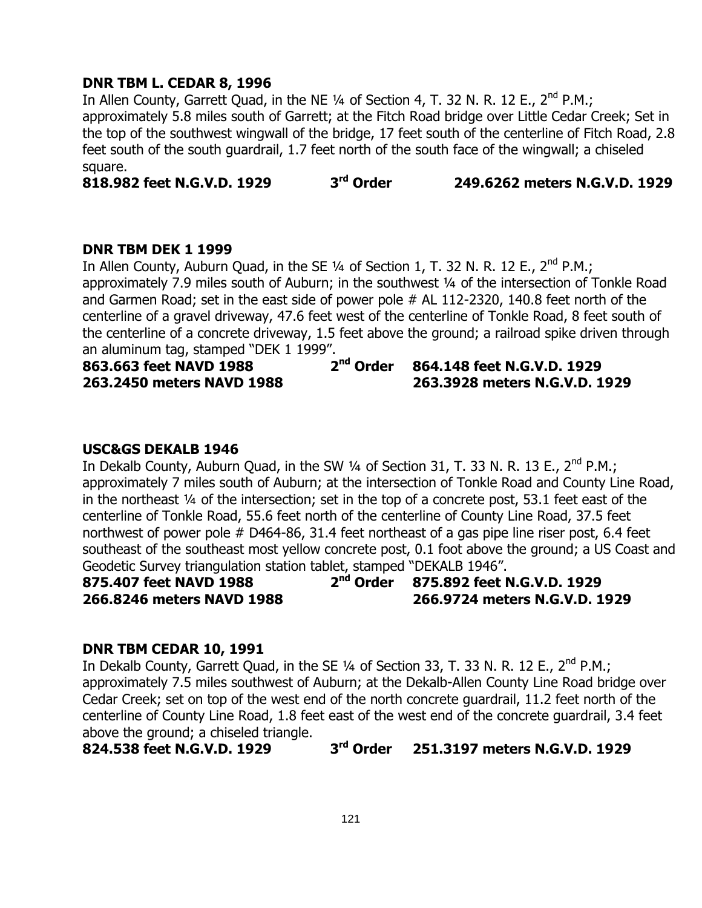**DNR TBM L. CEDAR 8, 1996**
In Allen County, Garrett Quad, in the NE ¼ of Section 4, T. 32 N. R. 12 E., 2nd P.M.; approximately 5.8 miles south of Garrett; at the Fitch Road bridge over Little Cedar Creek; Set in the top of the southwest wingwall of the bridge, 17 feet south of the centerline of Fitch Road, 2.8 feet south of the south guardrail, 1.7 feet north of the south face of the wingwall; a chiseled square.
**818.982 feet N.G.V.D. 1929 3rd Order 249.6262 meters N.G.V.D. 1929**

**DNR TBM DEK 1 1999**
In Allen County, Auburn Quad, in the SE ¼ of Section 1, T. 32 N. R. 12 E., 2nd P.M.; approximately 7.9 miles south of Auburn; in the southwest ¼ of the intersection of Tonkle Road and Garmen Road; set in the east side of power pole # AL 112-2320, 140.8 feet north of the centerline of a gravel driveway, 47.6 feet west of the centerline of Tonkle Road, 8 feet south of the centerline of a concrete driveway, 1.5 feet above the ground; a railroad spike driven through an aluminum tag, stamped "DEK 1 1999".
**863.663 feet NAVD 1988 2nd Order 864.148 feet N.G.V.D. 1929**
**263.2450 meters NAVD 1988 263.3928 meters N.G.V.D. 1929**

**USC&GS DEKALB 1946**
In Dekalb County, Auburn Quad, in the SW ¼ of Section 31, T. 33 N. R. 13 E., 2nd P.M.; approximately 7 miles south of Auburn; at the intersection of Tonkle Road and County Line Road, in the northeast ¼ of the intersection; set in the top of a concrete post, 53.1 feet east of the centerline of Tonkle Road, 55.6 feet north of the centerline of County Line Road, 37.5 feet northwest of power pole # D464-86, 31.4 feet northeast of a gas pipe line riser post, 6.4 feet southeast of the southeast most yellow concrete post, 0.1 foot above the ground; a US Coast and Geodetic Survey triangulation station tablet, stamped "DEKALB 1946".
**875.407 feet NAVD 1988 2nd Order 875.892 feet N.G.V.D. 1929**
**266.8246 meters NAVD 1988 266.9724 meters N.G.V.D. 1929**

**DNR TBM CEDAR 10, 1991**
In Dekalb County, Garrett Quad, in the SE ¼ of Section 33, T. 33 N. R. 12 E., 2nd P.M.; approximately 7.5 miles southwest of Auburn; at the Dekalb-Allen County Line Road bridge over Cedar Creek; set on top of the west end of the north concrete guardrail, 11.2 feet north of the centerline of County Line Road, 1.8 feet east of the west end of the concrete guardrail, 3.4 feet above the ground; a chiseled triangle.
**824.538 feet N.G.V.D. 1929 3rd Order 251.3197 meters N.G.V.D. 1929**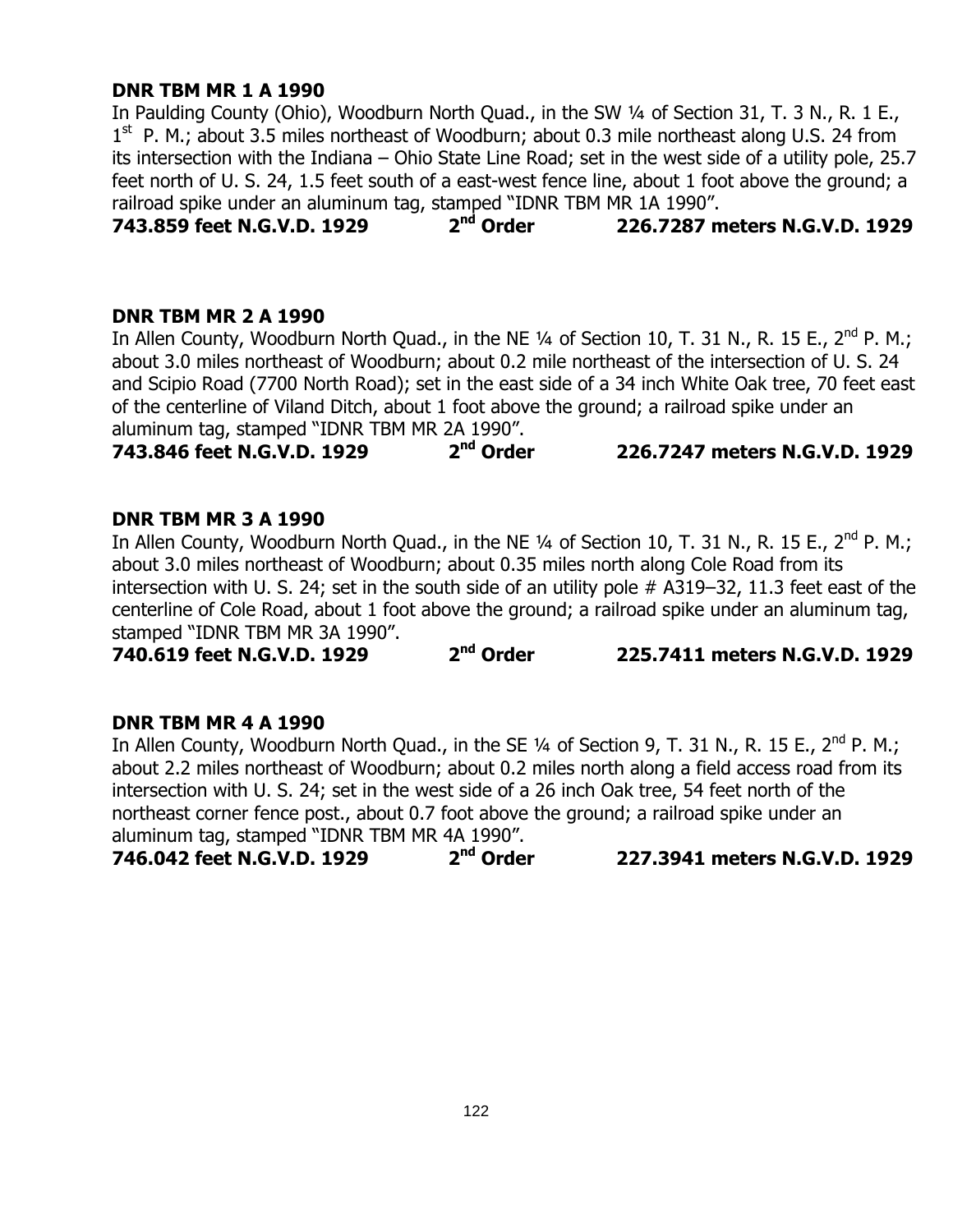**DNR TBM MR 1 A 1990**

In Paulding County (Ohio), Woodburn North Quad., in the SW ¼ of Section 31, T. 3 N., R. 1 E., 1st P. M.; about 3.5 miles northeast of Woodburn; about 0.3 mile northeast along U.S. 24 from its intersection with the Indiana – Ohio State Line Road; set in the west side of a utility pole, 25.7 feet north of U. S. 24, 1.5 feet south of a east-west fence line, about 1 foot above the ground; a railroad spike under an aluminum tag, stamped "IDNR TBM MR 1A 1990".

**743.859 feet N.G.V.D. 1929 2nd Order 226.7287 meters N.G.V.D. 1929**

**DNR TBM MR 2 A 1990**

In Allen County, Woodburn North Quad., in the NE ¼ of Section 10, T. 31 N., R. 15 E., 2nd P. M.; about 3.0 miles northeast of Woodburn; about 0.2 mile northeast of the intersection of U. S. 24 and Scipio Road (7700 North Road); set in the east side of a 34 inch White Oak tree, 70 feet east of the centerline of Viland Ditch, about 1 foot above the ground; a railroad spike under an aluminum tag, stamped "IDNR TBM MR 2A 1990".

**743.846 feet N.G.V.D. 1929 2nd Order 226.7247 meters N.G.V.D. 1929**

**DNR TBM MR 3 A 1990**

In Allen County, Woodburn North Quad., in the NE ¼ of Section 10, T. 31 N., R. 15 E., 2nd P. M.; about 3.0 miles northeast of Woodburn; about 0.35 miles north along Cole Road from its intersection with U. S. 24; set in the south side of an utility pole # A319–32, 11.3 feet east of the centerline of Cole Road, about 1 foot above the ground; a railroad spike under an aluminum tag, stamped "IDNR TBM MR 3A 1990".

**740.619 feet N.G.V.D. 1929 2nd Order 225.7411 meters N.G.V.D. 1929**

**DNR TBM MR 4 A 1990**

In Allen County, Woodburn North Quad., in the SE ¼ of Section 9, T. 31 N., R. 15 E., 2nd P. M.; about 2.2 miles northeast of Woodburn; about 0.2 miles north along a field access road from its intersection with U. S. 24; set in the west side of a 26 inch Oak tree, 54 feet north of the northeast corner fence post., about 0.7 foot above the ground; a railroad spike under an aluminum tag, stamped "IDNR TBM MR 4A 1990".

**746.042 feet N.G.V.D. 1929 2nd Order 227.3941 meters N.G.V.D. 1929**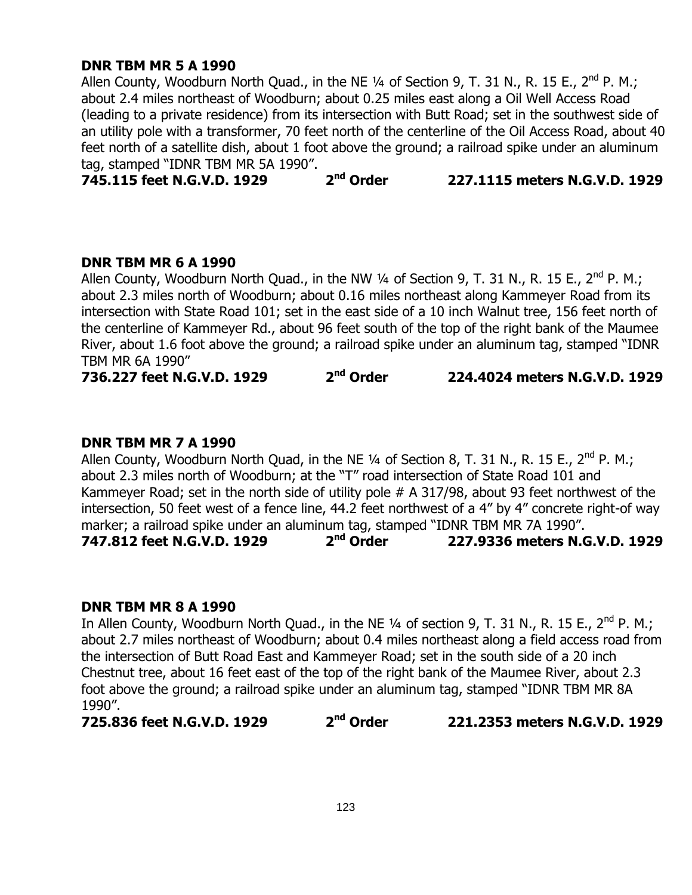**DNR TBM MR 5 A 1990**

Allen County, Woodburn North Quad., in the NE ¼ of Section 9, T. 31 N., R. 15 E., 2nd P. M.; about 2.4 miles northeast of Woodburn; about 0.25 miles east along a Oil Well Access Road (leading to a private residence) from its intersection with Butt Road; set in the southwest side of an utility pole with a transformer, 70 feet north of the centerline of the Oil Access Road, about 40 feet north of a satellite dish, about 1 foot above the ground; a railroad spike under an aluminum tag, stamped "IDNR TBM MR 5A 1990".

**745.115 feet N.G.V.D. 1929 2nd Order 227.1115 meters N.G.V.D. 1929**

**DNR TBM MR 6 A 1990**

Allen County, Woodburn North Quad., in the NW ¼ of Section 9, T. 31 N., R. 15 E., 2nd P. M.; about 2.3 miles north of Woodburn; about 0.16 miles northeast along Kammeyer Road from its intersection with State Road 101; set in the east side of a 10 inch Walnut tree, 156 feet north of the centerline of Kammeyer Rd., about 96 feet south of the top of the right bank of the Maumee River, about 1.6 foot above the ground; a railroad spike under an aluminum tag, stamped "IDNR TBM MR 6A 1990"

**736.227 feet N.G.V.D. 1929 2nd Order 224.4024 meters N.G.V.D. 1929**

**DNR TBM MR 7 A 1990**

Allen County, Woodburn North Quad, in the NE ¼ of Section 8, T. 31 N., R. 15 E., 2nd P. M.; about 2.3 miles north of Woodburn; at the "T" road intersection of State Road 101 and Kammeyer Road; set in the north side of utility pole # A 317/98, about 93 feet northwest of the intersection, 50 feet west of a fence line, 44.2 feet northwest of a 4" by 4" concrete right-of way marker; a railroad spike under an aluminum tag, stamped "IDNR TBM MR 7A 1990".

**747.812 feet N.G.V.D. 1929 2nd Order 227.9336 meters N.G.V.D. 1929**

**DNR TBM MR 8 A 1990**

In Allen County, Woodburn North Quad., in the NE ¼ of section 9, T. 31 N., R. 15 E., 2nd P. M.; about 2.7 miles northeast of Woodburn; about 0.4 miles northeast along a field access road from the intersection of Butt Road East and Kammeyer Road; set in the south side of a 20 inch Chestnut tree, about 16 feet east of the top of the right bank of the Maumee River, about 2.3 foot above the ground; a railroad spike under an aluminum tag, stamped "IDNR TBM MR 8A 1990".

**725.836 feet N.G.V.D. 1929 2nd Order 221.2353 meters N.G.V.D. 1929**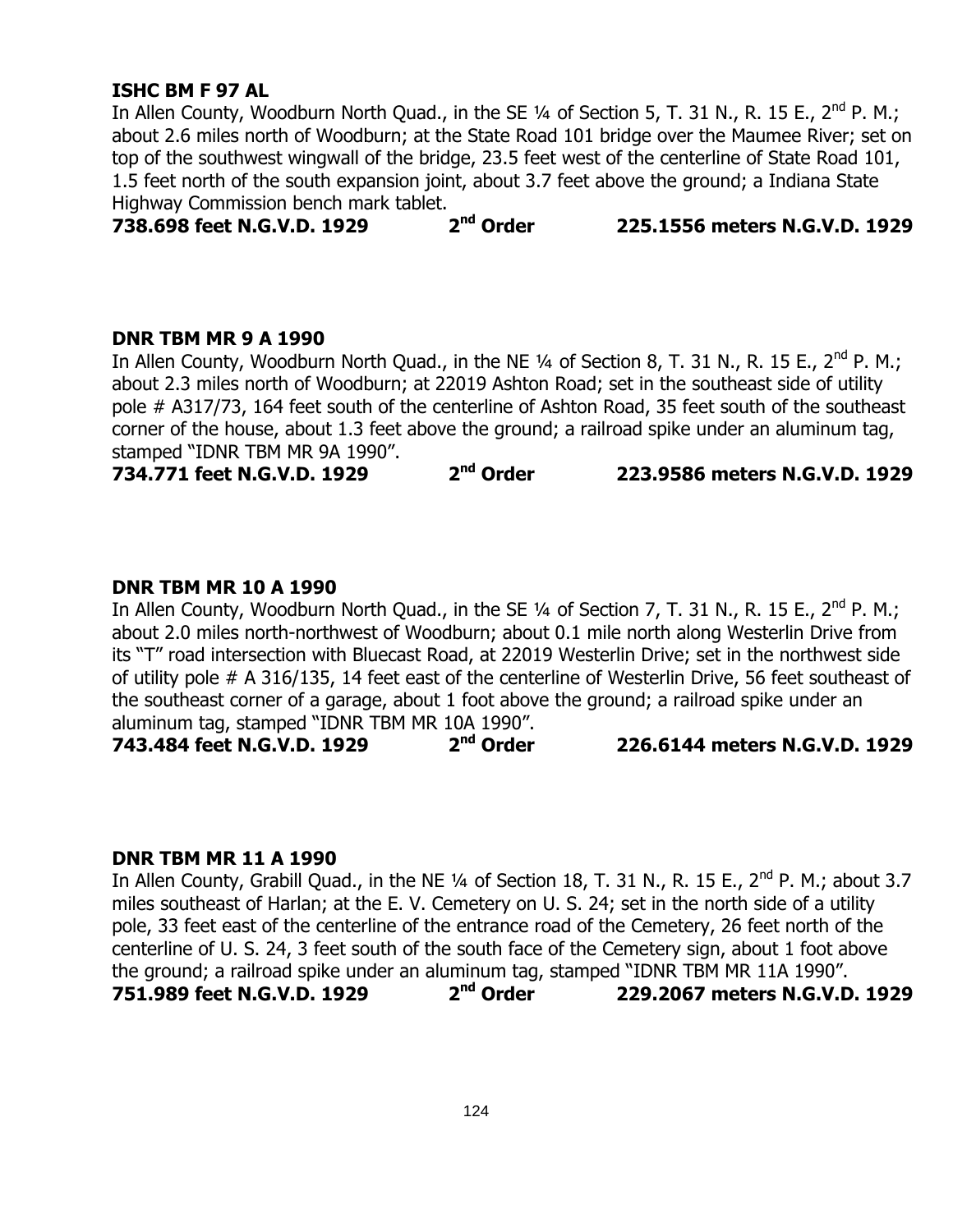**ISHC BM F 97 AL**

In Allen County, Woodburn North Quad., in the SE ¼ of Section 5, T. 31 N., R. 15 E., 2nd P. M.; about 2.6 miles north of Woodburn; at the State Road 101 bridge over the Maumee River; set on top of the southwest wingwall of the bridge, 23.5 feet west of the centerline of State Road 101, 1.5 feet north of the south expansion joint, about 3.7 feet above the ground; a Indiana State Highway Commission bench mark tablet.

**738.698 feet N.G.V.D. 1929 2nd Order 225.1556 meters N.G.V.D. 1929**

**DNR TBM MR 9 A 1990**

In Allen County, Woodburn North Quad., in the NE ¼ of Section 8, T. 31 N., R. 15 E., 2nd P. M.; about 2.3 miles north of Woodburn; at 22019 Ashton Road; set in the southeast side of utility pole # A317/73, 164 feet south of the centerline of Ashton Road, 35 feet south of the southeast corner of the house, about 1.3 feet above the ground; a railroad spike under an aluminum tag, stamped "IDNR TBM MR 9A 1990".

**734.771 feet N.G.V.D. 1929 2nd Order 223.9586 meters N.G.V.D. 1929**

**DNR TBM MR 10 A 1990**

In Allen County, Woodburn North Quad., in the SE ¼ of Section 7, T. 31 N., R. 15 E., 2nd P. M.; about 2.0 miles north-northwest of Woodburn; about 0.1 mile north along Westerlin Drive from its "T" road intersection with Bluecast Road, at 22019 Westerlin Drive; set in the northwest side of utility pole # A 316/135, 14 feet east of the centerline of Westerlin Drive, 56 feet southeast of the southeast corner of a garage, about 1 foot above the ground; a railroad spike under an aluminum tag, stamped "IDNR TBM MR 10A 1990".

**743.484 feet N.G.V.D. 1929 2nd Order 226.6144 meters N.G.V.D. 1929**

**DNR TBM MR 11 A 1990**

In Allen County, Grabill Quad., in the NE ¼ of Section 18, T. 31 N., R. 15 E., 2nd P. M.; about 3.7 miles southeast of Harlan; at the E. V. Cemetery on U. S. 24; set in the north side of a utility pole, 33 feet east of the centerline of the entrance road of the Cemetery, 26 feet north of the centerline of U. S. 24, 3 feet south of the south face of the Cemetery sign, about 1 foot above the ground; a railroad spike under an aluminum tag, stamped "IDNR TBM MR 11A 1990".

**751.989 feet N.G.V.D. 1929 2nd Order 229.2067 meters N.G.V.D. 1929**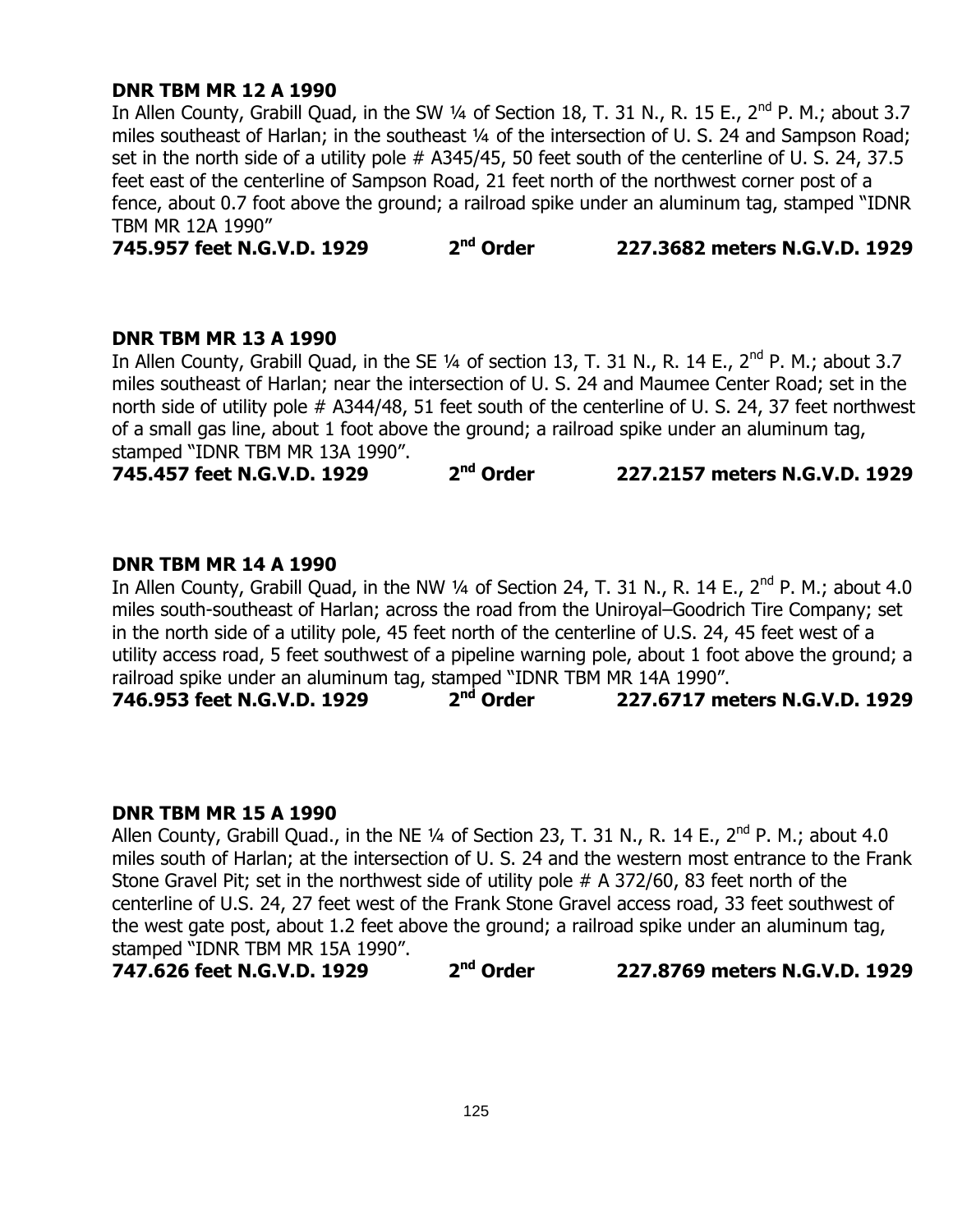**DNR TBM MR 12 A 1990**

In Allen County, Grabill Quad, in the SW ¼ of Section 18, T. 31 N., R. 15 E., 2nd P. M.; about 3.7 miles southeast of Harlan; in the southeast ¼ of the intersection of U. S. 24 and Sampson Road; set in the north side of a utility pole # A345/45, 50 feet south of the centerline of U. S. 24, 37.5 feet east of the centerline of Sampson Road, 21 feet north of the northwest corner post of a fence, about 0.7 foot above the ground; a railroad spike under an aluminum tag, stamped "IDNR TBM MR 12A 1990"

**745.957 feet N.G.V.D. 1929 2nd Order 227.3682 meters N.G.V.D. 1929**

**DNR TBM MR 13 A 1990**

In Allen County, Grabill Quad, in the SE ¼ of section 13, T. 31 N., R. 14 E., 2nd P. M.; about 3.7 miles southeast of Harlan; near the intersection of U. S. 24 and Maumee Center Road; set in the north side of utility pole # A344/48, 51 feet south of the centerline of U. S. 24, 37 feet northwest of a small gas line, about 1 foot above the ground; a railroad spike under an aluminum tag, stamped "IDNR TBM MR 13A 1990".

**745.457 feet N.G.V.D. 1929 2nd Order 227.2157 meters N.G.V.D. 1929**

**DNR TBM MR 14 A 1990**

In Allen County, Grabill Quad, in the NW ¼ of Section 24, T. 31 N., R. 14 E., 2nd P. M.; about 4.0 miles south-southeast of Harlan; across the road from the Uniroyal–Goodrich Tire Company; set in the north side of a utility pole, 45 feet north of the centerline of U.S. 24, 45 feet west of a utility access road, 5 feet southwest of a pipeline warning pole, about 1 foot above the ground; a railroad spike under an aluminum tag, stamped "IDNR TBM MR 14A 1990".

**746.953 feet N.G.V.D. 1929 2nd Order 227.6717 meters N.G.V.D. 1929**

**DNR TBM MR 15 A 1990**

Allen County, Grabill Quad., in the NE ¼ of Section 23, T. 31 N., R. 14 E., 2nd P. M.; about 4.0 miles south of Harlan; at the intersection of U. S. 24 and the western most entrance to the Frank Stone Gravel Pit; set in the northwest side of utility pole # A 372/60, 83 feet north of the centerline of U.S. 24, 27 feet west of the Frank Stone Gravel access road, 33 feet southwest of the west gate post, about 1.2 feet above the ground; a railroad spike under an aluminum tag, stamped "IDNR TBM MR 15A 1990".

**747.626 feet N.G.V.D. 1929 2nd Order 227.8769 meters N.G.V.D. 1929**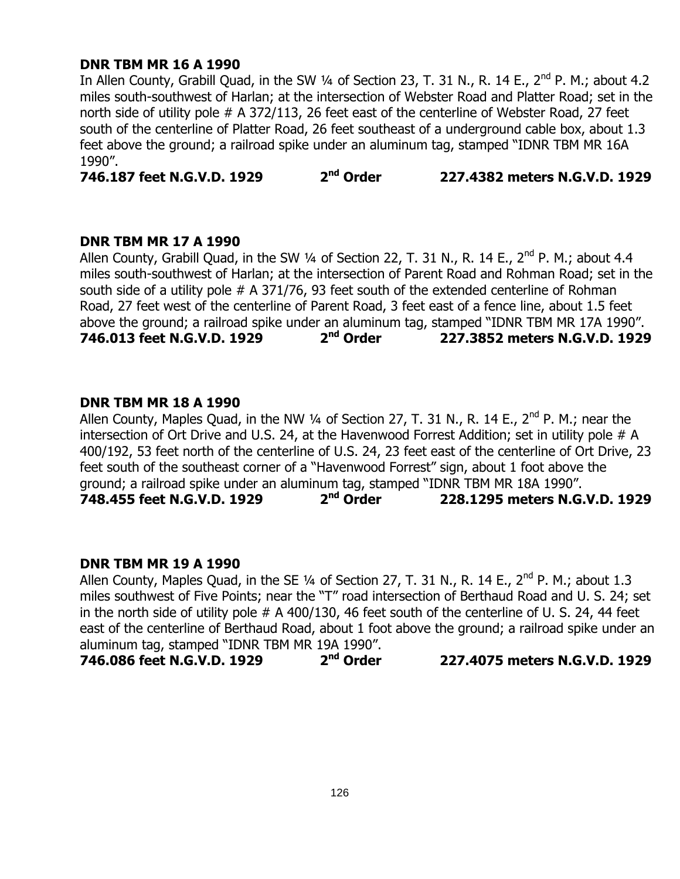**DNR TBM MR 16 A 1990**

In Allen County, Grabill Quad, in the SW ¼ of Section 23, T. 31 N., R. 14 E., 2nd P. M.; about 4.2 miles south-southwest of Harlan; at the intersection of Webster Road and Platter Road; set in the north side of utility pole # A 372/113, 26 feet east of the centerline of Webster Road, 27 feet south of the centerline of Platter Road, 26 feet southeast of a underground cable box, about 1.3 feet above the ground; a railroad spike under an aluminum tag, stamped "IDNR TBM MR 16A 1990".

**746.187 feet N.G.V.D. 1929 2nd Order 227.4382 meters N.G.V.D. 1929**

**DNR TBM MR 17 A 1990**

Allen County, Grabill Quad, in the SW ¼ of Section 22, T. 31 N., R. 14 E., 2nd P. M.; about 4.4 miles south-southwest of Harlan; at the intersection of Parent Road and Rohman Road; set in the south side of a utility pole # A 371/76, 93 feet south of the extended centerline of Rohman Road, 27 feet west of the centerline of Parent Road, 3 feet east of a fence line, about 1.5 feet above the ground; a railroad spike under an aluminum tag, stamped "IDNR TBM MR 17A 1990".

**746.013 feet N.G.V.D. 1929 2nd Order 227.3852 meters N.G.V.D. 1929**

**DNR TBM MR 18 A 1990**

Allen County, Maples Quad, in the NW ¼ of Section 27, T. 31 N., R. 14 E., 2nd P. M.; near the intersection of Ort Drive and U.S. 24, at the Havenwood Forrest Addition; set in utility pole # A 400/192, 53 feet north of the centerline of U.S. 24, 23 feet east of the centerline of Ort Drive, 23 feet south of the southeast corner of a "Havenwood Forrest" sign, about 1 foot above the ground; a railroad spike under an aluminum tag, stamped "IDNR TBM MR 18A 1990".

**748.455 feet N.G.V.D. 1929 2nd Order 228.1295 meters N.G.V.D. 1929**

**DNR TBM MR 19 A 1990**

Allen County, Maples Quad, in the SE ¼ of Section 27, T. 31 N., R. 14 E., 2nd P. M.; about 1.3 miles southwest of Five Points; near the "T" road intersection of Berthaud Road and U. S. 24; set in the north side of utility pole # A 400/130, 46 feet south of the centerline of U. S. 24, 44 feet east of the centerline of Berthaud Road, about 1 foot above the ground; a railroad spike under an aluminum tag, stamped "IDNR TBM MR 19A 1990".

**746.086 feet N.G.V.D. 1929 2nd Order 227.4075 meters N.G.V.D. 1929**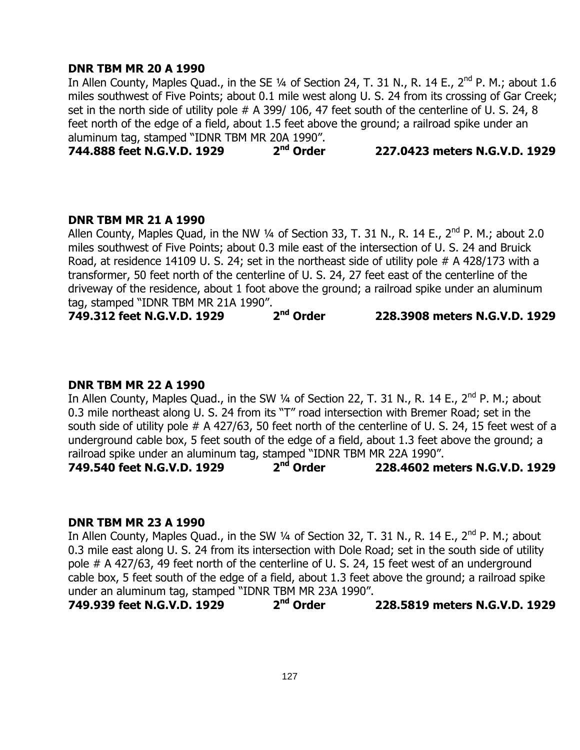**DNR TBM MR 20 A 1990**

In Allen County, Maples Quad., in the SE ¼ of Section 24, T. 31 N., R. 14 E., 2nd P. M.; about 1.6 miles southwest of Five Points; about 0.1 mile west along U. S. 24 from its crossing of Gar Creek; set in the north side of utility pole # A 399/ 106, 47 feet south of the centerline of U. S. 24, 8 feet north of the edge of a field, about 1.5 feet above the ground; a railroad spike under an aluminum tag, stamped "IDNR TBM MR 20A 1990".

**744.888 feet N.G.V.D. 1929 2nd Order 227.0423 meters N.G.V.D. 1929**

**DNR TBM MR 21 A 1990**

Allen County, Maples Quad, in the NW ¼ of Section 33, T. 31 N., R. 14 E., 2nd P. M.; about 2.0 miles southwest of Five Points; about 0.3 mile east of the intersection of U. S. 24 and Bruick Road, at residence 14109 U. S. 24; set in the northeast side of utility pole # A 428/173 with a transformer, 50 feet north of the centerline of U. S. 24, 27 feet east of the centerline of the driveway of the residence, about 1 foot above the ground; a railroad spike under an aluminum tag, stamped "IDNR TBM MR 21A 1990".

**749.312 feet N.G.V.D. 1929 2nd Order 228.3908 meters N.G.V.D. 1929**

**DNR TBM MR 22 A 1990**

In Allen County, Maples Quad., in the SW ¼ of Section 22, T. 31 N., R. 14 E., 2nd P. M.; about 0.3 mile northeast along U. S. 24 from its "T" road intersection with Bremer Road; set in the south side of utility pole # A 427/63, 50 feet north of the centerline of U. S. 24, 15 feet west of a underground cable box, 5 feet south of the edge of a field, about 1.3 feet above the ground; a railroad spike under an aluminum tag, stamped "IDNR TBM MR 22A 1990".

**749.540 feet N.G.V.D. 1929 2nd Order 228.4602 meters N.G.V.D. 1929**

**DNR TBM MR 23 A 1990**

In Allen County, Maples Quad., in the SW ¼ of Section 32, T. 31 N., R. 14 E., 2nd P. M.; about 0.3 mile east along U. S. 24 from its intersection with Dole Road; set in the south side of utility pole # A 427/63, 49 feet north of the centerline of U. S. 24, 15 feet west of an underground cable box, 5 feet south of the edge of a field, about 1.3 feet above the ground; a railroad spike under an aluminum tag, stamped "IDNR TBM MR 23A 1990".

**749.939 feet N.G.V.D. 1929 2nd Order 228.5819 meters N.G.V.D. 1929**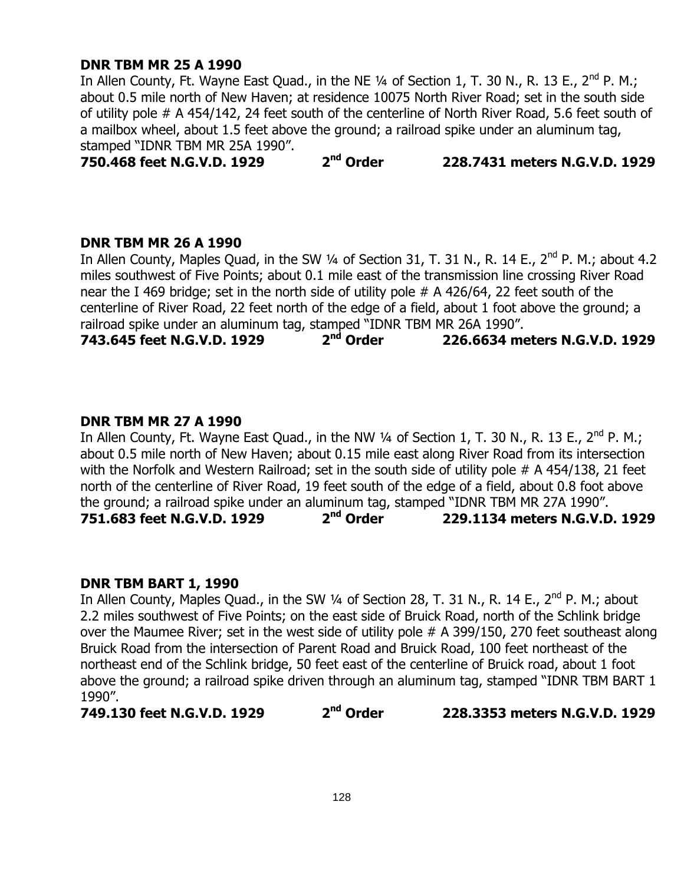**DNR TBM MR 25 A 1990**

In Allen County, Ft. Wayne East Quad., in the NE ¼ of Section 1, T. 30 N., R. 13 E., 2nd P. M.; about 0.5 mile north of New Haven; at residence 10075 North River Road; set in the south side of utility pole # A 454/142, 24 feet south of the centerline of North River Road, 5.6 feet south of a mailbox wheel, about 1.5 feet above the ground; a railroad spike under an aluminum tag, stamped "IDNR TBM MR 25A 1990".

**750.468 feet N.G.V.D. 1929 2nd Order 228.7431 meters N.G.V.D. 1929**

**DNR TBM MR 26 A 1990**

In Allen County, Maples Quad, in the SW ¼ of Section 31, T. 31 N., R. 14 E., 2nd P. M.; about 4.2 miles southwest of Five Points; about 0.1 mile east of the transmission line crossing River Road near the I 469 bridge; set in the north side of utility pole # A 426/64, 22 feet south of the centerline of River Road, 22 feet north of the edge of a field, about 1 foot above the ground; a railroad spike under an aluminum tag, stamped "IDNR TBM MR 26A 1990".

**743.645 feet N.G.V.D. 1929 2nd Order 226.6634 meters N.G.V.D. 1929**

**DNR TBM MR 27 A 1990**

In Allen County, Ft. Wayne East Quad., in the NW ¼ of Section 1, T. 30 N., R. 13 E., 2nd P. M.; about 0.5 mile north of New Haven; about 0.15 mile east along River Road from its intersection with the Norfolk and Western Railroad; set in the south side of utility pole # A 454/138, 21 feet north of the centerline of River Road, 19 feet south of the edge of a field, about 0.8 foot above the ground; a railroad spike under an aluminum tag, stamped "IDNR TBM MR 27A 1990".

**751.683 feet N.G.V.D. 1929 2nd Order 229.1134 meters N.G.V.D. 1929**

**DNR TBM BART 1, 1990**

In Allen County, Maples Quad., in the SW ¼ of Section 28, T. 31 N., R. 14 E., 2nd P. M.; about 2.2 miles southwest of Five Points; on the east side of Bruick Road, north of the Schlink bridge over the Maumee River; set in the west side of utility pole # A 399/150, 270 feet southeast along Bruick Road from the intersection of Parent Road and Bruick Road, 100 feet northeast of the northeast end of the Schlink bridge, 50 feet east of the centerline of Bruick road, about 1 foot above the ground; a railroad spike driven through an aluminum tag, stamped "IDNR TBM BART 1 1990".

**749.130 feet N.G.V.D. 1929 2nd Order 228.3353 meters N.G.V.D. 1929**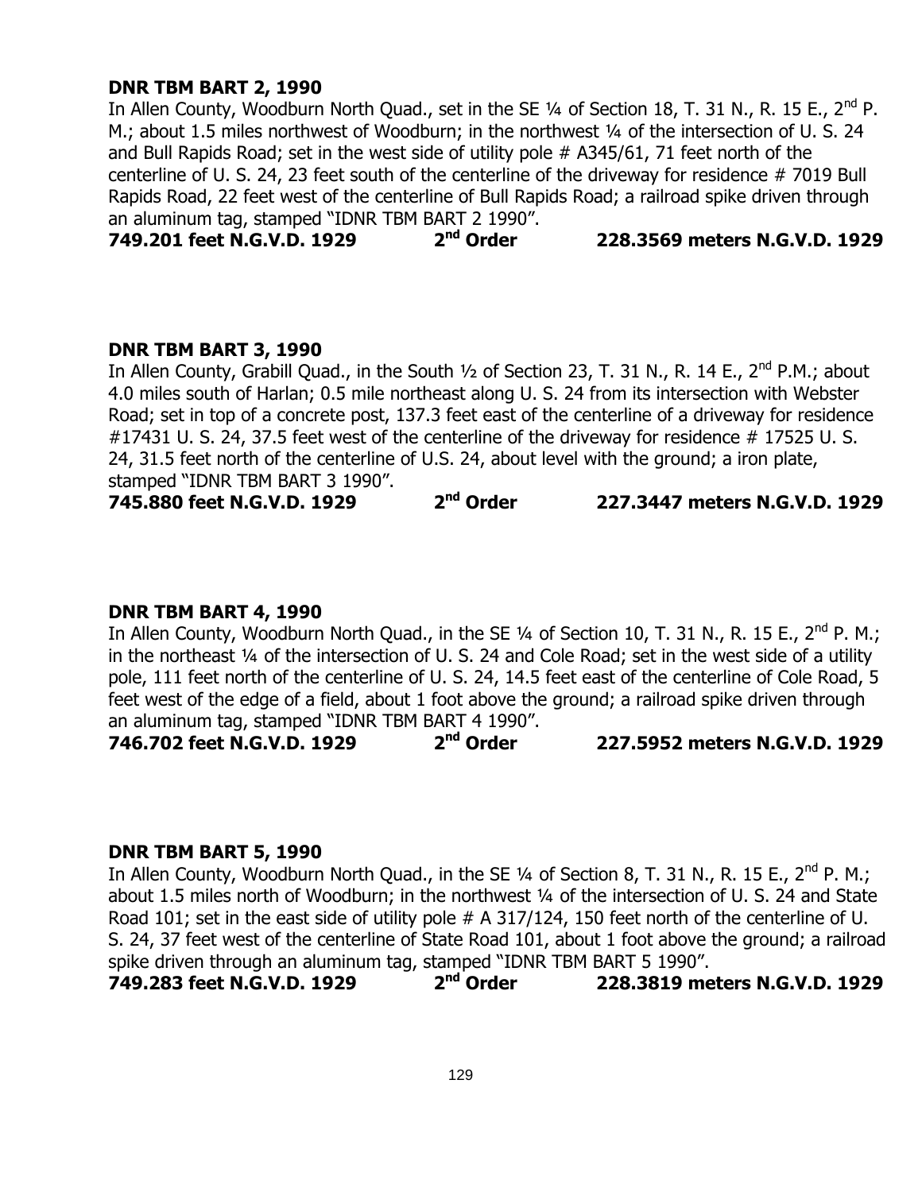**DNR TBM BART 2, 1990**

In Allen County, Woodburn North Quad., set in the SE ¼ of Section 18, T. 31 N., R. 15 E., 2nd P. M.; about 1.5 miles northwest of Woodburn; in the northwest ¼ of the intersection of U. S. 24 and Bull Rapids Road; set in the west side of utility pole # A345/61, 71 feet north of the centerline of U. S. 24, 23 feet south of the centerline of the driveway for residence # 7019 Bull Rapids Road, 22 feet west of the centerline of Bull Rapids Road; a railroad spike driven through an aluminum tag, stamped "IDNR TBM BART 2 1990".

**749.201 feet N.G.V.D. 1929 2nd Order 228.3569 meters N.G.V.D. 1929**

**DNR TBM BART 3, 1990**

In Allen County, Grabill Quad., in the South ½ of Section 23, T. 31 N., R. 14 E., 2nd P.M.; about 4.0 miles south of Harlan; 0.5 mile northeast along U. S. 24 from its intersection with Webster Road; set in top of a concrete post, 137.3 feet east of the centerline of a driveway for residence #17431 U. S. 24, 37.5 feet west of the centerline of the driveway for residence # 17525 U. S. 24, 31.5 feet north of the centerline of U.S. 24, about level with the ground; a iron plate, stamped "IDNR TBM BART 3 1990".

**745.880 feet N.G.V.D. 1929 2nd Order 227.3447 meters N.G.V.D. 1929**

**DNR TBM BART 4, 1990**

In Allen County, Woodburn North Quad., in the SE ¼ of Section 10, T. 31 N., R. 15 E., 2nd P. M.; in the northeast ¼ of the intersection of U. S. 24 and Cole Road; set in the west side of a utility pole, 111 feet north of the centerline of U. S. 24, 14.5 feet east of the centerline of Cole Road, 5 feet west of the edge of a field, about 1 foot above the ground; a railroad spike driven through an aluminum tag, stamped "IDNR TBM BART 4 1990".

**746.702 feet N.G.V.D. 1929 2nd Order 227.5952 meters N.G.V.D. 1929**

**DNR TBM BART 5, 1990**

In Allen County, Woodburn North Quad., in the SE ¼ of Section 8, T. 31 N., R. 15 E., 2nd P. M.; about 1.5 miles north of Woodburn; in the northwest ¼ of the intersection of U. S. 24 and State Road 101; set in the east side of utility pole # A 317/124, 150 feet north of the centerline of U. S. 24, 37 feet west of the centerline of State Road 101, about 1 foot above the ground; a railroad spike driven through an aluminum tag, stamped "IDNR TBM BART 5 1990".

**749.283 feet N.G.V.D. 1929 2nd Order 228.3819 meters N.G.V.D. 1929**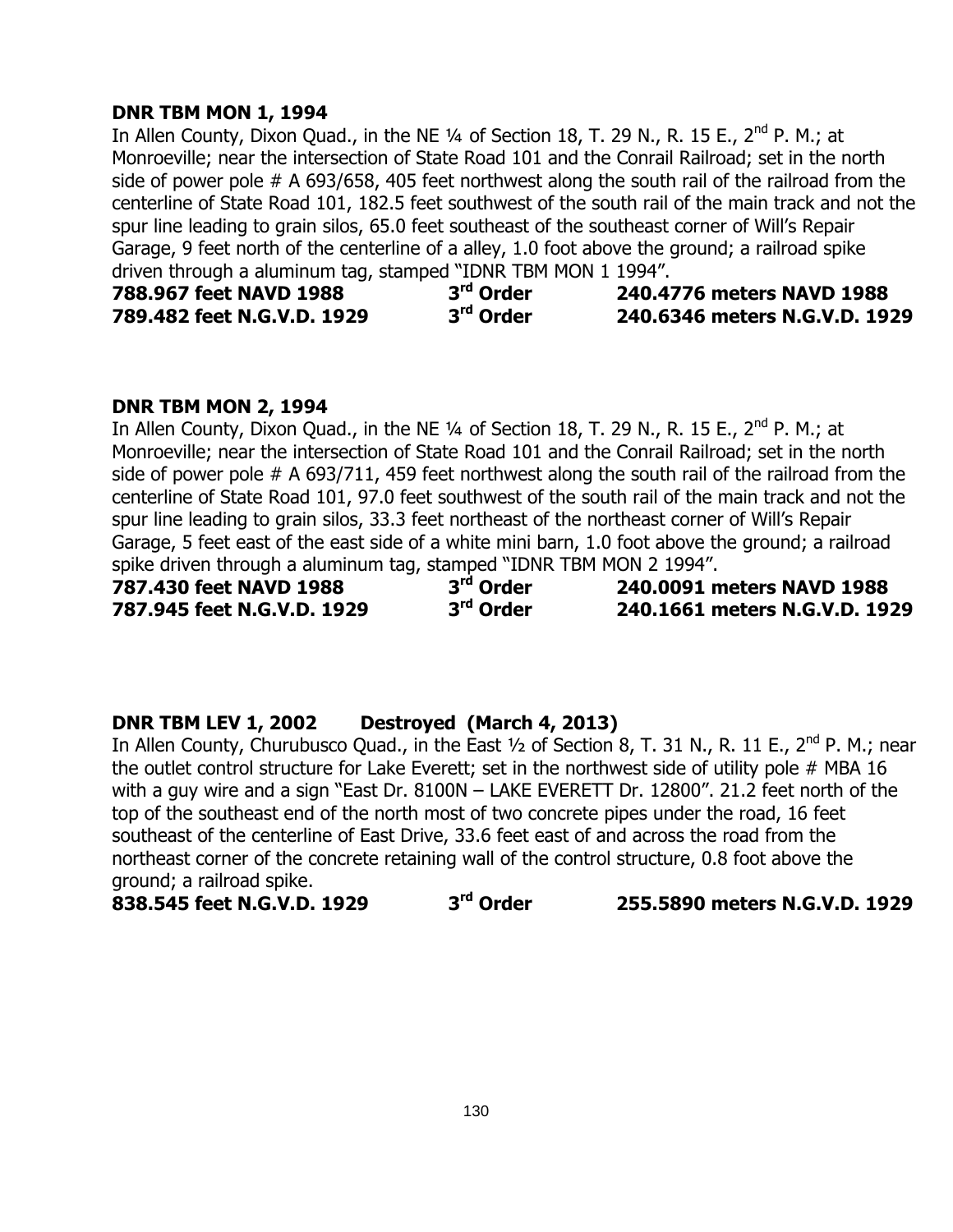**DNR TBM MON 1, 1994**

In Allen County, Dixon Quad., in the NE ¼ of Section 18, T. 29 N., R. 15 E., 2nd P. M.; at Monroeville; near the intersection of State Road 101 and the Conrail Railroad; set in the north side of power pole # A 693/658, 405 feet northwest along the south rail of the railroad from the centerline of State Road 101, 182.5 feet southwest of the south rail of the main track and not the spur line leading to grain silos, 65.0 feet southeast of the southeast corner of Will's Repair Garage, 9 feet north of the centerline of a alley, 1.0 foot above the ground; a railroad spike driven through a aluminum tag, stamped "IDNR TBM MON 1 1994".

**788.967 feet NAVD 1988 3rd Order 240.4776 meters NAVD 1988**
**789.482 feet N.G.V.D. 1929 3rd Order 240.6346 meters N.G.V.D. 1929**

**DNR TBM MON 2, 1994**

In Allen County, Dixon Quad., in the NE ¼ of Section 18, T. 29 N., R. 15 E., 2nd P. M.; at Monroeville; near the intersection of State Road 101 and the Conrail Railroad; set in the north side of power pole # A 693/711, 459 feet northwest along the south rail of the railroad from the centerline of State Road 101, 97.0 feet southwest of the south rail of the main track and not the spur line leading to grain silos, 33.3 feet northeast of the northeast corner of Will's Repair Garage, 5 feet east of the east side of a white mini barn, 1.0 foot above the ground; a railroad spike driven through a aluminum tag, stamped "IDNR TBM MON 2 1994".

**787.430 feet NAVD 1988 3rd Order 240.0091 meters NAVD 1988**
**787.945 feet N.G.V.D. 1929 3rd Order 240.1661 meters N.G.V.D. 1929**

**DNR TBM LEV 1, 2002 Destroyed (March 4, 2013)**

In Allen County, Churubusco Quad., in the East ½ of Section 8, T. 31 N., R. 11 E., 2nd P. M.; near the outlet control structure for Lake Everett; set in the northwest side of utility pole # MBA 16 with a guy wire and a sign "East Dr. 8100N – LAKE EVERETT Dr. 12800". 21.2 feet north of the top of the southeast end of the north most of two concrete pipes under the road, 16 feet southeast of the centerline of East Drive, 33.6 feet east of and across the road from the northeast corner of the concrete retaining wall of the control structure, 0.8 foot above the ground; a railroad spike.

**838.545 feet N.G.V.D. 1929 3rd Order 255.5890 meters N.G.V.D. 1929**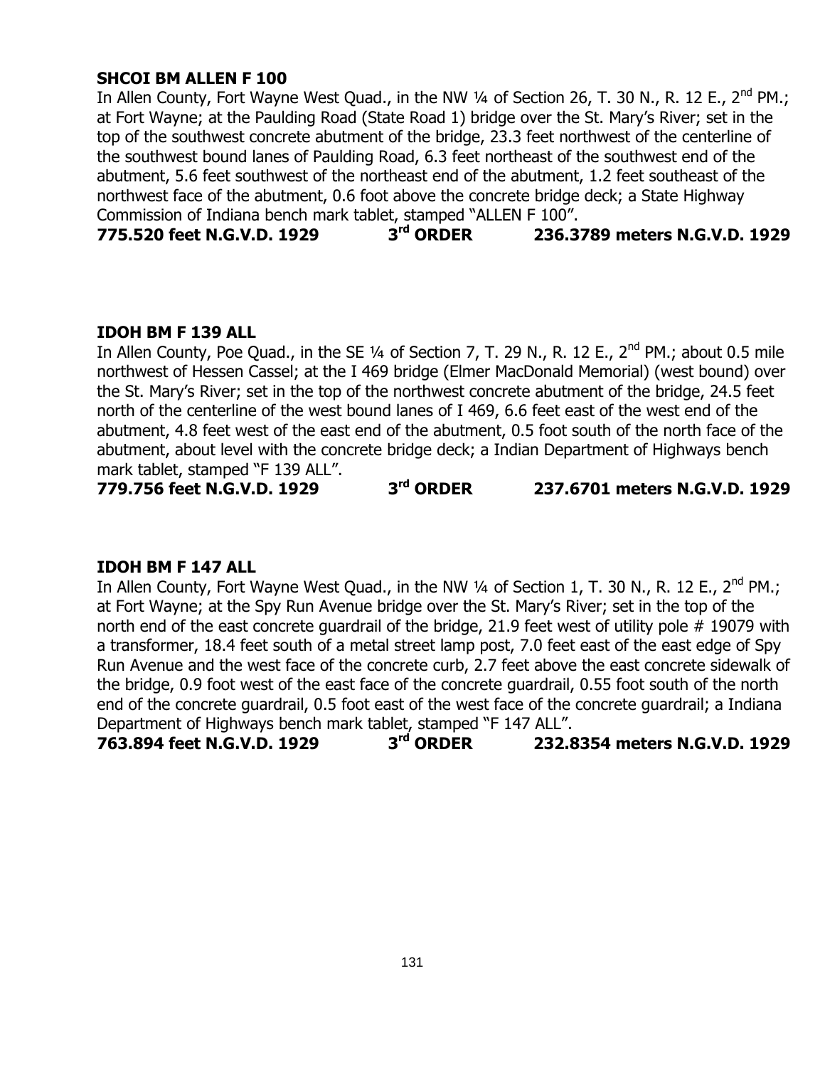**SHCOI BM ALLEN F 100**

In Allen County, Fort Wayne West Quad., in the NW ¼ of Section 26, T. 30 N., R. 12 E., 2nd PM.; at Fort Wayne; at the Paulding Road (State Road 1) bridge over the St. Mary's River; set in the top of the southwest concrete abutment of the bridge, 23.3 feet northwest of the centerline of the southwest bound lanes of Paulding Road, 6.3 feet northeast of the southwest end of the abutment, 5.6 feet southwest of the northeast end of the abutment, 1.2 feet southeast of the northwest face of the abutment, 0.6 foot above the concrete bridge deck; a State Highway Commission of Indiana bench mark tablet, stamped "ALLEN F 100".

**775.520 feet N.G.V.D. 1929 3rd ORDER 236.3789 meters N.G.V.D. 1929**

**IDOH BM F 139 ALL**

In Allen County, Poe Quad., in the SE ¼ of Section 7, T. 29 N., R. 12 E., 2nd PM.; about 0.5 mile northwest of Hessen Cassel; at the I 469 bridge (Elmer MacDonald Memorial) (west bound) over the St. Mary's River; set in the top of the northwest concrete abutment of the bridge, 24.5 feet north of the centerline of the west bound lanes of I 469, 6.6 feet east of the west end of the abutment, 4.8 feet west of the east end of the abutment, 0.5 foot south of the north face of the abutment, about level with the concrete bridge deck; a Indian Department of Highways bench mark tablet, stamped "F 139 ALL".

**779.756 feet N.G.V.D. 1929 3rd ORDER 237.6701 meters N.G.V.D. 1929**

**IDOH BM F 147 ALL**

In Allen County, Fort Wayne West Quad., in the NW ¼ of Section 1, T. 30 N., R. 12 E., 2nd PM.; at Fort Wayne; at the Spy Run Avenue bridge over the St. Mary's River; set in the top of the north end of the east concrete guardrail of the bridge, 21.9 feet west of utility pole # 19079 with a transformer, 18.4 feet south of a metal street lamp post, 7.0 feet east of the east edge of Spy Run Avenue and the west face of the concrete curb, 2.7 feet above the east concrete sidewalk of the bridge, 0.9 foot west of the east face of the concrete guardrail, 0.55 foot south of the north end of the concrete guardrail, 0.5 foot east of the west face of the concrete guardrail; a Indiana Department of Highways bench mark tablet, stamped "F 147 ALL".

**763.894 feet N.G.V.D. 1929 3rd ORDER 232.8354 meters N.G.V.D. 1929**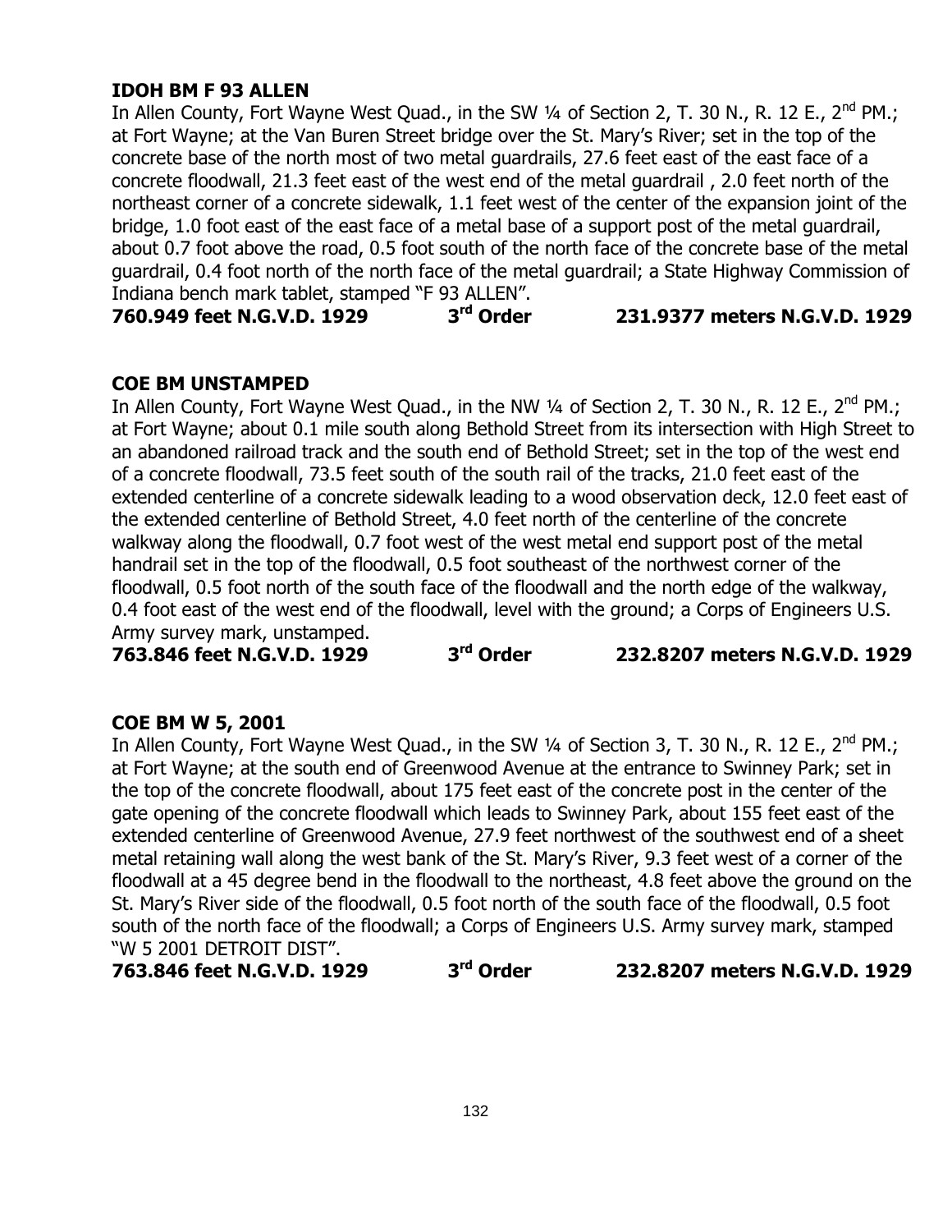**IDOH BM F 93 ALLEN**

In Allen County, Fort Wayne West Quad., in the SW ¼ of Section 2, T. 30 N., R. 12 E., 2nd PM.; at Fort Wayne; at the Van Buren Street bridge over the St. Mary's River; set in the top of the concrete base of the north most of two metal guardrails, 27.6 feet east of the east face of a concrete floodwall, 21.3 feet east of the west end of the metal guardrail , 2.0 feet north of the northeast corner of a concrete sidewalk, 1.1 feet west of the center of the expansion joint of the bridge, 1.0 foot east of the east face of a metal base of a support post of the metal guardrail, about 0.7 foot above the road, 0.5 foot south of the north face of the concrete base of the metal guardrail, 0.4 foot north of the north face of the metal guardrail; a State Highway Commission of Indiana bench mark tablet, stamped "F 93 ALLEN".

**760.949 feet N.G.V.D. 1929 3rd Order 231.9377 meters N.G.V.D. 1929**

**COE BM UNSTAMPED**

In Allen County, Fort Wayne West Quad., in the NW ¼ of Section 2, T. 30 N., R. 12 E., 2nd PM.; at Fort Wayne; about 0.1 mile south along Bethold Street from its intersection with High Street to an abandoned railroad track and the south end of Bethold Street; set in the top of the west end of a concrete floodwall, 73.5 feet south of the south rail of the tracks, 21.0 feet east of the extended centerline of a concrete sidewalk leading to a wood observation deck, 12.0 feet east of the extended centerline of Bethold Street, 4.0 feet north of the centerline of the concrete walkway along the floodwall, 0.7 foot west of the west metal end support post of the metal handrail set in the top of the floodwall, 0.5 foot southeast of the northwest corner of the floodwall, 0.5 foot north of the south face of the floodwall and the north edge of the walkway, 0.4 foot east of the west end of the floodwall, level with the ground; a Corps of Engineers U.S. Army survey mark, unstamped.

**763.846 feet N.G.V.D. 1929 3rd Order 232.8207 meters N.G.V.D. 1929**

**COE BM W 5, 2001**

In Allen County, Fort Wayne West Quad., in the SW ¼ of Section 3, T. 30 N., R. 12 E., 2nd PM.; at Fort Wayne; at the south end of Greenwood Avenue at the entrance to Swinney Park; set in the top of the concrete floodwall, about 175 feet east of the concrete post in the center of the gate opening of the concrete floodwall which leads to Swinney Park, about 155 feet east of the extended centerline of Greenwood Avenue, 27.9 feet northwest of the southwest end of a sheet metal retaining wall along the west bank of the St. Mary's River, 9.3 feet west of a corner of the floodwall at a 45 degree bend in the floodwall to the northeast, 4.8 feet above the ground on the St. Mary's River side of the floodwall, 0.5 foot north of the south face of the floodwall, 0.5 foot south of the north face of the floodwall; a Corps of Engineers U.S. Army survey mark, stamped "W 5 2001 DETROIT DIST".

**763.846 feet N.G.V.D. 1929 3rd Order 232.8207 meters N.G.V.D. 1929**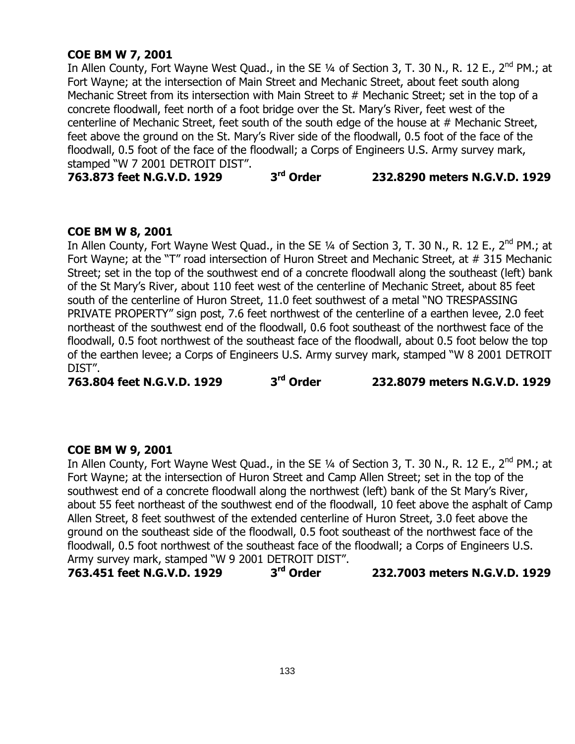**COE BM W 7, 2001**

In Allen County, Fort Wayne West Quad., in the SE ¼ of Section 3, T. 30 N., R. 12 E., 2nd PM.; at Fort Wayne; at the intersection of Main Street and Mechanic Street, about feet south along Mechanic Street from its intersection with Main Street to # Mechanic Street; set in the top of a concrete floodwall, feet north of a foot bridge over the St. Mary's River, feet west of the centerline of Mechanic Street, feet south of the south edge of the house at # Mechanic Street, feet above the ground on the St. Mary's River side of the floodwall, 0.5 foot of the face of the floodwall, 0.5 foot of the face of the floodwall; a Corps of Engineers U.S. Army survey mark, stamped "W 7 2001 DETROIT DIST".

**763.873 feet N.G.V.D. 1929 3rd Order 232.8290 meters N.G.V.D. 1929**

**COE BM W 8, 2001**

In Allen County, Fort Wayne West Quad., in the SE ¼ of Section 3, T. 30 N., R. 12 E., 2nd PM.; at Fort Wayne; at the "T" road intersection of Huron Street and Mechanic Street, at # 315 Mechanic Street; set in the top of the southwest end of a concrete floodwall along the southeast (left) bank of the St Mary's River, about 110 feet west of the centerline of Mechanic Street, about 85 feet south of the centerline of Huron Street, 11.0 feet southwest of a metal "NO TRESPASSING PRIVATE PROPERTY" sign post, 7.6 feet northwest of the centerline of a earthen levee, 2.0 feet northeast of the southwest end of the floodwall, 0.6 foot southeast of the northwest face of the floodwall, 0.5 foot northwest of the southeast face of the floodwall, about 0.5 foot below the top of the earthen levee; a Corps of Engineers U.S. Army survey mark, stamped "W 8 2001 DETROIT DIST".

**763.804 feet N.G.V.D. 1929 3rd Order 232.8079 meters N.G.V.D. 1929**

**COE BM W 9, 2001**

In Allen County, Fort Wayne West Quad., in the SE ¼ of Section 3, T. 30 N., R. 12 E., 2nd PM.; at Fort Wayne; at the intersection of Huron Street and Camp Allen Street; set in the top of the southwest end of a concrete floodwall along the northwest (left) bank of the St Mary's River, about 55 feet northeast of the southwest end of the floodwall, 10 feet above the asphalt of Camp Allen Street, 8 feet southwest of the extended centerline of Huron Street, 3.0 feet above the ground on the southeast side of the floodwall, 0.5 foot southeast of the northwest face of the floodwall, 0.5 foot northwest of the southeast face of the floodwall; a Corps of Engineers U.S. Army survey mark, stamped "W 9 2001 DETROIT DIST".

**763.451 feet N.G.V.D. 1929 3rd Order 232.7003 meters N.G.V.D. 1929**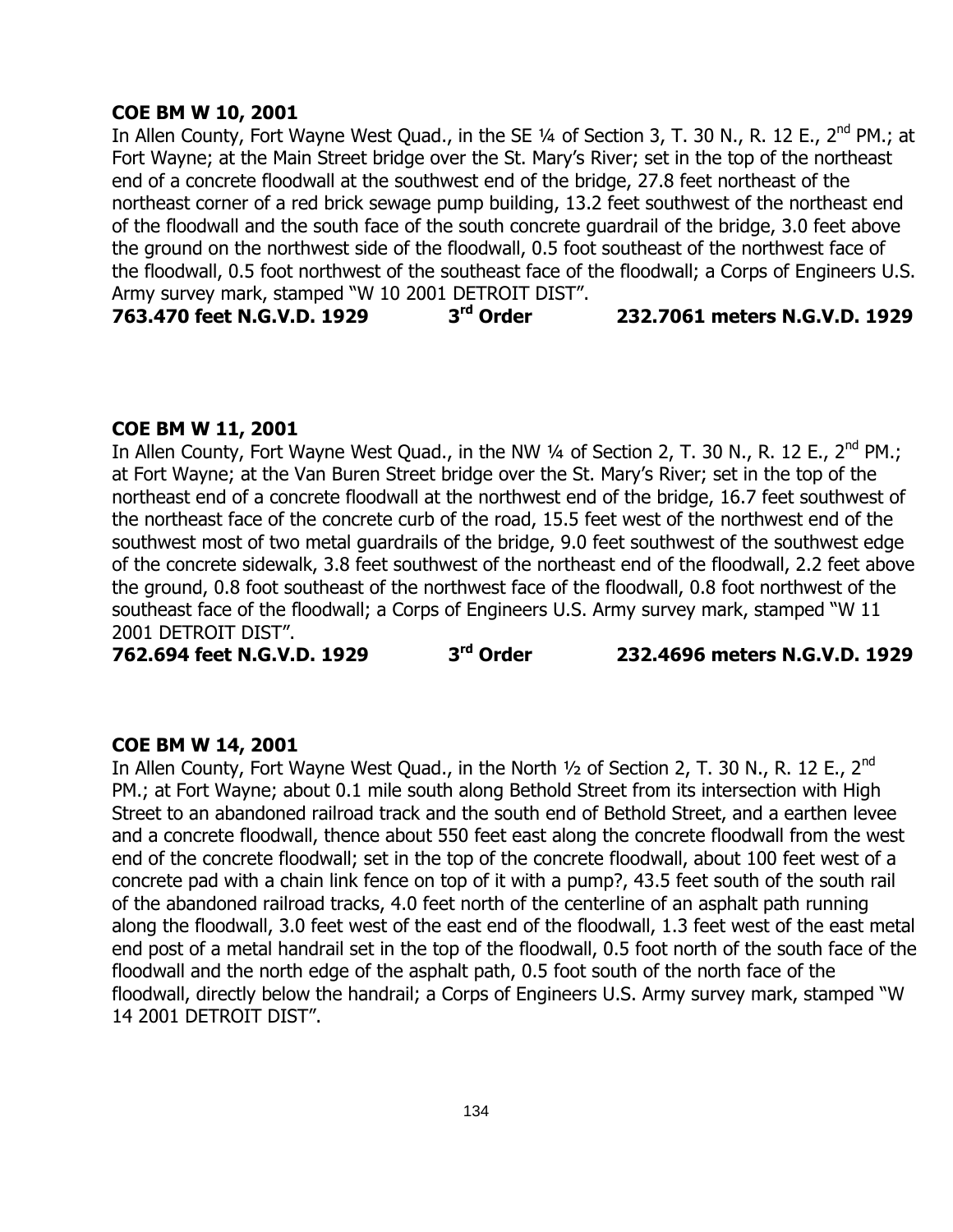**COE BM W 10, 2001**

In Allen County, Fort Wayne West Quad., in the SE ¼ of Section 3, T. 30 N., R. 12 E., 2nd PM.; at Fort Wayne; at the Main Street bridge over the St. Mary's River; set in the top of the northeast end of a concrete floodwall at the southwest end of the bridge, 27.8 feet northeast of the northeast corner of a red brick sewage pump building, 13.2 feet southwest of the northeast end of the floodwall and the south face of the south concrete guardrail of the bridge, 3.0 feet above the ground on the northwest side of the floodwall, 0.5 foot southeast of the northwest face of the floodwall, 0.5 foot northwest of the southeast face of the floodwall; a Corps of Engineers U.S. Army survey mark, stamped "W 10 2001 DETROIT DIST".

**763.470 feet N.G.V.D. 1929 3rd Order 232.7061 meters N.G.V.D. 1929**

**COE BM W 11, 2001**

In Allen County, Fort Wayne West Quad., in the NW ¼ of Section 2, T. 30 N., R. 12 E., 2nd PM.; at Fort Wayne; at the Van Buren Street bridge over the St. Mary's River; set in the top of the northeast end of a concrete floodwall at the northwest end of the bridge, 16.7 feet southwest of the northeast face of the concrete curb of the road, 15.5 feet west of the northwest end of the southwest most of two metal guardrails of the bridge, 9.0 feet southwest of the southwest edge of the concrete sidewalk, 3.8 feet southwest of the northeast end of the floodwall, 2.2 feet above the ground, 0.8 foot southeast of the northwest face of the floodwall, 0.8 foot northwest of the southeast face of the floodwall; a Corps of Engineers U.S. Army survey mark, stamped "W 11 2001 DETROIT DIST".

**762.694 feet N.G.V.D. 1929 3rd Order 232.4696 meters N.G.V.D. 1929**

**COE BM W 14, 2001**

In Allen County, Fort Wayne West Quad., in the North ½ of Section 2, T. 30 N., R. 12 E., 2nd PM.; at Fort Wayne; about 0.1 mile south along Bethold Street from its intersection with High Street to an abandoned railroad track and the south end of Bethold Street, and a earthen levee and a concrete floodwall, thence about 550 feet east along the concrete floodwall from the west end of the concrete floodwall; set in the top of the concrete floodwall, about 100 feet west of a concrete pad with a chain link fence on top of it with a pump?, 43.5 feet south of the south rail of the abandoned railroad tracks, 4.0 feet north of the centerline of an asphalt path running along the floodwall, 3.0 feet west of the east end of the floodwall, 1.3 feet west of the east metal end post of a metal handrail set in the top of the floodwall, 0.5 foot north of the south face of the floodwall and the north edge of the asphalt path, 0.5 foot south of the north face of the floodwall, directly below the handrail; a Corps of Engineers U.S. Army survey mark, stamped "W 14 2001 DETROIT DIST".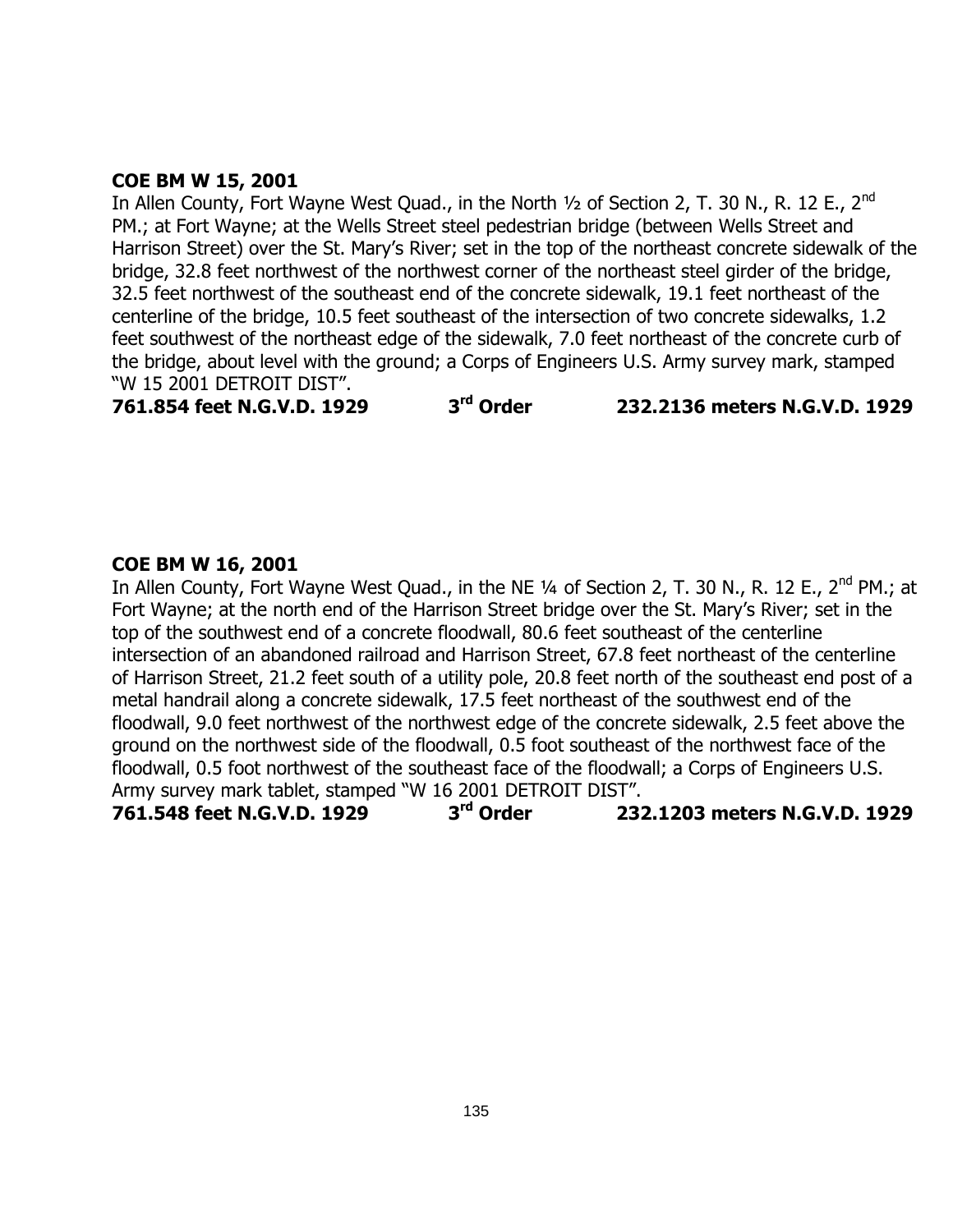**COE BM W 15, 2001**

In Allen County, Fort Wayne West Quad., in the North ½ of Section 2, T. 30 N., R. 12 E., 2nd PM.; at Fort Wayne; at the Wells Street steel pedestrian bridge (between Wells Street and Harrison Street) over the St. Mary's River; set in the top of the northeast concrete sidewalk of the bridge, 32.8 feet northwest of the northwest corner of the northeast steel girder of the bridge, 32.5 feet northwest of the southeast end of the concrete sidewalk, 19.1 feet northeast of the centerline of the bridge, 10.5 feet southeast of the intersection of two concrete sidewalks, 1.2 feet southwest of the northeast edge of the sidewalk, 7.0 feet northeast of the concrete curb of the bridge, about level with the ground; a Corps of Engineers U.S. Army survey mark, stamped "W 15 2001 DETROIT DIST".

**761.854 feet N.G.V.D. 1929 3rd Order 232.2136 meters N.G.V.D. 1929**

**COE BM W 16, 2001**

In Allen County, Fort Wayne West Quad., in the NE ¼ of Section 2, T. 30 N., R. 12 E., 2nd PM.; at Fort Wayne; at the north end of the Harrison Street bridge over the St. Mary's River; set in the top of the southwest end of a concrete floodwall, 80.6 feet southeast of the centerline intersection of an abandoned railroad and Harrison Street, 67.8 feet northeast of the centerline of Harrison Street, 21.2 feet south of a utility pole, 20.8 feet north of the southeast end post of a metal handrail along a concrete sidewalk, 17.5 feet northeast of the southwest end of the floodwall, 9.0 feet northwest of the northwest edge of the concrete sidewalk, 2.5 feet above the ground on the northwest side of the floodwall, 0.5 foot southeast of the northwest face of the floodwall, 0.5 foot northwest of the southeast face of the floodwall; a Corps of Engineers U.S. Army survey mark tablet, stamped "W 16 2001 DETROIT DIST".

**761.548 feet N.G.V.D. 1929 3rd Order 232.1203 meters N.G.V.D. 1929**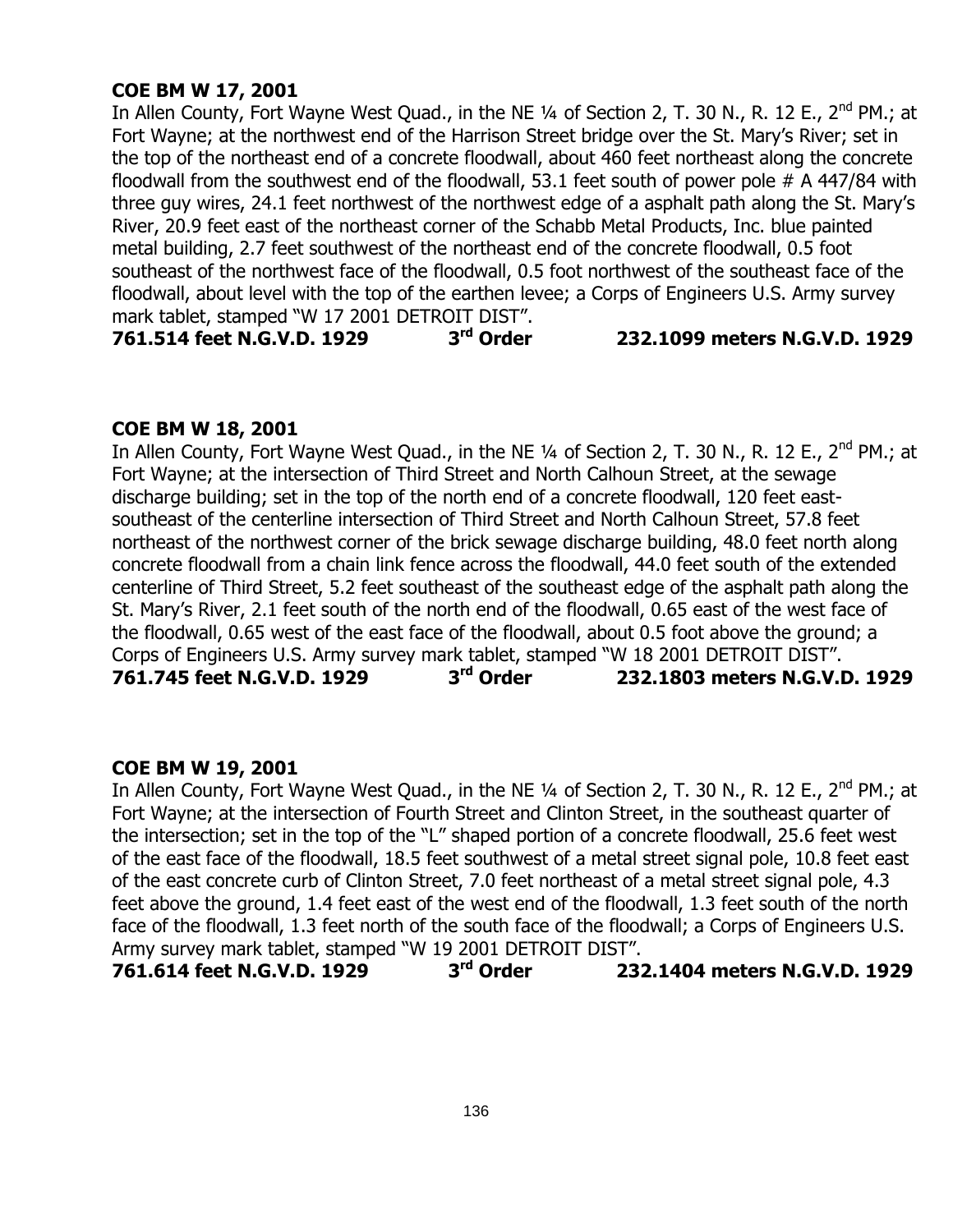**COE BM W 17, 2001**

In Allen County, Fort Wayne West Quad., in the NE ¼ of Section 2, T. 30 N., R. 12 E., 2nd PM.; at Fort Wayne; at the northwest end of the Harrison Street bridge over the St. Mary's River; set in the top of the northeast end of a concrete floodwall, about 460 feet northeast along the concrete floodwall from the southwest end of the floodwall, 53.1 feet south of power pole # A 447/84 with three guy wires, 24.1 feet northwest of the northwest edge of a asphalt path along the St. Mary's River, 20.9 feet east of the northeast corner of the Schabb Metal Products, Inc. blue painted metal building, 2.7 feet southwest of the northeast end of the concrete floodwall, 0.5 foot southeast of the northwest face of the floodwall, 0.5 foot northwest of the southeast face of the floodwall, about level with the top of the earthen levee; a Corps of Engineers U.S. Army survey mark tablet, stamped "W 17 2001 DETROIT DIST".

**761.514 feet N.G.V.D. 1929 3rd Order 232.1099 meters N.G.V.D. 1929**

**COE BM W 18, 2001**

In Allen County, Fort Wayne West Quad., in the NE ¼ of Section 2, T. 30 N., R. 12 E., 2nd PM.; at Fort Wayne; at the intersection of Third Street and North Calhoun Street, at the sewage discharge building; set in the top of the north end of a concrete floodwall, 120 feet east-southeast of the centerline intersection of Third Street and North Calhoun Street, 57.8 feet northeast of the northwest corner of the brick sewage discharge building, 48.0 feet north along concrete floodwall from a chain link fence across the floodwall, 44.0 feet south of the extended centerline of Third Street, 5.2 feet southeast of the southeast edge of the asphalt path along the St. Mary's River, 2.1 feet south of the north end of the floodwall, 0.65 east of the west face of the floodwall, 0.65 west of the east face of the floodwall, about 0.5 foot above the ground; a Corps of Engineers U.S. Army survey mark tablet, stamped "W 18 2001 DETROIT DIST".

**761.745 feet N.G.V.D. 1929 3rd Order 232.1803 meters N.G.V.D. 1929**

**COE BM W 19, 2001**

In Allen County, Fort Wayne West Quad., in the NE ¼ of Section 2, T. 30 N., R. 12 E., 2nd PM.; at Fort Wayne; at the intersection of Fourth Street and Clinton Street, in the southeast quarter of the intersection; set in the top of the "L" shaped portion of a concrete floodwall, 25.6 feet west of the east face of the floodwall, 18.5 feet southwest of a metal street signal pole, 10.8 feet east of the east concrete curb of Clinton Street, 7.0 feet northeast of a metal street signal pole, 4.3 feet above the ground, 1.4 feet east of the west end of the floodwall, 1.3 feet south of the north face of the floodwall, 1.3 feet north of the south face of the floodwall; a Corps of Engineers U.S. Army survey mark tablet, stamped "W 19 2001 DETROIT DIST".

**761.614 feet N.G.V.D. 1929 3rd Order 232.1404 meters N.G.V.D. 1929**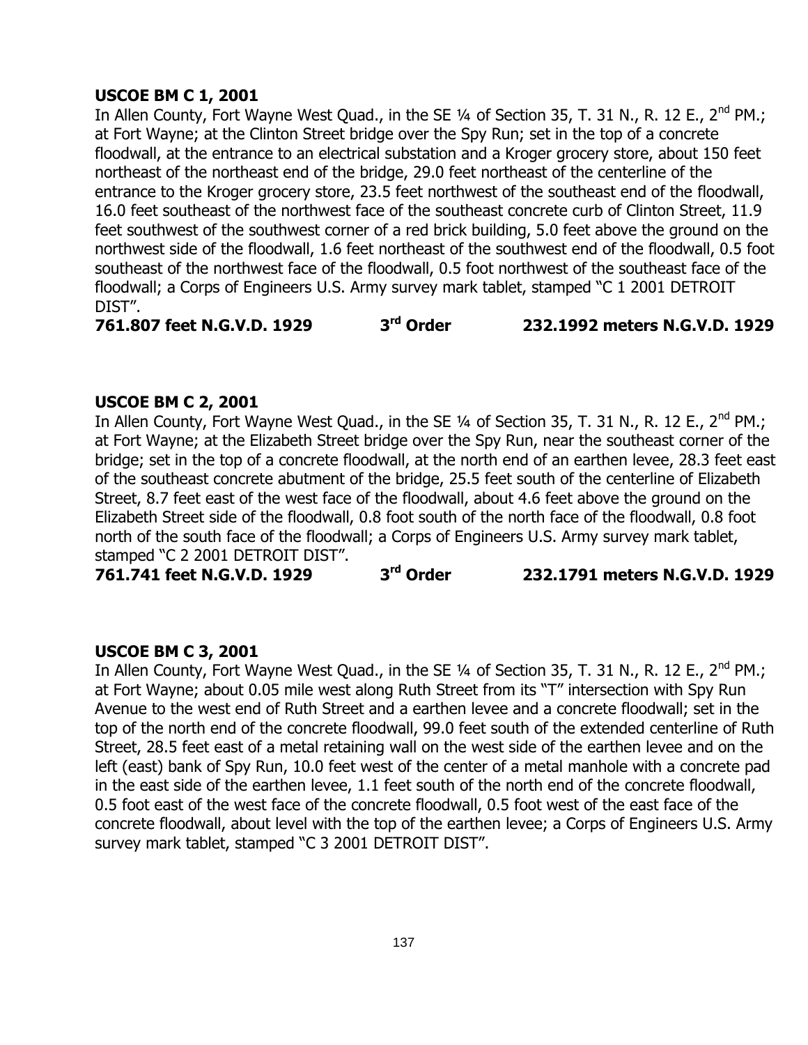**USCOE BM C 1, 2001**

In Allen County, Fort Wayne West Quad., in the SE ¼ of Section 35, T. 31 N., R. 12 E., 2nd PM.; at Fort Wayne; at the Clinton Street bridge over the Spy Run; set in the top of a concrete floodwall, at the entrance to an electrical substation and a Kroger grocery store, about 150 feet northeast of the northeast end of the bridge, 29.0 feet northeast of the centerline of the entrance to the Kroger grocery store, 23.5 feet northwest of the southeast end of the floodwall, 16.0 feet southeast of the northwest face of the southeast concrete curb of Clinton Street, 11.9 feet southwest of the southwest corner of a red brick building, 5.0 feet above the ground on the northwest side of the floodwall, 1.6 feet northeast of the southwest end of the floodwall, 0.5 foot southeast of the northwest face of the floodwall, 0.5 foot northwest of the southeast face of the floodwall; a Corps of Engineers U.S. Army survey mark tablet, stamped "C 1 2001 DETROIT DIST".

**761.807 feet N.G.V.D. 1929 3rd Order 232.1992 meters N.G.V.D. 1929**

**USCOE BM C 2, 2001**

In Allen County, Fort Wayne West Quad., in the SE ¼ of Section 35, T. 31 N., R. 12 E., 2nd PM.; at Fort Wayne; at the Elizabeth Street bridge over the Spy Run, near the southeast corner of the bridge; set in the top of a concrete floodwall, at the north end of an earthen levee, 28.3 feet east of the southeast concrete abutment of the bridge, 25.5 feet south of the centerline of Elizabeth Street, 8.7 feet east of the west face of the floodwall, about 4.6 feet above the ground on the Elizabeth Street side of the floodwall, 0.8 foot south of the north face of the floodwall, 0.8 foot north of the south face of the floodwall; a Corps of Engineers U.S. Army survey mark tablet, stamped "C 2 2001 DETROIT DIST".

**761.741 feet N.G.V.D. 1929 3rd Order 232.1791 meters N.G.V.D. 1929**

**USCOE BM C 3, 2001**

In Allen County, Fort Wayne West Quad., in the SE ¼ of Section 35, T. 31 N., R. 12 E., 2nd PM.; at Fort Wayne; about 0.05 mile west along Ruth Street from its "T" intersection with Spy Run Avenue to the west end of Ruth Street and a earthen levee and a concrete floodwall; set in the top of the north end of the concrete floodwall, 99.0 feet south of the extended centerline of Ruth Street, 28.5 feet east of a metal retaining wall on the west side of the earthen levee and on the left (east) bank of Spy Run, 10.0 feet west of the center of a metal manhole with a concrete pad in the east side of the earthen levee, 1.1 feet south of the north end of the concrete floodwall, 0.5 foot east of the west face of the concrete floodwall, 0.5 foot west of the east face of the concrete floodwall, about level with the top of the earthen levee; a Corps of Engineers U.S. Army survey mark tablet, stamped "C 3 2001 DETROIT DIST".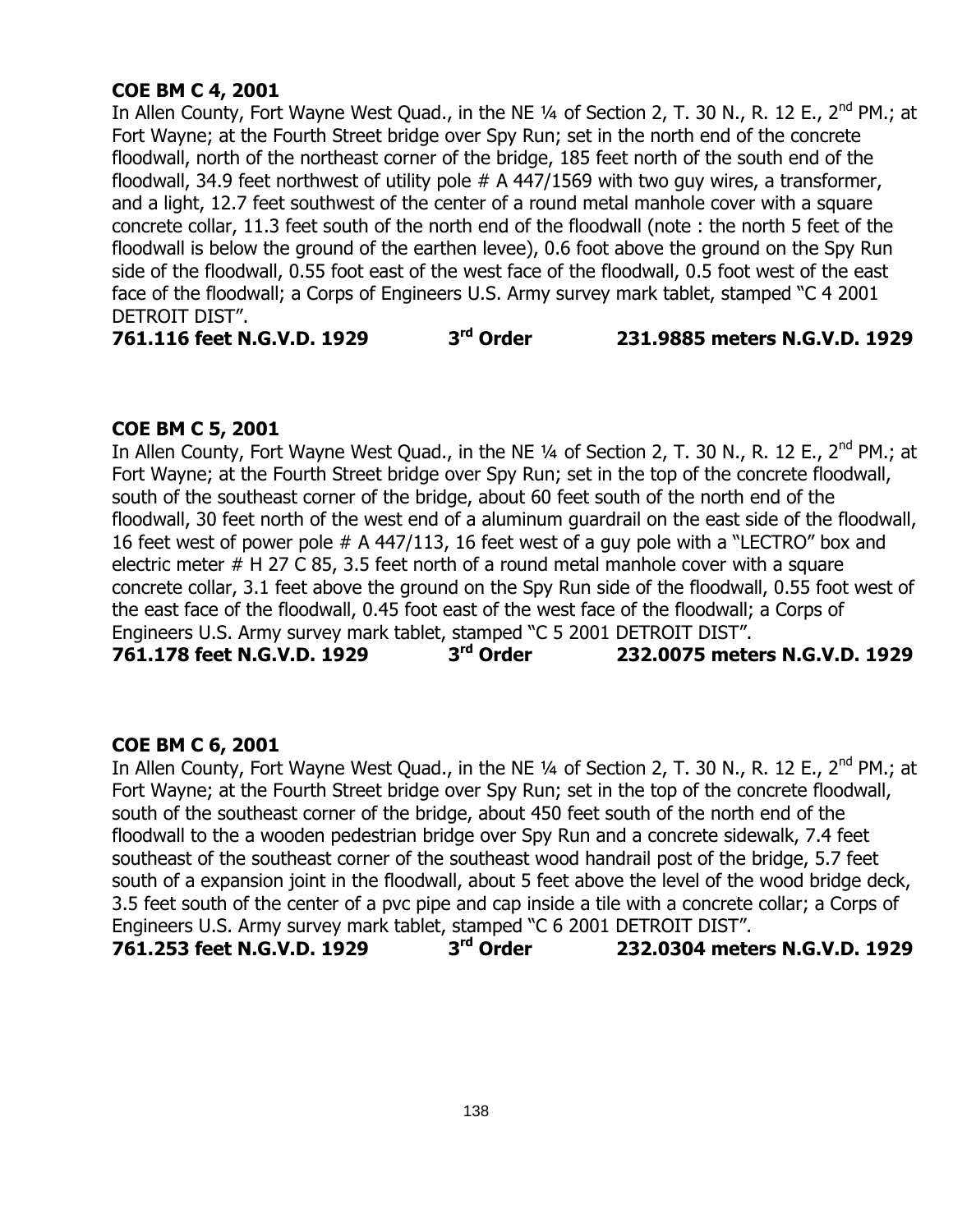**COE BM C 4, 2001**

In Allen County, Fort Wayne West Quad., in the NE ¼ of Section 2, T. 30 N., R. 12 E., 2nd PM.; at Fort Wayne; at the Fourth Street bridge over Spy Run; set in the north end of the concrete floodwall, north of the northeast corner of the bridge, 185 feet north of the south end of the floodwall, 34.9 feet northwest of utility pole # A 447/1569 with two guy wires, a transformer, and a light, 12.7 feet southwest of the center of a round metal manhole cover with a square concrete collar, 11.3 feet south of the north end of the floodwall (note : the north 5 feet of the floodwall is below the ground of the earthen levee), 0.6 foot above the ground on the Spy Run side of the floodwall, 0.55 foot east of the west face of the floodwall, 0.5 foot west of the east face of the floodwall; a Corps of Engineers U.S. Army survey mark tablet, stamped "C 4 2001 DETROIT DIST".

**761.116 feet N.G.V.D. 1929 3rd Order 231.9885 meters N.G.V.D. 1929**

**COE BM C 5, 2001**

In Allen County, Fort Wayne West Quad., in the NE ¼ of Section 2, T. 30 N., R. 12 E., 2nd PM.; at Fort Wayne; at the Fourth Street bridge over Spy Run; set in the top of the concrete floodwall, south of the southeast corner of the bridge, about 60 feet south of the north end of the floodwall, 30 feet north of the west end of a aluminum guardrail on the east side of the floodwall, 16 feet west of power pole # A 447/113, 16 feet west of a guy pole with a "LECTRO" box and electric meter # H 27 C 85, 3.5 feet north of a round metal manhole cover with a square concrete collar, 3.1 feet above the ground on the Spy Run side of the floodwall, 0.55 foot west of the east face of the floodwall, 0.45 foot east of the west face of the floodwall; a Corps of Engineers U.S. Army survey mark tablet, stamped "C 5 2001 DETROIT DIST".

**761.178 feet N.G.V.D. 1929 3rd Order 232.0075 meters N.G.V.D. 1929**

**COE BM C 6, 2001**

In Allen County, Fort Wayne West Quad., in the NE ¼ of Section 2, T. 30 N., R. 12 E., 2nd PM.; at Fort Wayne; at the Fourth Street bridge over Spy Run; set in the top of the concrete floodwall, south of the southeast corner of the bridge, about 450 feet south of the north end of the floodwall to the a wooden pedestrian bridge over Spy Run and a concrete sidewalk, 7.4 feet southeast of the southeast corner of the southeast wood handrail post of the bridge, 5.7 feet south of a expansion joint in the floodwall, about 5 feet above the level of the wood bridge deck, 3.5 feet south of the center of a pvc pipe and cap inside a tile with a concrete collar; a Corps of Engineers U.S. Army survey mark tablet, stamped "C 6 2001 DETROIT DIST".

**761.253 feet N.G.V.D. 1929 3rd Order 232.0304 meters N.G.V.D. 1929**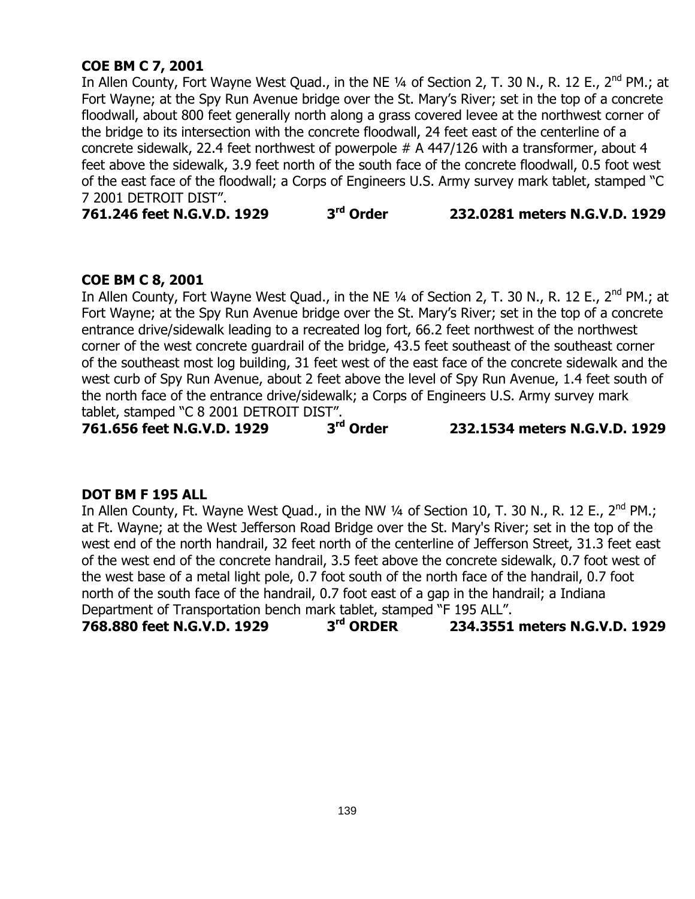**COE BM C 7, 2001**

In Allen County, Fort Wayne West Quad., in the NE ¼ of Section 2, T. 30 N., R. 12 E., 2nd PM.; at Fort Wayne; at the Spy Run Avenue bridge over the St. Mary's River; set in the top of a concrete floodwall, about 800 feet generally north along a grass covered levee at the northwest corner of the bridge to its intersection with the concrete floodwall, 24 feet east of the centerline of a concrete sidewalk, 22.4 feet northwest of powerpole # A 447/126 with a transformer, about 4 feet above the sidewalk, 3.9 feet north of the south face of the concrete floodwall, 0.5 foot west of the east face of the floodwall; a Corps of Engineers U.S. Army survey mark tablet, stamped "C 7 2001 DETROIT DIST".

**761.246 feet N.G.V.D. 1929 3rd Order 232.0281 meters N.G.V.D. 1929**

**COE BM C 8, 2001**

In Allen County, Fort Wayne West Quad., in the NE ¼ of Section 2, T. 30 N., R. 12 E., 2nd PM.; at Fort Wayne; at the Spy Run Avenue bridge over the St. Mary's River; set in the top of a concrete entrance drive/sidewalk leading to a recreated log fort, 66.2 feet northwest of the northwest corner of the west concrete guardrail of the bridge, 43.5 feet southeast of the southeast corner of the southeast most log building, 31 feet west of the east face of the concrete sidewalk and the west curb of Spy Run Avenue, about 2 feet above the level of Spy Run Avenue, 1.4 feet south of the north face of the entrance drive/sidewalk; a Corps of Engineers U.S. Army survey mark tablet, stamped "C 8 2001 DETROIT DIST".

**761.656 feet N.G.V.D. 1929 3rd Order 232.1534 meters N.G.V.D. 1929**

**DOT BM F 195 ALL**

In Allen County, Ft. Wayne West Quad., in the NW ¼ of Section 10, T. 30 N., R. 12 E., 2nd PM.; at Ft. Wayne; at the West Jefferson Road Bridge over the St. Mary's River; set in the top of the west end of the north handrail, 32 feet north of the centerline of Jefferson Street, 31.3 feet east of the west end of the concrete handrail, 3.5 feet above the concrete sidewalk, 0.7 foot west of the west base of a metal light pole, 0.7 foot south of the north face of the handrail, 0.7 foot north of the south face of the handrail, 0.7 foot east of a gap in the handrail; a Indiana Department of Transportation bench mark tablet, stamped "F 195 ALL".

**768.880 feet N.G.V.D. 1929 3rd ORDER 234.3551 meters N.G.V.D. 1929**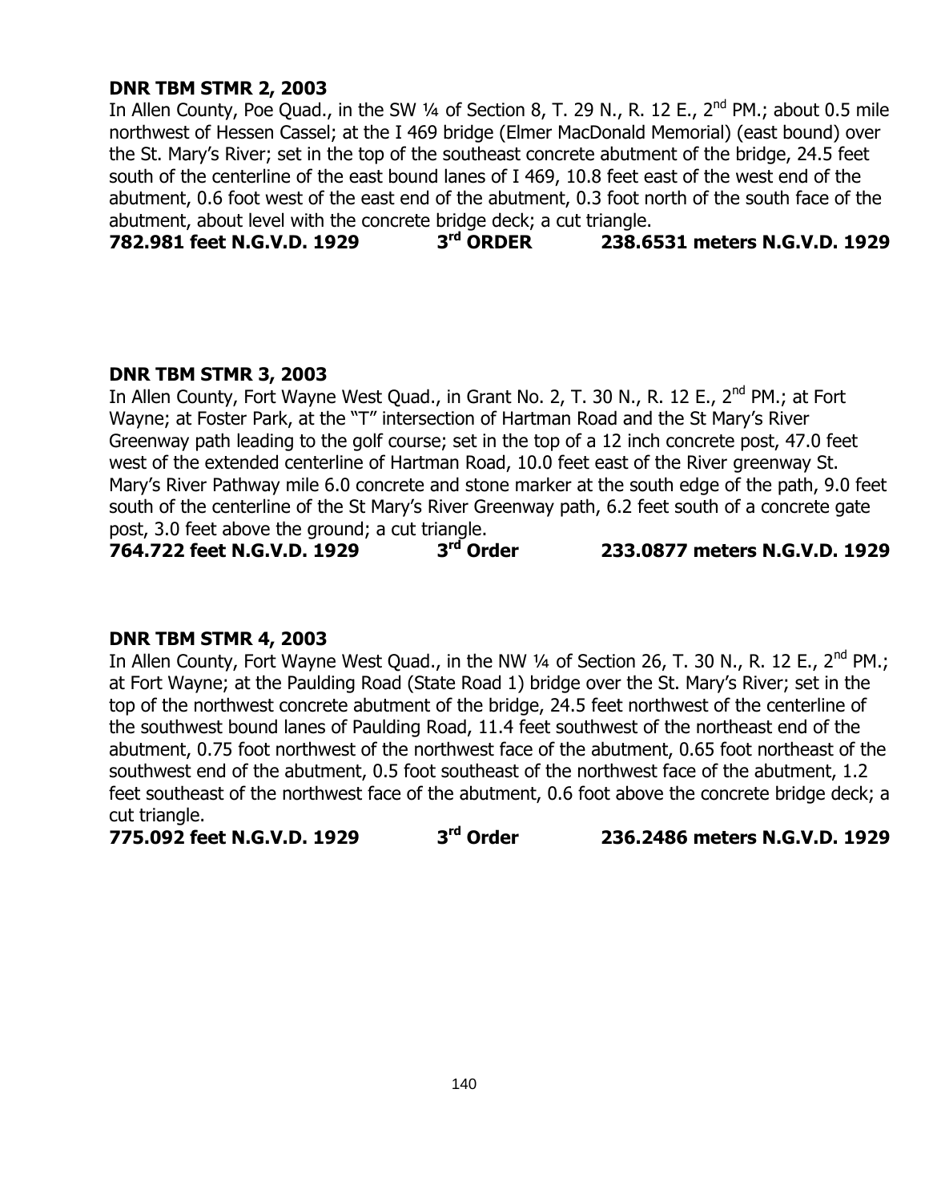**DNR TBM STMR 2, 2003**

In Allen County, Poe Quad., in the SW ¼ of Section 8, T. 29 N., R. 12 E., 2nd PM.; about 0.5 mile northwest of Hessen Cassel; at the I 469 bridge (Elmer MacDonald Memorial) (east bound) over the St. Mary's River; set in the top of the southeast concrete abutment of the bridge, 24.5 feet south of the centerline of the east bound lanes of I 469, 10.8 feet east of the west end of the abutment, 0.6 foot west of the east end of the abutment, 0.3 foot north of the south face of the abutment, about level with the concrete bridge deck; a cut triangle.

**782.981 feet N.G.V.D. 1929 3rd ORDER 238.6531 meters N.G.V.D. 1929**

**DNR TBM STMR 3, 2003**

In Allen County, Fort Wayne West Quad., in Grant No. 2, T. 30 N., R. 12 E., 2nd PM.; at Fort Wayne; at Foster Park, at the "T" intersection of Hartman Road and the St Mary's River Greenway path leading to the golf course; set in the top of a 12 inch concrete post, 47.0 feet west of the extended centerline of Hartman Road, 10.0 feet east of the River greenway St. Mary's River Pathway mile 6.0 concrete and stone marker at the south edge of the path, 9.0 feet south of the centerline of the St Mary's River Greenway path, 6.2 feet south of a concrete gate post, 3.0 feet above the ground; a cut triangle.

**764.722 feet N.G.V.D. 1929 3rd Order 233.0877 meters N.G.V.D. 1929**

**DNR TBM STMR 4, 2003**

In Allen County, Fort Wayne West Quad., in the NW ¼ of Section 26, T. 30 N., R. 12 E., 2nd PM.; at Fort Wayne; at the Paulding Road (State Road 1) bridge over the St. Mary's River; set in the top of the northwest concrete abutment of the bridge, 24.5 feet northwest of the centerline of the southwest bound lanes of Paulding Road, 11.4 feet southwest of the northeast end of the abutment, 0.75 foot northwest of the northwest face of the abutment, 0.65 foot northeast of the southwest end of the abutment, 0.5 foot southeast of the northwest face of the abutment, 1.2 feet southeast of the northwest face of the abutment, 0.6 foot above the concrete bridge deck; a cut triangle.

**775.092 feet N.G.V.D. 1929 3rd Order 236.2486 meters N.G.V.D. 1929**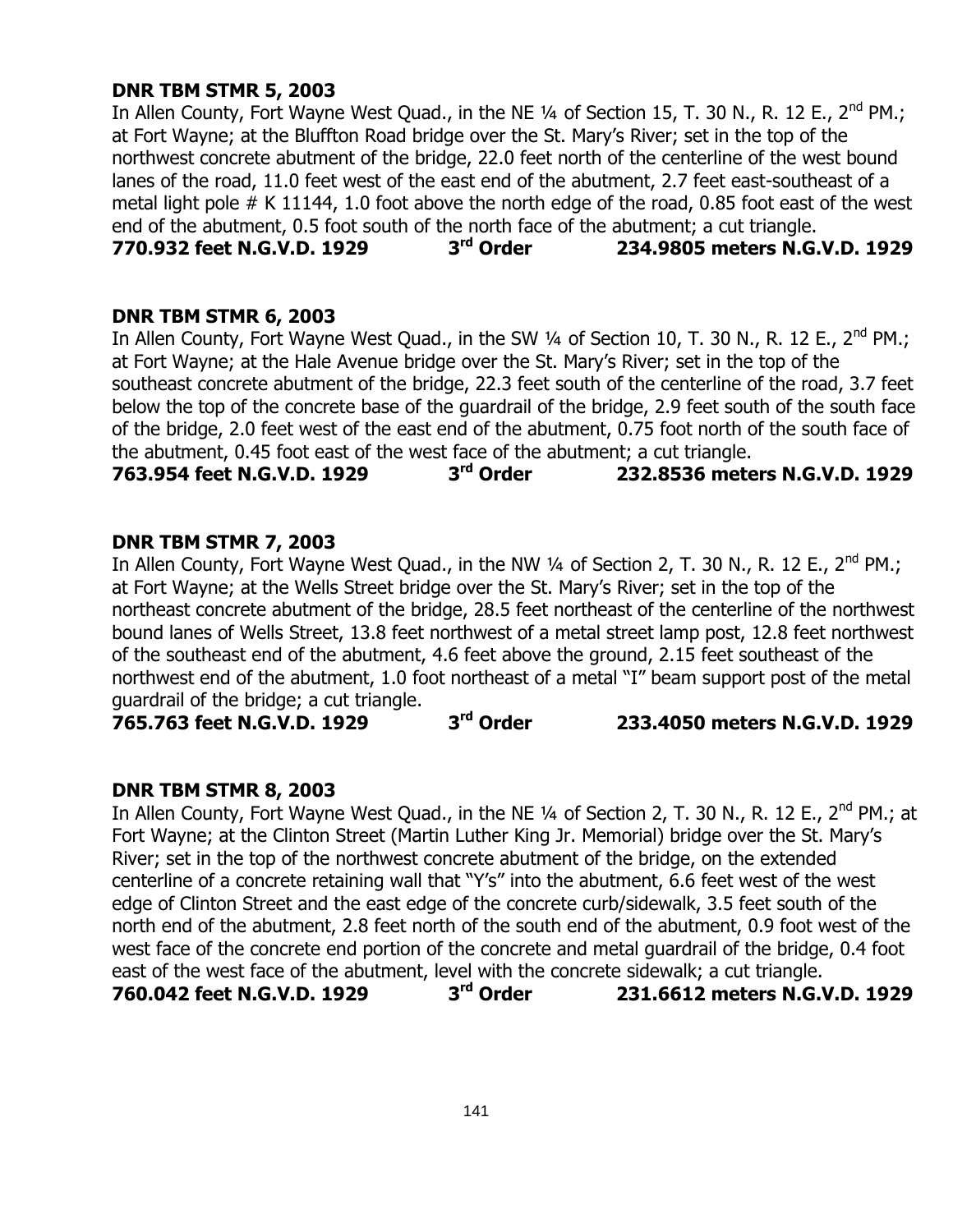**DNR TBM STMR 5, 2003**

In Allen County, Fort Wayne West Quad., in the NE ¼ of Section 15, T. 30 N., R. 12 E., 2nd PM.; at Fort Wayne; at the Bluffton Road bridge over the St. Mary's River; set in the top of the northwest concrete abutment of the bridge, 22.0 feet north of the centerline of the west bound lanes of the road, 11.0 feet west of the east end of the abutment, 2.7 feet east-southeast of a metal light pole # K 11144, 1.0 foot above the north edge of the road, 0.85 foot east of the west end of the abutment, 0.5 foot south of the north face of the abutment; a cut triangle.

**770.932 feet N.G.V.D. 1929 3rd Order 234.9805 meters N.G.V.D. 1929**

**DNR TBM STMR 6, 2003**

In Allen County, Fort Wayne West Quad., in the SW ¼ of Section 10, T. 30 N., R. 12 E., 2nd PM.; at Fort Wayne; at the Hale Avenue bridge over the St. Mary's River; set in the top of the southeast concrete abutment of the bridge, 22.3 feet south of the centerline of the road, 3.7 feet below the top of the concrete base of the guardrail of the bridge, 2.9 feet south of the south face of the bridge, 2.0 feet west of the east end of the abutment, 0.75 foot north of the south face of the abutment, 0.45 foot east of the west face of the abutment; a cut triangle.

**763.954 feet N.G.V.D. 1929 3rd Order 232.8536 meters N.G.V.D. 1929**

**DNR TBM STMR 7, 2003**

In Allen County, Fort Wayne West Quad., in the NW ¼ of Section 2, T. 30 N., R. 12 E., 2nd PM.; at Fort Wayne; at the Wells Street bridge over the St. Mary's River; set in the top of the northeast concrete abutment of the bridge, 28.5 feet northeast of the centerline of the northwest bound lanes of Wells Street, 13.8 feet northwest of a metal street lamp post, 12.8 feet northwest of the southeast end of the abutment, 4.6 feet above the ground, 2.15 feet southeast of the northwest end of the abutment, 1.0 foot northeast of a metal "I" beam support post of the metal guardrail of the bridge; a cut triangle.

**765.763 feet N.G.V.D. 1929 3rd Order 233.4050 meters N.G.V.D. 1929**

**DNR TBM STMR 8, 2003**

In Allen County, Fort Wayne West Quad., in the NE ¼ of Section 2, T. 30 N., R. 12 E., 2nd PM.; at Fort Wayne; at the Clinton Street (Martin Luther King Jr. Memorial) bridge over the St. Mary's River; set in the top of the northwest concrete abutment of the bridge, on the extended centerline of a concrete retaining wall that "Y's" into the abutment, 6.6 feet west of the west edge of Clinton Street and the east edge of the concrete curb/sidewalk, 3.5 feet south of the north end of the abutment, 2.8 feet north of the south end of the abutment, 0.9 foot west of the west face of the concrete end portion of the concrete and metal guardrail of the bridge, 0.4 foot east of the west face of the abutment, level with the concrete sidewalk; a cut triangle.

**760.042 feet N.G.V.D. 1929 3rd Order 231.6612 meters N.G.V.D. 1929**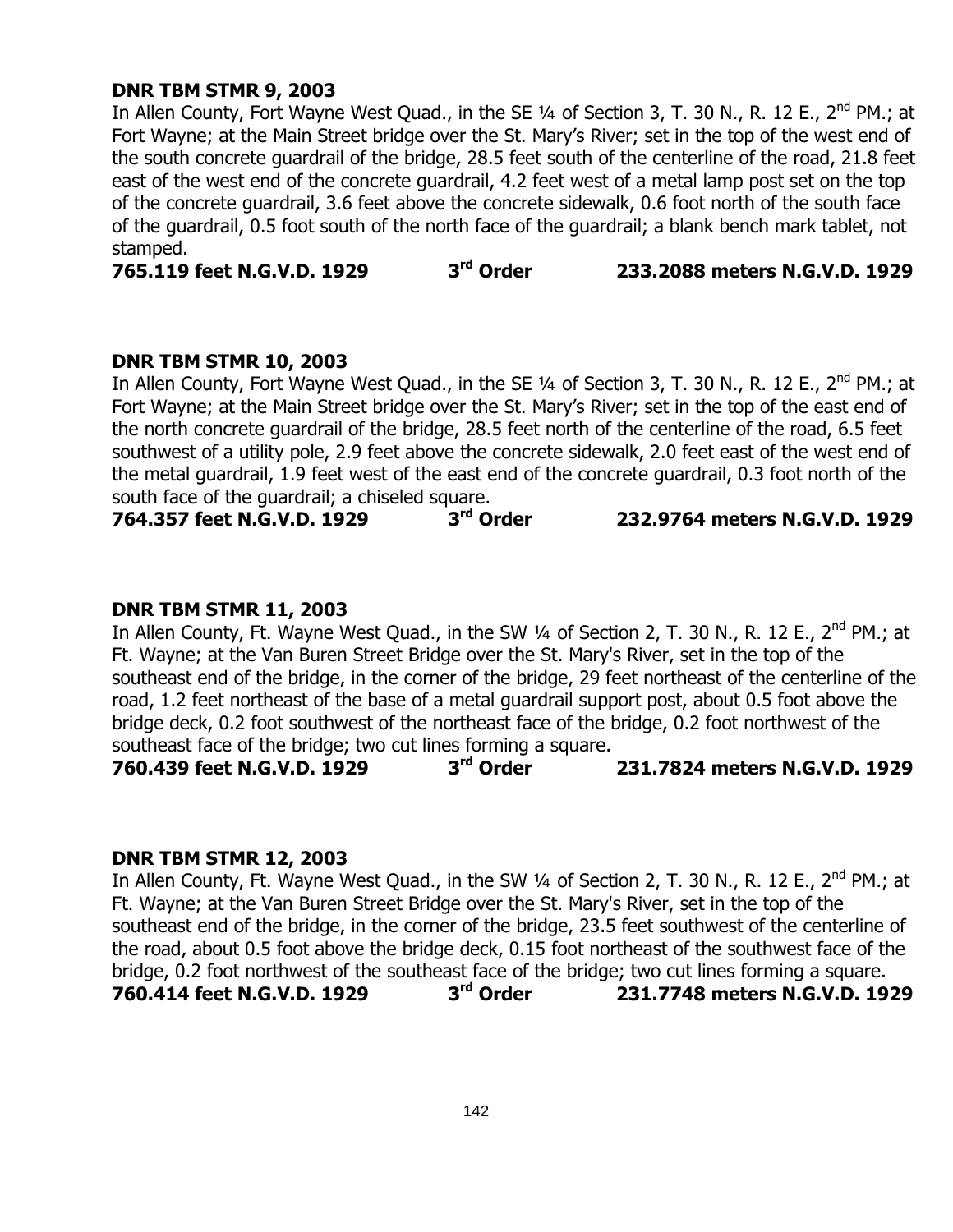**DNR TBM STMR 9, 2003**

In Allen County, Fort Wayne West Quad., in the SE ¼ of Section 3, T. 30 N., R. 12 E., 2nd PM.; at Fort Wayne; at the Main Street bridge over the St. Mary's River; set in the top of the west end of the south concrete guardrail of the bridge, 28.5 feet south of the centerline of the road, 21.8 feet east of the west end of the concrete guardrail, 4.2 feet west of a metal lamp post set on the top of the concrete guardrail, 3.6 feet above the concrete sidewalk, 0.6 foot north of the south face of the guardrail, 0.5 foot south of the north face of the guardrail; a blank bench mark tablet, not stamped.

**765.119 feet N.G.V.D. 1929 3rd Order 233.2088 meters N.G.V.D. 1929**

**DNR TBM STMR 10, 2003**

In Allen County, Fort Wayne West Quad., in the SE ¼ of Section 3, T. 30 N., R. 12 E., 2nd PM.; at Fort Wayne; at the Main Street bridge over the St. Mary's River; set in the top of the east end of the north concrete guardrail of the bridge, 28.5 feet north of the centerline of the road, 6.5 feet southwest of a utility pole, 2.9 feet above the concrete sidewalk, 2.0 feet east of the west end of the metal guardrail, 1.9 feet west of the east end of the concrete guardrail, 0.3 foot north of the south face of the guardrail; a chiseled square.

**764.357 feet N.G.V.D. 1929 3rd Order 232.9764 meters N.G.V.D. 1929**

**DNR TBM STMR 11, 2003**

In Allen County, Ft. Wayne West Quad., in the SW ¼ of Section 2, T. 30 N., R. 12 E., 2nd PM.; at Ft. Wayne; at the Van Buren Street Bridge over the St. Mary's River, set in the top of the southeast end of the bridge, in the corner of the bridge, 29 feet northeast of the centerline of the road, 1.2 feet northeast of the base of a metal guardrail support post, about 0.5 foot above the bridge deck, 0.2 foot southwest of the northeast face of the bridge, 0.2 foot northwest of the southeast face of the bridge; two cut lines forming a square.

**760.439 feet N.G.V.D. 1929 3rd Order 231.7824 meters N.G.V.D. 1929**

**DNR TBM STMR 12, 2003**

In Allen County, Ft. Wayne West Quad., in the SW ¼ of Section 2, T. 30 N., R. 12 E., 2nd PM.; at Ft. Wayne; at the Van Buren Street Bridge over the St. Mary's River, set in the top of the southeast end of the bridge, in the corner of the bridge, 23.5 feet southwest of the centerline of the road, about 0.5 foot above the bridge deck, 0.15 foot northeast of the southwest face of the bridge, 0.2 foot northwest of the southeast face of the bridge; two cut lines forming a square.

**760.414 feet N.G.V.D. 1929 3rd Order 231.7748 meters N.G.V.D. 1929**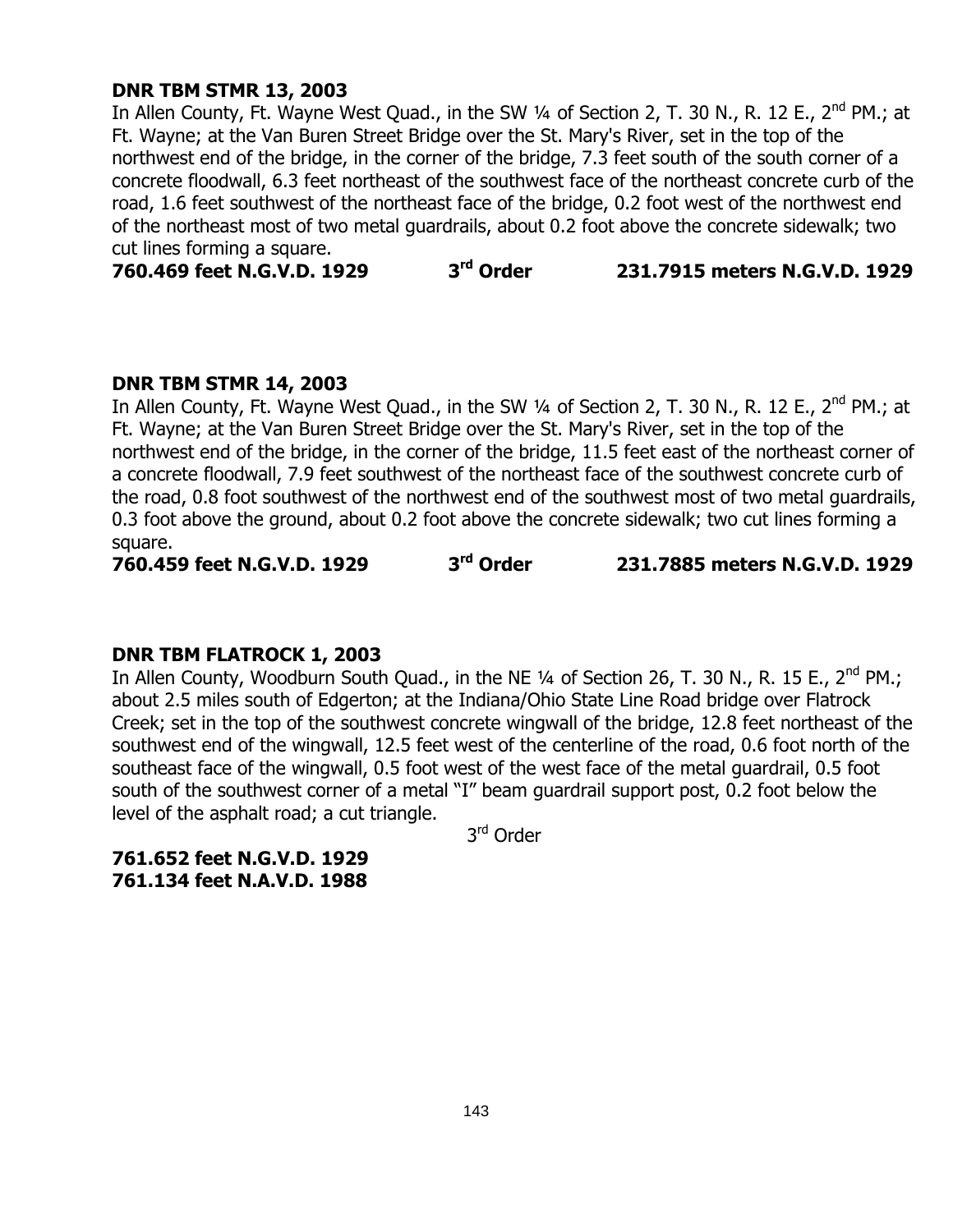**DNR TBM STMR 13, 2003**

In Allen County, Ft. Wayne West Quad., in the SW ¼ of Section 2, T. 30 N., R. 12 E., 2nd PM.; at Ft. Wayne; at the Van Buren Street Bridge over the St. Mary's River, set in the top of the northwest end of the bridge, in the corner of the bridge, 7.3 feet south of the south corner of a concrete floodwall, 6.3 feet northeast of the southwest face of the northeast concrete curb of the road, 1.6 feet southwest of the northeast face of the bridge, 0.2 foot west of the northwest end of the northeast most of two metal guardrails, about 0.2 foot above the concrete sidewalk; two cut lines forming a square.

**760.469 feet N.G.V.D. 1929　　　3rd Order　　　231.7915 meters N.G.V.D. 1929**

**DNR TBM STMR 14, 2003**

In Allen County, Ft. Wayne West Quad., in the SW ¼ of Section 2, T. 30 N., R. 12 E., 2nd PM.; at Ft. Wayne; at the Van Buren Street Bridge over the St. Mary's River, set in the top of the northwest end of the bridge, in the corner of the bridge, 11.5 feet east of the northeast corner of a concrete floodwall, 7.9 feet southwest of the northeast face of the southwest concrete curb of the road, 0.8 foot southwest of the northwest end of the southwest most of two metal guardrails, 0.3 foot above the ground, about 0.2 foot above the concrete sidewalk; two cut lines forming a square.

**760.459 feet N.G.V.D. 1929　　　3rd Order　　　231.7885 meters N.G.V.D. 1929**

**DNR TBM FLATROCK 1, 2003**

In Allen County, Woodburn South Quad., in the NE ¼ of Section 26, T. 30 N., R. 15 E., 2nd PM.; about 2.5 miles south of Edgerton; at the Indiana/Ohio State Line Road bridge over Flatrock Creek; set in the top of the southwest concrete wingwall of the bridge, 12.8 feet northeast of the southwest end of the wingwall, 12.5 feet west of the centerline of the road, 0.6 foot north of the southeast face of the wingwall, 0.5 foot west of the west face of the metal guardrail, 0.5 foot south of the southwest corner of a metal "I" beam guardrail support post, 0.2 foot below the level of the asphalt road; a cut triangle.

3rd Order

**761.652 feet N.G.V.D. 1929**
**761.134 feet N.A.V.D. 1988**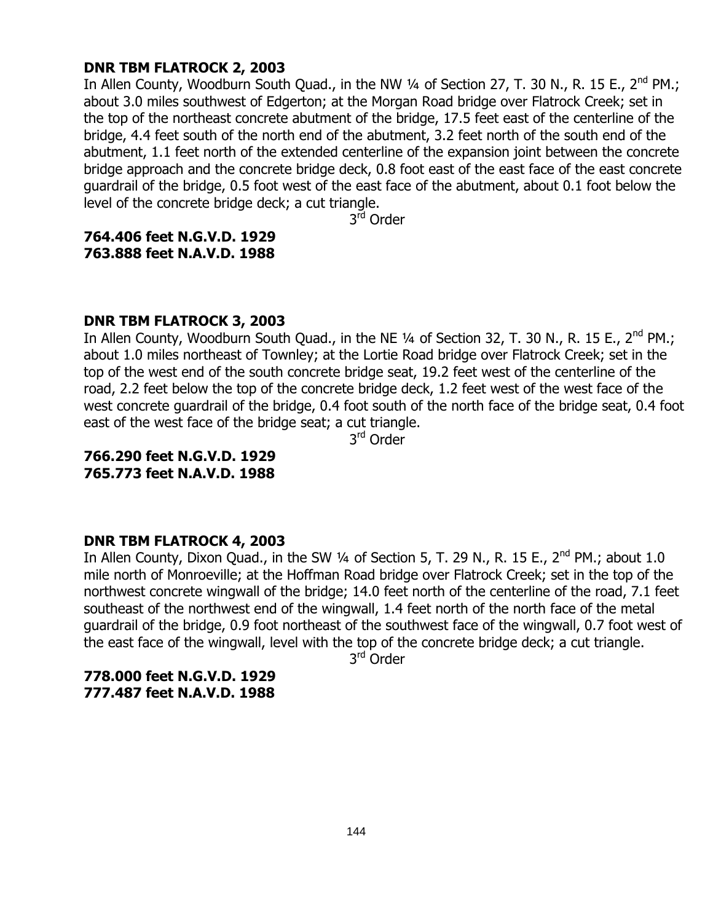**DNR TBM FLATROCK 2, 2003**

In Allen County, Woodburn South Quad., in the NW ¼ of Section 27, T. 30 N., R. 15 E., 2nd PM.; about 3.0 miles southwest of Edgerton; at the Morgan Road bridge over Flatrock Creek; set in the top of the northeast concrete abutment of the bridge, 17.5 feet east of the centerline of the bridge, 4.4 feet south of the north end of the abutment, 3.2 feet north of the south end of the abutment, 1.1 feet north of the extended centerline of the expansion joint between the concrete bridge approach and the concrete bridge deck, 0.8 foot east of the east face of the east concrete guardrail of the bridge, 0.5 foot west of the east face of the abutment, about 0.1 foot below the level of the concrete bridge deck; a cut triangle.

3rd Order

**764.406 feet N.G.V.D. 1929**
**763.888 feet N.A.V.D. 1988**

**DNR TBM FLATROCK 3, 2003**

In Allen County, Woodburn South Quad., in the NE ¼ of Section 32, T. 30 N., R. 15 E., 2nd PM.; about 1.0 miles northeast of Townley; at the Lortie Road bridge over Flatrock Creek; set in the top of the west end of the south concrete bridge seat, 19.2 feet west of the centerline of the road, 2.2 feet below the top of the concrete bridge deck, 1.2 feet west of the west face of the west concrete guardrail of the bridge, 0.4 foot south of the north face of the bridge seat, 0.4 foot east of the west face of the bridge seat; a cut triangle.

3rd Order

**766.290 feet N.G.V.D. 1929**
**765.773 feet N.A.V.D. 1988**

**DNR TBM FLATROCK 4, 2003**

In Allen County, Dixon Quad., in the SW ¼ of Section 5, T. 29 N., R. 15 E., 2nd PM.; about 1.0 mile north of Monroeville; at the Hoffman Road bridge over Flatrock Creek; set in the top of the northwest concrete wingwall of the bridge; 14.0 feet north of the centerline of the road, 7.1 feet southeast of the northwest end of the wingwall, 1.4 feet north of the north face of the metal guardrail of the bridge, 0.9 foot northeast of the southwest face of the wingwall, 0.7 foot west of the east face of the wingwall, level with the top of the concrete bridge deck; a cut triangle.

3rd Order

**778.000 feet N.G.V.D. 1929**
**777.487 feet N.A.V.D. 1988**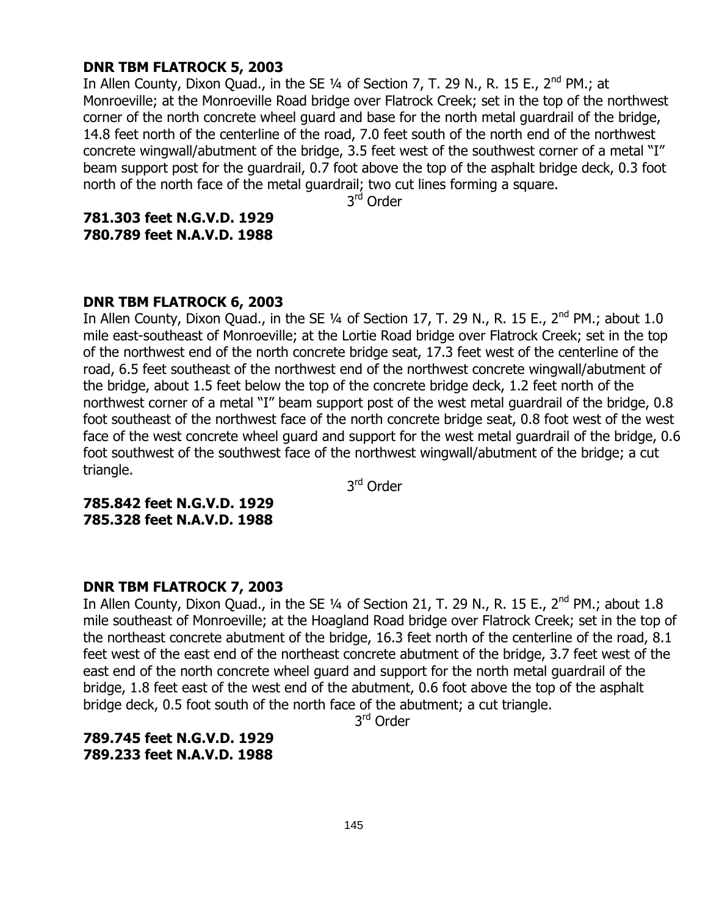**DNR TBM FLATROCK 5, 2003**

In Allen County, Dixon Quad., in the SE ¼ of Section 7, T. 29 N., R. 15 E., 2nd PM.; at Monroeville; at the Monroeville Road bridge over Flatrock Creek; set in the top of the northwest corner of the north concrete wheel guard and base for the north metal guardrail of the bridge, 14.8 feet north of the centerline of the road, 7.0 feet south of the north end of the northwest concrete wingwall/abutment of the bridge, 3.5 feet west of the southwest corner of a metal "I" beam support post for the guardrail, 0.7 foot above the top of the asphalt bridge deck, 0.3 foot north of the north face of the metal guardrail; two cut lines forming a square.

3rd Order

**781.303 feet N.G.V.D. 1929**
**780.789 feet N.A.V.D. 1988**

**DNR TBM FLATROCK 6, 2003**

In Allen County, Dixon Quad., in the SE ¼ of Section 17, T. 29 N., R. 15 E., 2nd PM.; about 1.0 mile east-southeast of Monroeville; at the Lortie Road bridge over Flatrock Creek; set in the top of the northwest end of the north concrete bridge seat, 17.3 feet west of the centerline of the road, 6.5 feet southeast of the northwest end of the northwest concrete wingwall/abutment of the bridge, about 1.5 feet below the top of the concrete bridge deck, 1.2 feet north of the northwest corner of a metal "I" beam support post of the west metal guardrail of the bridge, 0.8 foot southeast of the northwest face of the north concrete bridge seat, 0.8 foot west of the west face of the west concrete wheel guard and support for the west metal guardrail of the bridge, 0.6 foot southwest of the southwest face of the northwest wingwall/abutment of the bridge; a cut triangle.

3rd Order

**785.842 feet N.G.V.D. 1929**
**785.328 feet N.A.V.D. 1988**

**DNR TBM FLATROCK 7, 2003**

In Allen County, Dixon Quad., in the SE ¼ of Section 21, T. 29 N., R. 15 E., 2nd PM.; about 1.8 mile southeast of Monroeville; at the Hoagland Road bridge over Flatrock Creek; set in the top of the northeast concrete abutment of the bridge, 16.3 feet north of the centerline of the road, 8.1 feet west of the east end of the northeast concrete abutment of the bridge, 3.7 feet west of the east end of the north concrete wheel guard and support for the north metal guardrail of the bridge, 1.8 feet east of the west end of the abutment, 0.6 foot above the top of the asphalt bridge deck, 0.5 foot south of the north face of the abutment; a cut triangle.

3rd Order

**789.745 feet N.G.V.D. 1929**
**789.233 feet N.A.V.D. 1988**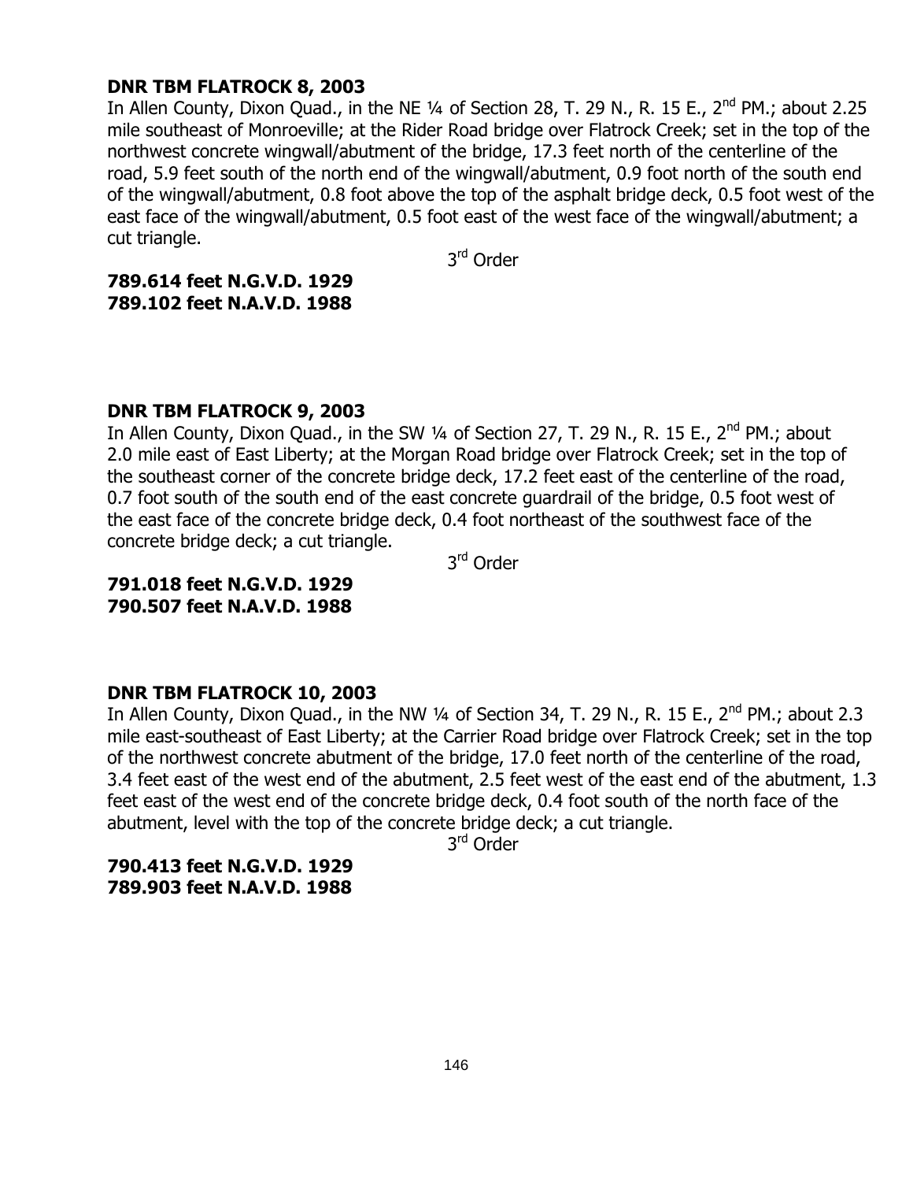**DNR TBM FLATROCK 8, 2003**

In Allen County, Dixon Quad., in the NE ¼ of Section 28, T. 29 N., R. 15 E., 2nd PM.; about 2.25 mile southeast of Monroeville; at the Rider Road bridge over Flatrock Creek; set in the top of the northwest concrete wingwall/abutment of the bridge, 17.3 feet north of the centerline of the road, 5.9 feet south of the north end of the wingwall/abutment, 0.9 foot north of the south end of the wingwall/abutment, 0.8 foot above the top of the asphalt bridge deck, 0.5 foot west of the east face of the wingwall/abutment, 0.5 foot east of the west face of the wingwall/abutment; a cut triangle.

3rd Order

**789.614 feet N.G.V.D. 1929**
**789.102 feet N.A.V.D. 1988**

**DNR TBM FLATROCK 9, 2003**

In Allen County, Dixon Quad., in the SW ¼ of Section 27, T. 29 N., R. 15 E., 2nd PM.; about 2.0 mile east of East Liberty; at the Morgan Road bridge over Flatrock Creek; set in the top of the southeast corner of the concrete bridge deck, 17.2 feet east of the centerline of the road, 0.7 foot south of the south end of the east concrete guardrail of the bridge, 0.5 foot west of the east face of the concrete bridge deck, 0.4 foot northeast of the southwest face of the concrete bridge deck; a cut triangle.

3rd Order

**791.018 feet N.G.V.D. 1929**
**790.507 feet N.A.V.D. 1988**

**DNR TBM FLATROCK 10, 2003**

In Allen County, Dixon Quad., in the NW ¼ of Section 34, T. 29 N., R. 15 E., 2nd PM.; about 2.3 mile east-southeast of East Liberty; at the Carrier Road bridge over Flatrock Creek; set in the top of the northwest concrete abutment of the bridge, 17.0 feet north of the centerline of the road, 3.4 feet east of the west end of the abutment, 2.5 feet west of the east end of the abutment, 1.3 feet east of the west end of the concrete bridge deck, 0.4 foot south of the north face of the abutment, level with the top of the concrete bridge deck; a cut triangle.

3rd Order

**790.413 feet N.G.V.D. 1929**
**789.903 feet N.A.V.D. 1988**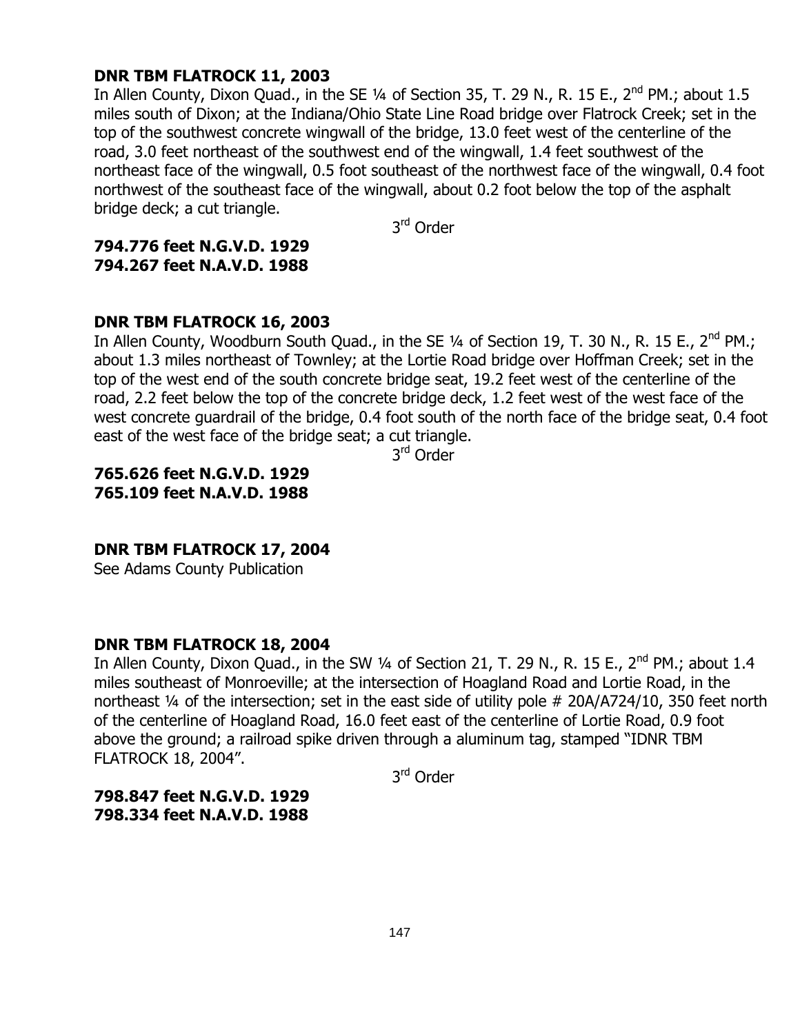**DNR TBM FLATROCK 11, 2003**

In Allen County, Dixon Quad., in the SE ¼ of Section 35, T. 29 N., R. 15 E., 2nd PM.; about 1.5 miles south of Dixon; at the Indiana/Ohio State Line Road bridge over Flatrock Creek; set in the top of the southwest concrete wingwall of the bridge, 13.0 feet west of the centerline of the road, 3.0 feet northeast of the southwest end of the wingwall, 1.4 feet southwest of the northeast face of the wingwall, 0.5 foot southeast of the northwest face of the wingwall, 0.4 foot northwest of the southeast face of the wingwall, about 0.2 foot below the top of the asphalt bridge deck; a cut triangle.

3rd Order

**794.776 feet N.G.V.D. 1929**
**794.267 feet N.A.V.D. 1988**

**DNR TBM FLATROCK 16, 2003**

In Allen County, Woodburn South Quad., in the SE ¼ of Section 19, T. 30 N., R. 15 E., 2nd PM.; about 1.3 miles northeast of Townley; at the Lortie Road bridge over Hoffman Creek; set in the top of the west end of the south concrete bridge seat, 19.2 feet west of the centerline of the road, 2.2 feet below the top of the concrete bridge deck, 1.2 feet west of the west face of the west concrete guardrail of the bridge, 0.4 foot south of the north face of the bridge seat, 0.4 foot east of the west face of the bridge seat; a cut triangle.

3rd Order

**765.626 feet N.G.V.D. 1929**
**765.109 feet N.A.V.D. 1988**

**DNR TBM FLATROCK 17, 2004**

See Adams County Publication

**DNR TBM FLATROCK 18, 2004**

In Allen County, Dixon Quad., in the SW ¼ of Section 21, T. 29 N., R. 15 E., 2nd PM.; about 1.4 miles southeast of Monroeville; at the intersection of Hoagland Road and Lortie Road, in the northeast ¼ of the intersection; set in the east side of utility pole # 20A/A724/10, 350 feet north of the centerline of Hoagland Road, 16.0 feet east of the centerline of Lortie Road, 0.9 foot above the ground; a railroad spike driven through a aluminum tag, stamped "IDNR TBM FLATROCK 18, 2004".

3rd Order

**798.847 feet N.G.V.D. 1929**
**798.334 feet N.A.V.D. 1988**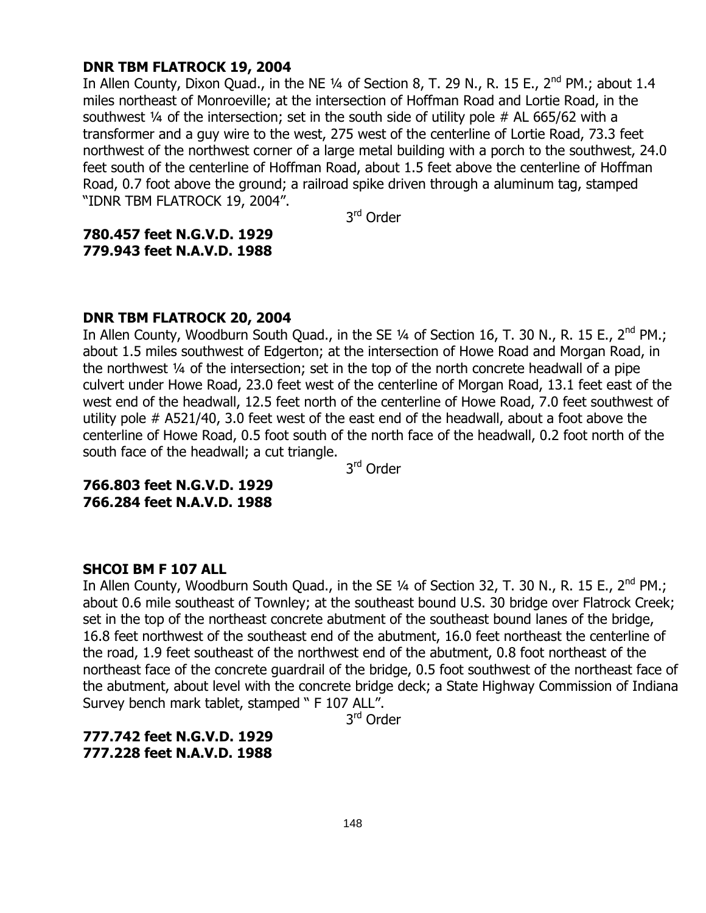**DNR TBM FLATROCK 19, 2004**

In Allen County, Dixon Quad., in the NE ¼ of Section 8, T. 29 N., R. 15 E., 2nd PM.; about 1.4 miles northeast of Monroeville; at the intersection of Hoffman Road and Lortie Road, in the southwest ¼ of the intersection; set in the south side of utility pole # AL 665/62 with a transformer and a guy wire to the west, 275 west of the centerline of Lortie Road, 73.3 feet northwest of the northwest corner of a large metal building with a porch to the southwest, 24.0 feet south of the centerline of Hoffman Road, about 1.5 feet above the centerline of Hoffman Road, 0.7 foot above the ground; a railroad spike driven through a aluminum tag, stamped "IDNR TBM FLATROCK 19, 2004".

3rd Order

**780.457 feet N.G.V.D. 1929**
**779.943 feet N.A.V.D. 1988**

**DNR TBM FLATROCK 20, 2004**

In Allen County, Woodburn South Quad., in the SE ¼ of Section 16, T. 30 N., R. 15 E., 2nd PM.; about 1.5 miles southwest of Edgerton; at the intersection of Howe Road and Morgan Road, in the northwest ¼ of the intersection; set in the top of the north concrete headwall of a pipe culvert under Howe Road, 23.0 feet west of the centerline of Morgan Road, 13.1 feet east of the west end of the headwall, 12.5 feet north of the centerline of Howe Road, 7.0 feet southwest of utility pole # A521/40, 3.0 feet west of the east end of the headwall, about a foot above the centerline of Howe Road, 0.5 foot south of the north face of the headwall, 0.2 foot north of the south face of the headwall; a cut triangle.

3rd Order

**766.803 feet N.G.V.D. 1929**
**766.284 feet N.A.V.D. 1988**

**SHCOI BM F 107 ALL**

In Allen County, Woodburn South Quad., in the SE ¼ of Section 32, T. 30 N., R. 15 E., 2nd PM.; about 0.6 mile southeast of Townley; at the southeast bound U.S. 30 bridge over Flatrock Creek; set in the top of the northeast concrete abutment of the southeast bound lanes of the bridge, 16.8 feet northwest of the southeast end of the abutment, 16.0 feet northeast the centerline of the road, 1.9 feet southeast of the northwest end of the abutment, 0.8 foot northeast of the northeast face of the concrete guardrail of the bridge, 0.5 foot southwest of the northeast face of the abutment, about level with the concrete bridge deck; a State Highway Commission of Indiana Survey bench mark tablet, stamped " F 107 ALL".

3rd Order

**777.742 feet N.G.V.D. 1929**
**777.228 feet N.A.V.D. 1988**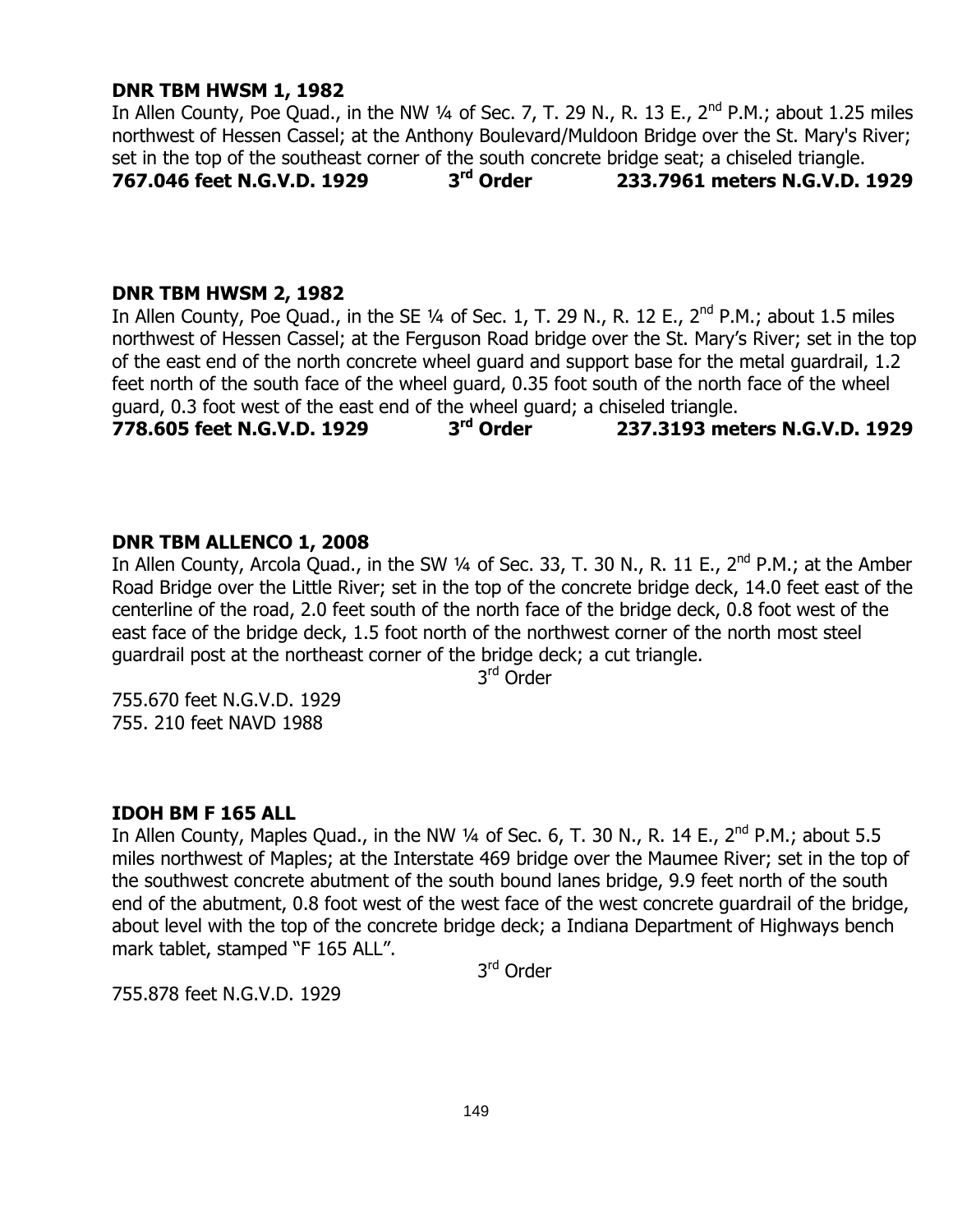**DNR TBM HWSM 1, 1982**

In Allen County, Poe Quad., in the NW ¼ of Sec. 7, T. 29 N., R. 13 E., 2nd P.M.; about 1.25 miles northwest of Hessen Cassel; at the Anthony Boulevard/Muldoon Bridge over the St. Mary's River; set in the top of the southeast corner of the south concrete bridge seat; a chiseled triangle.

**767.046 feet N.G.V.D. 1929 3rd Order 233.7961 meters N.G.V.D. 1929**

**DNR TBM HWSM 2, 1982**

In Allen County, Poe Quad., in the SE ¼ of Sec. 1, T. 29 N., R. 12 E., 2nd P.M.; about 1.5 miles northwest of Hessen Cassel; at the Ferguson Road bridge over the St. Mary's River; set in the top of the east end of the north concrete wheel guard and support base for the metal guardrail, 1.2 feet north of the south face of the wheel guard, 0.35 foot south of the north face of the wheel guard, 0.3 foot west of the east end of the wheel guard; a chiseled triangle.

**778.605 feet N.G.V.D. 1929 3rd Order 237.3193 meters N.G.V.D. 1929**

**DNR TBM ALLENCO 1, 2008**

In Allen County, Arcola Quad., in the SW ¼ of Sec. 33, T. 30 N., R. 11 E., 2nd P.M.; at the Amber Road Bridge over the Little River; set in the top of the concrete bridge deck, 14.0 feet east of the centerline of the road, 2.0 feet south of the north face of the bridge deck, 0.8 foot west of the east face of the bridge deck, 1.5 foot north of the northwest corner of the north most steel guardrail post at the northeast corner of the bridge deck; a cut triangle.

3rd Order

755.670 feet N.G.V.D. 1929
755. 210 feet NAVD 1988

**IDOH BM F 165 ALL**

In Allen County, Maples Quad., in the NW ¼ of Sec. 6, T. 30 N., R. 14 E., 2nd P.M.; about 5.5 miles northwest of Maples; at the Interstate 469 bridge over the Maumee River; set in the top of the southwest concrete abutment of the south bound lanes bridge, 9.9 feet north of the south end of the abutment, 0.8 foot west of the west face of the west concrete guardrail of the bridge, about level with the top of the concrete bridge deck; a Indiana Department of Highways bench mark tablet, stamped "F 165 ALL".

3rd Order

755.878 feet N.G.V.D. 1929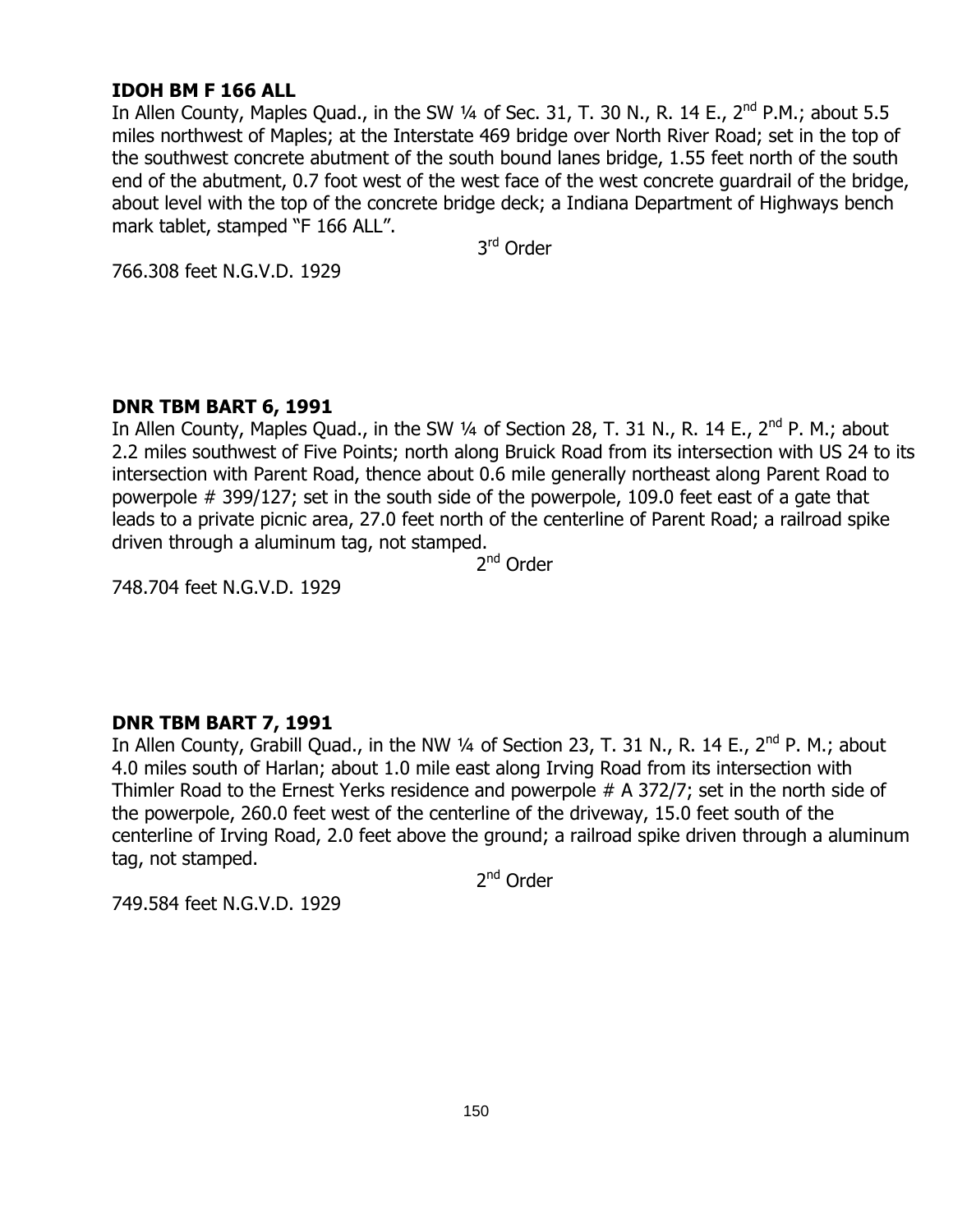**IDOH BM F 166 ALL**

In Allen County, Maples Quad., in the SW ¼ of Sec. 31, T. 30 N., R. 14 E., 2nd P.M.; about 5.5 miles northwest of Maples; at the Interstate 469 bridge over North River Road; set in the top of the southwest concrete abutment of the south bound lanes bridge, 1.55 feet north of the south end of the abutment, 0.7 foot west of the west face of the west concrete guardrail of the bridge, about level with the top of the concrete bridge deck; a Indiana Department of Highways bench mark tablet, stamped "F 166 ALL".

3rd Order

766.308 feet N.G.V.D. 1929

**DNR TBM BART 6, 1991**

In Allen County, Maples Quad., in the SW ¼ of Section 28, T. 31 N., R. 14 E., 2nd P. M.; about 2.2 miles southwest of Five Points; north along Bruick Road from its intersection with US 24 to its intersection with Parent Road, thence about 0.6 mile generally northeast along Parent Road to powerpole # 399/127; set in the south side of the powerpole, 109.0 feet east of a gate that leads to a private picnic area, 27.0 feet north of the centerline of Parent Road; a railroad spike driven through a aluminum tag, not stamped.

2nd Order

748.704 feet N.G.V.D. 1929

**DNR TBM BART 7, 1991**

In Allen County, Grabill Quad., in the NW ¼ of Section 23, T. 31 N., R. 14 E., 2nd P. M.; about 4.0 miles south of Harlan; about 1.0 mile east along Irving Road from its intersection with Thimler Road to the Ernest Yerks residence and powerpole # A 372/7; set in the north side of the powerpole, 260.0 feet west of the centerline of the driveway, 15.0 feet south of the centerline of Irving Road, 2.0 feet above the ground; a railroad spike driven through a aluminum tag, not stamped.

2nd Order

749.584 feet N.G.V.D. 1929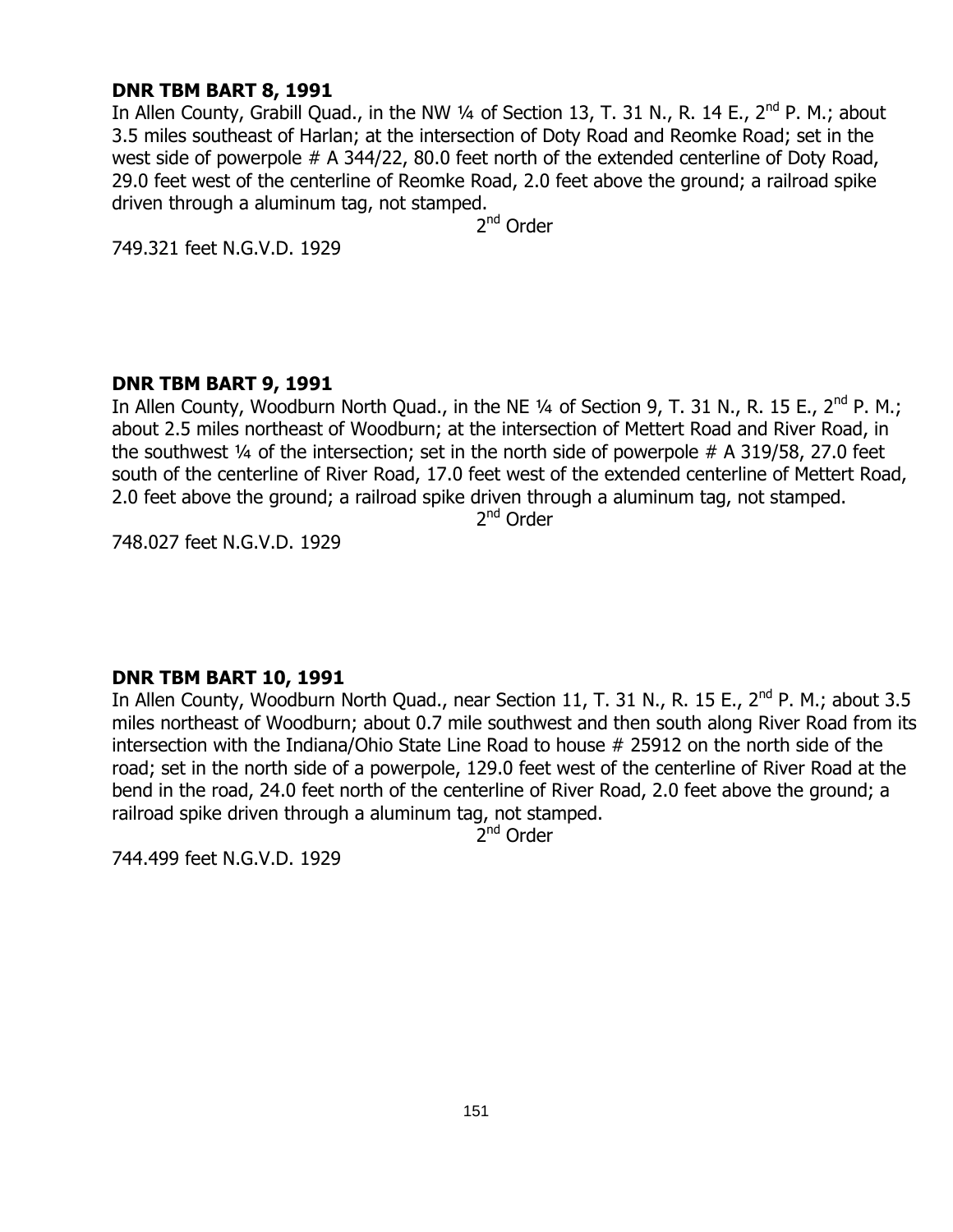**DNR TBM BART 8, 1991**

In Allen County, Grabill Quad., in the NW ¼ of Section 13, T. 31 N., R. 14 E., 2nd P. M.; about 3.5 miles southeast of Harlan; at the intersection of Doty Road and Reomke Road; set in the west side of powerpole # A 344/22, 80.0 feet north of the extended centerline of Doty Road, 29.0 feet west of the centerline of Reomke Road, 2.0 feet above the ground; a railroad spike driven through a aluminum tag, not stamped.

2nd Order

749.321 feet N.G.V.D. 1929

**DNR TBM BART 9, 1991**

In Allen County, Woodburn North Quad., in the NE ¼ of Section 9, T. 31 N., R. 15 E., 2nd P. M.; about 2.5 miles northeast of Woodburn; at the intersection of Mettert Road and River Road, in the southwest ¼ of the intersection; set in the north side of powerpole # A 319/58, 27.0 feet south of the centerline of River Road, 17.0 feet west of the extended centerline of Mettert Road, 2.0 feet above the ground; a railroad spike driven through a aluminum tag, not stamped.

2nd Order

748.027 feet N.G.V.D. 1929

**DNR TBM BART 10, 1991**

In Allen County, Woodburn North Quad., near Section 11, T. 31 N., R. 15 E., 2nd P. M.; about 3.5 miles northeast of Woodburn; about 0.7 mile southwest and then south along River Road from its intersection with the Indiana/Ohio State Line Road to house # 25912 on the north side of the road; set in the north side of a powerpole, 129.0 feet west of the centerline of River Road at the bend in the road, 24.0 feet north of the centerline of River Road, 2.0 feet above the ground; a railroad spike driven through a aluminum tag, not stamped.

2nd Order

744.499 feet N.G.V.D. 1929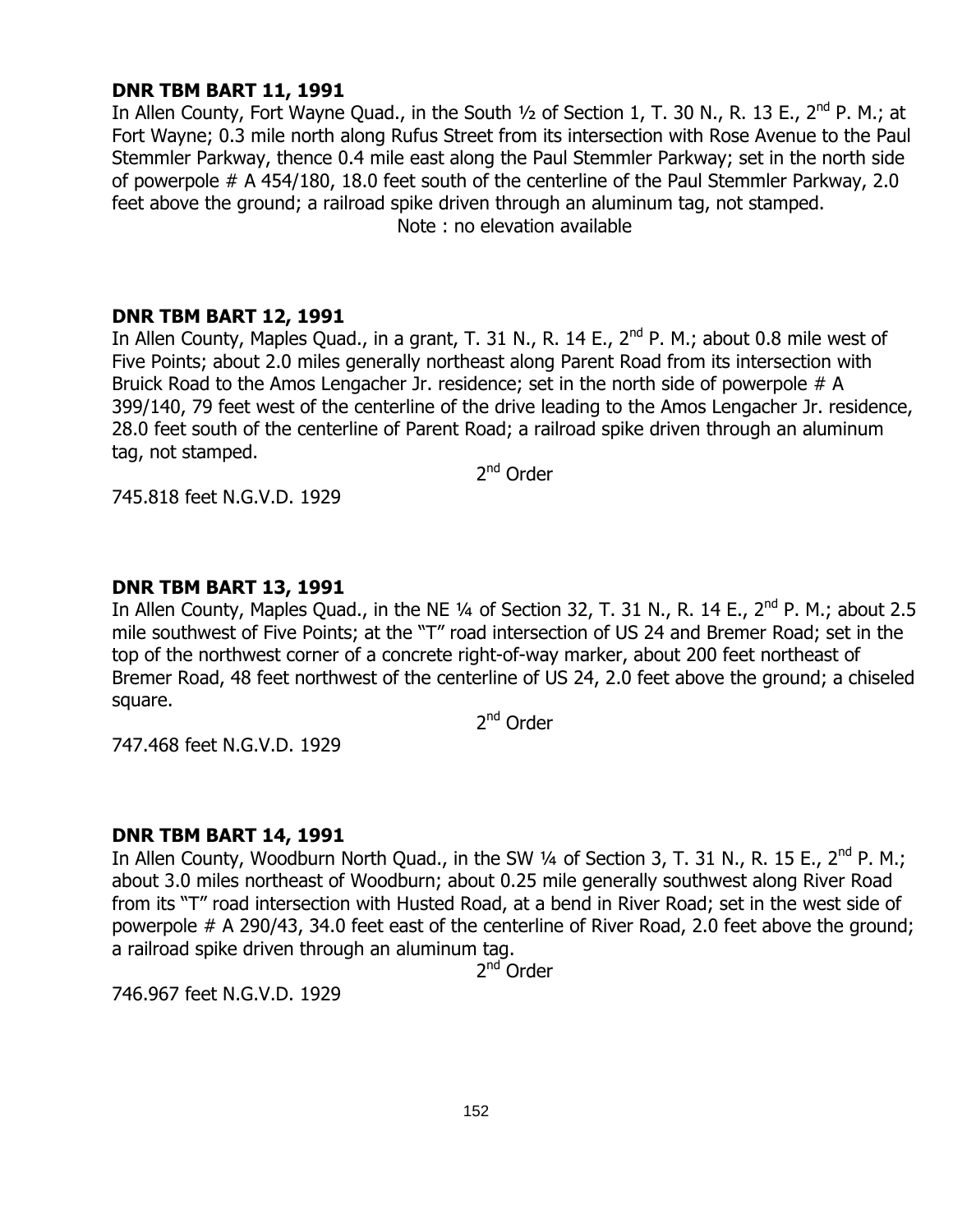**DNR TBM BART 11, 1991**

In Allen County, Fort Wayne Quad., in the South ½ of Section 1, T. 30 N., R. 13 E., 2nd P. M.; at Fort Wayne; 0.3 mile north along Rufus Street from its intersection with Rose Avenue to the Paul Stemmler Parkway, thence 0.4 mile east along the Paul Stemmler Parkway; set in the north side of powerpole # A 454/180, 18.0 feet south of the centerline of the Paul Stemmler Parkway, 2.0 feet above the ground; a railroad spike driven through an aluminum tag, not stamped.

Note : no elevation available

**DNR TBM BART 12, 1991**

In Allen County, Maples Quad., in a grant, T. 31 N., R. 14 E., 2nd P. M.; about 0.8 mile west of Five Points; about 2.0 miles generally northeast along Parent Road from its intersection with Bruick Road to the Amos Lengacher Jr. residence; set in the north side of powerpole # A 399/140, 79 feet west of the centerline of the drive leading to the Amos Lengacher Jr. residence, 28.0 feet south of the centerline of Parent Road; a railroad spike driven through an aluminum tag, not stamped.

2nd Order

745.818 feet N.G.V.D. 1929

**DNR TBM BART 13, 1991**

In Allen County, Maples Quad., in the NE ¼ of Section 32, T. 31 N., R. 14 E., 2nd P. M.; about 2.5 mile southwest of Five Points; at the "T" road intersection of US 24 and Bremer Road; set in the top of the northwest corner of a concrete right-of-way marker, about 200 feet northeast of Bremer Road, 48 feet northwest of the centerline of US 24, 2.0 feet above the ground; a chiseled square.

2nd Order

747.468 feet N.G.V.D. 1929

**DNR TBM BART 14, 1991**

In Allen County, Woodburn North Quad., in the SW ¼ of Section 3, T. 31 N., R. 15 E., 2nd P. M.; about 3.0 miles northeast of Woodburn; about 0.25 mile generally southwest along River Road from its "T" road intersection with Husted Road, at a bend in River Road; set in the west side of powerpole # A 290/43, 34.0 feet east of the centerline of River Road, 2.0 feet above the ground; a railroad spike driven through an aluminum tag.

2nd Order

746.967 feet N.G.V.D. 1929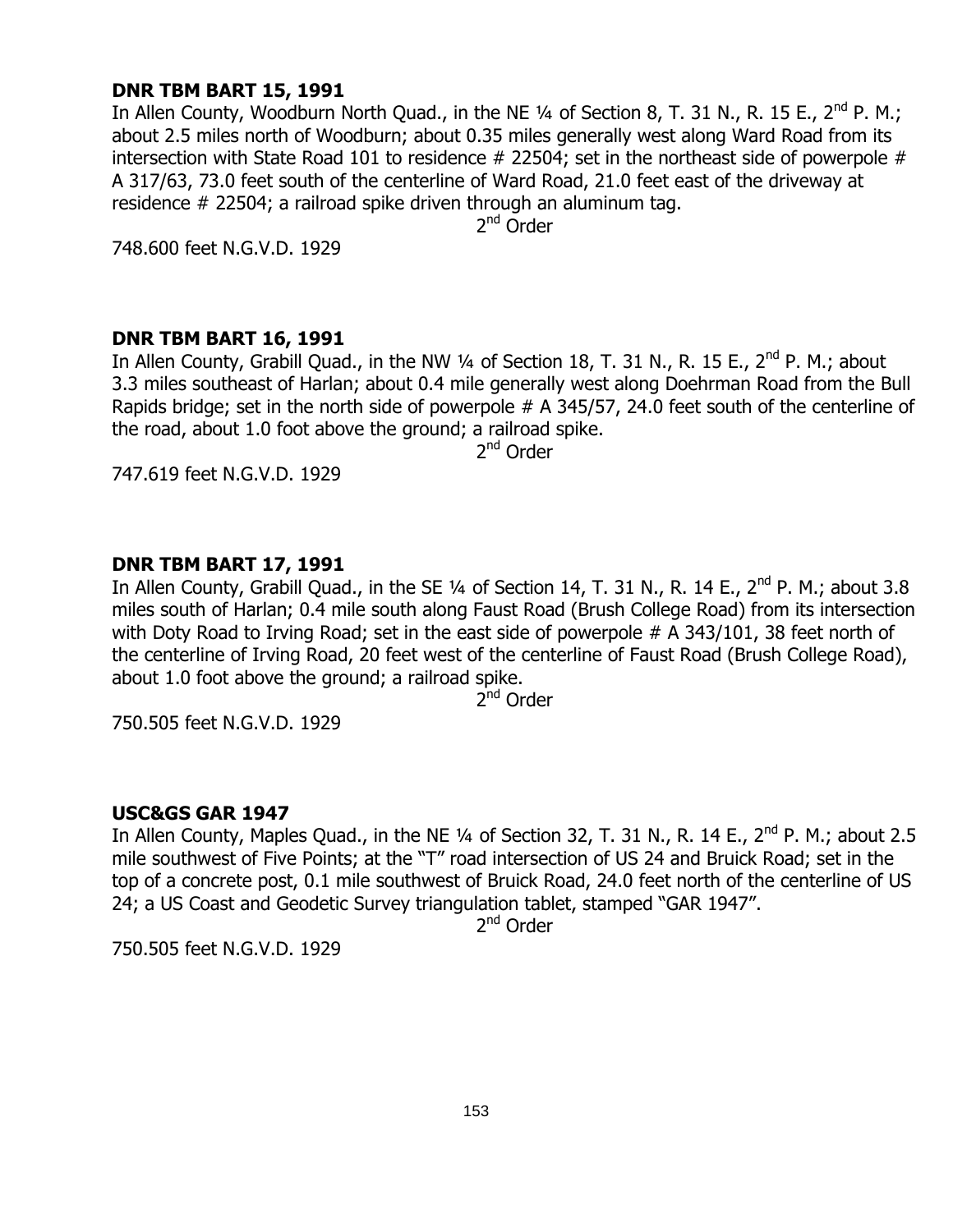**DNR TBM BART 15, 1991**
In Allen County, Woodburn North Quad., in the NE ¼ of Section 8, T. 31 N., R. 15 E., 2nd P. M.; about 2.5 miles north of Woodburn; about 0.35 miles generally west along Ward Road from its intersection with State Road 101 to residence # 22504; set in the northeast side of powerpole # A 317/63, 73.0 feet south of the centerline of Ward Road, 21.0 feet east of the driveway at residence # 22504; a railroad spike driven through an aluminum tag.

2nd Order

748.600 feet N.G.V.D. 1929

**DNR TBM BART 16, 1991**
In Allen County, Grabill Quad., in the NW ¼ of Section 18, T. 31 N., R. 15 E., 2nd P. M.; about 3.3 miles southeast of Harlan; about 0.4 mile generally west along Doehrman Road from the Bull Rapids bridge; set in the north side of powerpole # A 345/57, 24.0 feet south of the centerline of the road, about 1.0 foot above the ground; a railroad spike.

2nd Order

747.619 feet N.G.V.D. 1929

**DNR TBM BART 17, 1991**
In Allen County, Grabill Quad., in the SE ¼ of Section 14, T. 31 N., R. 14 E., 2nd P. M.; about 3.8 miles south of Harlan; 0.4 mile south along Faust Road (Brush College Road) from its intersection with Doty Road to Irving Road; set in the east side of powerpole # A 343/101, 38 feet north of the centerline of Irving Road, 20 feet west of the centerline of Faust Road (Brush College Road), about 1.0 foot above the ground; a railroad spike.

2nd Order

750.505 feet N.G.V.D. 1929

**USC&GS GAR 1947**
In Allen County, Maples Quad., in the NE ¼ of Section 32, T. 31 N., R. 14 E., 2nd P. M.; about 2.5 mile southwest of Five Points; at the "T" road intersection of US 24 and Bruick Road; set in the top of a concrete post, 0.1 mile southwest of Bruick Road, 24.0 feet north of the centerline of US 24; a US Coast and Geodetic Survey triangulation tablet, stamped "GAR 1947".

2nd Order

750.505 feet N.G.V.D. 1929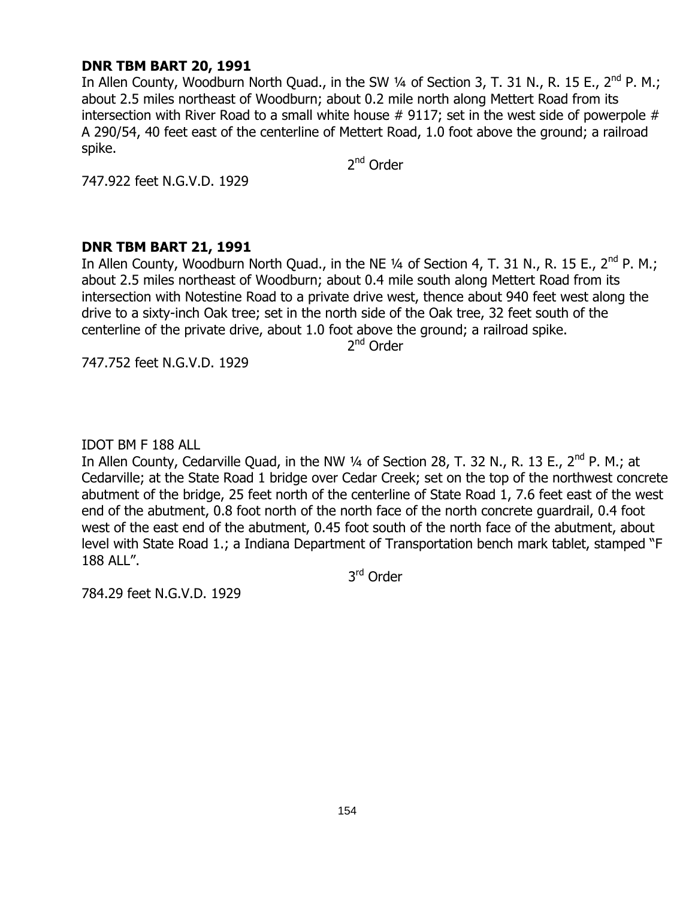**DNR TBM BART 20, 1991**

In Allen County, Woodburn North Quad., in the SW ¼ of Section 3, T. 31 N., R. 15 E., 2nd P. M.; about 2.5 miles northeast of Woodburn; about 0.2 mile north along Mettert Road from its intersection with River Road to a small white house # 9117; set in the west side of powerpole # A 290/54, 40 feet east of the centerline of Mettert Road, 1.0 foot above the ground; a railroad spike.

2nd Order

747.922 feet N.G.V.D. 1929

**DNR TBM BART 21, 1991**

In Allen County, Woodburn North Quad., in the NE ¼ of Section 4, T. 31 N., R. 15 E., 2nd P. M.; about 2.5 miles northeast of Woodburn; about 0.4 mile south along Mettert Road from its intersection with Notestine Road to a private drive west, thence about 940 feet west along the drive to a sixty-inch Oak tree; set in the north side of the Oak tree, 32 feet south of the centerline of the private drive, about 1.0 foot above the ground; a railroad spike.

2nd Order

747.752 feet N.G.V.D. 1929

IDOT BM F 188 ALL

In Allen County, Cedarville Quad, in the NW ¼ of Section 28, T. 32 N., R. 13 E., 2nd P. M.; at Cedarville; at the State Road 1 bridge over Cedar Creek; set on the top of the northwest concrete abutment of the bridge, 25 feet north of the centerline of State Road 1, 7.6 feet east of the west end of the abutment, 0.8 foot north of the north face of the north concrete guardrail, 0.4 foot west of the east end of the abutment, 0.45 foot south of the north face of the abutment, about level with State Road 1.; a Indiana Department of Transportation bench mark tablet, stamped "F 188 ALL".

3rd Order

784.29 feet N.G.V.D. 1929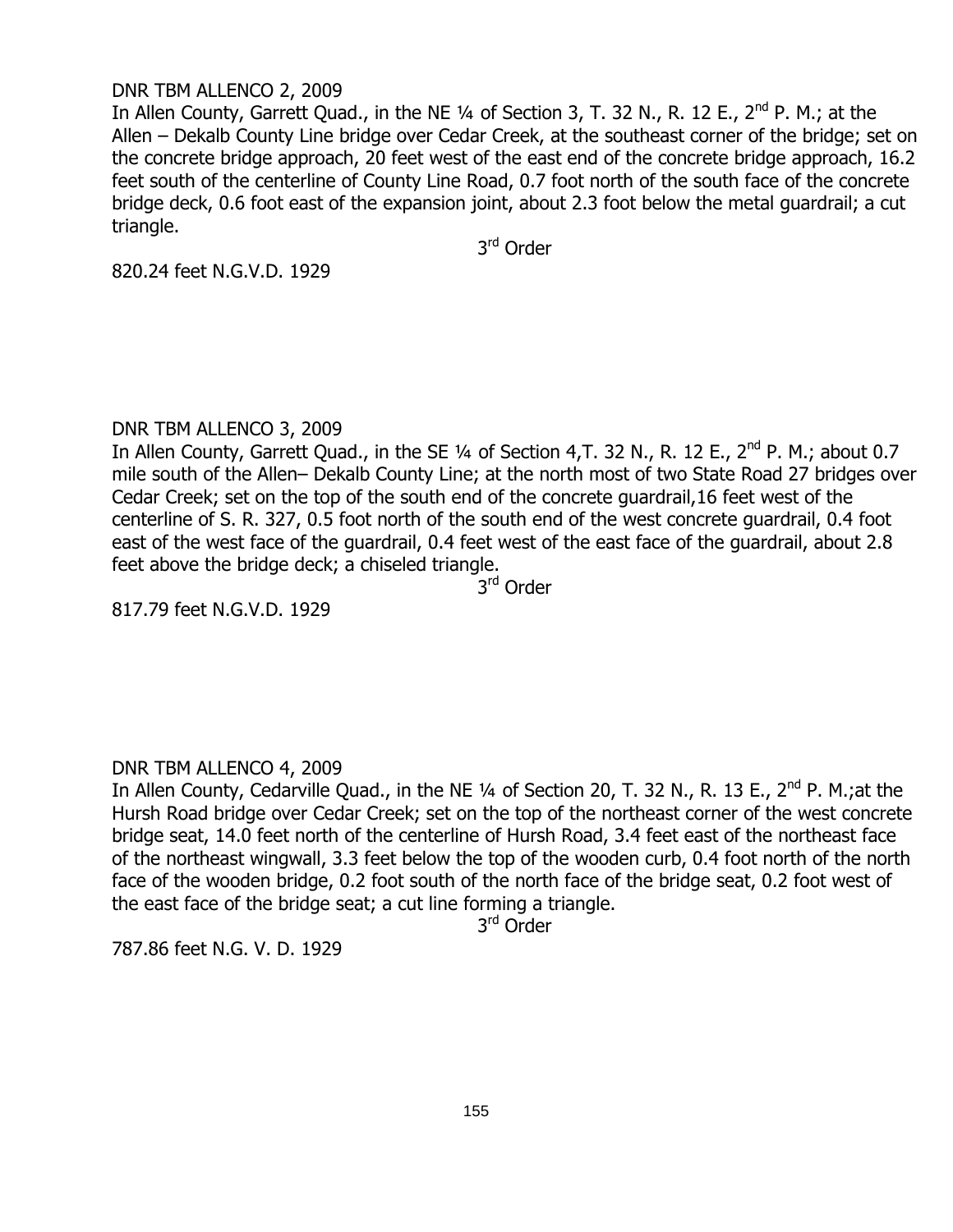DNR TBM ALLENCO 2, 2009

In Allen County, Garrett Quad., in the NE ¼ of Section 3, T. 32 N., R. 12 E., 2nd P. M.; at the Allen – Dekalb County Line bridge over Cedar Creek, at the southeast corner of the bridge; set on the concrete bridge approach, 20 feet west of the east end of the concrete bridge approach, 16.2 feet south of the centerline of County Line Road, 0.7 foot north of the south face of the concrete bridge deck, 0.6 foot east of the expansion joint, about 2.3 foot below the metal guardrail; a cut triangle.

3rd Order

820.24 feet N.G.V.D. 1929

DNR TBM ALLENCO 3, 2009

In Allen County, Garrett Quad., in the SE ¼ of Section 4,T. 32 N., R. 12 E., 2nd P. M.; about 0.7 mile south of the Allen– Dekalb County Line; at the north most of two State Road 27 bridges over Cedar Creek; set on the top of the south end of the concrete guardrail,16 feet west of the centerline of S. R. 327, 0.5 foot north of the south end of the west concrete guardrail, 0.4 foot east of the west face of the guardrail, 0.4 feet west of the east face of the guardrail, about 2.8 feet above the bridge deck; a chiseled triangle.

3rd Order

817.79 feet N.G.V.D. 1929

DNR TBM ALLENCO 4, 2009

In Allen County, Cedarville Quad., in the NE ¼ of Section 20, T. 32 N., R. 13 E., 2nd P. M.;at the Hursh Road bridge over Cedar Creek; set on the top of the northeast corner of the west concrete bridge seat, 14.0 feet north of the centerline of Hursh Road, 3.4 feet east of the northeast face of the northeast wingwall, 3.3 feet below the top of the wooden curb, 0.4 foot north of the north face of the wooden bridge, 0.2 foot south of the north face of the bridge seat, 0.2 foot west of the east face of the bridge seat; a cut line forming a triangle.

3rd Order

787.86 feet N.G. V. D. 1929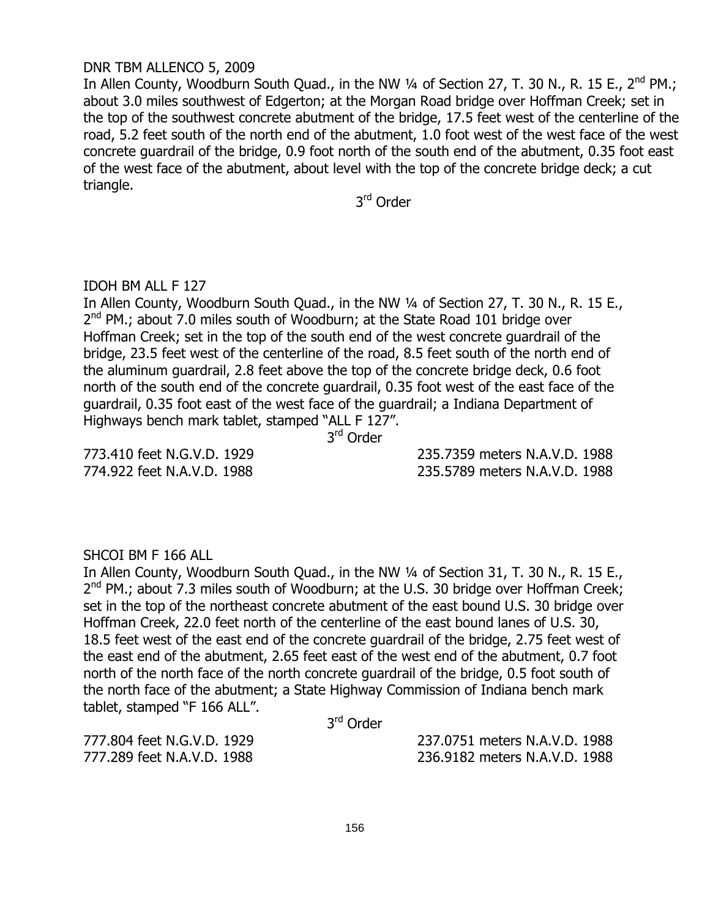DNR TBM ALLENCO 5, 2009

In Allen County, Woodburn South Quad., in the NW ¼ of Section 27, T. 30 N., R. 15 E., 2nd PM.; about 3.0 miles southwest of Edgerton; at the Morgan Road bridge over Hoffman Creek; set in the top of the southwest concrete abutment of the bridge, 17.5 feet west of the centerline of the road, 5.2 feet south of the north end of the abutment, 1.0 foot west of the west face of the west concrete guardrail of the bridge, 0.9 foot north of the south end of the abutment, 0.35 foot east of the west face of the abutment, about level with the top of the concrete bridge deck; a cut triangle.

3rd Order

IDOH BM ALL F 127

In Allen County, Woodburn South Quad., in the NW ¼ of Section 27, T. 30 N., R. 15 E., 2nd PM.; about 7.0 miles south of Woodburn; at the State Road 101 bridge over Hoffman Creek; set in the top of the south end of the west concrete guardrail of the bridge, 23.5 feet west of the centerline of the road, 8.5 feet south of the north end of the aluminum guardrail, 2.8 feet above the top of the concrete bridge deck, 0.6 foot north of the south end of the concrete guardrail, 0.35 foot west of the east face of the guardrail, 0.35 foot east of the west face of the guardrail; a Indiana Department of Highways bench mark tablet, stamped "ALL F 127".

3rd Order

773.410 feet N.G.V.D. 1929 235.7359 meters N.A.V.D. 1988
774.922 feet N.A.V.D. 1988 235.5789 meters N.A.V.D. 1988

SHCOI BM F 166 ALL

In Allen County, Woodburn South Quad., in the NW ¼ of Section 31, T. 30 N., R. 15 E., 2nd PM.; about 7.3 miles south of Woodburn; at the U.S. 30 bridge over Hoffman Creek; set in the top of the northeast concrete abutment of the east bound U.S. 30 bridge over Hoffman Creek, 22.0 feet north of the centerline of the east bound lanes of U.S. 30, 18.5 feet west of the east end of the concrete guardrail of the bridge, 2.75 feet west of the east end of the abutment, 2.65 feet east of the west end of the abutment, 0.7 foot north of the north face of the north concrete guardrail of the bridge, 0.5 foot south of the north face of the abutment; a State Highway Commission of Indiana bench mark tablet, stamped "F 166 ALL".

3rd Order

777.804 feet N.G.V.D. 1929 237.0751 meters N.A.V.D. 1988
777.289 feet N.A.V.D. 1988 236.9182 meters N.A.V.D. 1988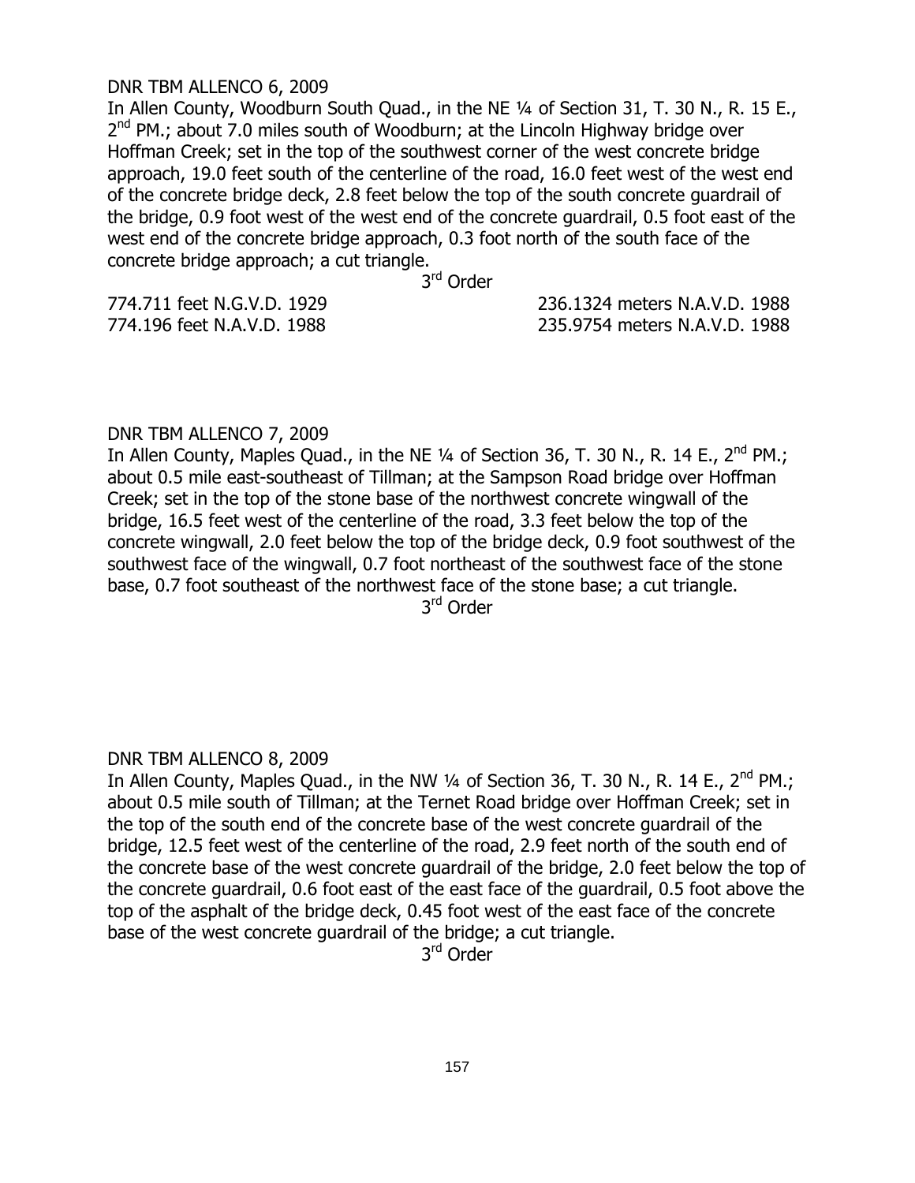DNR TBM ALLENCO 6, 2009

In Allen County, Woodburn South Quad., in the NE ¼ of Section 31, T. 30 N., R. 15 E., 2nd PM.; about 7.0 miles south of Woodburn; at the Lincoln Highway bridge over Hoffman Creek; set in the top of the southwest corner of the west concrete bridge approach, 19.0 feet south of the centerline of the road, 16.0 feet west of the west end of the concrete bridge deck, 2.8 feet below the top of the south concrete guardrail of the bridge, 0.9 foot west of the west end of the concrete guardrail, 0.5 foot east of the west end of the concrete bridge approach, 0.3 foot north of the south face of the concrete bridge approach; a cut triangle.

3rd Order

774.711 feet N.G.V.D. 1929 — 236.1324 meters N.A.V.D. 1988

774.196 feet N.A.V.D. 1988 — 235.9754 meters N.A.V.D. 1988

DNR TBM ALLENCO 7, 2009

In Allen County, Maples Quad., in the NE ¼ of Section 36, T. 30 N., R. 14 E., 2nd PM.; about 0.5 mile east-southeast of Tillman; at the Sampson Road bridge over Hoffman Creek; set in the top of the stone base of the northwest concrete wingwall of the bridge, 16.5 feet west of the centerline of the road, 3.3 feet below the top of the concrete wingwall, 2.0 feet below the top of the bridge deck, 0.9 foot southwest of the southwest face of the wingwall, 0.7 foot northeast of the southwest face of the stone base, 0.7 foot southeast of the northwest face of the stone base; a cut triangle.

3rd Order

DNR TBM ALLENCO 8, 2009

In Allen County, Maples Quad., in the NW ¼ of Section 36, T. 30 N., R. 14 E., 2nd PM.; about 0.5 mile south of Tillman; at the Ternet Road bridge over Hoffman Creek; set in the top of the south end of the concrete base of the west concrete guardrail of the bridge, 12.5 feet west of the centerline of the road, 2.9 feet north of the south end of the concrete base of the west concrete guardrail of the bridge, 2.0 feet below the top of the concrete guardrail, 0.6 foot east of the east face of the guardrail, 0.5 foot above the top of the asphalt of the bridge deck, 0.45 foot west of the east face of the concrete base of the west concrete guardrail of the bridge; a cut triangle.

3rd Order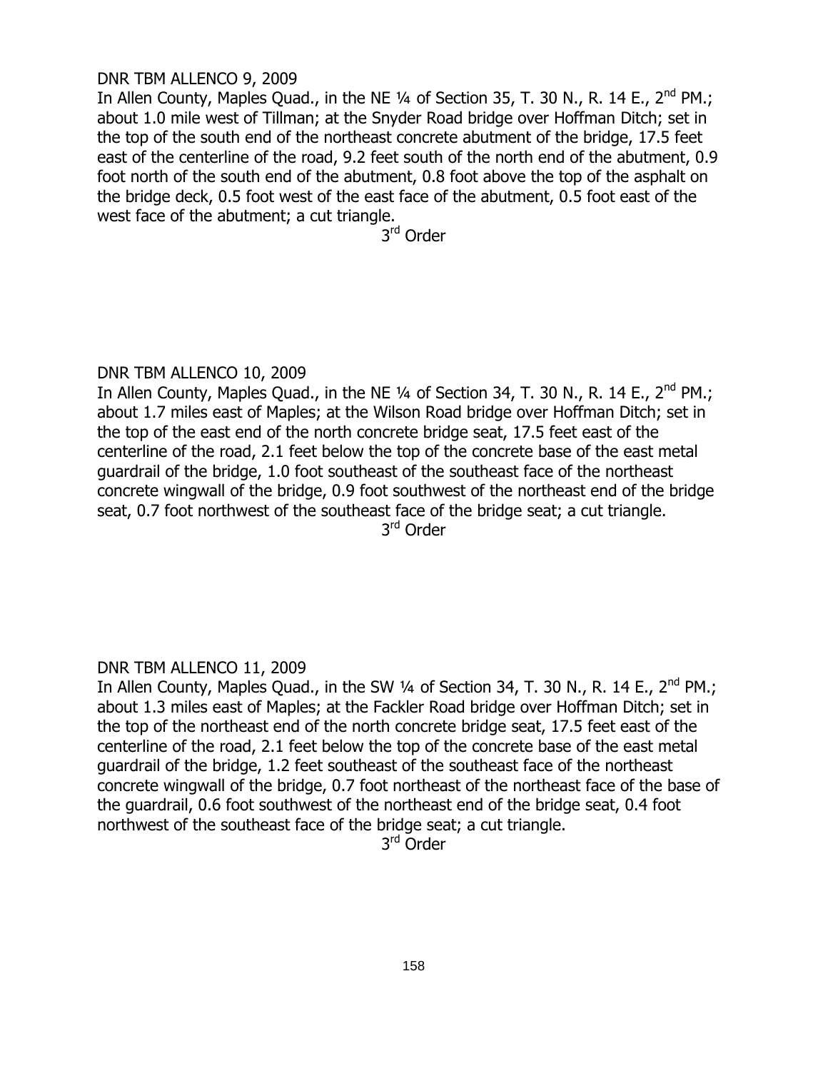DNR TBM ALLENCO 9, 2009

In Allen County, Maples Quad., in the NE ¼ of Section 35, T. 30 N., R. 14 E., 2nd PM.; about 1.0 mile west of Tillman; at the Snyder Road bridge over Hoffman Ditch; set in the top of the south end of the northeast concrete abutment of the bridge, 17.5 feet east of the centerline of the road, 9.2 feet south of the north end of the abutment, 0.9 foot north of the south end of the abutment, 0.8 foot above the top of the asphalt on the bridge deck, 0.5 foot west of the east face of the abutment, 0.5 foot east of the west face of the abutment; a cut triangle.

3rd Order

DNR TBM ALLENCO 10, 2009

In Allen County, Maples Quad., in the NE ¼ of Section 34, T. 30 N., R. 14 E., 2nd PM.; about 1.7 miles east of Maples; at the Wilson Road bridge over Hoffman Ditch; set in the top of the east end of the north concrete bridge seat, 17.5 feet east of the centerline of the road, 2.1 feet below the top of the concrete base of the east metal guardrail of the bridge, 1.0 foot southeast of the southeast face of the northeast concrete wingwall of the bridge, 0.9 foot southwest of the northeast end of the bridge seat, 0.7 foot northwest of the southeast face of the bridge seat; a cut triangle.

3rd Order

DNR TBM ALLENCO 11, 2009

In Allen County, Maples Quad., in the SW ¼ of Section 34, T. 30 N., R. 14 E., 2nd PM.; about 1.3 miles east of Maples; at the Fackler Road bridge over Hoffman Ditch; set in the top of the northeast end of the north concrete bridge seat, 17.5 feet east of the centerline of the road, 2.1 feet below the top of the concrete base of the east metal guardrail of the bridge, 1.2 feet southeast of the southeast face of the northeast concrete wingwall of the bridge, 0.7 foot northeast of the northeast face of the base of the guardrail, 0.6 foot southwest of the northeast end of the bridge seat, 0.4 foot northwest of the southeast face of the bridge seat; a cut triangle.

3rd Order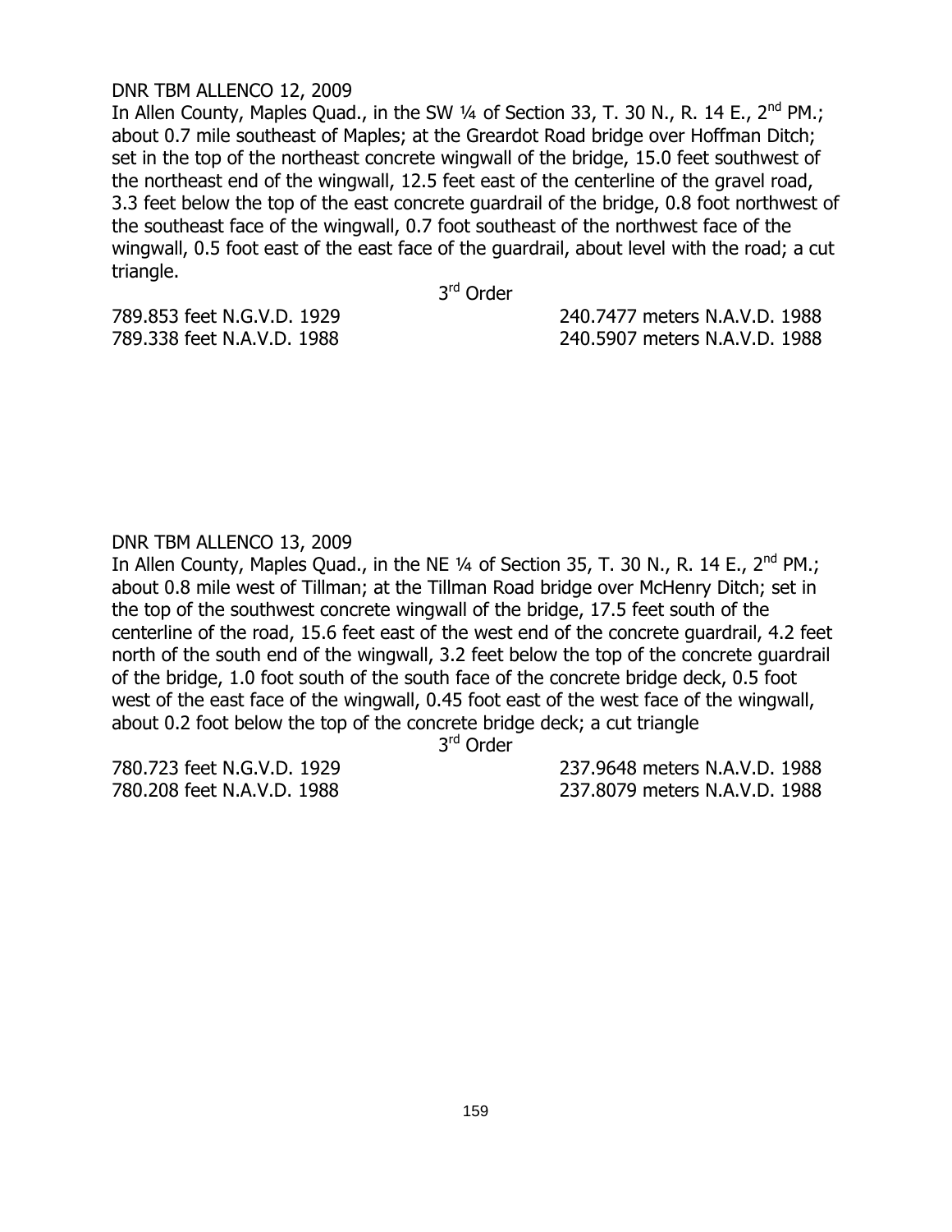DNR TBM ALLENCO 12, 2009

In Allen County, Maples Quad., in the SW ¼ of Section 33, T. 30 N., R. 14 E., 2nd PM.; about 0.7 mile southeast of Maples; at the Greardot Road bridge over Hoffman Ditch; set in the top of the northeast concrete wingwall of the bridge, 15.0 feet southwest of the northeast end of the wingwall, 12.5 feet east of the centerline of the gravel road, 3.3 feet below the top of the east concrete guardrail of the bridge, 0.8 foot northwest of the southeast face of the wingwall, 0.7 foot southeast of the northwest face of the wingwall, 0.5 foot east of the east face of the guardrail, about level with the road; a cut triangle.

3rd Order

789.853 feet N.G.V.D. 1929 240.7477 meters N.A.V.D. 1988
789.338 feet N.A.V.D. 1988 240.5907 meters N.A.V.D. 1988

DNR TBM ALLENCO 13, 2009

In Allen County, Maples Quad., in the NE ¼ of Section 35, T. 30 N., R. 14 E., 2nd PM.; about 0.8 mile west of Tillman; at the Tillman Road bridge over McHenry Ditch; set in the top of the southwest concrete wingwall of the bridge, 17.5 feet south of the centerline of the road, 15.6 feet east of the west end of the concrete guardrail, 4.2 feet north of the south end of the wingwall, 3.2 feet below the top of the concrete guardrail of the bridge, 1.0 foot south of the south face of the concrete bridge deck, 0.5 foot west of the east face of the wingwall, 0.45 foot east of the west face of the wingwall, about 0.2 foot below the top of the concrete bridge deck; a cut triangle

3rd Order

780.723 feet N.G.V.D. 1929 237.9648 meters N.A.V.D. 1988
780.208 feet N.A.V.D. 1988 237.8079 meters N.A.V.D. 1988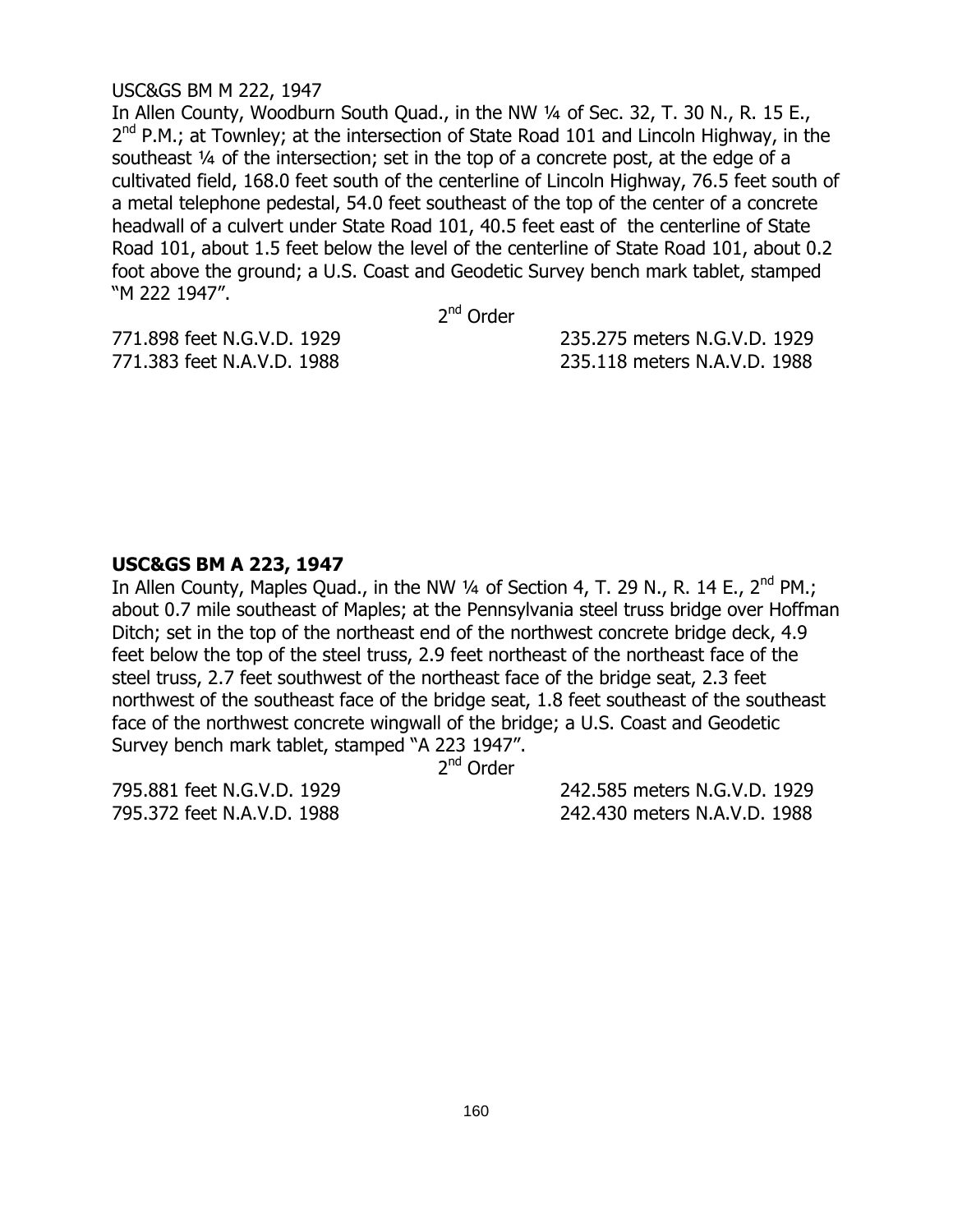USC&GS BM M 222, 1947

In Allen County, Woodburn South Quad., in the NW ¼ of Sec. 32, T. 30 N., R. 15 E., 2nd P.M.; at Townley; at the intersection of State Road 101 and Lincoln Highway, in the southeast ¼ of the intersection; set in the top of a concrete post, at the edge of a cultivated field, 168.0 feet south of the centerline of Lincoln Highway, 76.5 feet south of a metal telephone pedestal, 54.0 feet southeast of the top of the center of a concrete headwall of a culvert under State Road 101, 40.5 feet east of the centerline of State Road 101, about 1.5 feet below the level of the centerline of State Road 101, about 0.2 foot above the ground; a U.S. Coast and Geodetic Survey bench mark tablet, stamped "M 222 1947".

2nd Order

771.898 feet N.G.V.D. 1929 235.275 meters N.G.V.D. 1929
771.383 feet N.A.V.D. 1988 235.118 meters N.A.V.D. 1988

**USC&GS BM A 223, 1947**

In Allen County, Maples Quad., in the NW ¼ of Section 4, T. 29 N., R. 14 E., 2nd PM.; about 0.7 mile southeast of Maples; at the Pennsylvania steel truss bridge over Hoffman Ditch; set in the top of the northeast end of the northwest concrete bridge deck, 4.9 feet below the top of the steel truss, 2.9 feet northeast of the northeast face of the steel truss, 2.7 feet southwest of the northeast face of the bridge seat, 2.3 feet northwest of the southeast face of the bridge seat, 1.8 feet southeast of the southeast face of the northwest concrete wingwall of the bridge; a U.S. Coast and Geodetic Survey bench mark tablet, stamped "A 223 1947".

2nd Order

795.881 feet N.G.V.D. 1929 242.585 meters N.G.V.D. 1929
795.372 feet N.A.V.D. 1988 242.430 meters N.A.V.D. 1988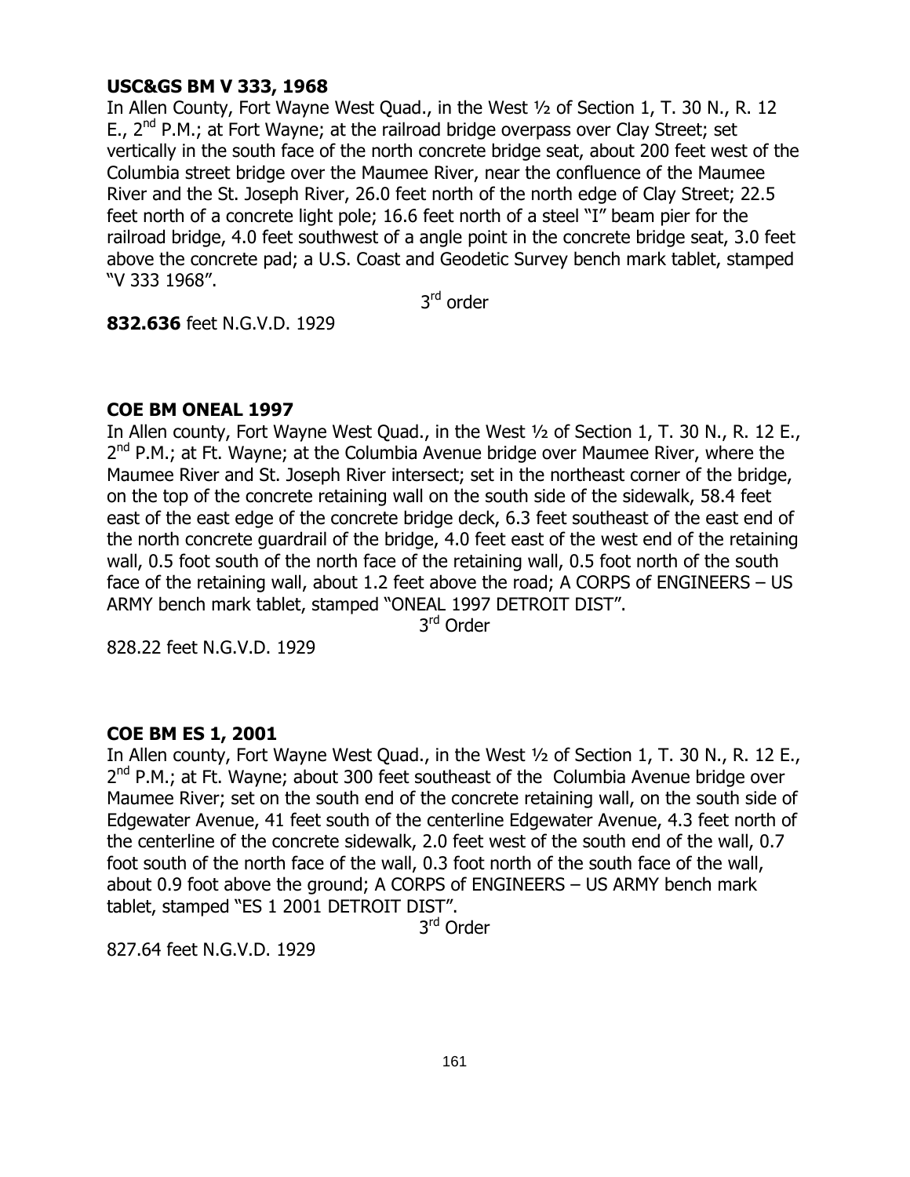**USC&GS BM V 333, 1968**

In Allen County, Fort Wayne West Quad., in the West ½ of Section 1, T. 30 N., R. 12 E., 2nd P.M.; at Fort Wayne; at the railroad bridge overpass over Clay Street; set vertically in the south face of the north concrete bridge seat, about 200 feet west of the Columbia street bridge over the Maumee River, near the confluence of the Maumee River and the St. Joseph River, 26.0 feet north of the north edge of Clay Street; 22.5 feet north of a concrete light pole; 16.6 feet north of a steel "I" beam pier for the railroad bridge, 4.0 feet southwest of a angle point in the concrete bridge seat, 3.0 feet above the concrete pad; a U.S. Coast and Geodetic Survey bench mark tablet, stamped "V 333 1968".

3rd order

**832.636** feet N.G.V.D. 1929

**COE BM ONEAL 1997**

In Allen county, Fort Wayne West Quad., in the West ½ of Section 1, T. 30 N., R. 12 E., 2nd P.M.; at Ft. Wayne; at the Columbia Avenue bridge over Maumee River, where the Maumee River and St. Joseph River intersect; set in the northeast corner of the bridge, on the top of the concrete retaining wall on the south side of the sidewalk, 58.4 feet east of the east edge of the concrete bridge deck, 6.3 feet southeast of the east end of the north concrete guardrail of the bridge, 4.0 feet east of the west end of the retaining wall, 0.5 foot south of the north face of the retaining wall, 0.5 foot north of the south face of the retaining wall, about 1.2 feet above the road; A CORPS of ENGINEERS – US ARMY bench mark tablet, stamped "ONEAL 1997 DETROIT DIST".

3rd Order

828.22 feet N.G.V.D. 1929

**COE BM ES 1, 2001**

In Allen county, Fort Wayne West Quad., in the West ½ of Section 1, T. 30 N., R. 12 E., 2nd P.M.; at Ft. Wayne; about 300 feet southeast of the Columbia Avenue bridge over Maumee River; set on the south end of the concrete retaining wall, on the south side of Edgewater Avenue, 41 feet south of the centerline Edgewater Avenue, 4.3 feet north of the centerline of the concrete sidewalk, 2.0 feet west of the south end of the wall, 0.7 foot south of the north face of the wall, 0.3 foot north of the south face of the wall, about 0.9 foot above the ground; A CORPS of ENGINEERS – US ARMY bench mark tablet, stamped "ES 1 2001 DETROIT DIST".

3rd Order

827.64 feet N.G.V.D. 1929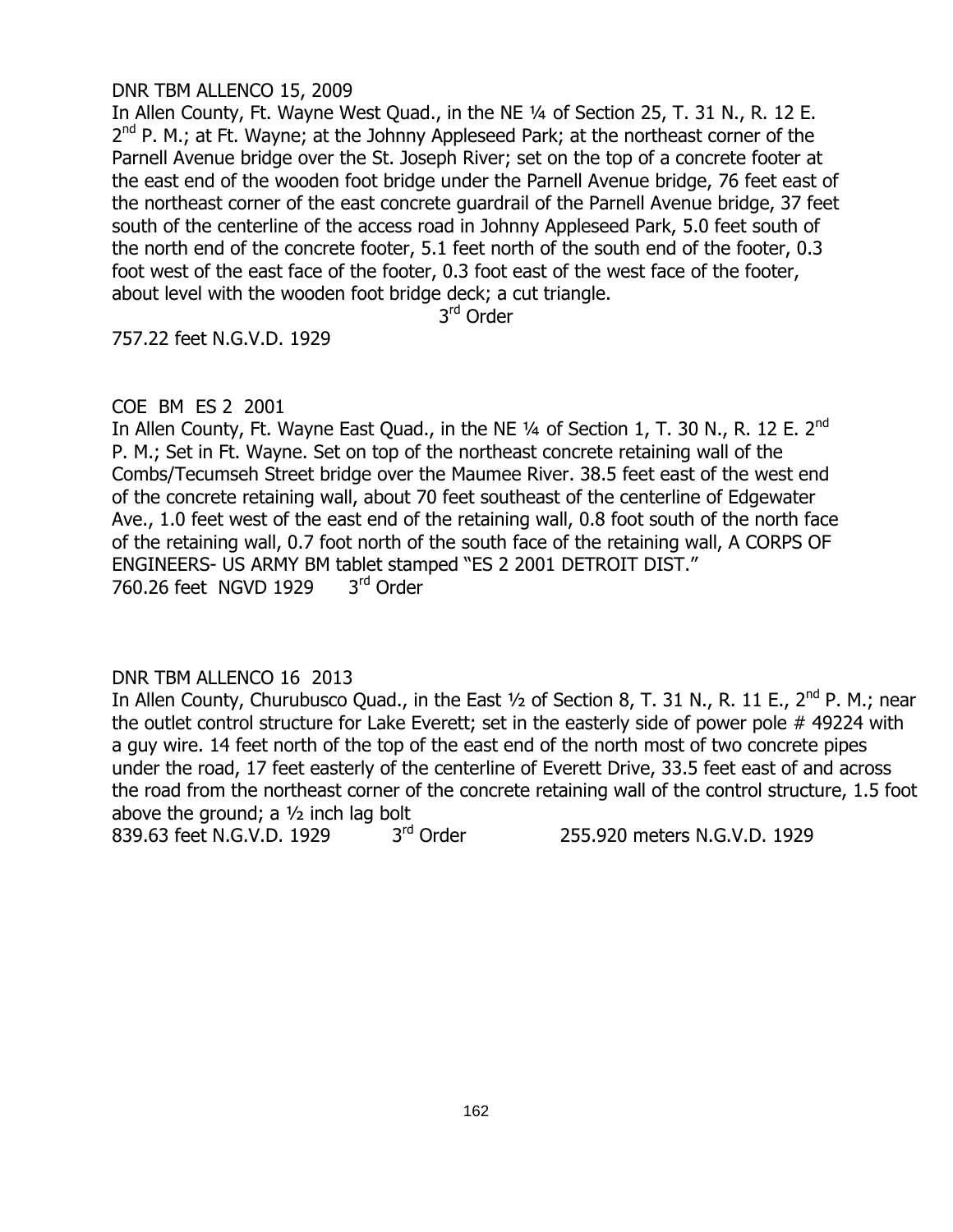DNR TBM ALLENCO 15, 2009

In Allen County, Ft. Wayne West Quad., in the NE ¼ of Section 25, T. 31 N., R. 12 E. 2nd P. M.; at Ft. Wayne; at the Johnny Appleseed Park; at the northeast corner of the Parnell Avenue bridge over the St. Joseph River; set on the top of a concrete footer at the east end of the wooden foot bridge under the Parnell Avenue bridge, 76 feet east of the northeast corner of the east concrete guardrail of the Parnell Avenue bridge, 37 feet south of the centerline of the access road in Johnny Appleseed Park, 5.0 feet south of the north end of the concrete footer, 5.1 feet north of the south end of the footer, 0.3 foot west of the east face of the footer, 0.3 foot east of the west face of the footer, about level with the wooden foot bridge deck; a cut triangle.

3rd Order

757.22 feet N.G.V.D. 1929

COE BM ES 2 2001

In Allen County, Ft. Wayne East Quad., in the NE ¼ of Section 1, T. 30 N., R. 12 E. 2nd P. M.; Set in Ft. Wayne. Set on top of the northeast concrete retaining wall of the Combs/Tecumseh Street bridge over the Maumee River. 38.5 feet east of the west end of the concrete retaining wall, about 70 feet southeast of the centerline of Edgewater Ave., 1.0 feet west of the east end of the retaining wall, 0.8 foot south of the north face of the retaining wall, 0.7 foot north of the south face of the retaining wall, A CORPS OF ENGINEERS- US ARMY BM tablet stamped "ES 2 2001 DETROIT DIST."

760.26 feet NGVD 1929 3rd Order

DNR TBM ALLENCO 16 2013

In Allen County, Churubusco Quad., in the East ½ of Section 8, T. 31 N., R. 11 E., 2nd P. M.; near the outlet control structure for Lake Everett; set in the easterly side of power pole # 49224 with a guy wire. 14 feet north of the top of the east end of the north most of two concrete pipes under the road, 17 feet easterly of the centerline of Everett Drive, 33.5 feet east of and across the road from the northeast corner of the concrete retaining wall of the control structure, 1.5 foot above the ground; a ½ inch lag bolt

839.63 feet N.G.V.D. 1929 3rd Order 255.920 meters N.G.V.D. 1929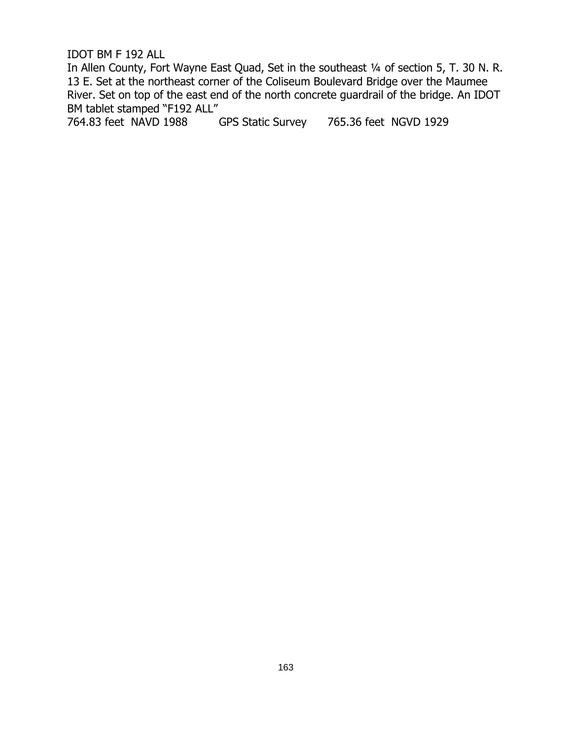IDOT BM F 192 ALL

In Allen County, Fort Wayne East Quad, Set in the southeast ¼ of section 5, T. 30 N. R. 13 E. Set at the northeast corner of the Coliseum Boulevard Bridge over the Maumee River. Set on top of the east end of the north concrete guardrail of the bridge. An IDOT BM tablet stamped "F192 ALL"

764.83 feet NAVD 1988 GPS Static Survey 765.36 feet NGVD 1929